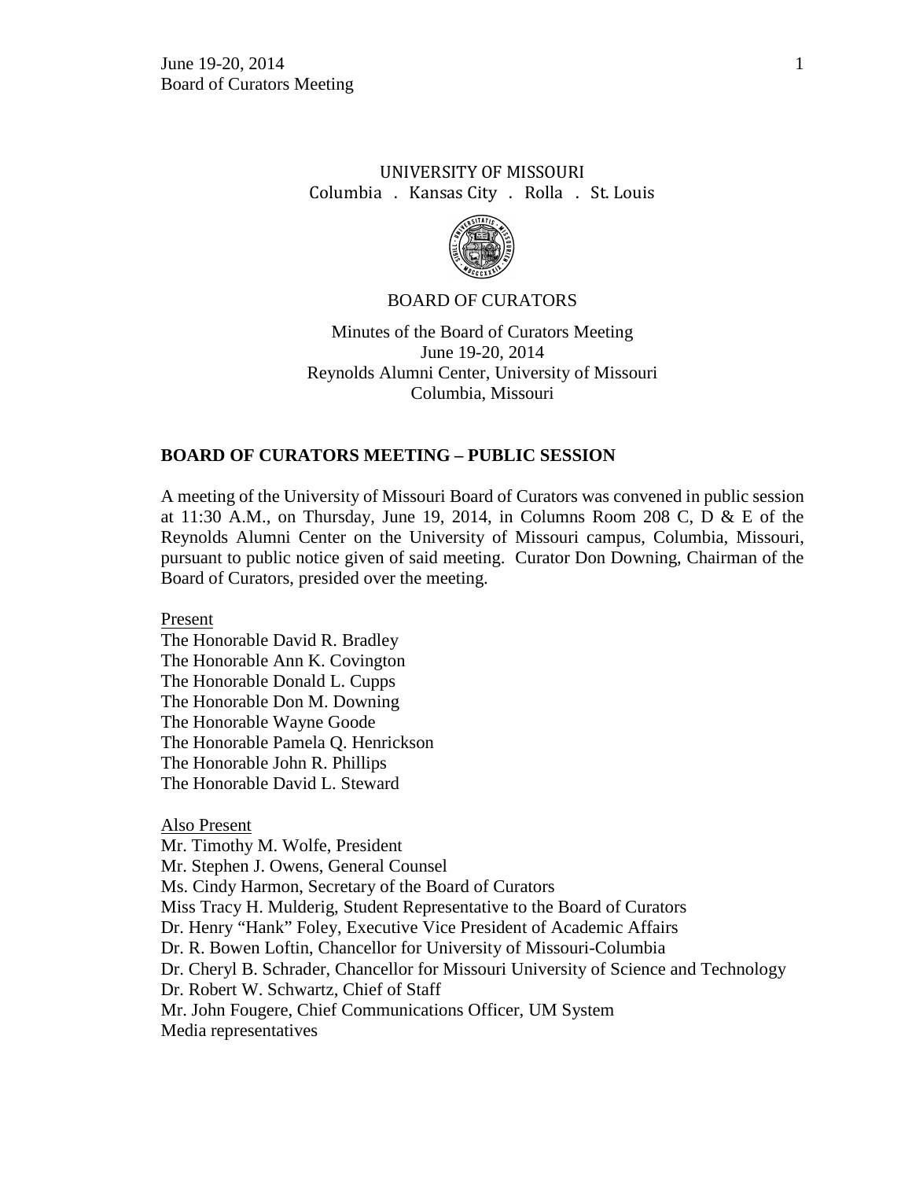UNIVERSITY OF MISSOURI

Columbia . Kansas City . Rolla . St. Louis

BOARD OF CURATORS

Minutes of the Board of Curators Meeting
June 19-20, 2014
Reynolds Alumni Center, University of Missouri
Columbia, Missouri

## BOARD OF CURATORS MEETING – PUBLIC SESSION

A meeting of the University of Missouri Board of Curators was convened in public session at 11:30 A.M., on Thursday, June 19, 2014, in Columns Room 208 C, D & E of the Reynolds Alumni Center on the University of Missouri campus, Columbia, Missouri, pursuant to public notice given of said meeting. Curator Don Downing, Chairman of the Board of Curators, presided over the meeting.

Present

The Honorable David R. Bradley
The Honorable Ann K. Covington
The Honorable Donald L. Cupps
The Honorable Don M. Downing
The Honorable Wayne Goode
The Honorable Pamela Q. Henrickson
The Honorable John R. Phillips
The Honorable David L. Steward

Also Present

Mr. Timothy M. Wolfe, President
Mr. Stephen J. Owens, General Counsel
Ms. Cindy Harmon, Secretary of the Board of Curators
Miss Tracy H. Mulderig, Student Representative to the Board of Curators
Dr. Henry "Hank" Foley, Executive Vice President of Academic Affairs
Dr. R. Bowen Loftin, Chancellor for University of Missouri-Columbia
Dr. Cheryl B. Schrader, Chancellor for Missouri University of Science and Technology
Dr. Robert W. Schwartz, Chief of Staff
Mr. John Fougere, Chief Communications Officer, UM System
Media representatives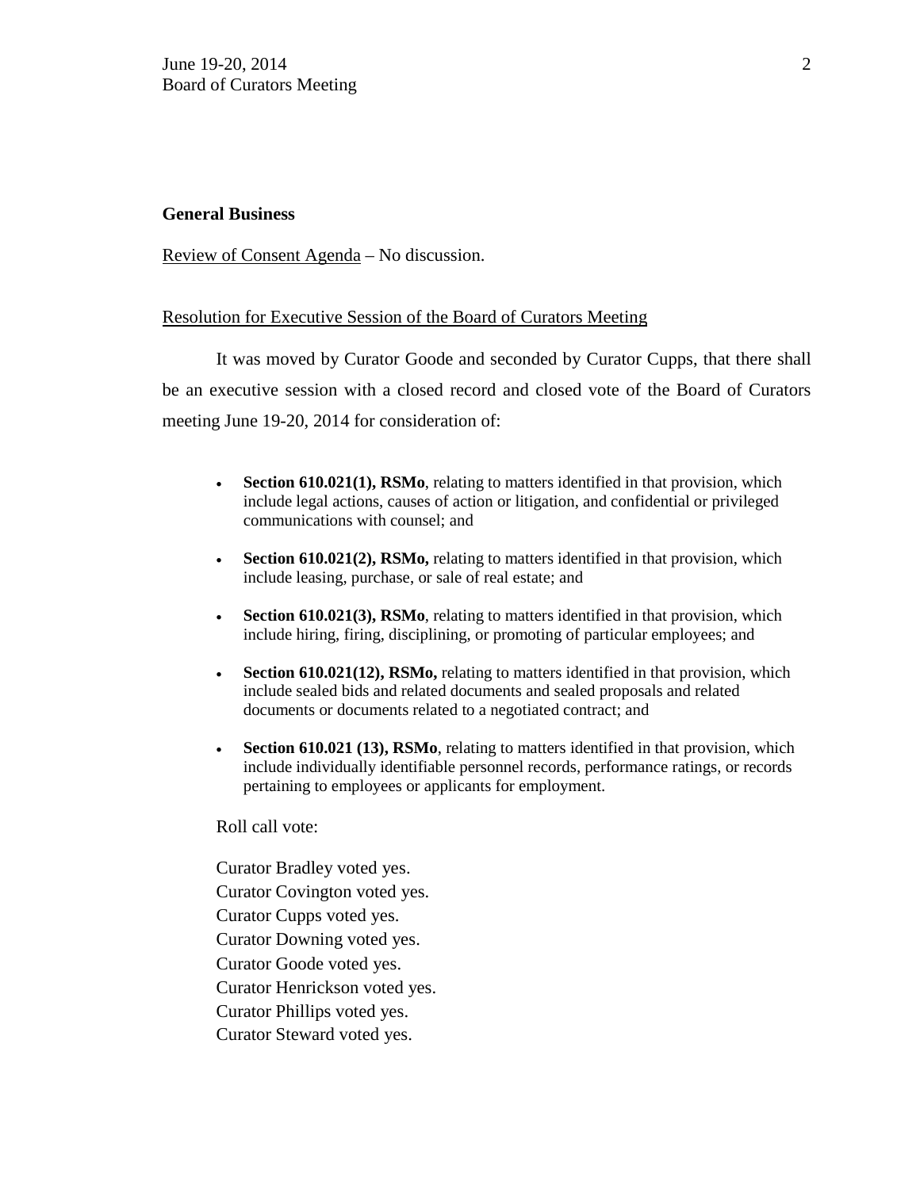**General Business**

Review of Consent Agenda – No discussion.

Resolution for Executive Session of the Board of Curators Meeting

It was moved by Curator Goode and seconded by Curator Cupps, that there shall be an executive session with a closed record and closed vote of the Board of Curators meeting June 19-20, 2014 for consideration of:

- **Section 610.021(1), RSMo**, relating to matters identified in that provision, which include legal actions, causes of action or litigation, and confidential or privileged communications with counsel; and
- **Section 610.021(2), RSMo,** relating to matters identified in that provision, which include leasing, purchase, or sale of real estate; and
- **Section 610.021(3), RSMo**, relating to matters identified in that provision, which include hiring, firing, disciplining, or promoting of particular employees; and
- **Section 610.021(12), RSMo,** relating to matters identified in that provision, which include sealed bids and related documents and sealed proposals and related documents or documents related to a negotiated contract; and
- **Section 610.021 (13), RSMo**, relating to matters identified in that provision, which include individually identifiable personnel records, performance ratings, or records pertaining to employees or applicants for employment.

Roll call vote:

Curator Bradley voted yes.
Curator Covington voted yes.
Curator Cupps voted yes.
Curator Downing voted yes.
Curator Goode voted yes.
Curator Henrickson voted yes.
Curator Phillips voted yes.
Curator Steward voted yes.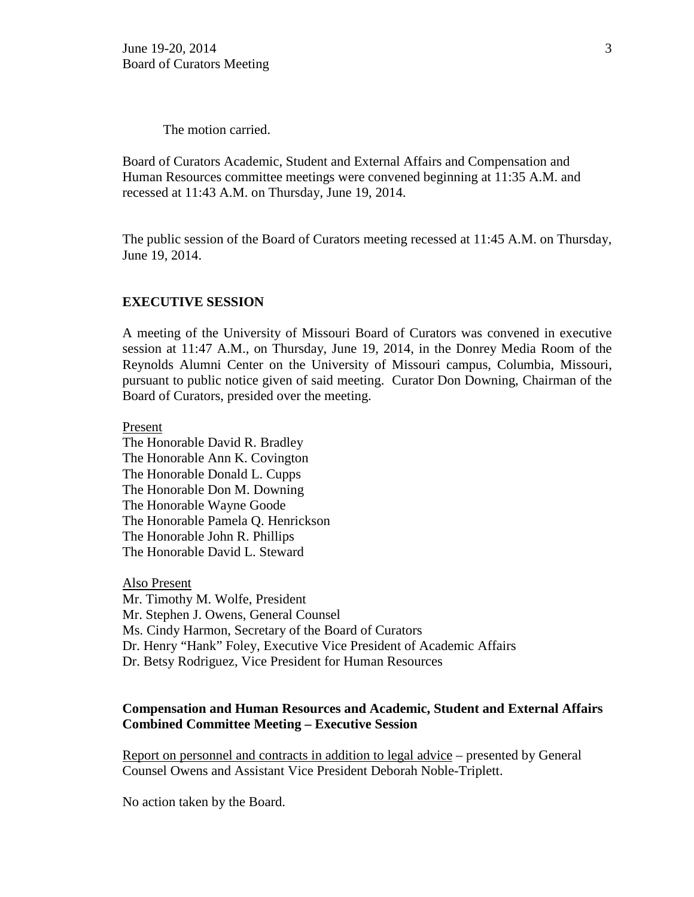The motion carried.

Board of Curators Academic, Student and External Affairs and Compensation and Human Resources committee meetings were convened beginning at 11:35 A.M. and recessed at 11:43 A.M. on Thursday, June 19, 2014.

The public session of the Board of Curators meeting recessed at 11:45 A.M. on Thursday, June 19, 2014.

## EXECUTIVE SESSION

A meeting of the University of Missouri Board of Curators was convened in executive session at 11:47 A.M., on Thursday, June 19, 2014, in the Donrey Media Room of the Reynolds Alumni Center on the University of Missouri campus, Columbia, Missouri, pursuant to public notice given of said meeting. Curator Don Downing, Chairman of the Board of Curators, presided over the meeting.

Present
The Honorable David R. Bradley
The Honorable Ann K. Covington
The Honorable Donald L. Cupps
The Honorable Don M. Downing
The Honorable Wayne Goode
The Honorable Pamela Q. Henrickson
The Honorable John R. Phillips
The Honorable David L. Steward

Also Present
Mr. Timothy M. Wolfe, President
Mr. Stephen J. Owens, General Counsel
Ms. Cindy Harmon, Secretary of the Board of Curators
Dr. Henry "Hank" Foley, Executive Vice President of Academic Affairs
Dr. Betsy Rodriguez, Vice President for Human Resources

### Compensation and Human Resources and Academic, Student and External Affairs Combined Committee Meeting – Executive Session

Report on personnel and contracts in addition to legal advice – presented by General Counsel Owens and Assistant Vice President Deborah Noble-Triplett.

No action taken by the Board.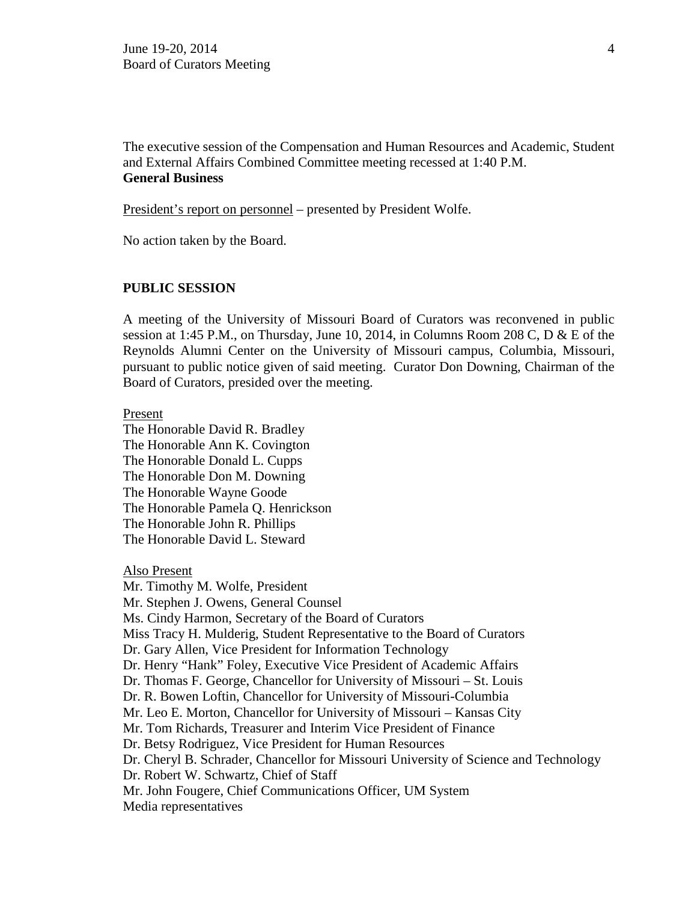The executive session of the Compensation and Human Resources and Academic, Student and External Affairs Combined Committee meeting recessed at 1:40 P.M.

**General Business**

President's report on personnel – presented by President Wolfe.

No action taken by the Board.

**PUBLIC SESSION**

A meeting of the University of Missouri Board of Curators was reconvened in public session at 1:45 P.M., on Thursday, June 10, 2014, in Columns Room 208 C, D & E of the Reynolds Alumni Center on the University of Missouri campus, Columbia, Missouri, pursuant to public notice given of said meeting. Curator Don Downing, Chairman of the Board of Curators, presided over the meeting.

Present

The Honorable David R. Bradley
The Honorable Ann K. Covington
The Honorable Donald L. Cupps
The Honorable Don M. Downing
The Honorable Wayne Goode
The Honorable Pamela Q. Henrickson
The Honorable John R. Phillips
The Honorable David L. Steward

Also Present

Mr. Timothy M. Wolfe, President
Mr. Stephen J. Owens, General Counsel
Ms. Cindy Harmon, Secretary of the Board of Curators
Miss Tracy H. Mulderig, Student Representative to the Board of Curators
Dr. Gary Allen, Vice President for Information Technology
Dr. Henry "Hank" Foley, Executive Vice President of Academic Affairs
Dr. Thomas F. George, Chancellor for University of Missouri – St. Louis
Dr. R. Bowen Loftin, Chancellor for University of Missouri-Columbia
Mr. Leo E. Morton, Chancellor for University of Missouri – Kansas City
Mr. Tom Richards, Treasurer and Interim Vice President of Finance
Dr. Betsy Rodriguez, Vice President for Human Resources
Dr. Cheryl B. Schrader, Chancellor for Missouri University of Science and Technology
Dr. Robert W. Schwartz, Chief of Staff
Mr. John Fougere, Chief Communications Officer, UM System
Media representatives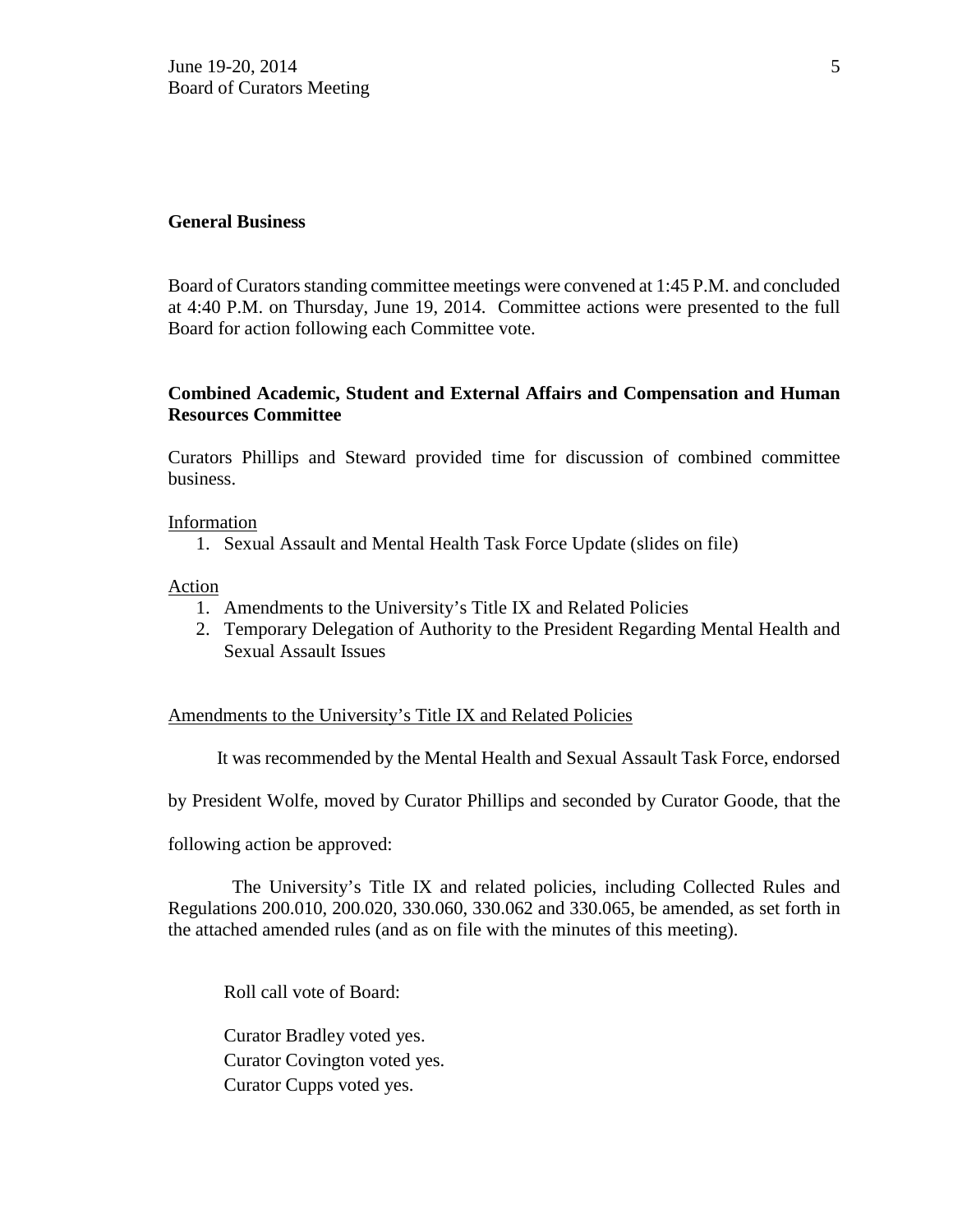**General Business**

Board of Curators standing committee meetings were convened at 1:45 P.M. and concluded at 4:40 P.M. on Thursday, June 19, 2014. Committee actions were presented to the full Board for action following each Committee vote.

**Combined Academic, Student and External Affairs and Compensation and Human Resources Committee**

Curators Phillips and Steward provided time for discussion of combined committee business.

Information

1. Sexual Assault and Mental Health Task Force Update (slides on file)

Action

1. Amendments to the University's Title IX and Related Policies
2. Temporary Delegation of Authority to the President Regarding Mental Health and Sexual Assault Issues

Amendments to the University's Title IX and Related Policies

It was recommended by the Mental Health and Sexual Assault Task Force, endorsed by President Wolfe, moved by Curator Phillips and seconded by Curator Goode, that the following action be approved:

The University's Title IX and related policies, including Collected Rules and Regulations 200.010, 200.020, 330.060, 330.062 and 330.065, be amended, as set forth in the attached amended rules (and as on file with the minutes of this meeting).

Roll call vote of Board:

Curator Bradley voted yes.
Curator Covington voted yes.
Curator Cupps voted yes.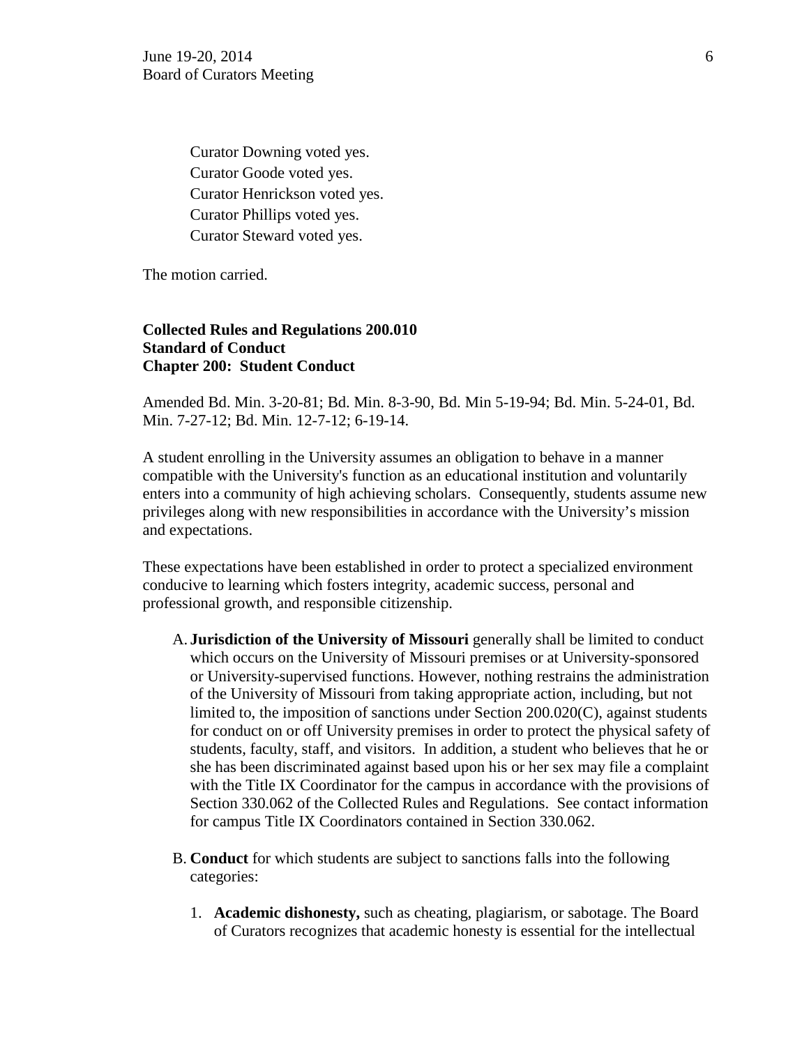Curator Downing voted yes.
Curator Goode voted yes.
Curator Henrickson voted yes.
Curator Phillips voted yes.
Curator Steward voted yes.

The motion carried.

**Collected Rules and Regulations 200.010**
**Standard of Conduct**
**Chapter 200: Student Conduct**

Amended Bd. Min. 3-20-81; Bd. Min. 8-3-90, Bd. Min 5-19-94; Bd. Min. 5-24-01, Bd. Min. 7-27-12; Bd. Min. 12-7-12; 6-19-14.

A student enrolling in the University assumes an obligation to behave in a manner compatible with the University's function as an educational institution and voluntarily enters into a community of high achieving scholars. Consequently, students assume new privileges along with new responsibilities in accordance with the University's mission and expectations.

These expectations have been established in order to protect a specialized environment conducive to learning which fosters integrity, academic success, personal and professional growth, and responsible citizenship.

A. **Jurisdiction of the University of Missouri** generally shall be limited to conduct which occurs on the University of Missouri premises or at University-sponsored or University-supervised functions. However, nothing restrains the administration of the University of Missouri from taking appropriate action, including, but not limited to, the imposition of sanctions under Section 200.020(C), against students for conduct on or off University premises in order to protect the physical safety of students, faculty, staff, and visitors. In addition, a student who believes that he or she has been discriminated against based upon his or her sex may file a complaint with the Title IX Coordinator for the campus in accordance with the provisions of Section 330.062 of the Collected Rules and Regulations. See contact information for campus Title IX Coordinators contained in Section 330.062.

B. **Conduct** for which students are subject to sanctions falls into the following categories:

   1. **Academic dishonesty,** such as cheating, plagiarism, or sabotage. The Board of Curators recognizes that academic honesty is essential for the intellectual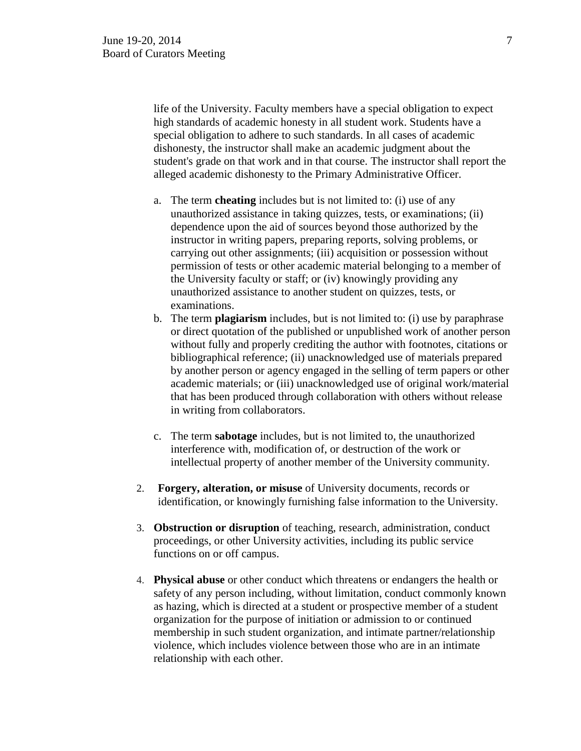life of the University. Faculty members have a special obligation to expect high standards of academic honesty in all student work. Students have a special obligation to adhere to such standards. In all cases of academic dishonesty, the instructor shall make an academic judgment about the student's grade on that work and in that course. The instructor shall report the alleged academic dishonesty to the Primary Administrative Officer.

a. The term **cheating** includes but is not limited to: (i) use of any unauthorized assistance in taking quizzes, tests, or examinations; (ii) dependence upon the aid of sources beyond those authorized by the instructor in writing papers, preparing reports, solving problems, or carrying out other assignments; (iii) acquisition or possession without permission of tests or other academic material belonging to a member of the University faculty or staff; or (iv) knowingly providing any unauthorized assistance to another student on quizzes, tests, or examinations.

b. The term **plagiarism** includes, but is not limited to: (i) use by paraphrase or direct quotation of the published or unpublished work of another person without fully and properly crediting the author with footnotes, citations or bibliographical reference; (ii) unacknowledged use of materials prepared by another person or agency engaged in the selling of term papers or other academic materials; or (iii) unacknowledged use of original work/material that has been produced through collaboration with others without release in writing from collaborators.

c. The term **sabotage** includes, but is not limited to, the unauthorized interference with, modification of, or destruction of the work or intellectual property of another member of the University community.

2. **Forgery, alteration, or misuse** of University documents, records or identification, or knowingly furnishing false information to the University.

3. **Obstruction or disruption** of teaching, research, administration, conduct proceedings, or other University activities, including its public service functions on or off campus.

4. **Physical abuse** or other conduct which threatens or endangers the health or safety of any person including, without limitation, conduct commonly known as hazing, which is directed at a student or prospective member of a student organization for the purpose of initiation or admission to or continued membership in such student organization, and intimate partner/relationship violence, which includes violence between those who are in an intimate relationship with each other.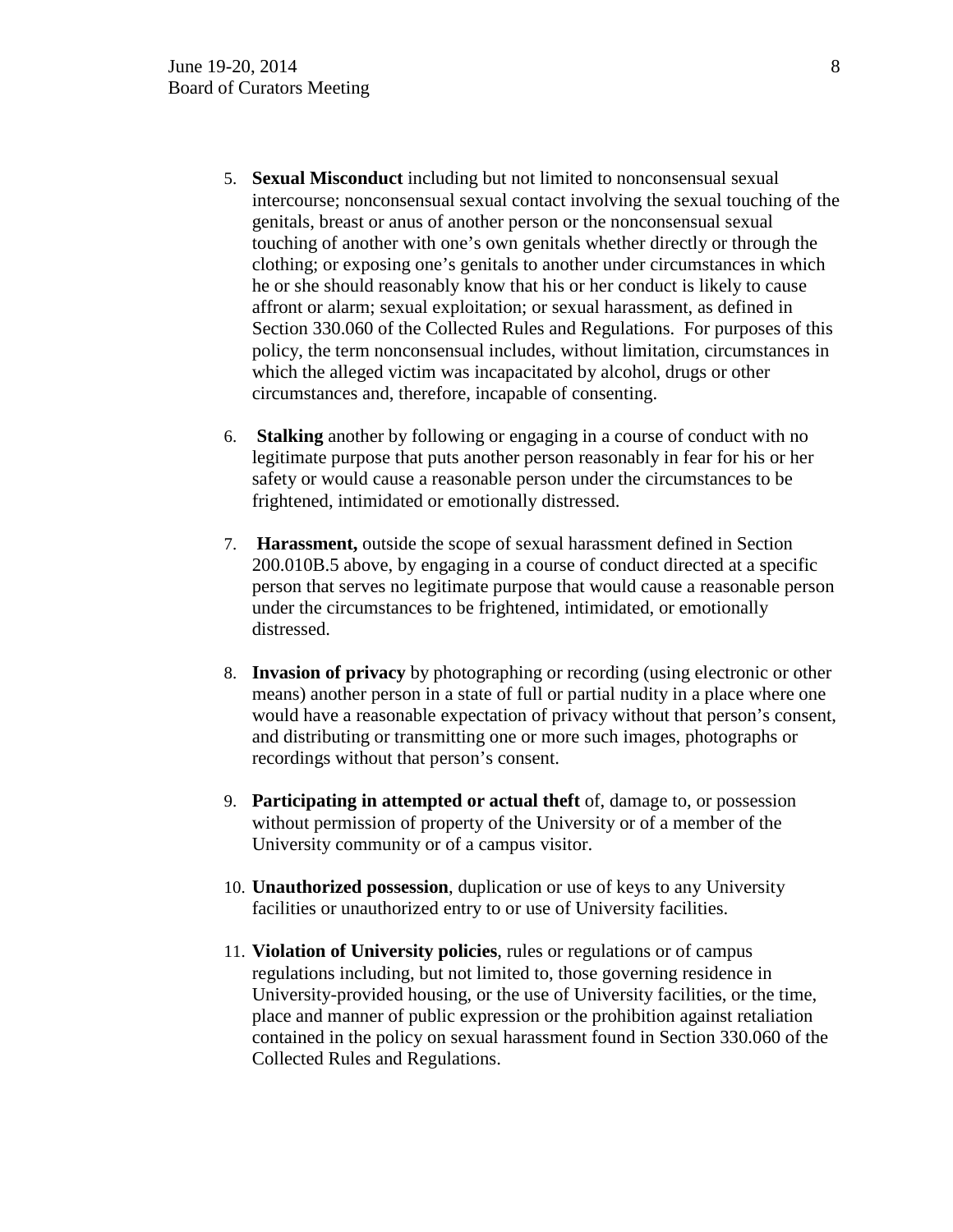5. **Sexual Misconduct** including but not limited to nonconsensual sexual intercourse; nonconsensual sexual contact involving the sexual touching of the genitals, breast or anus of another person or the nonconsensual sexual touching of another with one's own genitals whether directly or through the clothing; or exposing one's genitals to another under circumstances in which he or she should reasonably know that his or her conduct is likely to cause affront or alarm; sexual exploitation; or sexual harassment, as defined in Section 330.060 of the Collected Rules and Regulations. For purposes of this policy, the term nonconsensual includes, without limitation, circumstances in which the alleged victim was incapacitated by alcohol, drugs or other circumstances and, therefore, incapable of consenting.

6. **Stalking** another by following or engaging in a course of conduct with no legitimate purpose that puts another person reasonably in fear for his or her safety or would cause a reasonable person under the circumstances to be frightened, intimidated or emotionally distressed.

7. **Harassment,** outside the scope of sexual harassment defined in Section 200.010B.5 above, by engaging in a course of conduct directed at a specific person that serves no legitimate purpose that would cause a reasonable person under the circumstances to be frightened, intimidated, or emotionally distressed.

8. **Invasion of privacy** by photographing or recording (using electronic or other means) another person in a state of full or partial nudity in a place where one would have a reasonable expectation of privacy without that person's consent, and distributing or transmitting one or more such images, photographs or recordings without that person's consent.

9. **Participating in attempted or actual theft** of, damage to, or possession without permission of property of the University or of a member of the University community or of a campus visitor.

10. **Unauthorized possession**, duplication or use of keys to any University facilities or unauthorized entry to or use of University facilities.

11. **Violation of University policies**, rules or regulations or of campus regulations including, but not limited to, those governing residence in University-provided housing, or the use of University facilities, or the time, place and manner of public expression or the prohibition against retaliation contained in the policy on sexual harassment found in Section 330.060 of the Collected Rules and Regulations.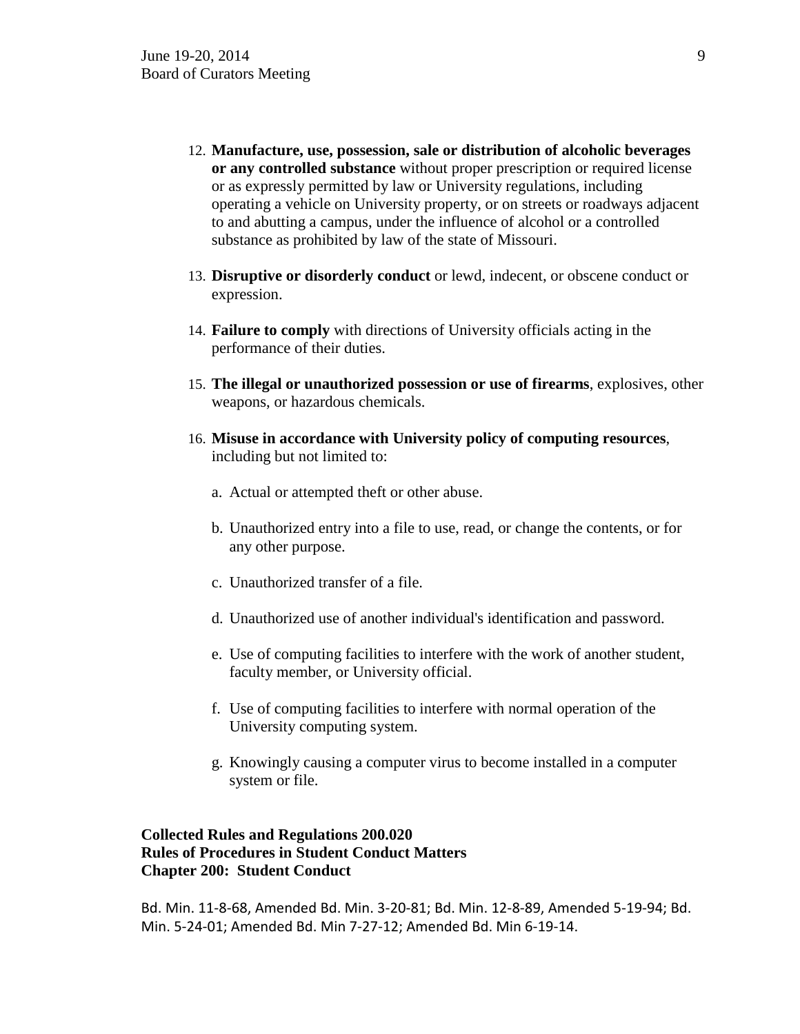12. **Manufacture, use, possession, sale or distribution of alcoholic beverages or any controlled substance** without proper prescription or required license or as expressly permitted by law or University regulations, including operating a vehicle on University property, or on streets or roadways adjacent to and abutting a campus, under the influence of alcohol or a controlled substance as prohibited by law of the state of Missouri.

13. **Disruptive or disorderly conduct** or lewd, indecent, or obscene conduct or expression.

14. **Failure to comply** with directions of University officials acting in the performance of their duties.

15. **The illegal or unauthorized possession or use of firearms**, explosives, other weapons, or hazardous chemicals.

16. **Misuse in accordance with University policy of computing resources**, including but not limited to:

    a. Actual or attempted theft or other abuse.

    b. Unauthorized entry into a file to use, read, or change the contents, or for any other purpose.

    c. Unauthorized transfer of a file.

    d. Unauthorized use of another individual's identification and password.

    e. Use of computing facilities to interfere with the work of another student, faculty member, or University official.

    f. Use of computing facilities to interfere with normal operation of the University computing system.

    g. Knowingly causing a computer virus to become installed in a computer system or file.

**Collected Rules and Regulations 200.020**
**Rules of Procedures in Student Conduct Matters**
**Chapter 200: Student Conduct**

Bd. Min. 11-8-68, Amended Bd. Min. 3-20-81; Bd. Min. 12-8-89, Amended 5-19-94; Bd. Min. 5-24-01; Amended Bd. Min 7-27-12; Amended Bd. Min 6-19-14.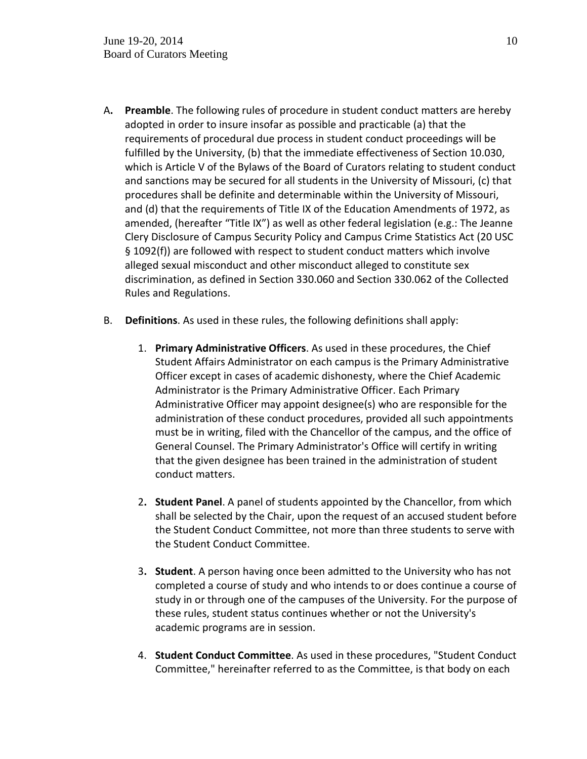A. **Preamble**. The following rules of procedure in student conduct matters are hereby adopted in order to insure insofar as possible and practicable (a) that the requirements of procedural due process in student conduct proceedings will be fulfilled by the University, (b) that the immediate effectiveness of Section 10.030, which is Article V of the Bylaws of the Board of Curators relating to student conduct and sanctions may be secured for all students in the University of Missouri, (c) that procedures shall be definite and determinable within the University of Missouri, and (d) that the requirements of Title IX of the Education Amendments of 1972, as amended, (hereafter "Title IX") as well as other federal legislation (e.g.: The Jeanne Clery Disclosure of Campus Security Policy and Campus Crime Statistics Act (20 USC § 1092(f)) are followed with respect to student conduct matters which involve alleged sexual misconduct and other misconduct alleged to constitute sex discrimination, as defined in Section 330.060 and Section 330.062 of the Collected Rules and Regulations.

B. **Definitions**. As used in these rules, the following definitions shall apply:

1. **Primary Administrative Officers**. As used in these procedures, the Chief Student Affairs Administrator on each campus is the Primary Administrative Officer except in cases of academic dishonesty, where the Chief Academic Administrator is the Primary Administrative Officer. Each Primary Administrative Officer may appoint designee(s) who are responsible for the administration of these conduct procedures, provided all such appointments must be in writing, filed with the Chancellor of the campus, and the office of General Counsel. The Primary Administrator's Office will certify in writing that the given designee has been trained in the administration of student conduct matters.

2. **Student Panel**. A panel of students appointed by the Chancellor, from which shall be selected by the Chair, upon the request of an accused student before the Student Conduct Committee, not more than three students to serve with the Student Conduct Committee.

3. **Student**. A person having once been admitted to the University who has not completed a course of study and who intends to or does continue a course of study in or through one of the campuses of the University. For the purpose of these rules, student status continues whether or not the University's academic programs are in session.

4. **Student Conduct Committee**. As used in these procedures, "Student Conduct Committee," hereinafter referred to as the Committee, is that body on each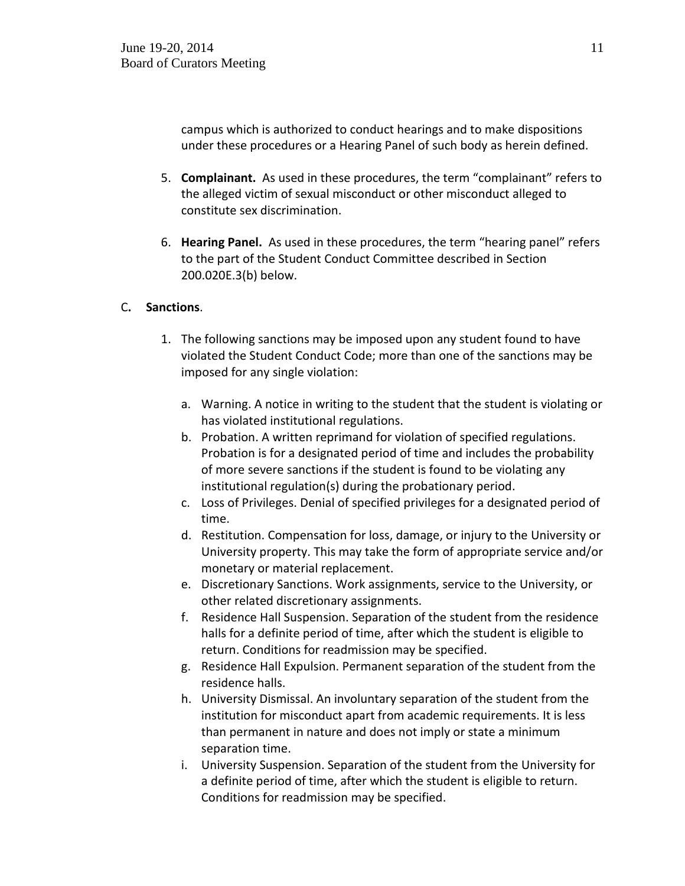campus which is authorized to conduct hearings and to make dispositions under these procedures or a Hearing Panel of such body as herein defined.

5. **Complainant.** As used in these procedures, the term "complainant" refers to the alleged victim of sexual misconduct or other misconduct alleged to constitute sex discrimination.

6. **Hearing Panel.** As used in these procedures, the term "hearing panel" refers to the part of the Student Conduct Committee described in Section 200.020E.3(b) below.

C**. Sanctions**.

1. The following sanctions may be imposed upon any student found to have violated the Student Conduct Code; more than one of the sanctions may be imposed for any single violation:

   a. Warning. A notice in writing to the student that the student is violating or has violated institutional regulations.
   b. Probation. A written reprimand for violation of specified regulations. Probation is for a designated period of time and includes the probability of more severe sanctions if the student is found to be violating any institutional regulation(s) during the probationary period.
   c. Loss of Privileges. Denial of specified privileges for a designated period of time.
   d. Restitution. Compensation for loss, damage, or injury to the University or University property. This may take the form of appropriate service and/or monetary or material replacement.
   e. Discretionary Sanctions. Work assignments, service to the University, or other related discretionary assignments.
   f. Residence Hall Suspension. Separation of the student from the residence halls for a definite period of time, after which the student is eligible to return. Conditions for readmission may be specified.
   g. Residence Hall Expulsion. Permanent separation of the student from the residence halls.
   h. University Dismissal. An involuntary separation of the student from the institution for misconduct apart from academic requirements. It is less than permanent in nature and does not imply or state a minimum separation time.
   i. University Suspension. Separation of the student from the University for a definite period of time, after which the student is eligible to return. Conditions for readmission may be specified.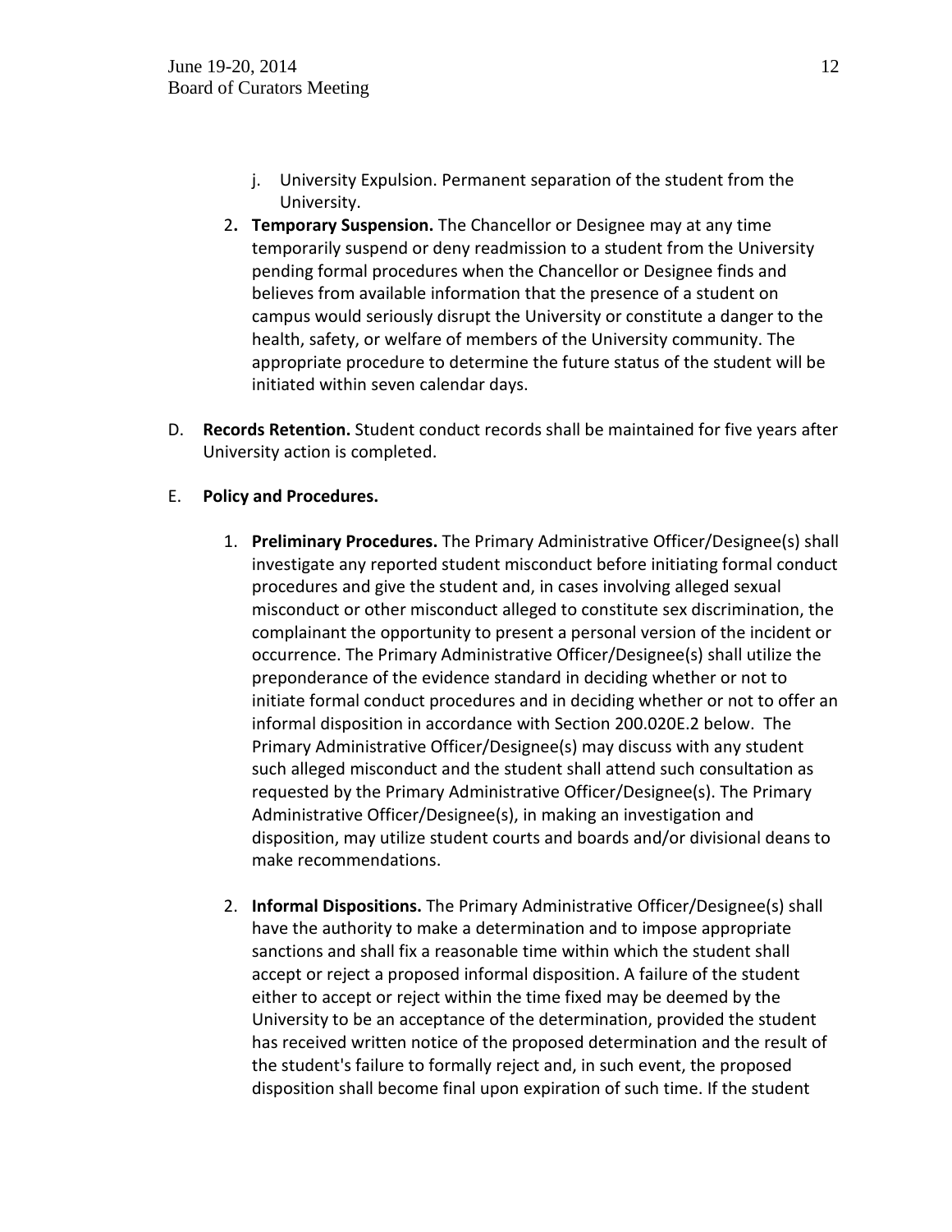j. University Expulsion. Permanent separation of the student from the University.

2. **Temporary Suspension.** The Chancellor or Designee may at any time temporarily suspend or deny readmission to a student from the University pending formal procedures when the Chancellor or Designee finds and believes from available information that the presence of a student on campus would seriously disrupt the University or constitute a danger to the health, safety, or welfare of members of the University community. The appropriate procedure to determine the future status of the student will be initiated within seven calendar days.

D. **Records Retention.** Student conduct records shall be maintained for five years after University action is completed.

E. **Policy and Procedures.**

1. **Preliminary Procedures.** The Primary Administrative Officer/Designee(s) shall investigate any reported student misconduct before initiating formal conduct procedures and give the student and, in cases involving alleged sexual misconduct or other misconduct alleged to constitute sex discrimination, the complainant the opportunity to present a personal version of the incident or occurrence. The Primary Administrative Officer/Designee(s) shall utilize the preponderance of the evidence standard in deciding whether or not to initiate formal conduct procedures and in deciding whether or not to offer an informal disposition in accordance with Section 200.020E.2 below. The Primary Administrative Officer/Designee(s) may discuss with any student such alleged misconduct and the student shall attend such consultation as requested by the Primary Administrative Officer/Designee(s). The Primary Administrative Officer/Designee(s), in making an investigation and disposition, may utilize student courts and boards and/or divisional deans to make recommendations.

2. **Informal Dispositions.** The Primary Administrative Officer/Designee(s) shall have the authority to make a determination and to impose appropriate sanctions and shall fix a reasonable time within which the student shall accept or reject a proposed informal disposition. A failure of the student either to accept or reject within the time fixed may be deemed by the University to be an acceptance of the determination, provided the student has received written notice of the proposed determination and the result of the student's failure to formally reject and, in such event, the proposed disposition shall become final upon expiration of such time. If the student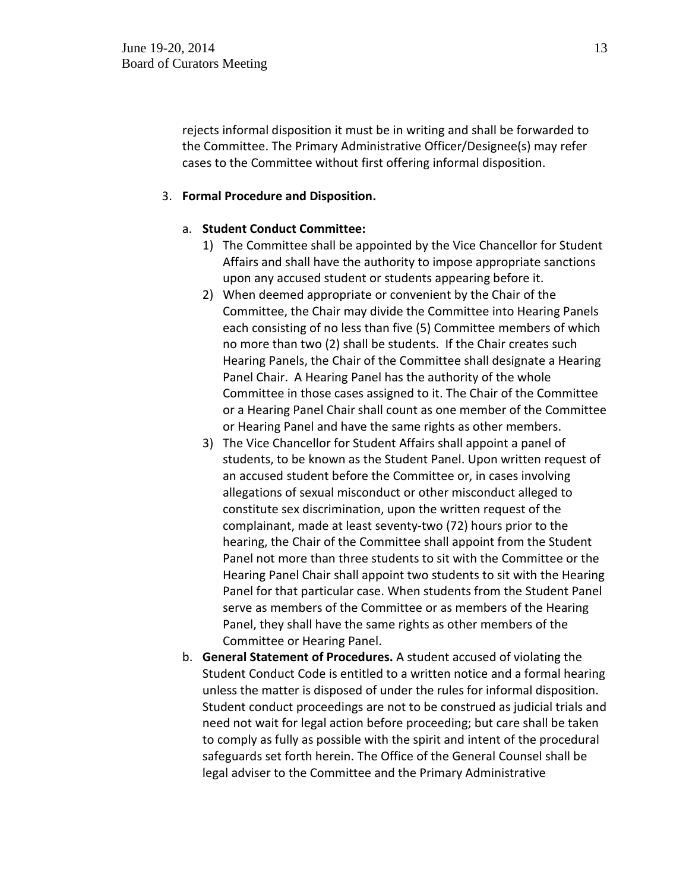rejects informal disposition it must be in writing and shall be forwarded to the Committee. The Primary Administrative Officer/Designee(s) may refer cases to the Committee without first offering informal disposition.

3. **Formal Procedure and Disposition.**

   a. **Student Conduct Committee:**

      1) The Committee shall be appointed by the Vice Chancellor for Student Affairs and shall have the authority to impose appropriate sanctions upon any accused student or students appearing before it.
      2) When deemed appropriate or convenient by the Chair of the Committee, the Chair may divide the Committee into Hearing Panels each consisting of no less than five (5) Committee members of which no more than two (2) shall be students. If the Chair creates such Hearing Panels, the Chair of the Committee shall designate a Hearing Panel Chair. A Hearing Panel has the authority of the whole Committee in those cases assigned to it. The Chair of the Committee or a Hearing Panel Chair shall count as one member of the Committee or Hearing Panel and have the same rights as other members.
      3) The Vice Chancellor for Student Affairs shall appoint a panel of students, to be known as the Student Panel. Upon written request of an accused student before the Committee or, in cases involving allegations of sexual misconduct or other misconduct alleged to constitute sex discrimination, upon the written request of the complainant, made at least seventy-two (72) hours prior to the hearing, the Chair of the Committee shall appoint from the Student Panel not more than three students to sit with the Committee or the Hearing Panel Chair shall appoint two students to sit with the Hearing Panel for that particular case. When students from the Student Panel serve as members of the Committee or as members of the Hearing Panel, they shall have the same rights as other members of the Committee or Hearing Panel.

   b. **General Statement of Procedures.** A student accused of violating the Student Conduct Code is entitled to a written notice and a formal hearing unless the matter is disposed of under the rules for informal disposition. Student conduct proceedings are not to be construed as judicial trials and need not wait for legal action before proceeding; but care shall be taken to comply as fully as possible with the spirit and intent of the procedural safeguards set forth herein. The Office of the General Counsel shall be legal adviser to the Committee and the Primary Administrative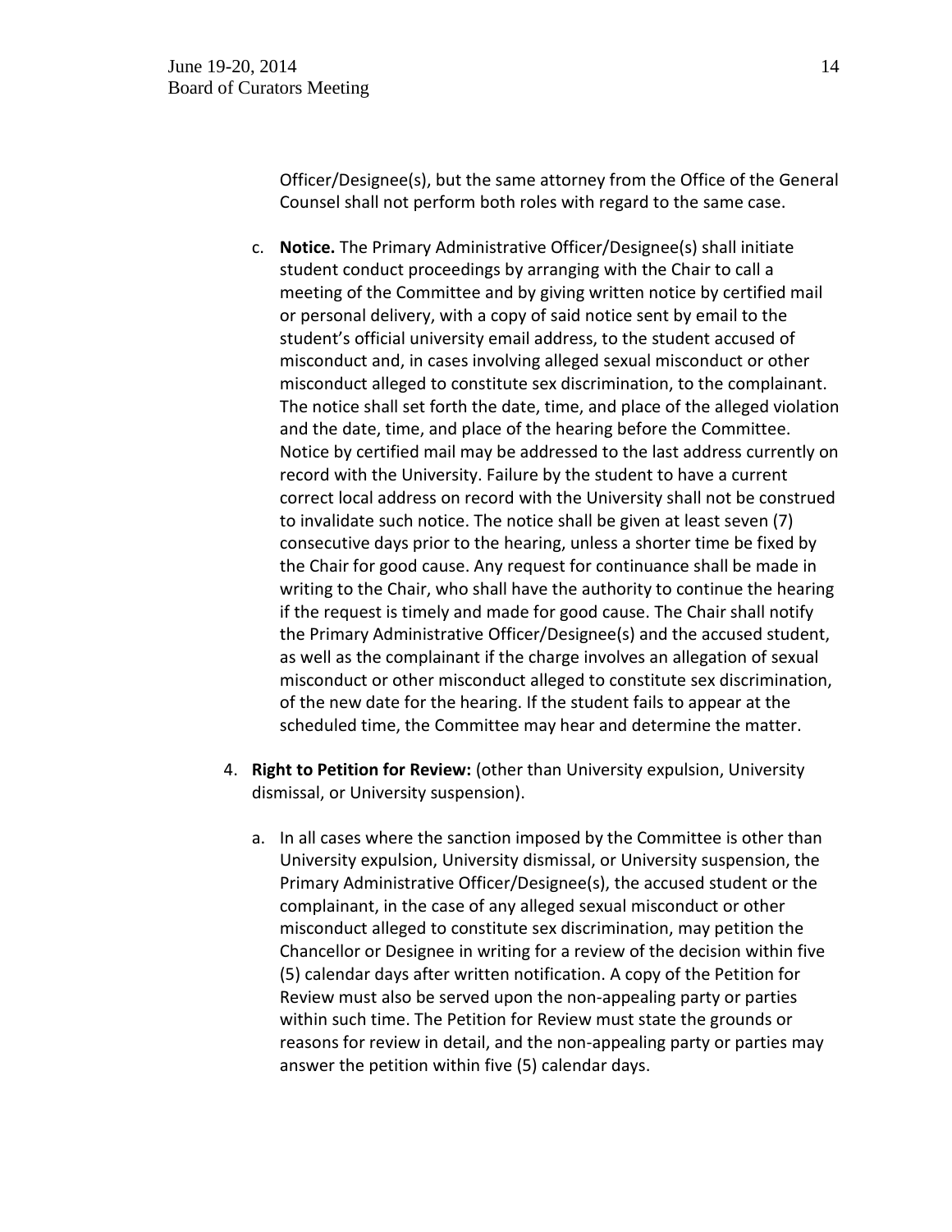Officer/Designee(s), but the same attorney from the Office of the General Counsel shall not perform both roles with regard to the same case.

c. **Notice.** The Primary Administrative Officer/Designee(s) shall initiate student conduct proceedings by arranging with the Chair to call a meeting of the Committee and by giving written notice by certified mail or personal delivery, with a copy of said notice sent by email to the student's official university email address, to the student accused of misconduct and, in cases involving alleged sexual misconduct or other misconduct alleged to constitute sex discrimination, to the complainant. The notice shall set forth the date, time, and place of the alleged violation and the date, time, and place of the hearing before the Committee. Notice by certified mail may be addressed to the last address currently on record with the University. Failure by the student to have a current correct local address on record with the University shall not be construed to invalidate such notice. The notice shall be given at least seven (7) consecutive days prior to the hearing, unless a shorter time be fixed by the Chair for good cause. Any request for continuance shall be made in writing to the Chair, who shall have the authority to continue the hearing if the request is timely and made for good cause. The Chair shall notify the Primary Administrative Officer/Designee(s) and the accused student, as well as the complainant if the charge involves an allegation of sexual misconduct or other misconduct alleged to constitute sex discrimination, of the new date for the hearing. If the student fails to appear at the scheduled time, the Committee may hear and determine the matter.

4. **Right to Petition for Review:** (other than University expulsion, University dismissal, or University suspension).

   a. In all cases where the sanction imposed by the Committee is other than University expulsion, University dismissal, or University suspension, the Primary Administrative Officer/Designee(s), the accused student or the complainant, in the case of any alleged sexual misconduct or other misconduct alleged to constitute sex discrimination, may petition the Chancellor or Designee in writing for a review of the decision within five (5) calendar days after written notification. A copy of the Petition for Review must also be served upon the non-appealing party or parties within such time. The Petition for Review must state the grounds or reasons for review in detail, and the non-appealing party or parties may answer the petition within five (5) calendar days.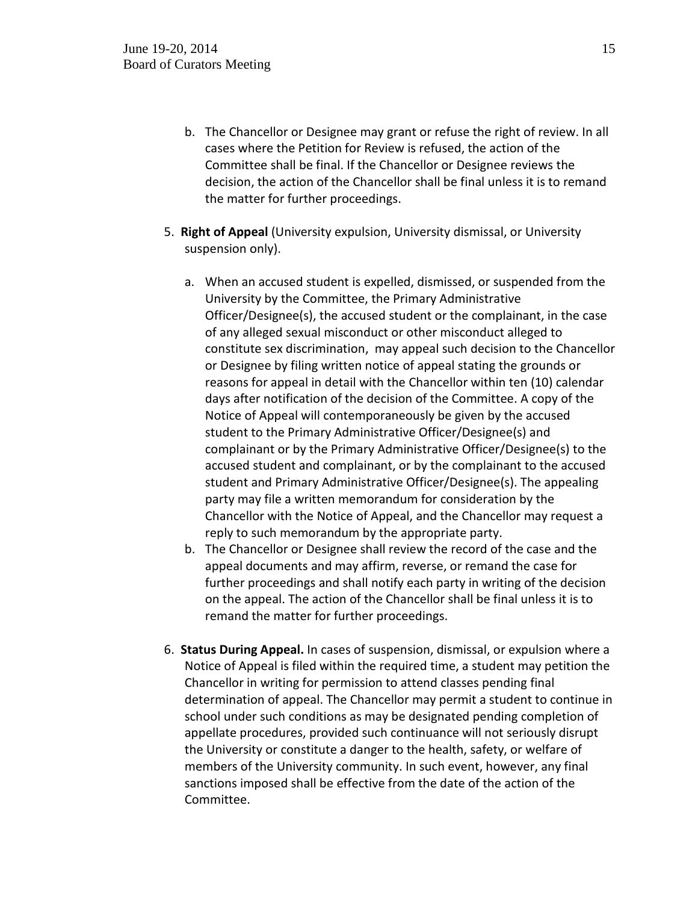b. The Chancellor or Designee may grant or refuse the right of review. In all cases where the Petition for Review is refused, the action of the Committee shall be final. If the Chancellor or Designee reviews the decision, the action of the Chancellor shall be final unless it is to remand the matter for further proceedings.

5. **Right of Appeal** (University expulsion, University dismissal, or University suspension only).

   a. When an accused student is expelled, dismissed, or suspended from the University by the Committee, the Primary Administrative Officer/Designee(s), the accused student or the complainant, in the case of any alleged sexual misconduct or other misconduct alleged to constitute sex discrimination, may appeal such decision to the Chancellor or Designee by filing written notice of appeal stating the grounds or reasons for appeal in detail with the Chancellor within ten (10) calendar days after notification of the decision of the Committee. A copy of the Notice of Appeal will contemporaneously be given by the accused student to the Primary Administrative Officer/Designee(s) and complainant or by the Primary Administrative Officer/Designee(s) to the accused student and complainant, or by the complainant to the accused student and Primary Administrative Officer/Designee(s). The appealing party may file a written memorandum for consideration by the Chancellor with the Notice of Appeal, and the Chancellor may request a reply to such memorandum by the appropriate party.

   b. The Chancellor or Designee shall review the record of the case and the appeal documents and may affirm, reverse, or remand the case for further proceedings and shall notify each party in writing of the decision on the appeal. The action of the Chancellor shall be final unless it is to remand the matter for further proceedings.

6. **Status During Appeal.** In cases of suspension, dismissal, or expulsion where a Notice of Appeal is filed within the required time, a student may petition the Chancellor in writing for permission to attend classes pending final determination of appeal. The Chancellor may permit a student to continue in school under such conditions as may be designated pending completion of appellate procedures, provided such continuance will not seriously disrupt the University or constitute a danger to the health, safety, or welfare of members of the University community. In such event, however, any final sanctions imposed shall be effective from the date of the action of the Committee.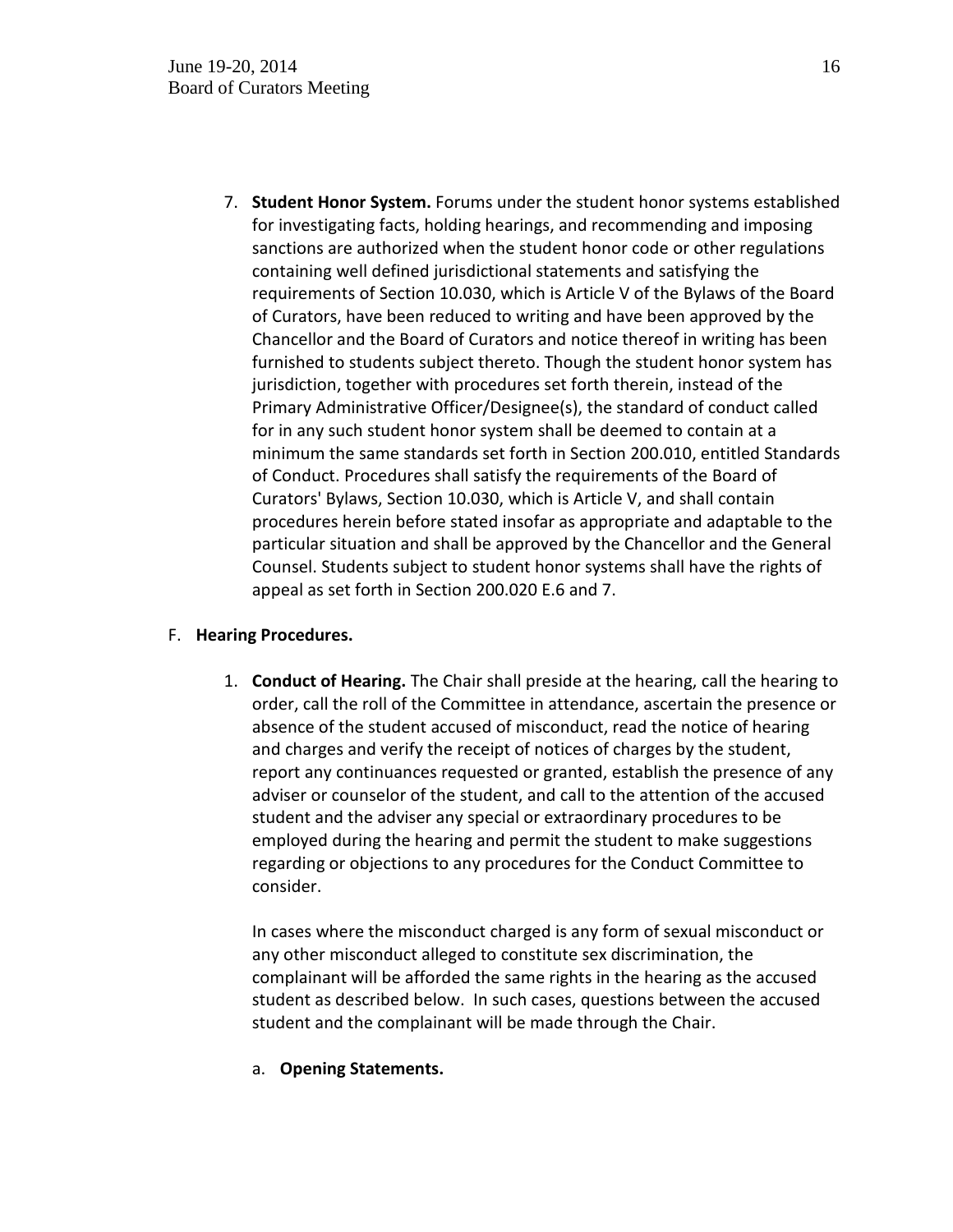7. **Student Honor System.** Forums under the student honor systems established for investigating facts, holding hearings, and recommending and imposing sanctions are authorized when the student honor code or other regulations containing well defined jurisdictional statements and satisfying the requirements of Section 10.030, which is Article V of the Bylaws of the Board of Curators, have been reduced to writing and have been approved by the Chancellor and the Board of Curators and notice thereof in writing has been furnished to students subject thereto. Though the student honor system has jurisdiction, together with procedures set forth therein, instead of the Primary Administrative Officer/Designee(s), the standard of conduct called for in any such student honor system shall be deemed to contain at a minimum the same standards set forth in Section 200.010, entitled Standards of Conduct. Procedures shall satisfy the requirements of the Board of Curators' Bylaws, Section 10.030, which is Article V, and shall contain procedures herein before stated insofar as appropriate and adaptable to the particular situation and shall be approved by the Chancellor and the General Counsel. Students subject to student honor systems shall have the rights of appeal as set forth in Section 200.020 E.6 and 7.

F. **Hearing Procedures.**

1. **Conduct of Hearing.** The Chair shall preside at the hearing, call the hearing to order, call the roll of the Committee in attendance, ascertain the presence or absence of the student accused of misconduct, read the notice of hearing and charges and verify the receipt of notices of charges by the student, report any continuances requested or granted, establish the presence of any adviser or counselor of the student, and call to the attention of the accused student and the adviser any special or extraordinary procedures to be employed during the hearing and permit the student to make suggestions regarding or objections to any procedures for the Conduct Committee to consider.

   In cases where the misconduct charged is any form of sexual misconduct or any other misconduct alleged to constitute sex discrimination, the complainant will be afforded the same rights in the hearing as the accused student as described below. In such cases, questions between the accused student and the complainant will be made through the Chair.

   a. **Opening Statements.**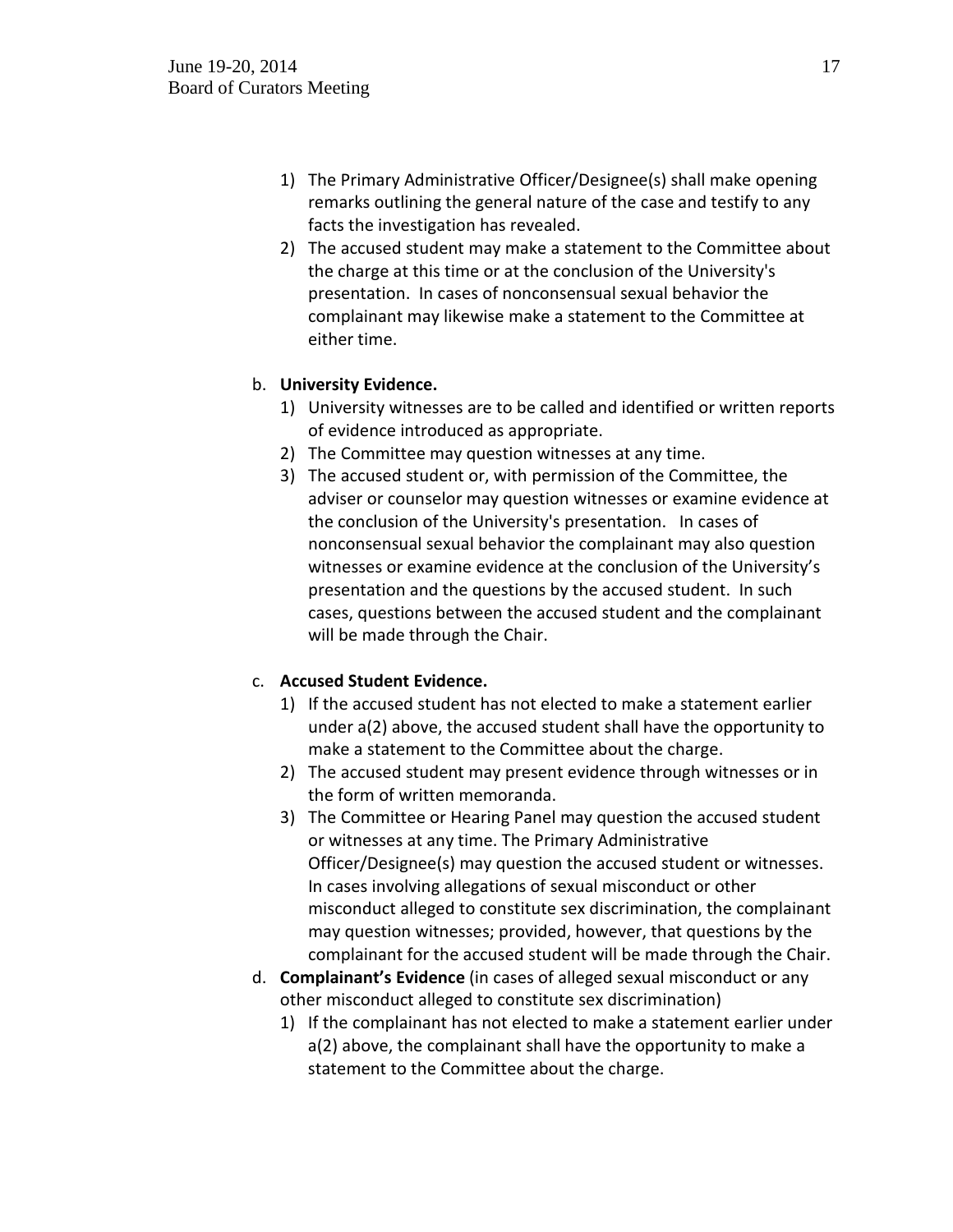1) The Primary Administrative Officer/Designee(s) shall make opening remarks outlining the general nature of the case and testify to any facts the investigation has revealed.
2) The accused student may make a statement to the Committee about the charge at this time or at the conclusion of the University's presentation. In cases of nonconsensual sexual behavior the complainant may likewise make a statement to the Committee at either time.

b. **University Evidence.**

1) University witnesses are to be called and identified or written reports of evidence introduced as appropriate.
2) The Committee may question witnesses at any time.
3) The accused student or, with permission of the Committee, the adviser or counselor may question witnesses or examine evidence at the conclusion of the University's presentation. In cases of nonconsensual sexual behavior the complainant may also question witnesses or examine evidence at the conclusion of the University's presentation and the questions by the accused student. In such cases, questions between the accused student and the complainant will be made through the Chair.

c. **Accused Student Evidence.**

1) If the accused student has not elected to make a statement earlier under a(2) above, the accused student shall have the opportunity to make a statement to the Committee about the charge.
2) The accused student may present evidence through witnesses or in the form of written memoranda.
3) The Committee or Hearing Panel may question the accused student or witnesses at any time. The Primary Administrative Officer/Designee(s) may question the accused student or witnesses. In cases involving allegations of sexual misconduct or other misconduct alleged to constitute sex discrimination, the complainant may question witnesses; provided, however, that questions by the complainant for the accused student will be made through the Chair.

d. **Complainant's Evidence** (in cases of alleged sexual misconduct or any other misconduct alleged to constitute sex discrimination)

1) If the complainant has not elected to make a statement earlier under a(2) above, the complainant shall have the opportunity to make a statement to the Committee about the charge.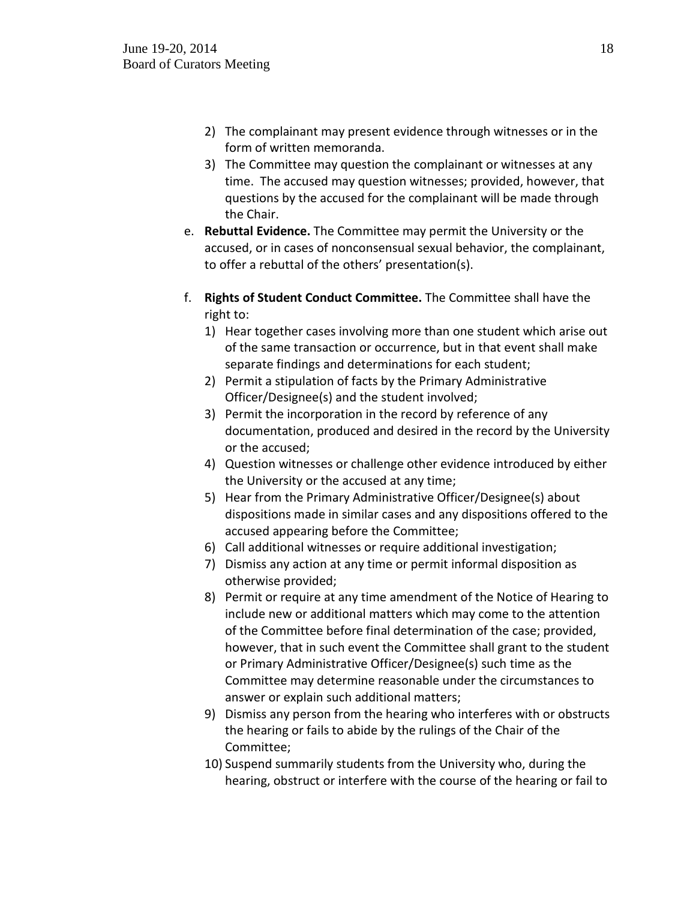2) The complainant may present evidence through witnesses or in the form of written memoranda.
3) The Committee may question the complainant or witnesses at any time. The accused may question witnesses; provided, however, that questions by the accused for the complainant will be made through the Chair.

e. **Rebuttal Evidence.** The Committee may permit the University or the accused, or in cases of nonconsensual sexual behavior, the complainant, to offer a rebuttal of the others' presentation(s).

f. **Rights of Student Conduct Committee.** The Committee shall have the right to:
   1) Hear together cases involving more than one student which arise out of the same transaction or occurrence, but in that event shall make separate findings and determinations for each student;
   2) Permit a stipulation of facts by the Primary Administrative Officer/Designee(s) and the student involved;
   3) Permit the incorporation in the record by reference of any documentation, produced and desired in the record by the University or the accused;
   4) Question witnesses or challenge other evidence introduced by either the University or the accused at any time;
   5) Hear from the Primary Administrative Officer/Designee(s) about dispositions made in similar cases and any dispositions offered to the accused appearing before the Committee;
   6) Call additional witnesses or require additional investigation;
   7) Dismiss any action at any time or permit informal disposition as otherwise provided;
   8) Permit or require at any time amendment of the Notice of Hearing to include new or additional matters which may come to the attention of the Committee before final determination of the case; provided, however, that in such event the Committee shall grant to the student or Primary Administrative Officer/Designee(s) such time as the Committee may determine reasonable under the circumstances to answer or explain such additional matters;
   9) Dismiss any person from the hearing who interferes with or obstructs the hearing or fails to abide by the rulings of the Chair of the Committee;
   10) Suspend summarily students from the University who, during the hearing, obstruct or interfere with the course of the hearing or fail to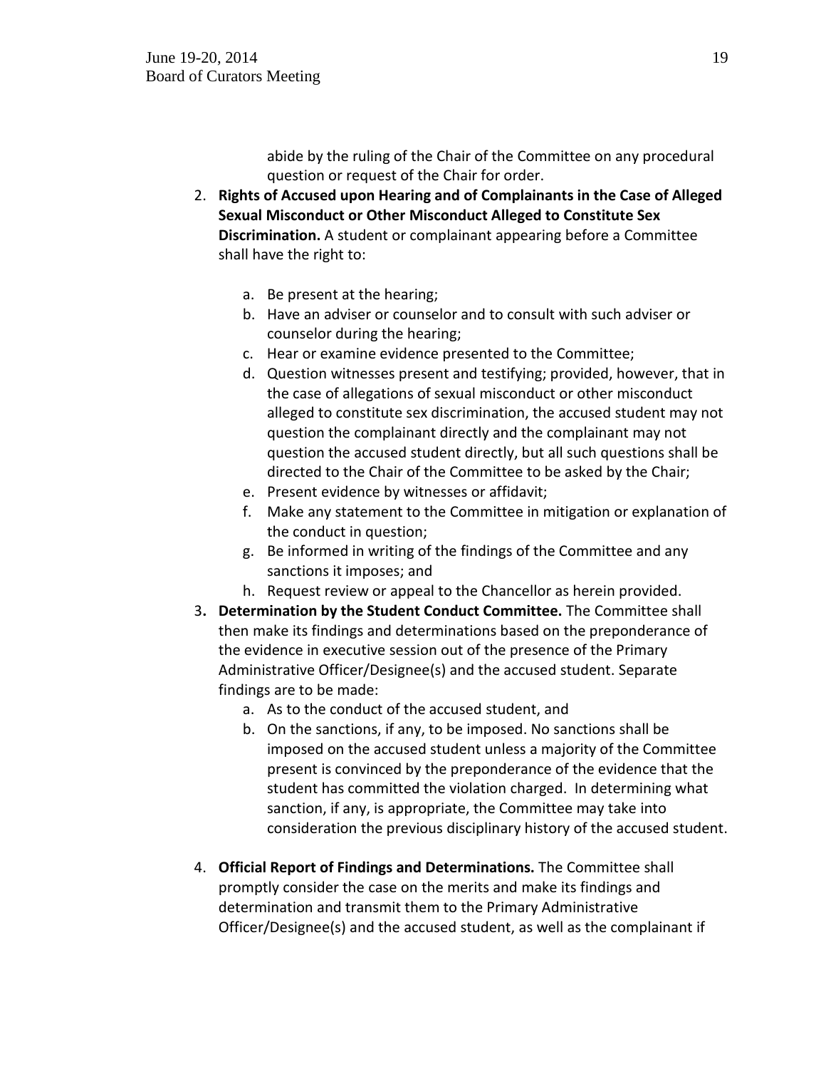abide by the ruling of the Chair of the Committee on any procedural question or request of the Chair for order.

2. **Rights of Accused upon Hearing and of Complainants in the Case of Alleged Sexual Misconduct or Other Misconduct Alleged to Constitute Sex Discrimination.** A student or complainant appearing before a Committee shall have the right to:

    a. Be present at the hearing;
    b. Have an adviser or counselor and to consult with such adviser or counselor during the hearing;
    c. Hear or examine evidence presented to the Committee;
    d. Question witnesses present and testifying; provided, however, that in the case of allegations of sexual misconduct or other misconduct alleged to constitute sex discrimination, the accused student may not question the complainant directly and the complainant may not question the accused student directly, but all such questions shall be directed to the Chair of the Committee to be asked by the Chair;
    e. Present evidence by witnesses or affidavit;
    f. Make any statement to the Committee in mitigation or explanation of the conduct in question;
    g. Be informed in writing of the findings of the Committee and any sanctions it imposes; and
    h. Request review or appeal to the Chancellor as herein provided.

3. **Determination by the Student Conduct Committee.** The Committee shall then make its findings and determinations based on the preponderance of the evidence in executive session out of the presence of the Primary Administrative Officer/Designee(s) and the accused student. Separate findings are to be made:
    a. As to the conduct of the accused student, and
    b. On the sanctions, if any, to be imposed. No sanctions shall be imposed on the accused student unless a majority of the Committee present is convinced by the preponderance of the evidence that the student has committed the violation charged. In determining what sanction, if any, is appropriate, the Committee may take into consideration the previous disciplinary history of the accused student.

4. **Official Report of Findings and Determinations.** The Committee shall promptly consider the case on the merits and make its findings and determination and transmit them to the Primary Administrative Officer/Designee(s) and the accused student, as well as the complainant if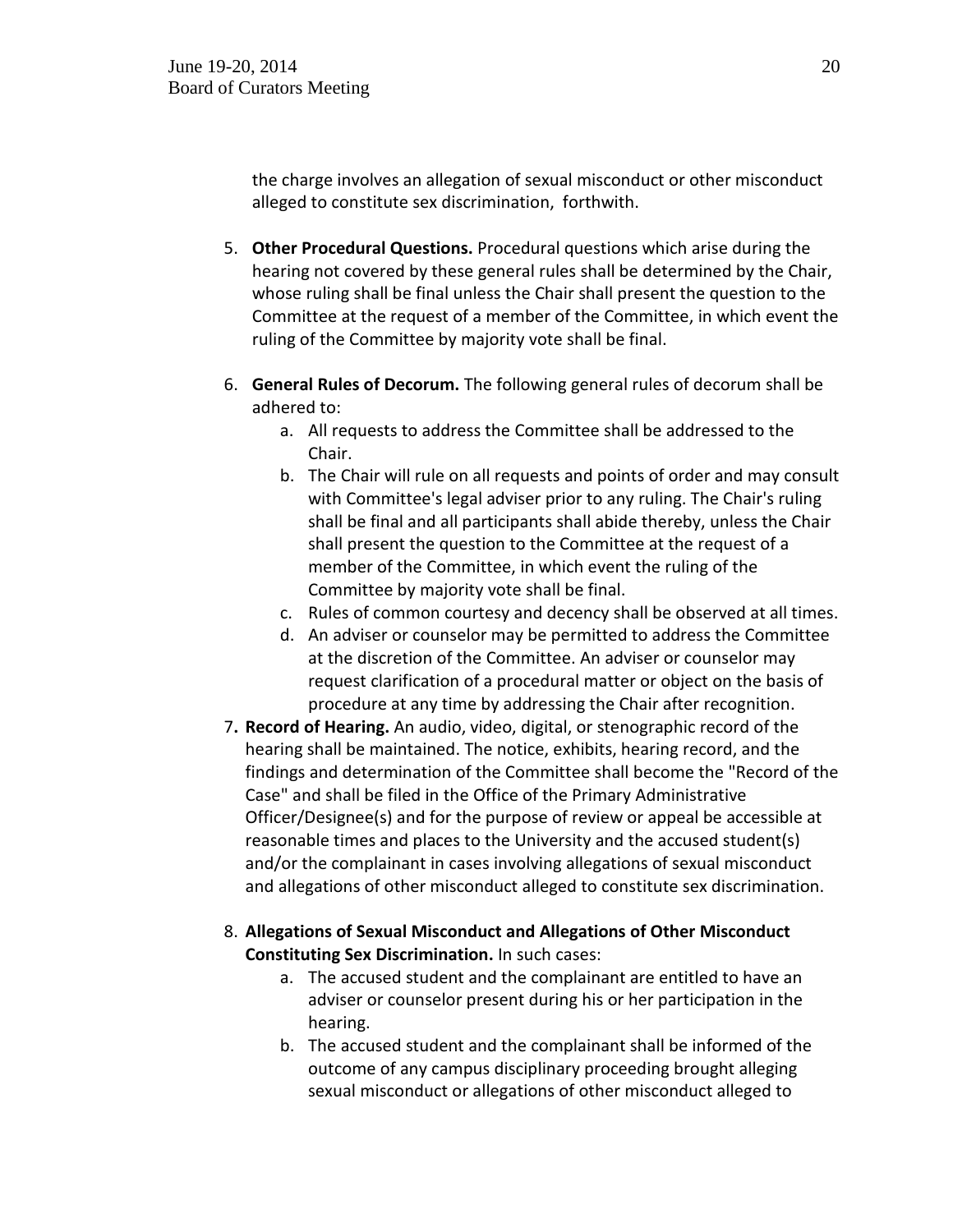the charge involves an allegation of sexual misconduct or other misconduct alleged to constitute sex discrimination, forthwith.

5. **Other Procedural Questions.** Procedural questions which arise during the hearing not covered by these general rules shall be determined by the Chair, whose ruling shall be final unless the Chair shall present the question to the Committee at the request of a member of the Committee, in which event the ruling of the Committee by majority vote shall be final.

6. **General Rules of Decorum.** The following general rules of decorum shall be adhered to:
   a. All requests to address the Committee shall be addressed to the Chair.
   b. The Chair will rule on all requests and points of order and may consult with Committee's legal adviser prior to any ruling. The Chair's ruling shall be final and all participants shall abide thereby, unless the Chair shall present the question to the Committee at the request of a member of the Committee, in which event the ruling of the Committee by majority vote shall be final.
   c. Rules of common courtesy and decency shall be observed at all times.
   d. An adviser or counselor may be permitted to address the Committee at the discretion of the Committee. An adviser or counselor may request clarification of a procedural matter or object on the basis of procedure at any time by addressing the Chair after recognition.

7. **Record of Hearing.** An audio, video, digital, or stenographic record of the hearing shall be maintained. The notice, exhibits, hearing record, and the findings and determination of the Committee shall become the "Record of the Case" and shall be filed in the Office of the Primary Administrative Officer/Designee(s) and for the purpose of review or appeal be accessible at reasonable times and places to the University and the accused student(s) and/or the complainant in cases involving allegations of sexual misconduct and allegations of other misconduct alleged to constitute sex discrimination.

8. **Allegations of Sexual Misconduct and Allegations of Other Misconduct Constituting Sex Discrimination.** In such cases:
   a. The accused student and the complainant are entitled to have an adviser or counselor present during his or her participation in the hearing.
   b. The accused student and the complainant shall be informed of the outcome of any campus disciplinary proceeding brought alleging sexual misconduct or allegations of other misconduct alleged to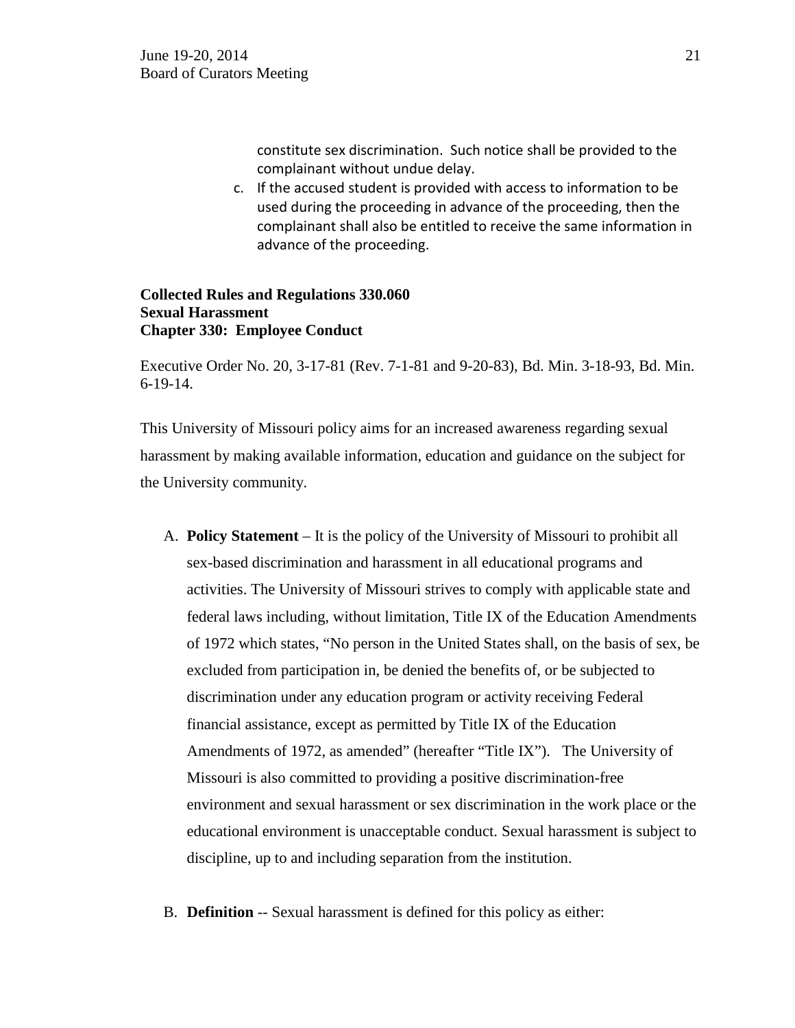constitute sex discrimination. Such notice shall be provided to the complainant without undue delay.

c. If the accused student is provided with access to information to be used during the proceeding in advance of the proceeding, then the complainant shall also be entitled to receive the same information in advance of the proceeding.

**Collected Rules and Regulations 330.060**
**Sexual Harassment**
**Chapter 330: Employee Conduct**

Executive Order No. 20, 3-17-81 (Rev. 7-1-81 and 9-20-83), Bd. Min. 3-18-93, Bd. Min. 6-19-14.

This University of Missouri policy aims for an increased awareness regarding sexual harassment by making available information, education and guidance on the subject for the University community.

A. **Policy Statement** – It is the policy of the University of Missouri to prohibit all sex-based discrimination and harassment in all educational programs and activities. The University of Missouri strives to comply with applicable state and federal laws including, without limitation, Title IX of the Education Amendments of 1972 which states, "No person in the United States shall, on the basis of sex, be excluded from participation in, be denied the benefits of, or be subjected to discrimination under any education program or activity receiving Federal financial assistance, except as permitted by Title IX of the Education Amendments of 1972, as amended" (hereafter "Title IX"). The University of Missouri is also committed to providing a positive discrimination-free environment and sexual harassment or sex discrimination in the work place or the educational environment is unacceptable conduct. Sexual harassment is subject to discipline, up to and including separation from the institution.

B. **Definition** -- Sexual harassment is defined for this policy as either: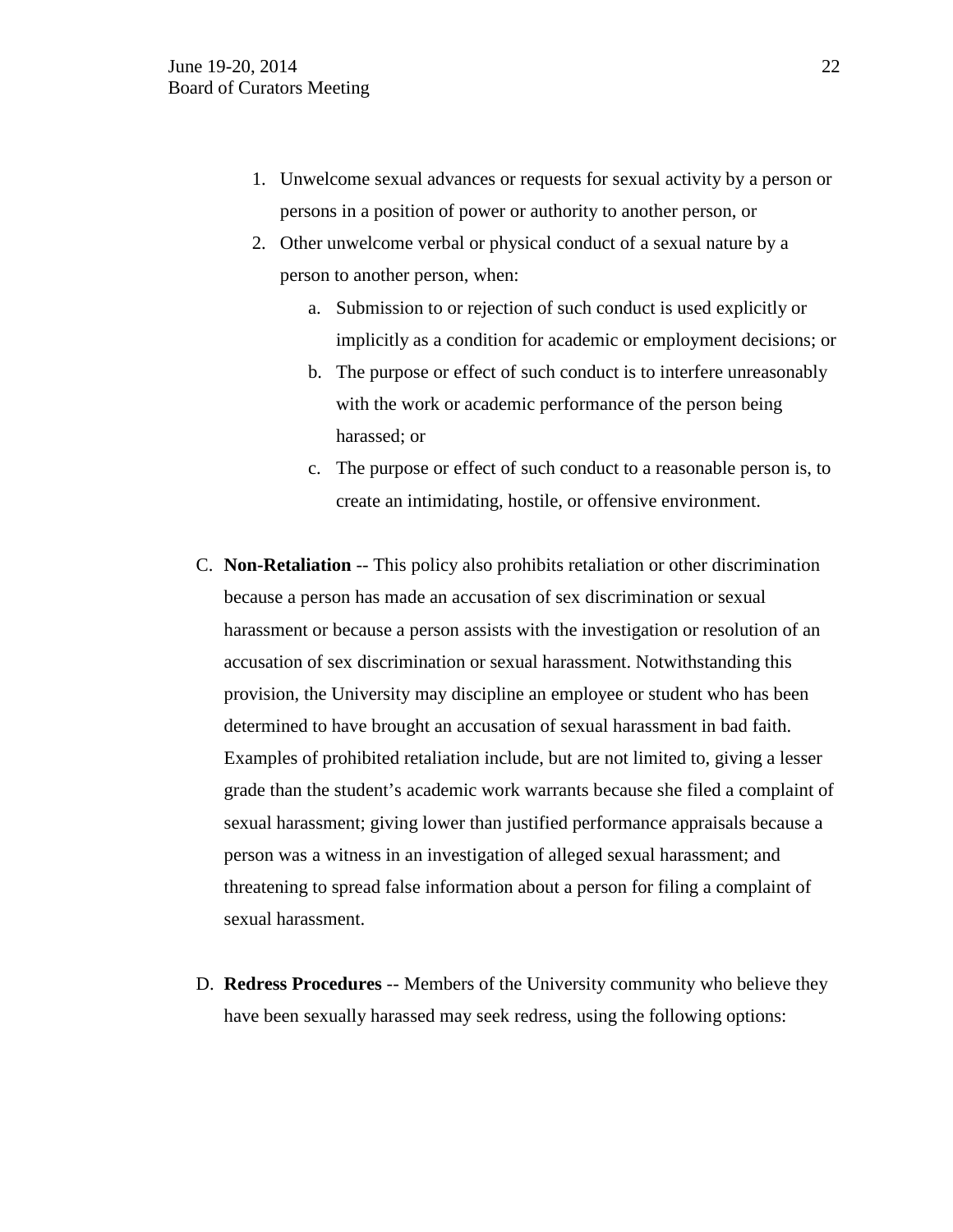1. Unwelcome sexual advances or requests for sexual activity by a person or persons in a position of power or authority to another person, or
2. Other unwelcome verbal or physical conduct of a sexual nature by a person to another person, when:
   a. Submission to or rejection of such conduct is used explicitly or implicitly as a condition for academic or employment decisions; or
   b. The purpose or effect of such conduct is to interfere unreasonably with the work or academic performance of the person being harassed; or
   c. The purpose or effect of such conduct to a reasonable person is, to create an intimidating, hostile, or offensive environment.

C. **Non-Retaliation** -- This policy also prohibits retaliation or other discrimination because a person has made an accusation of sex discrimination or sexual harassment or because a person assists with the investigation or resolution of an accusation of sex discrimination or sexual harassment. Notwithstanding this provision, the University may discipline an employee or student who has been determined to have brought an accusation of sexual harassment in bad faith. Examples of prohibited retaliation include, but are not limited to, giving a lesser grade than the student's academic work warrants because she filed a complaint of sexual harassment; giving lower than justified performance appraisals because a person was a witness in an investigation of alleged sexual harassment; and threatening to spread false information about a person for filing a complaint of sexual harassment.

D. **Redress Procedures** -- Members of the University community who believe they have been sexually harassed may seek redress, using the following options: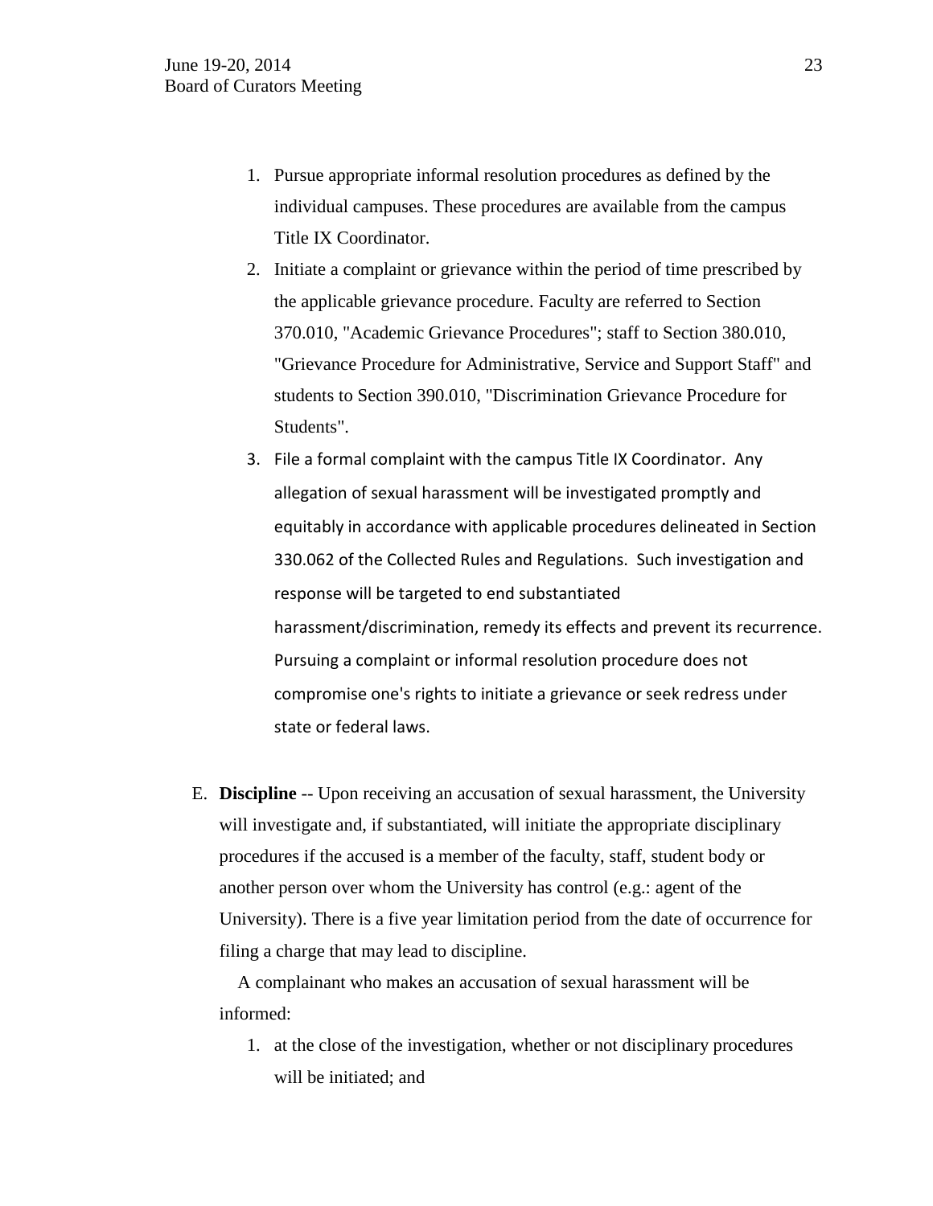1. Pursue appropriate informal resolution procedures as defined by the individual campuses. These procedures are available from the campus Title IX Coordinator.
2. Initiate a complaint or grievance within the period of time prescribed by the applicable grievance procedure. Faculty are referred to Section 370.010, "Academic Grievance Procedures"; staff to Section 380.010, "Grievance Procedure for Administrative, Service and Support Staff" and students to Section 390.010, "Discrimination Grievance Procedure for Students".
3. File a formal complaint with the campus Title IX Coordinator. Any allegation of sexual harassment will be investigated promptly and equitably in accordance with applicable procedures delineated in Section 330.062 of the Collected Rules and Regulations. Such investigation and response will be targeted to end substantiated harassment/discrimination, remedy its effects and prevent its recurrence. Pursuing a complaint or informal resolution procedure does not compromise one's rights to initiate a grievance or seek redress under state or federal laws.

E. **Discipline** -- Upon receiving an accusation of sexual harassment, the University will investigate and, if substantiated, will initiate the appropriate disciplinary procedures if the accused is a member of the faculty, staff, student body or another person over whom the University has control (e.g.: agent of the University). There is a five year limitation period from the date of occurrence for filing a charge that may lead to discipline.

A complainant who makes an accusation of sexual harassment will be informed:

1. at the close of the investigation, whether or not disciplinary procedures will be initiated; and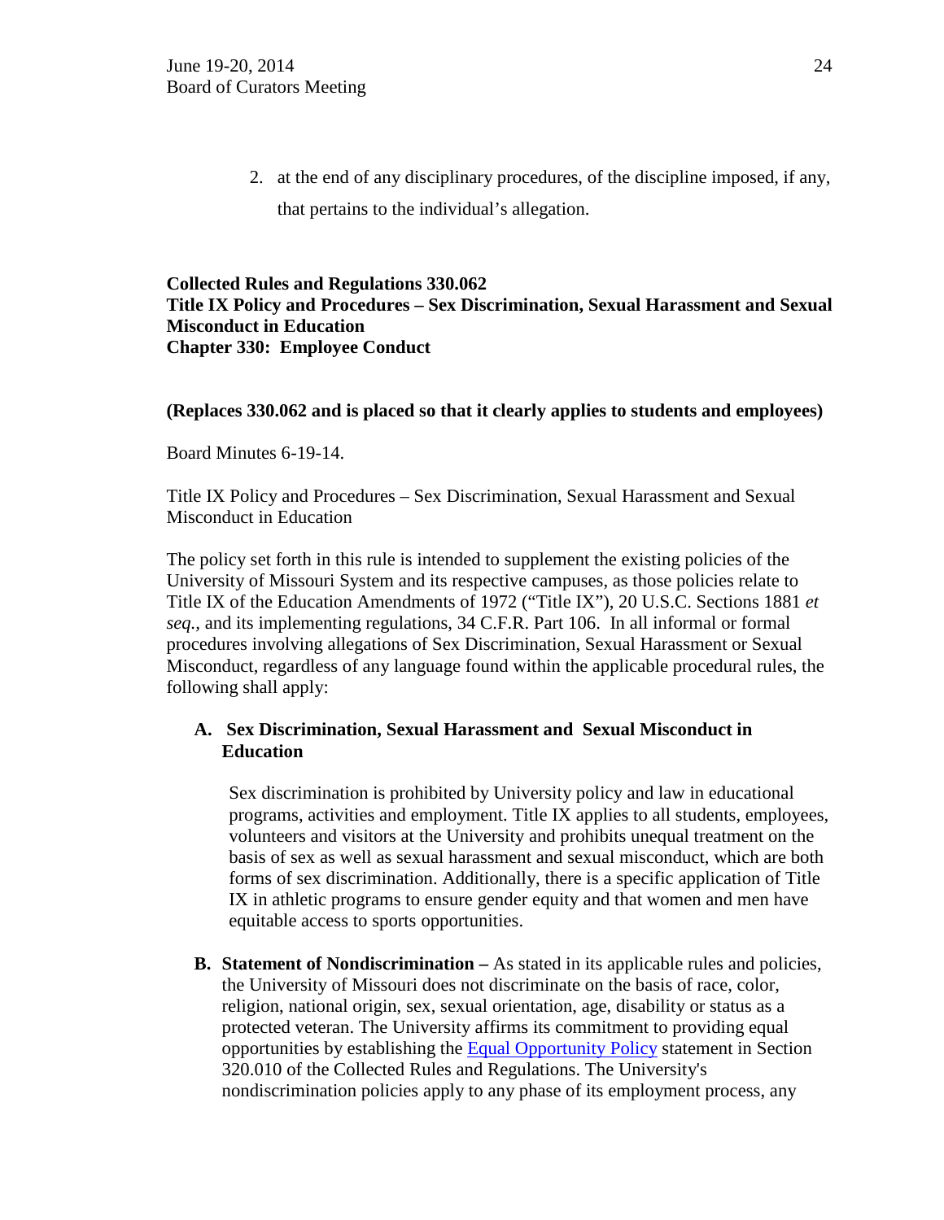2. at the end of any disciplinary procedures, of the discipline imposed, if any, that pertains to the individual's allegation.

**Collected Rules and Regulations 330.062**
**Title IX Policy and Procedures – Sex Discrimination, Sexual Harassment and Sexual Misconduct in Education**
**Chapter 330: Employee Conduct**

**(Replaces 330.062 and is placed so that it clearly applies to students and employees)**

Board Minutes 6-19-14.

Title IX Policy and Procedures – Sex Discrimination, Sexual Harassment and Sexual Misconduct in Education

The policy set forth in this rule is intended to supplement the existing policies of the University of Missouri System and its respective campuses, as those policies relate to Title IX of the Education Amendments of 1972 ("Title IX"), 20 U.S.C. Sections 1881 *et seq.,* and its implementing regulations, 34 C.F.R. Part 106. In all informal or formal procedures involving allegations of Sex Discrimination, Sexual Harassment or Sexual Misconduct, regardless of any language found within the applicable procedural rules, the following shall apply:

**A. Sex Discrimination, Sexual Harassment and Sexual Misconduct in Education**

Sex discrimination is prohibited by University policy and law in educational programs, activities and employment. Title IX applies to all students, employees, volunteers and visitors at the University and prohibits unequal treatment on the basis of sex as well as sexual harassment and sexual misconduct, which are both forms of sex discrimination. Additionally, there is a specific application of Title IX in athletic programs to ensure gender equity and that women and men have equitable access to sports opportunities.

**B. Statement of Nondiscrimination –** As stated in its applicable rules and policies, the University of Missouri does not discriminate on the basis of race, color, religion, national origin, sex, sexual orientation, age, disability or status as a protected veteran. The University affirms its commitment to providing equal opportunities by establishing the Equal Opportunity Policy statement in Section 320.010 of the Collected Rules and Regulations. The University's nondiscrimination policies apply to any phase of its employment process, any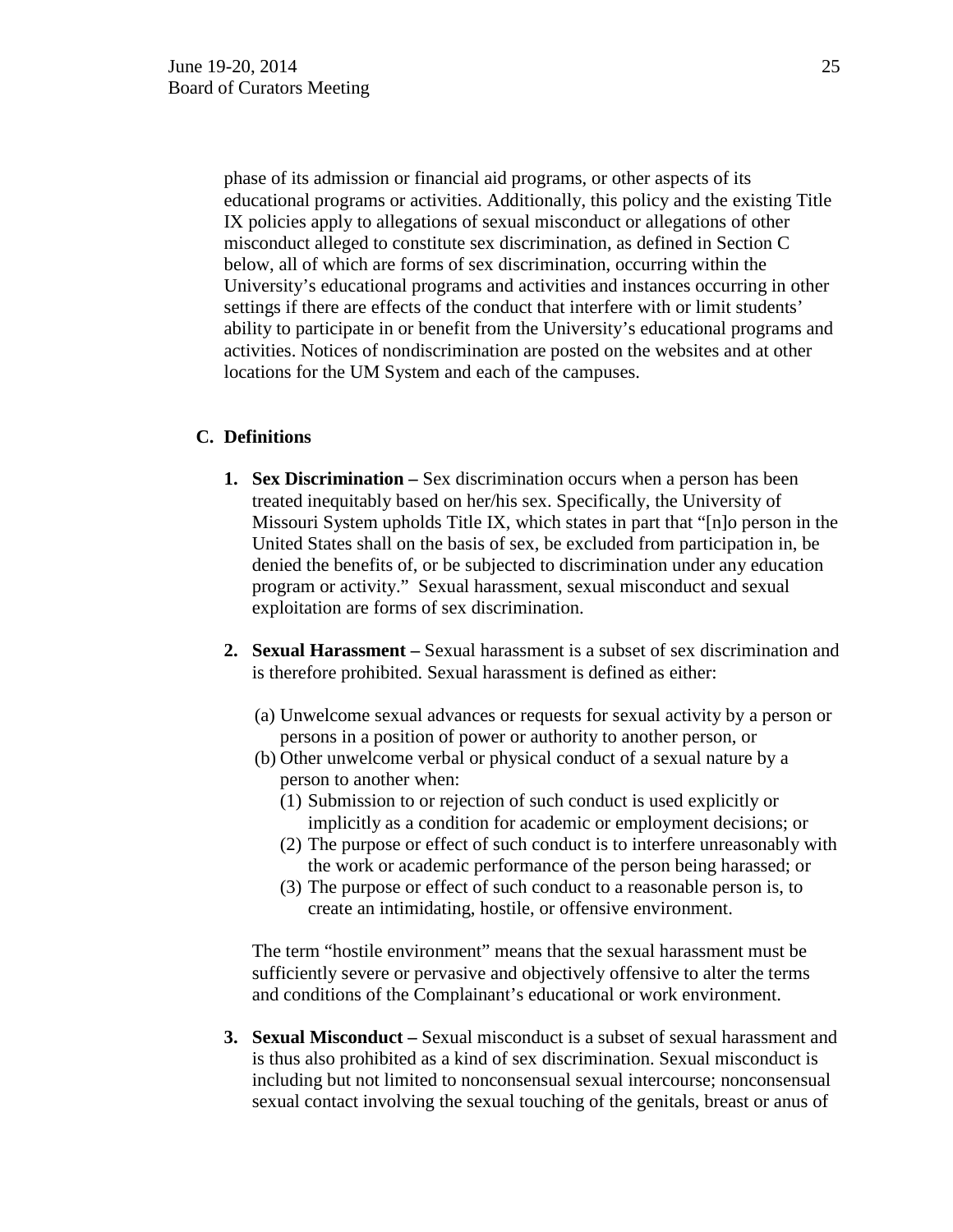phase of its admission or financial aid programs, or other aspects of its educational programs or activities. Additionally, this policy and the existing Title IX policies apply to allegations of sexual misconduct or allegations of other misconduct alleged to constitute sex discrimination, as defined in Section C below, all of which are forms of sex discrimination, occurring within the University's educational programs and activities and instances occurring in other settings if there are effects of the conduct that interfere with or limit students' ability to participate in or benefit from the University's educational programs and activities. Notices of nondiscrimination are posted on the websites and at other locations for the UM System and each of the campuses.

**C. Definitions**

1. **Sex Discrimination –** Sex discrimination occurs when a person has been treated inequitably based on her/his sex. Specifically, the University of Missouri System upholds Title IX, which states in part that "[n]o person in the United States shall on the basis of sex, be excluded from participation in, be denied the benefits of, or be subjected to discrimination under any education program or activity." Sexual harassment, sexual misconduct and sexual exploitation are forms of sex discrimination.

2. **Sexual Harassment –** Sexual harassment is a subset of sex discrimination and is therefore prohibited. Sexual harassment is defined as either:

   (a) Unwelcome sexual advances or requests for sexual activity by a person or persons in a position of power or authority to another person, or
   
   (b) Other unwelcome verbal or physical conduct of a sexual nature by a person to another when:
   
   (1) Submission to or rejection of such conduct is used explicitly or implicitly as a condition for academic or employment decisions; or
   
   (2) The purpose or effect of such conduct is to interfere unreasonably with the work or academic performance of the person being harassed; or
   
   (3) The purpose or effect of such conduct to a reasonable person is, to create an intimidating, hostile, or offensive environment.

   The term "hostile environment" means that the sexual harassment must be sufficiently severe or pervasive and objectively offensive to alter the terms and conditions of the Complainant's educational or work environment.

3. **Sexual Misconduct –** Sexual misconduct is a subset of sexual harassment and is thus also prohibited as a kind of sex discrimination. Sexual misconduct is including but not limited to nonconsensual sexual intercourse; nonconsensual sexual contact involving the sexual touching of the genitals, breast or anus of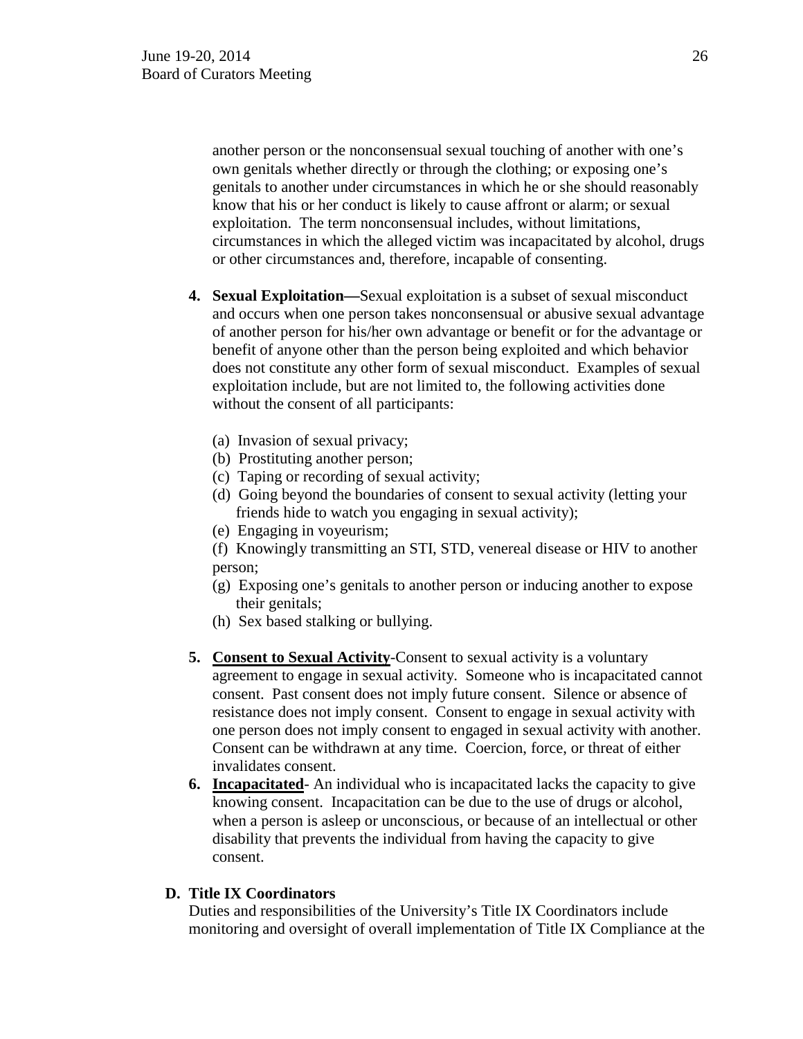another person or the nonconsensual sexual touching of another with one's own genitals whether directly or through the clothing; or exposing one's genitals to another under circumstances in which he or she should reasonably know that his or her conduct is likely to cause affront or alarm; or sexual exploitation. The term nonconsensual includes, without limitations, circumstances in which the alleged victim was incapacitated by alcohol, drugs or other circumstances and, therefore, incapable of consenting.

4. **Sexual Exploitation—**Sexual exploitation is a subset of sexual misconduct and occurs when one person takes nonconsensual or abusive sexual advantage of another person for his/her own advantage or benefit or for the advantage or benefit of anyone other than the person being exploited and which behavior does not constitute any other form of sexual misconduct. Examples of sexual exploitation include, but are not limited to, the following activities done without the consent of all participants:

   (a) Invasion of sexual privacy;
   (b) Prostituting another person;
   (c) Taping or recording of sexual activity;
   (d) Going beyond the boundaries of consent to sexual activity (letting your friends hide to watch you engaging in sexual activity);
   (e) Engaging in voyeurism;
   (f) Knowingly transmitting an STI, STD, venereal disease or HIV to another person;
   (g) Exposing one's genitals to another person or inducing another to expose their genitals;
   (h) Sex based stalking or bullying.

5. **<u>Consent to Sexual Activity</u>**-Consent to sexual activity is a voluntary agreement to engage in sexual activity. Someone who is incapacitated cannot consent. Past consent does not imply future consent. Silence or absence of resistance does not imply consent. Consent to engage in sexual activity with one person does not imply consent to engaged in sexual activity with another. Consent can be withdrawn at any time. Coercion, force, or threat of either invalidates consent.
6. **<u>Incapacitated</u>**- An individual who is incapacitated lacks the capacity to give knowing consent. Incapacitation can be due to the use of drugs or alcohol, when a person is asleep or unconscious, or because of an intellectual or other disability that prevents the individual from having the capacity to give consent.

**D. Title IX Coordinators**

Duties and responsibilities of the University's Title IX Coordinators include monitoring and oversight of overall implementation of Title IX Compliance at the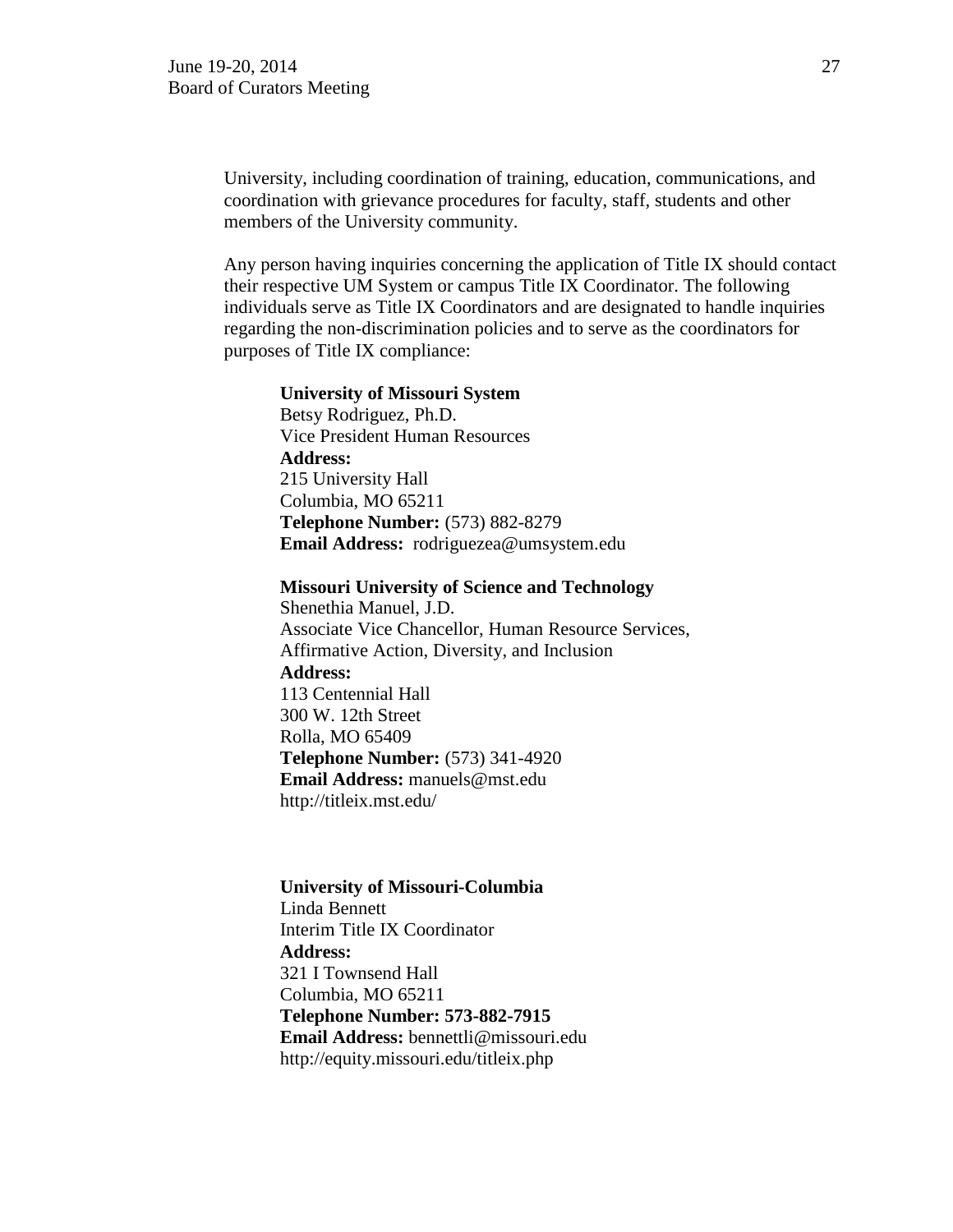University, including coordination of training, education, communications, and coordination with grievance procedures for faculty, staff, students and other members of the University community.

Any person having inquiries concerning the application of Title IX should contact their respective UM System or campus Title IX Coordinator. The following individuals serve as Title IX Coordinators and are designated to handle inquiries regarding the non-discrimination policies and to serve as the coordinators for purposes of Title IX compliance:

**University of Missouri System**
Betsy Rodriguez, Ph.D.
Vice President Human Resources
**Address:**
215 University Hall
Columbia, MO 65211
**Telephone Number:** (573) 882-8279
**Email Address:** rodriguezea@umsystem.edu

**Missouri University of Science and Technology**
Shenethia Manuel, J.D.
Associate Vice Chancellor, Human Resource Services, Affirmative Action, Diversity, and Inclusion
**Address:**
113 Centennial Hall
300 W. 12th Street
Rolla, MO 65409
**Telephone Number:** (573) 341-4920
**Email Address:** manuels@mst.edu
http://titleix.mst.edu/

**University of Missouri-Columbia**
Linda Bennett
Interim Title IX Coordinator
**Address:**
321 I Townsend Hall
Columbia, MO 65211
**Telephone Number: 573-882-7915**
**Email Address:** bennettli@missouri.edu
http://equity.missouri.edu/titleix.php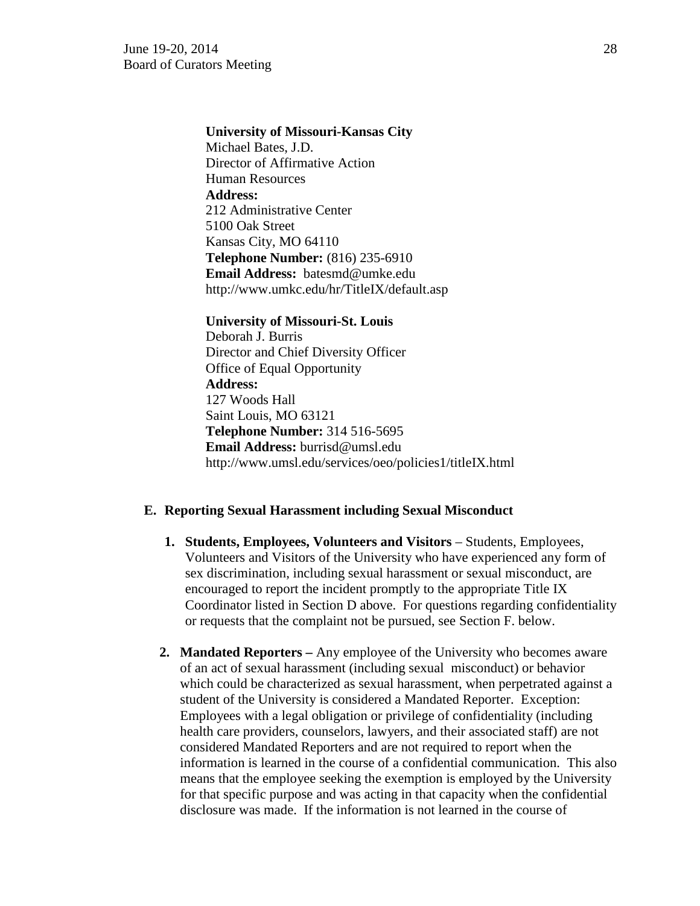**University of Missouri-Kansas City**
Michael Bates, J.D.
Director of Affirmative Action
Human Resources
**Address:**
212 Administrative Center
5100 Oak Street
Kansas City, MO 64110
**Telephone Number:** (816) 235-6910
**Email Address:** batesmd@umke.edu
http://www.umkc.edu/hr/TitleIX/default.asp

**University of Missouri-St. Louis**
Deborah J. Burris
Director and Chief Diversity Officer
Office of Equal Opportunity
**Address:**
127 Woods Hall
Saint Louis, MO 63121
**Telephone Number:** 314 516-5695
**Email Address:** burrisd@umsl.edu
http://www.umsl.edu/services/oeo/policies1/titleIX.html

**E. Reporting Sexual Harassment including Sexual Misconduct**

1. **Students, Employees, Volunteers and Visitors** – Students, Employees, Volunteers and Visitors of the University who have experienced any form of sex discrimination, including sexual harassment or sexual misconduct, are encouraged to report the incident promptly to the appropriate Title IX Coordinator listed in Section D above. For questions regarding confidentiality or requests that the complaint not be pursued, see Section F. below.

2. **Mandated Reporters –** Any employee of the University who becomes aware of an act of sexual harassment (including sexual misconduct) or behavior which could be characterized as sexual harassment, when perpetrated against a student of the University is considered a Mandated Reporter. Exception: Employees with a legal obligation or privilege of confidentiality (including health care providers, counselors, lawyers, and their associated staff) are not considered Mandated Reporters and are not required to report when the information is learned in the course of a confidential communication. This also means that the employee seeking the exemption is employed by the University for that specific purpose and was acting in that capacity when the confidential disclosure was made. If the information is not learned in the course of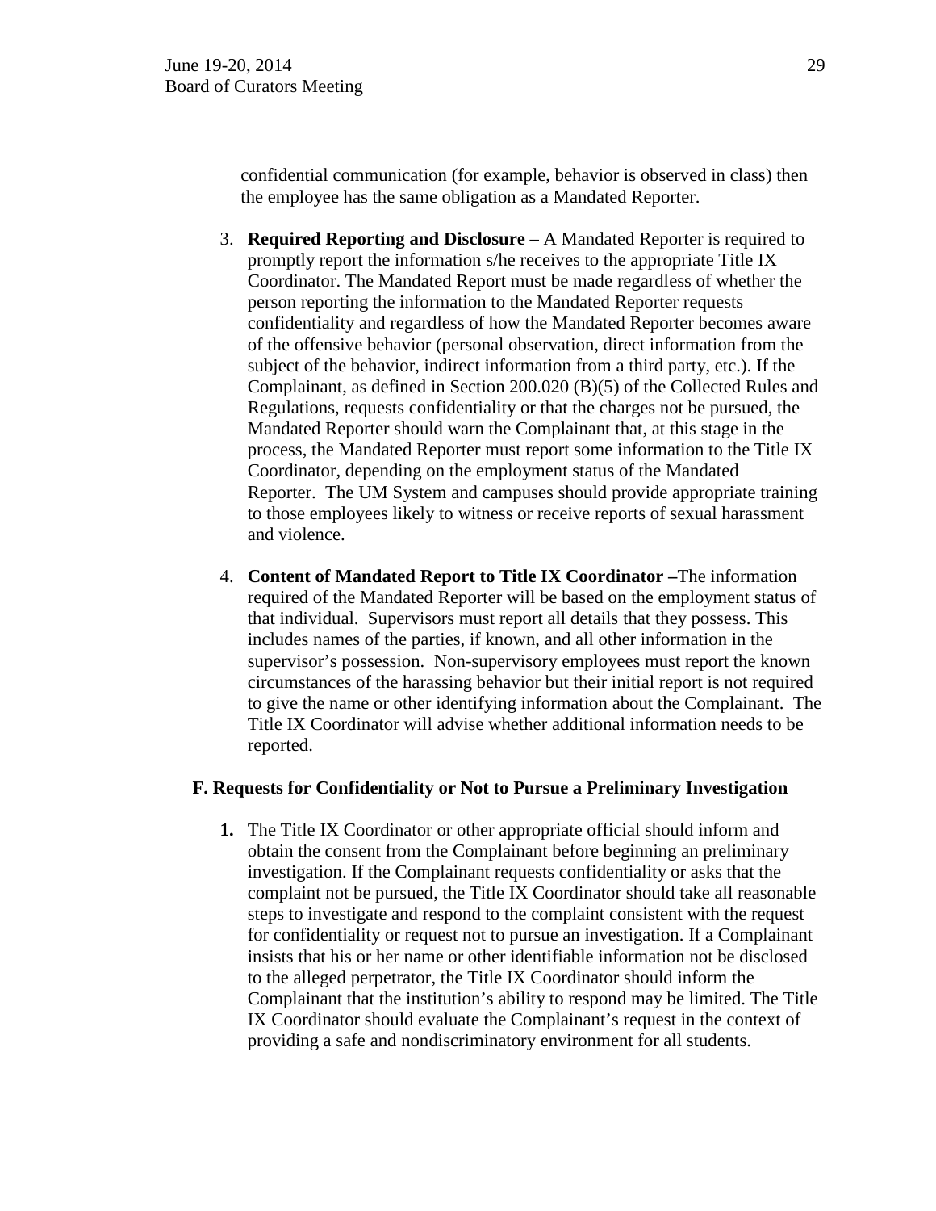confidential communication (for example, behavior is observed in class) then the employee has the same obligation as a Mandated Reporter.

3. **Required Reporting and Disclosure –** A Mandated Reporter is required to promptly report the information s/he receives to the appropriate Title IX Coordinator. The Mandated Report must be made regardless of whether the person reporting the information to the Mandated Reporter requests confidentiality and regardless of how the Mandated Reporter becomes aware of the offensive behavior (personal observation, direct information from the subject of the behavior, indirect information from a third party, etc.). If the Complainant, as defined in Section 200.020 (B)(5) of the Collected Rules and Regulations, requests confidentiality or that the charges not be pursued, the Mandated Reporter should warn the Complainant that, at this stage in the process, the Mandated Reporter must report some information to the Title IX Coordinator, depending on the employment status of the Mandated Reporter. The UM System and campuses should provide appropriate training to those employees likely to witness or receive reports of sexual harassment and violence.

4. **Content of Mandated Report to Title IX Coordinator –**The information required of the Mandated Reporter will be based on the employment status of that individual. Supervisors must report all details that they possess. This includes names of the parties, if known, and all other information in the supervisor's possession. Non-supervisory employees must report the known circumstances of the harassing behavior but their initial report is not required to give the name or other identifying information about the Complainant. The Title IX Coordinator will advise whether additional information needs to be reported.

### F. Requests for Confidentiality or Not to Pursue a Preliminary Investigation

1. The Title IX Coordinator or other appropriate official should inform and obtain the consent from the Complainant before beginning an preliminary investigation. If the Complainant requests confidentiality or asks that the complaint not be pursued, the Title IX Coordinator should take all reasonable steps to investigate and respond to the complaint consistent with the request for confidentiality or request not to pursue an investigation. If a Complainant insists that his or her name or other identifiable information not be disclosed to the alleged perpetrator, the Title IX Coordinator should inform the Complainant that the institution's ability to respond may be limited. The Title IX Coordinator should evaluate the Complainant's request in the context of providing a safe and nondiscriminatory environment for all students.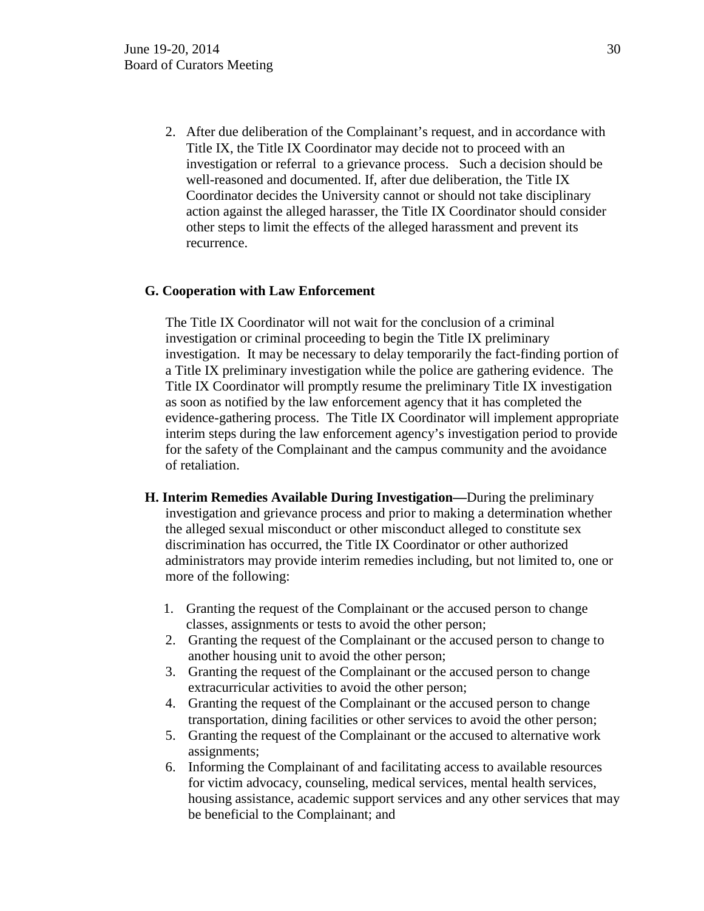2. After due deliberation of the Complainant's request, and in accordance with Title IX, the Title IX Coordinator may decide not to proceed with an investigation or referral to a grievance process. Such a decision should be well-reasoned and documented. If, after due deliberation, the Title IX Coordinator decides the University cannot or should not take disciplinary action against the alleged harasser, the Title IX Coordinator should consider other steps to limit the effects of the alleged harassment and prevent its recurrence.

**G. Cooperation with Law Enforcement**

The Title IX Coordinator will not wait for the conclusion of a criminal investigation or criminal proceeding to begin the Title IX preliminary investigation. It may be necessary to delay temporarily the fact-finding portion of a Title IX preliminary investigation while the police are gathering evidence. The Title IX Coordinator will promptly resume the preliminary Title IX investigation as soon as notified by the law enforcement agency that it has completed the evidence-gathering process. The Title IX Coordinator will implement appropriate interim steps during the law enforcement agency's investigation period to provide for the safety of the Complainant and the campus community and the avoidance of retaliation.

**H. Interim Remedies Available During Investigation—**During the preliminary investigation and grievance process and prior to making a determination whether the alleged sexual misconduct or other misconduct alleged to constitute sex discrimination has occurred, the Title IX Coordinator or other authorized administrators may provide interim remedies including, but not limited to, one or more of the following:

1. Granting the request of the Complainant or the accused person to change classes, assignments or tests to avoid the other person;
2. Granting the request of the Complainant or the accused person to change to another housing unit to avoid the other person;
3. Granting the request of the Complainant or the accused person to change extracurricular activities to avoid the other person;
4. Granting the request of the Complainant or the accused person to change transportation, dining facilities or other services to avoid the other person;
5. Granting the request of the Complainant or the accused to alternative work assignments;
6. Informing the Complainant of and facilitating access to available resources for victim advocacy, counseling, medical services, mental health services, housing assistance, academic support services and any other services that may be beneficial to the Complainant; and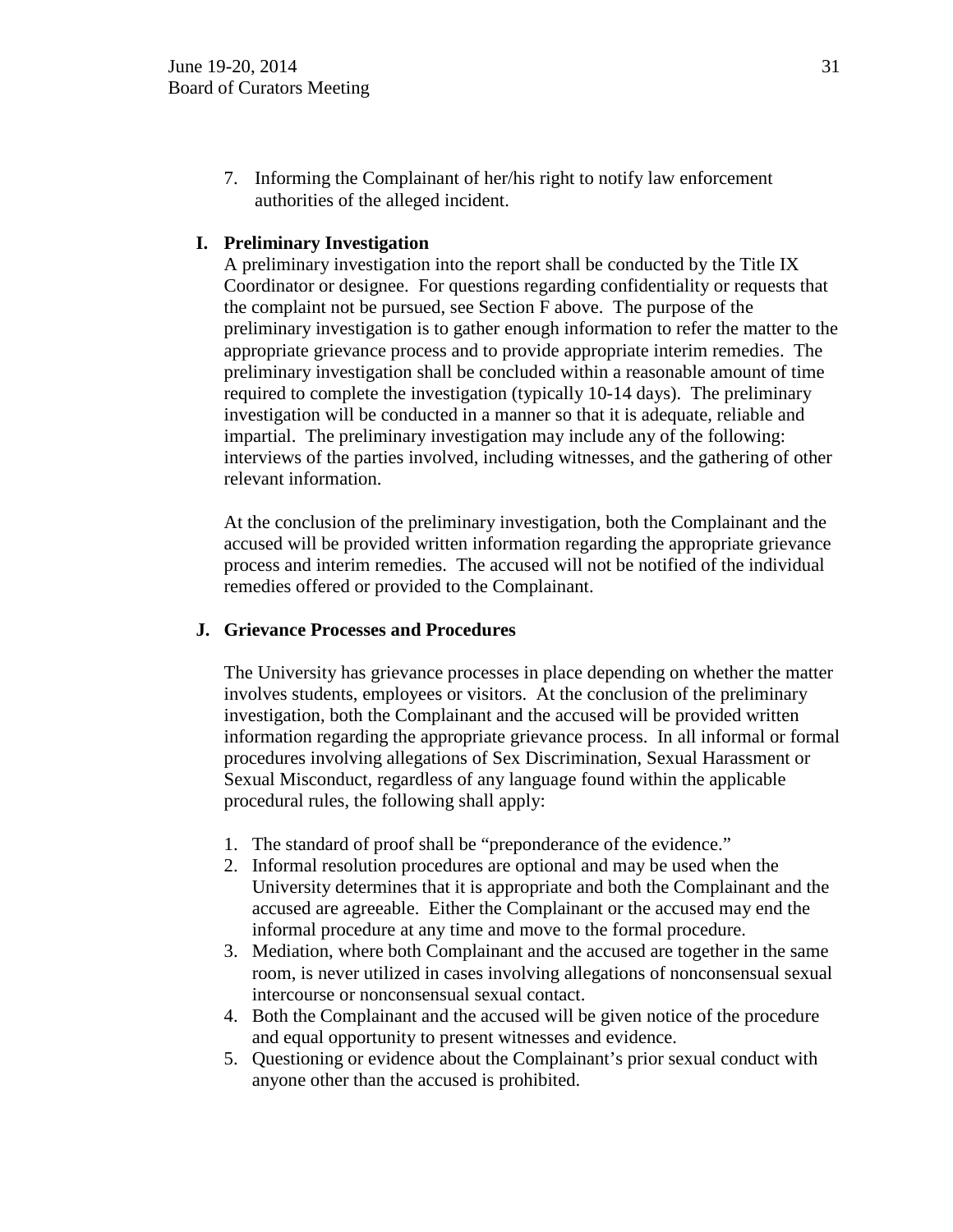7. Informing the Complainant of her/his right to notify law enforcement authorities of the alleged incident.

**I. Preliminary Investigation**

A preliminary investigation into the report shall be conducted by the Title IX Coordinator or designee. For questions regarding confidentiality or requests that the complaint not be pursued, see Section F above. The purpose of the preliminary investigation is to gather enough information to refer the matter to the appropriate grievance process and to provide appropriate interim remedies. The preliminary investigation shall be concluded within a reasonable amount of time required to complete the investigation (typically 10-14 days). The preliminary investigation will be conducted in a manner so that it is adequate, reliable and impartial. The preliminary investigation may include any of the following: interviews of the parties involved, including witnesses, and the gathering of other relevant information.

At the conclusion of the preliminary investigation, both the Complainant and the accused will be provided written information regarding the appropriate grievance process and interim remedies. The accused will not be notified of the individual remedies offered or provided to the Complainant.

**J. Grievance Processes and Procedures**

The University has grievance processes in place depending on whether the matter involves students, employees or visitors. At the conclusion of the preliminary investigation, both the Complainant and the accused will be provided written information regarding the appropriate grievance process. In all informal or formal procedures involving allegations of Sex Discrimination, Sexual Harassment or Sexual Misconduct, regardless of any language found within the applicable procedural rules, the following shall apply:

1. The standard of proof shall be "preponderance of the evidence."
2. Informal resolution procedures are optional and may be used when the University determines that it is appropriate and both the Complainant and the accused are agreeable. Either the Complainant or the accused may end the informal procedure at any time and move to the formal procedure.
3. Mediation, where both Complainant and the accused are together in the same room, is never utilized in cases involving allegations of nonconsensual sexual intercourse or nonconsensual sexual contact.
4. Both the Complainant and the accused will be given notice of the procedure and equal opportunity to present witnesses and evidence.
5. Questioning or evidence about the Complainant's prior sexual conduct with anyone other than the accused is prohibited.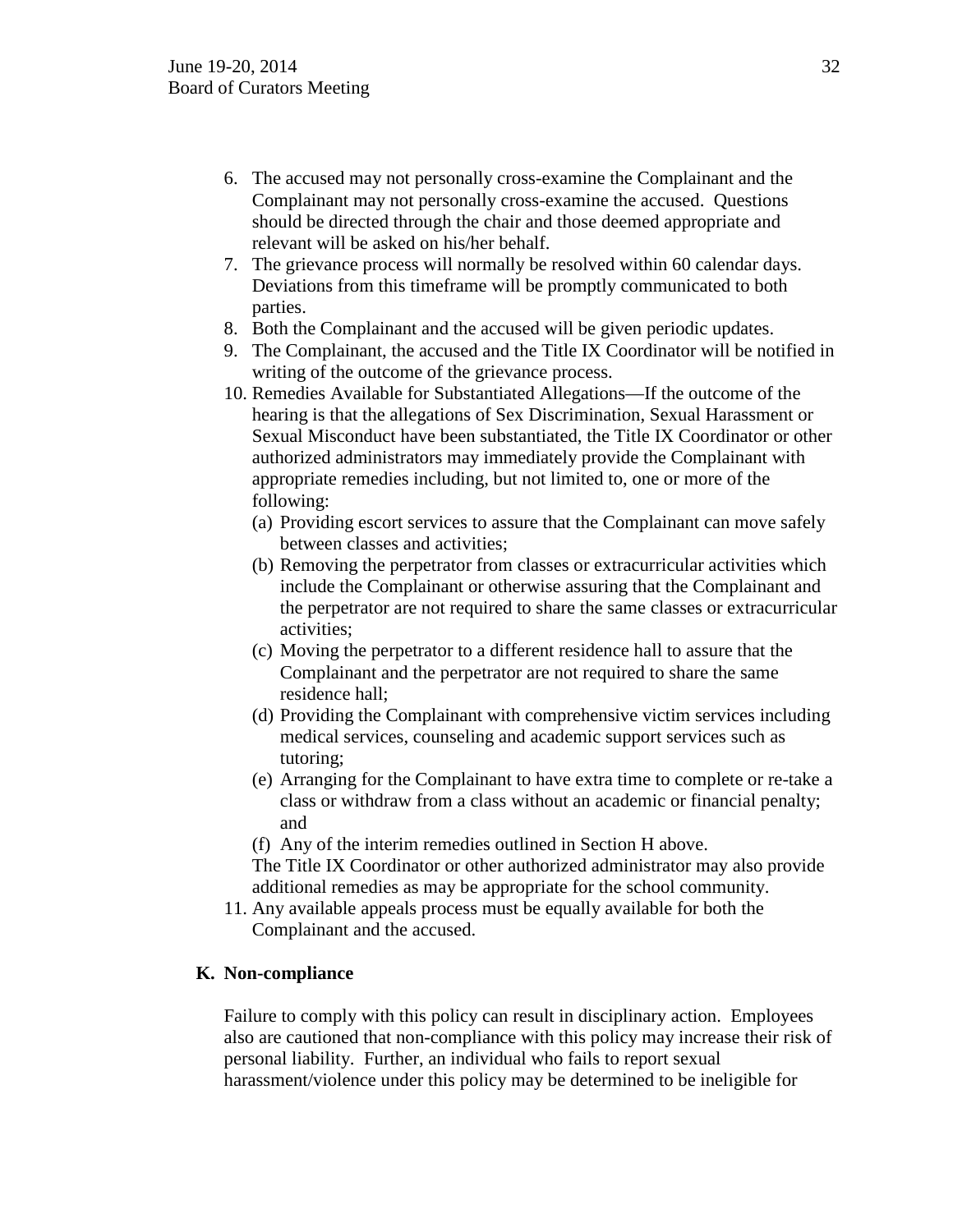6. The accused may not personally cross-examine the Complainant and the Complainant may not personally cross-examine the accused. Questions should be directed through the chair and those deemed appropriate and relevant will be asked on his/her behalf.
7. The grievance process will normally be resolved within 60 calendar days. Deviations from this timeframe will be promptly communicated to both parties.
8. Both the Complainant and the accused will be given periodic updates.
9. The Complainant, the accused and the Title IX Coordinator will be notified in writing of the outcome of the grievance process.
10. Remedies Available for Substantiated Allegations—If the outcome of the hearing is that the allegations of Sex Discrimination, Sexual Harassment or Sexual Misconduct have been substantiated, the Title IX Coordinator or other authorized administrators may immediately provide the Complainant with appropriate remedies including, but not limited to, one or more of the following:
    (a) Providing escort services to assure that the Complainant can move safely between classes and activities;
    (b) Removing the perpetrator from classes or extracurricular activities which include the Complainant or otherwise assuring that the Complainant and the perpetrator are not required to share the same classes or extracurricular activities;
    (c) Moving the perpetrator to a different residence hall to assure that the Complainant and the perpetrator are not required to share the same residence hall;
    (d) Providing the Complainant with comprehensive victim services including medical services, counseling and academic support services such as tutoring;
    (e) Arranging for the Complainant to have extra time to complete or re-take a class or withdraw from a class without an academic or financial penalty; and
    (f) Any of the interim remedies outlined in Section H above.

    The Title IX Coordinator or other authorized administrator may also provide additional remedies as may be appropriate for the school community.
11. Any available appeals process must be equally available for both the Complainant and the accused.

### K. Non-compliance

Failure to comply with this policy can result in disciplinary action. Employees also are cautioned that non-compliance with this policy may increase their risk of personal liability. Further, an individual who fails to report sexual harassment/violence under this policy may be determined to be ineligible for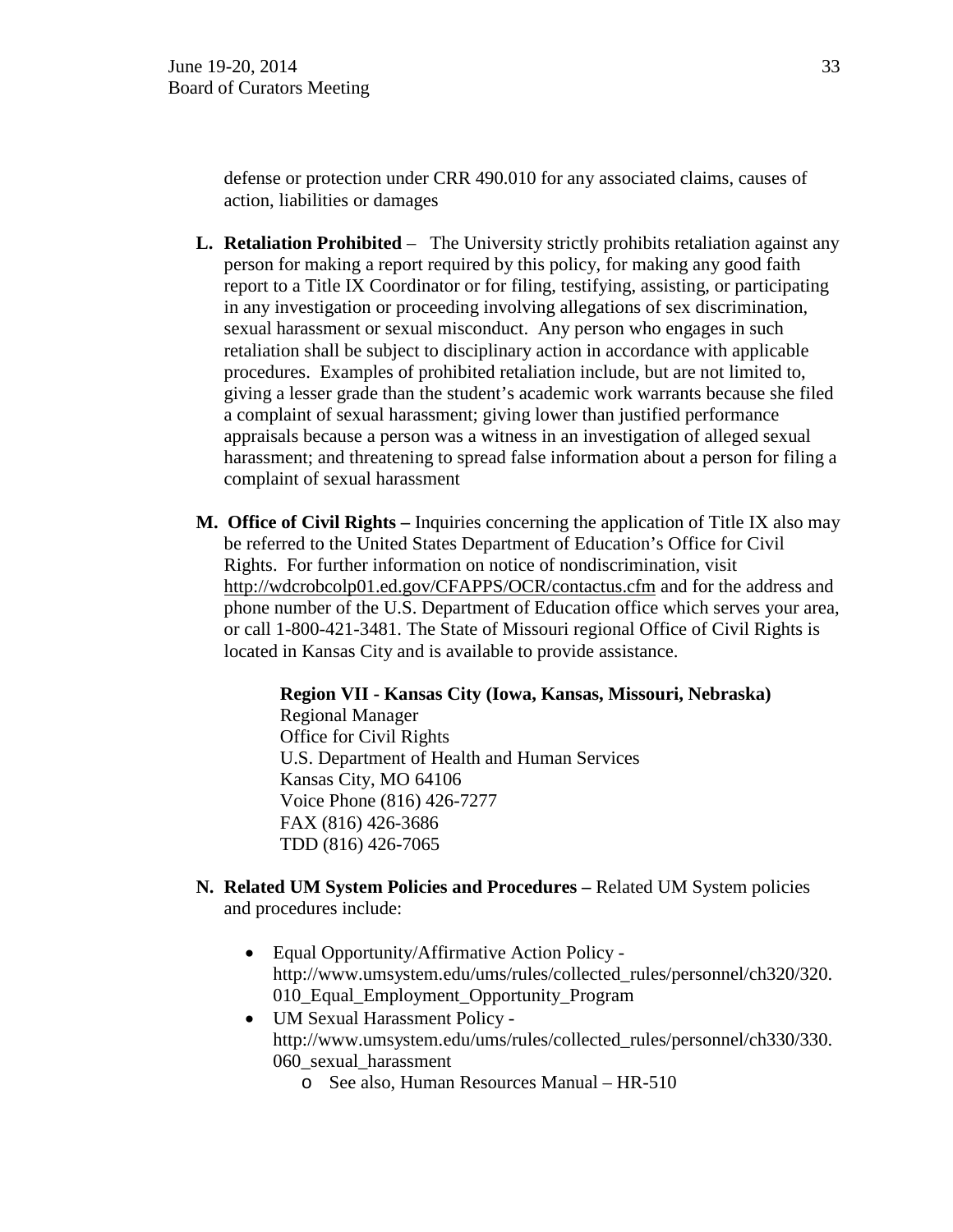defense or protection under CRR 490.010 for any associated claims, causes of action, liabilities or damages

**L. Retaliation Prohibited** – The University strictly prohibits retaliation against any person for making a report required by this policy, for making any good faith report to a Title IX Coordinator or for filing, testifying, assisting, or participating in any investigation or proceeding involving allegations of sex discrimination, sexual harassment or sexual misconduct. Any person who engages in such retaliation shall be subject to disciplinary action in accordance with applicable procedures. Examples of prohibited retaliation include, but are not limited to, giving a lesser grade than the student's academic work warrants because she filed a complaint of sexual harassment; giving lower than justified performance appraisals because a person was a witness in an investigation of alleged sexual harassment; and threatening to spread false information about a person for filing a complaint of sexual harassment

**M. Office of Civil Rights –** Inquiries concerning the application of Title IX also may be referred to the United States Department of Education's Office for Civil Rights. For further information on notice of nondiscrimination, visit http://wdcrobcolp01.ed.gov/CFAPPS/OCR/contactus.cfm and for the address and phone number of the U.S. Department of Education office which serves your area, or call 1-800-421-3481. The State of Missouri regional Office of Civil Rights is located in Kansas City and is available to provide assistance.

> **Region VII - Kansas City (Iowa, Kansas, Missouri, Nebraska)**
> Regional Manager
> Office for Civil Rights
> U.S. Department of Health and Human Services
> Kansas City, MO 64106
> Voice Phone (816) 426-7277
> FAX (816) 426-3686
> TDD (816) 426-7065

**N. Related UM System Policies and Procedures –** Related UM System policies and procedures include:

- Equal Opportunity/Affirmative Action Policy - http://www.umsystem.edu/ums/rules/collected_rules/personnel/ch320/320.010_Equal_Employment_Opportunity_Program
- UM Sexual Harassment Policy - http://www.umsystem.edu/ums/rules/collected_rules/personnel/ch330/330.060_sexual_harassment
  - See also, Human Resources Manual – HR-510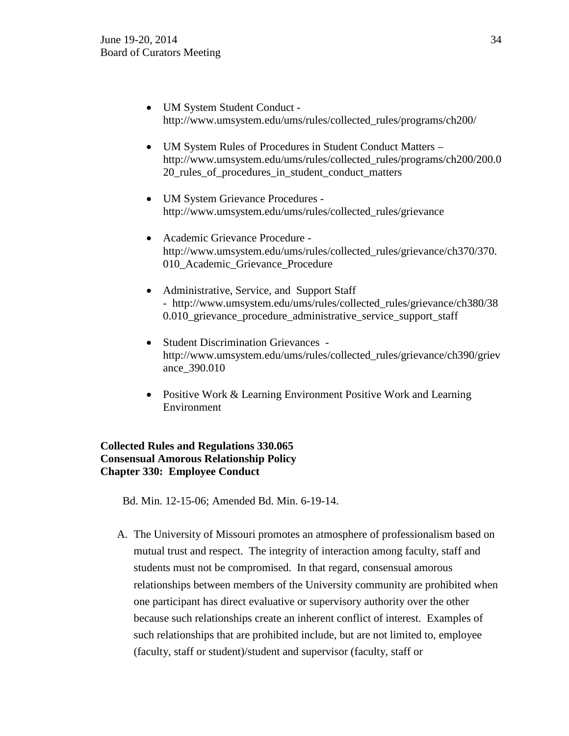- UM System Student Conduct - http://www.umsystem.edu/ums/rules/collected_rules/programs/ch200/

- UM System Rules of Procedures in Student Conduct Matters – http://www.umsystem.edu/ums/rules/collected_rules/programs/ch200/200.020_rules_of_procedures_in_student_conduct_matters

- UM System Grievance Procedures - http://www.umsystem.edu/ums/rules/collected_rules/grievance

- Academic Grievance Procedure - http://www.umsystem.edu/ums/rules/collected_rules/grievance/ch370/370.010_Academic_Grievance_Procedure

- Administrative, Service, and Support Staff - http://www.umsystem.edu/ums/rules/collected_rules/grievance/ch380/380.010_grievance_procedure_administrative_service_support_staff

- Student Discrimination Grievances - http://www.umsystem.edu/ums/rules/collected_rules/grievance/ch390/grievance_390.010

- Positive Work & Learning Environment Positive Work and Learning Environment

**Collected Rules and Regulations 330.065**
**Consensual Amorous Relationship Policy**
**Chapter 330: Employee Conduct**

Bd. Min. 12-15-06; Amended Bd. Min. 6-19-14.

A. The University of Missouri promotes an atmosphere of professionalism based on mutual trust and respect. The integrity of interaction among faculty, staff and students must not be compromised. In that regard, consensual amorous relationships between members of the University community are prohibited when one participant has direct evaluative or supervisory authority over the other because such relationships create an inherent conflict of interest. Examples of such relationships that are prohibited include, but are not limited to, employee (faculty, staff or student)/student and supervisor (faculty, staff or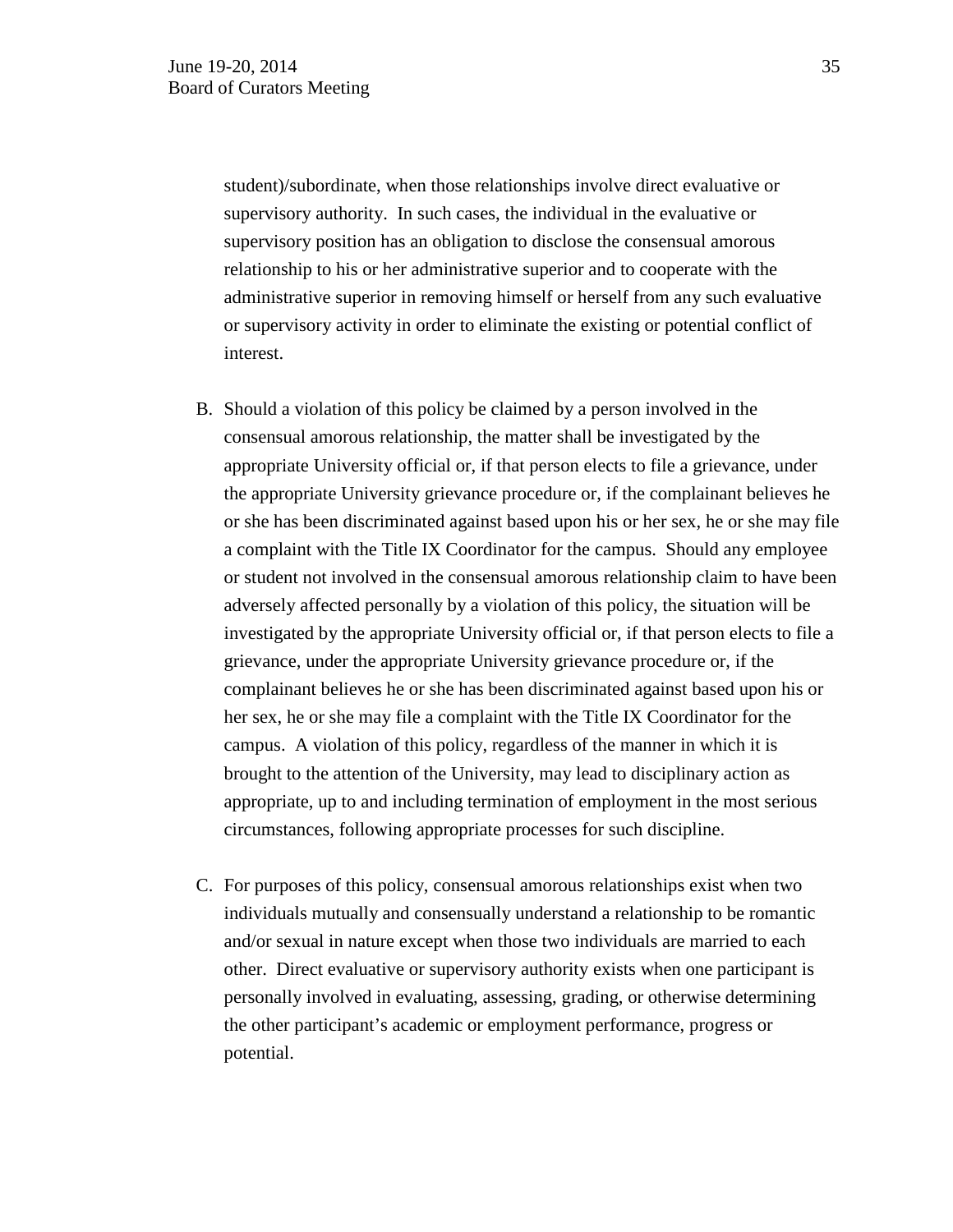student)/subordinate, when those relationships involve direct evaluative or supervisory authority. In such cases, the individual in the evaluative or supervisory position has an obligation to disclose the consensual amorous relationship to his or her administrative superior and to cooperate with the administrative superior in removing himself or herself from any such evaluative or supervisory activity in order to eliminate the existing or potential conflict of interest.

B. Should a violation of this policy be claimed by a person involved in the consensual amorous relationship, the matter shall be investigated by the appropriate University official or, if that person elects to file a grievance, under the appropriate University grievance procedure or, if the complainant believes he or she has been discriminated against based upon his or her sex, he or she may file a complaint with the Title IX Coordinator for the campus. Should any employee or student not involved in the consensual amorous relationship claim to have been adversely affected personally by a violation of this policy, the situation will be investigated by the appropriate University official or, if that person elects to file a grievance, under the appropriate University grievance procedure or, if the complainant believes he or she has been discriminated against based upon his or her sex, he or she may file a complaint with the Title IX Coordinator for the campus. A violation of this policy, regardless of the manner in which it is brought to the attention of the University, may lead to disciplinary action as appropriate, up to and including termination of employment in the most serious circumstances, following appropriate processes for such discipline.

C. For purposes of this policy, consensual amorous relationships exist when two individuals mutually and consensually understand a relationship to be romantic and/or sexual in nature except when those two individuals are married to each other. Direct evaluative or supervisory authority exists when one participant is personally involved in evaluating, assessing, grading, or otherwise determining the other participant's academic or employment performance, progress or potential.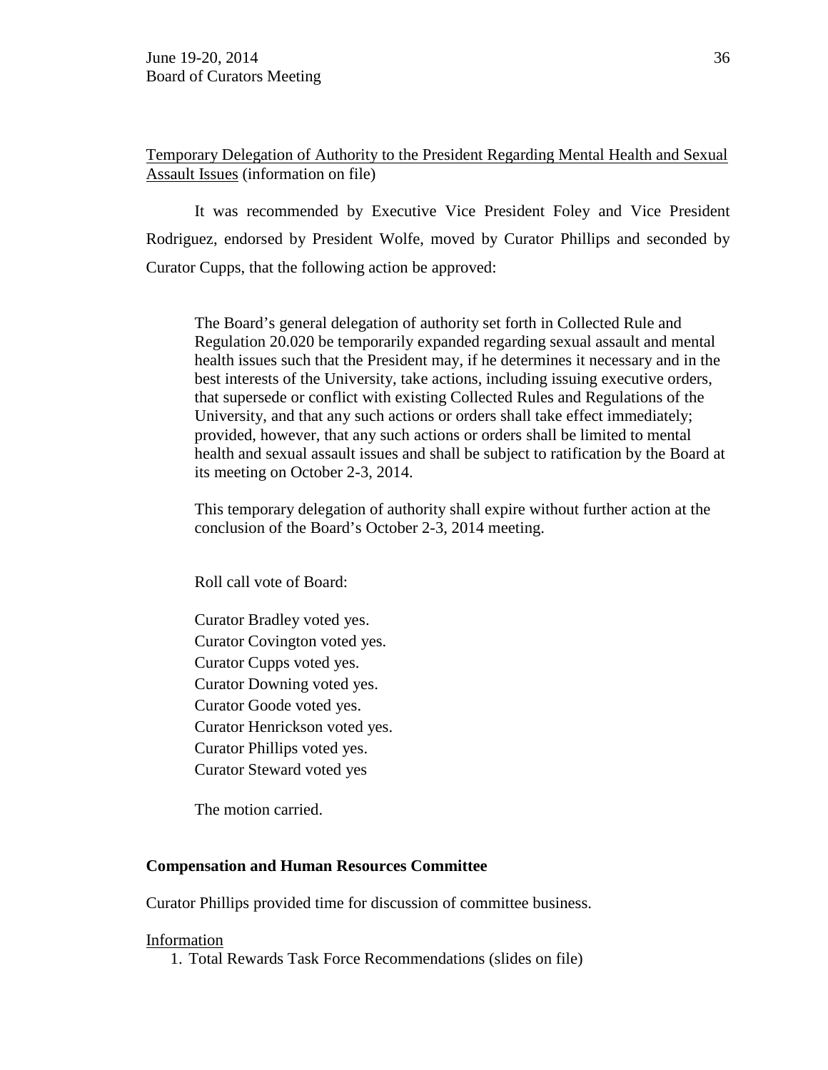Temporary Delegation of Authority to the President Regarding Mental Health and Sexual Assault Issues (information on file)

It was recommended by Executive Vice President Foley and Vice President Rodriguez, endorsed by President Wolfe, moved by Curator Phillips and seconded by Curator Cupps, that the following action be approved:

> The Board's general delegation of authority set forth in Collected Rule and Regulation 20.020 be temporarily expanded regarding sexual assault and mental health issues such that the President may, if he determines it necessary and in the best interests of the University, take actions, including issuing executive orders, that supersede or conflict with existing Collected Rules and Regulations of the University, and that any such actions or orders shall take effect immediately; provided, however, that any such actions or orders shall be limited to mental health and sexual assault issues and shall be subject to ratification by the Board at its meeting on October 2-3, 2014.
>
> This temporary delegation of authority shall expire without further action at the conclusion of the Board's October 2-3, 2014 meeting.

Roll call vote of Board:

Curator Bradley voted yes.
Curator Covington voted yes.
Curator Cupps voted yes.
Curator Downing voted yes.
Curator Goode voted yes.
Curator Henrickson voted yes.
Curator Phillips voted yes.
Curator Steward voted yes

The motion carried.

**Compensation and Human Resources Committee**

Curator Phillips provided time for discussion of committee business.

Information

1. Total Rewards Task Force Recommendations (slides on file)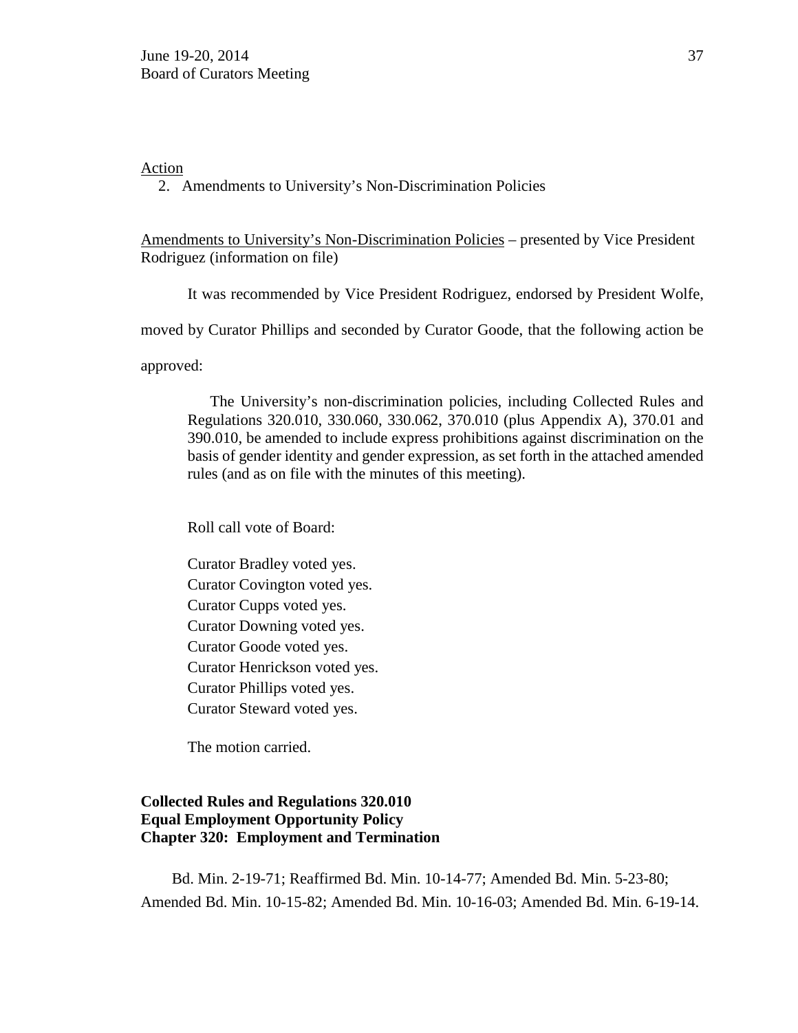Action

2. Amendments to University's Non-Discrimination Policies

Amendments to University's Non-Discrimination Policies – presented by Vice President Rodriguez (information on file)

It was recommended by Vice President Rodriguez, endorsed by President Wolfe, moved by Curator Phillips and seconded by Curator Goode, that the following action be approved:

> The University's non-discrimination policies, including Collected Rules and Regulations 320.010, 330.060, 330.062, 370.010 (plus Appendix A), 370.01 and 390.010, be amended to include express prohibitions against discrimination on the basis of gender identity and gender expression, as set forth in the attached amended rules (and as on file with the minutes of this meeting).

Roll call vote of Board:

Curator Bradley voted yes.
Curator Covington voted yes.
Curator Cupps voted yes.
Curator Downing voted yes.
Curator Goode voted yes.
Curator Henrickson voted yes.
Curator Phillips voted yes.
Curator Steward voted yes.

The motion carried.

**Collected Rules and Regulations 320.010**
**Equal Employment Opportunity Policy**
**Chapter 320: Employment and Termination**

Bd. Min. 2-19-71; Reaffirmed Bd. Min. 10-14-77; Amended Bd. Min. 5-23-80; Amended Bd. Min. 10-15-82; Amended Bd. Min. 10-16-03; Amended Bd. Min. 6-19-14.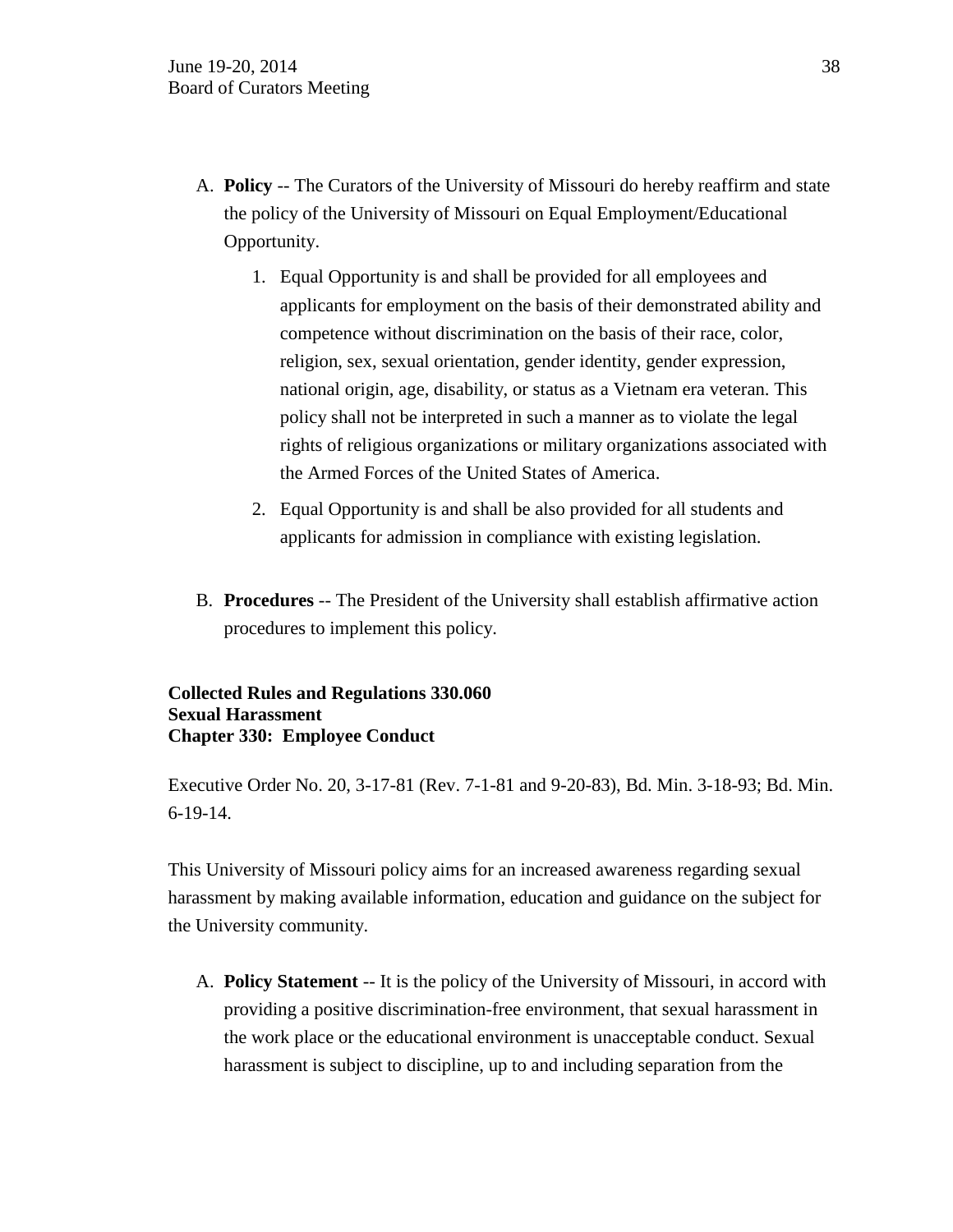A. **Policy** -- The Curators of the University of Missouri do hereby reaffirm and state the policy of the University of Missouri on Equal Employment/Educational Opportunity.

    1. Equal Opportunity is and shall be provided for all employees and applicants for employment on the basis of their demonstrated ability and competence without discrimination on the basis of their race, color, religion, sex, sexual orientation, gender identity, gender expression, national origin, age, disability, or status as a Vietnam era veteran. This policy shall not be interpreted in such a manner as to violate the legal rights of religious organizations or military organizations associated with the Armed Forces of the United States of America.

    2. Equal Opportunity is and shall be also provided for all students and applicants for admission in compliance with existing legislation.

B. **Procedures** -- The President of the University shall establish affirmative action procedures to implement this policy.

**Collected Rules and Regulations 330.060**
**Sexual Harassment**
**Chapter 330: Employee Conduct**

Executive Order No. 20, 3-17-81 (Rev. 7-1-81 and 9-20-83), Bd. Min. 3-18-93; Bd. Min. 6-19-14.

This University of Missouri policy aims for an increased awareness regarding sexual harassment by making available information, education and guidance on the subject for the University community.

A. **Policy Statement** -- It is the policy of the University of Missouri, in accord with providing a positive discrimination-free environment, that sexual harassment in the work place or the educational environment is unacceptable conduct. Sexual harassment is subject to discipline, up to and including separation from the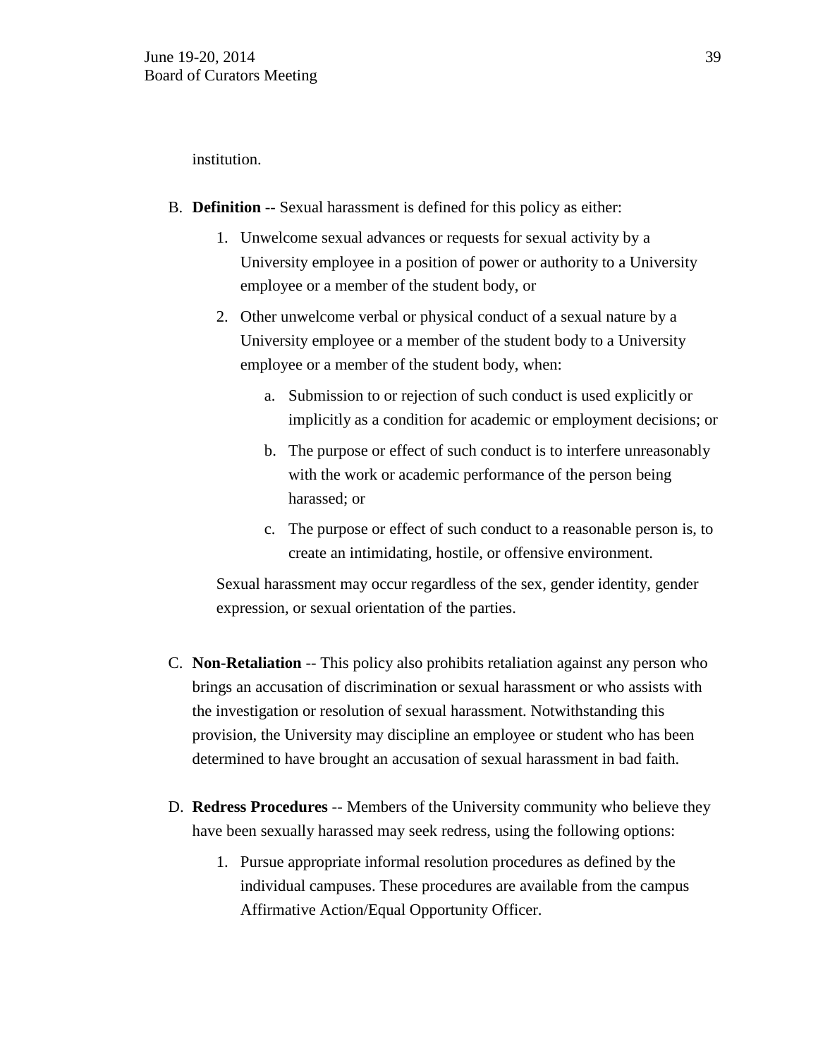institution.

B. **Definition** -- Sexual harassment is defined for this policy as either:

   1. Unwelcome sexual advances or requests for sexual activity by a University employee in a position of power or authority to a University employee or a member of the student body, or

   2. Other unwelcome verbal or physical conduct of a sexual nature by a University employee or a member of the student body to a University employee or a member of the student body, when:

      a. Submission to or rejection of such conduct is used explicitly or implicitly as a condition for academic or employment decisions; or

      b. The purpose or effect of such conduct is to interfere unreasonably with the work or academic performance of the person being harassed; or

      c. The purpose or effect of such conduct to a reasonable person is, to create an intimidating, hostile, or offensive environment.

   Sexual harassment may occur regardless of the sex, gender identity, gender expression, or sexual orientation of the parties.

C. **Non-Retaliation** -- This policy also prohibits retaliation against any person who brings an accusation of discrimination or sexual harassment or who assists with the investigation or resolution of sexual harassment. Notwithstanding this provision, the University may discipline an employee or student who has been determined to have brought an accusation of sexual harassment in bad faith.

D. **Redress Procedures** -- Members of the University community who believe they have been sexually harassed may seek redress, using the following options:

   1. Pursue appropriate informal resolution procedures as defined by the individual campuses. These procedures are available from the campus Affirmative Action/Equal Opportunity Officer.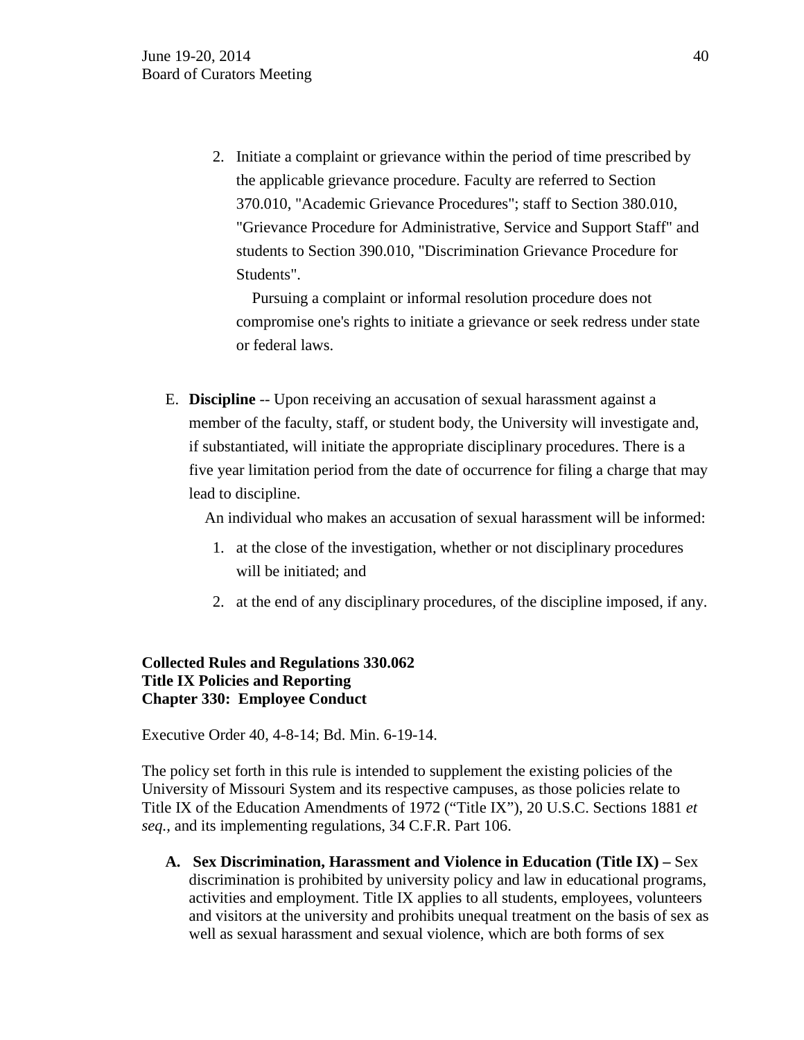2. Initiate a complaint or grievance within the period of time prescribed by the applicable grievance procedure. Faculty are referred to Section 370.010, "Academic Grievance Procedures"; staff to Section 380.010, "Grievance Procedure for Administrative, Service and Support Staff" and students to Section 390.010, "Discrimination Grievance Procedure for Students".

   Pursuing a complaint or informal resolution procedure does not compromise one's rights to initiate a grievance or seek redress under state or federal laws.

E. **Discipline** -- Upon receiving an accusation of sexual harassment against a member of the faculty, staff, or student body, the University will investigate and, if substantiated, will initiate the appropriate disciplinary procedures. There is a five year limitation period from the date of occurrence for filing a charge that may lead to discipline.

   An individual who makes an accusation of sexual harassment will be informed:

   1. at the close of the investigation, whether or not disciplinary procedures will be initiated; and
   2. at the end of any disciplinary procedures, of the discipline imposed, if any.

**Collected Rules and Regulations 330.062**
**Title IX Policies and Reporting**
**Chapter 330: Employee Conduct**

Executive Order 40, 4-8-14; Bd. Min. 6-19-14.

The policy set forth in this rule is intended to supplement the existing policies of the University of Missouri System and its respective campuses, as those policies relate to Title IX of the Education Amendments of 1972 ("Title IX"), 20 U.S.C. Sections 1881 *et seq.*, and its implementing regulations, 34 C.F.R. Part 106.

A. **Sex Discrimination, Harassment and Violence in Education (Title IX) –** Sex discrimination is prohibited by university policy and law in educational programs, activities and employment. Title IX applies to all students, employees, volunteers and visitors at the university and prohibits unequal treatment on the basis of sex as well as sexual harassment and sexual violence, which are both forms of sex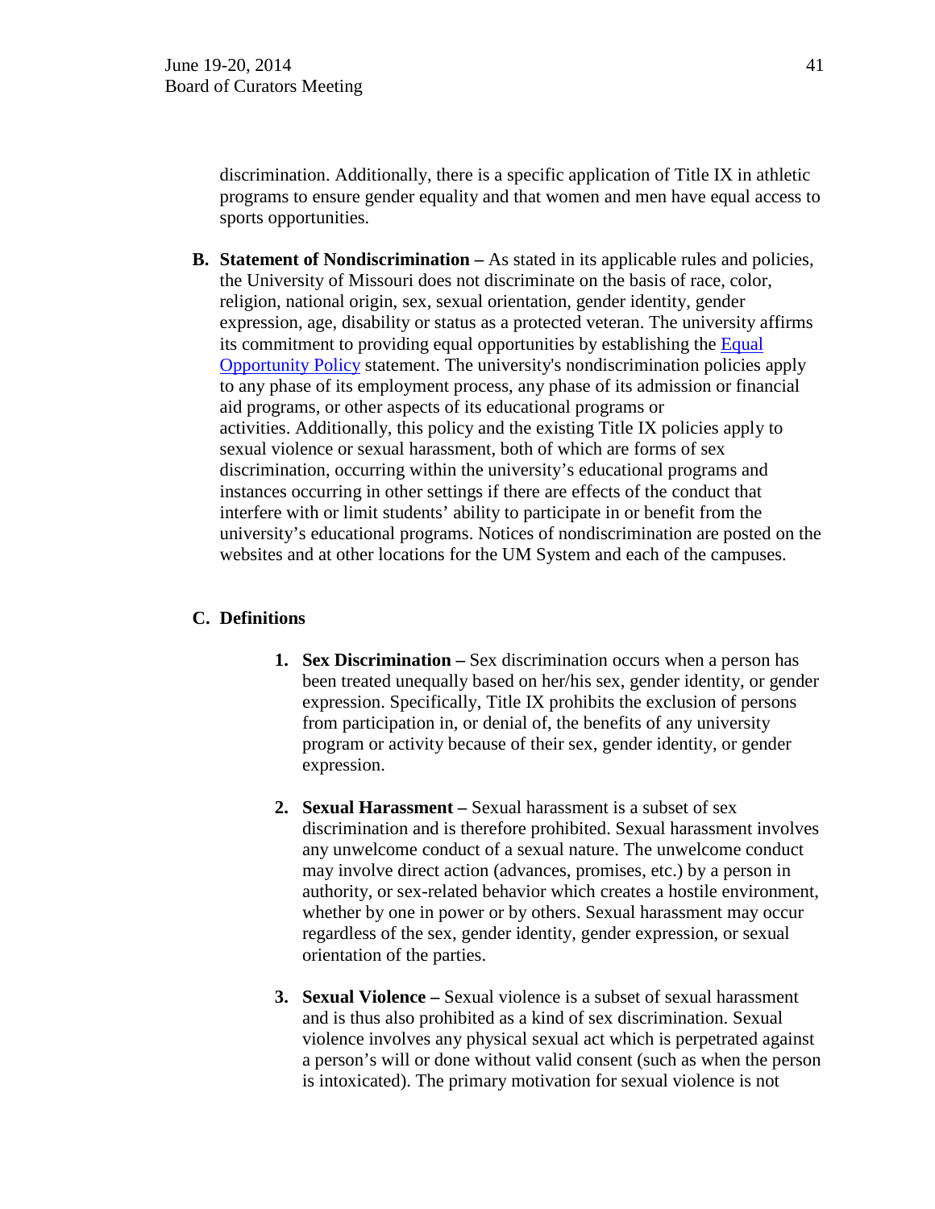discrimination. Additionally, there is a specific application of Title IX in athletic programs to ensure gender equality and that women and men have equal access to sports opportunities.

**B. Statement of Nondiscrimination –** As stated in its applicable rules and policies, the University of Missouri does not discriminate on the basis of race, color, religion, national origin, sex, sexual orientation, gender identity, gender expression, age, disability or status as a protected veteran. The university affirms its commitment to providing equal opportunities by establishing the [Equal Opportunity Policy] statement. The university's nondiscrimination policies apply to any phase of its employment process, any phase of its admission or financial aid programs, or other aspects of its educational programs or activities. Additionally, this policy and the existing Title IX policies apply to sexual violence or sexual harassment, both of which are forms of sex discrimination, occurring within the university's educational programs and instances occurring in other settings if there are effects of the conduct that interfere with or limit students' ability to participate in or benefit from the university's educational programs. Notices of nondiscrimination are posted on the websites and at other locations for the UM System and each of the campuses.

**C. Definitions**

1. **Sex Discrimination –** Sex discrimination occurs when a person has been treated unequally based on her/his sex, gender identity, or gender expression. Specifically, Title IX prohibits the exclusion of persons from participation in, or denial of, the benefits of any university program or activity because of their sex, gender identity, or gender expression.

2. **Sexual Harassment –** Sexual harassment is a subset of sex discrimination and is therefore prohibited. Sexual harassment involves any unwelcome conduct of a sexual nature. The unwelcome conduct may involve direct action (advances, promises, etc.) by a person in authority, or sex-related behavior which creates a hostile environment, whether by one in power or by others. Sexual harassment may occur regardless of the sex, gender identity, gender expression, or sexual orientation of the parties.

3. **Sexual Violence –** Sexual violence is a subset of sexual harassment and is thus also prohibited as a kind of sex discrimination. Sexual violence involves any physical sexual act which is perpetrated against a person's will or done without valid consent (such as when the person is intoxicated). The primary motivation for sexual violence is not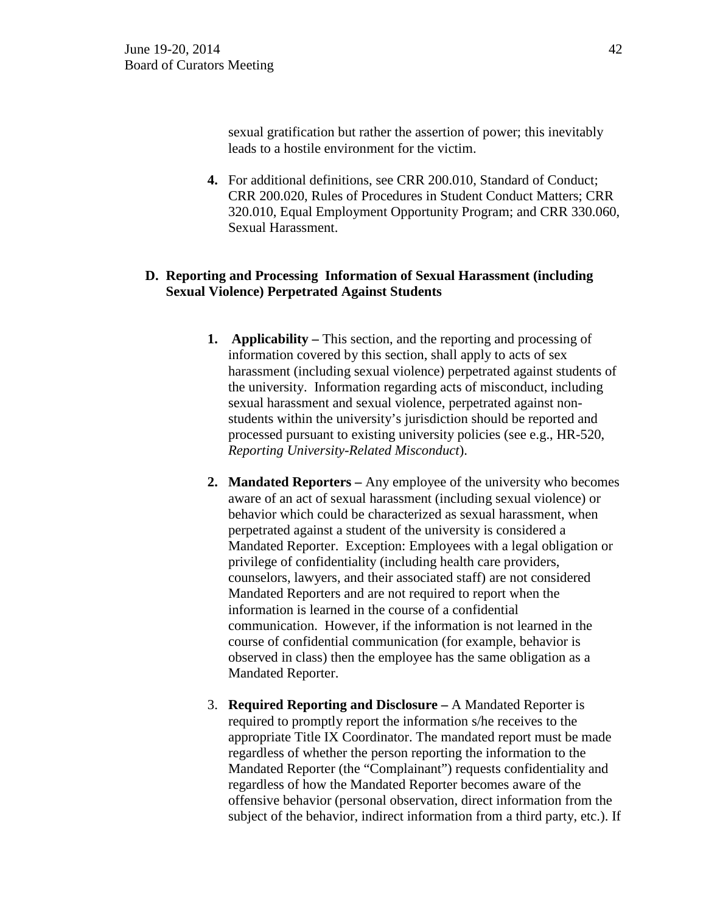sexual gratification but rather the assertion of power; this inevitably leads to a hostile environment for the victim.

4. For additional definitions, see CRR 200.010, Standard of Conduct; CRR 200.020, Rules of Procedures in Student Conduct Matters; CRR 320.010, Equal Employment Opportunity Program; and CRR 330.060, Sexual Harassment.

**D. Reporting and Processing Information of Sexual Harassment (including Sexual Violence) Perpetrated Against Students**

1. **Applicability –** This section, and the reporting and processing of information covered by this section, shall apply to acts of sex harassment (including sexual violence) perpetrated against students of the university. Information regarding acts of misconduct, including sexual harassment and sexual violence, perpetrated against non-students within the university's jurisdiction should be reported and processed pursuant to existing university policies (see e.g., HR-520, *Reporting University-Related Misconduct*).

2. **Mandated Reporters –** Any employee of the university who becomes aware of an act of sexual harassment (including sexual violence) or behavior which could be characterized as sexual harassment, when perpetrated against a student of the university is considered a Mandated Reporter. Exception: Employees with a legal obligation or privilege of confidentiality (including health care providers, counselors, lawyers, and their associated staff) are not considered Mandated Reporters and are not required to report when the information is learned in the course of a confidential communication. However, if the information is not learned in the course of confidential communication (for example, behavior is observed in class) then the employee has the same obligation as a Mandated Reporter.

3. **Required Reporting and Disclosure –** A Mandated Reporter is required to promptly report the information s/he receives to the appropriate Title IX Coordinator. The mandated report must be made regardless of whether the person reporting the information to the Mandated Reporter (the "Complainant") requests confidentiality and regardless of how the Mandated Reporter becomes aware of the offensive behavior (personal observation, direct information from the subject of the behavior, indirect information from a third party, etc.). If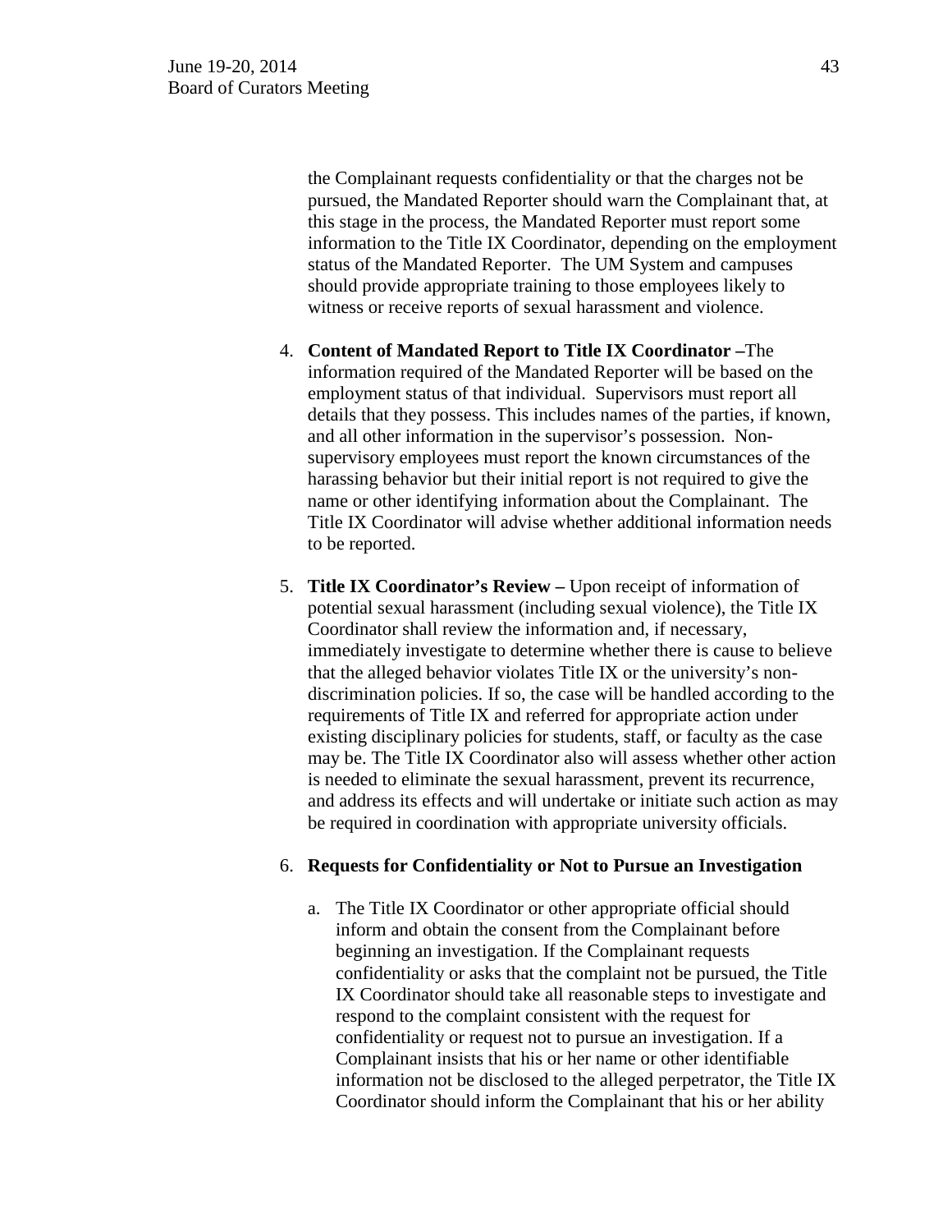the Complainant requests confidentiality or that the charges not be pursued, the Mandated Reporter should warn the Complainant that, at this stage in the process, the Mandated Reporter must report some information to the Title IX Coordinator, depending on the employment status of the Mandated Reporter. The UM System and campuses should provide appropriate training to those employees likely to witness or receive reports of sexual harassment and violence.

4. **Content of Mandated Report to Title IX Coordinator –**The information required of the Mandated Reporter will be based on the employment status of that individual. Supervisors must report all details that they possess. This includes names of the parties, if known, and all other information in the supervisor's possession. Non-supervisory employees must report the known circumstances of the harassing behavior but their initial report is not required to give the name or other identifying information about the Complainant. The Title IX Coordinator will advise whether additional information needs to be reported.

5. **Title IX Coordinator's Review –** Upon receipt of information of potential sexual harassment (including sexual violence), the Title IX Coordinator shall review the information and, if necessary, immediately investigate to determine whether there is cause to believe that the alleged behavior violates Title IX or the university's non-discrimination policies. If so, the case will be handled according to the requirements of Title IX and referred for appropriate action under existing disciplinary policies for students, staff, or faculty as the case may be. The Title IX Coordinator also will assess whether other action is needed to eliminate the sexual harassment, prevent its recurrence, and address its effects and will undertake or initiate such action as may be required in coordination with appropriate university officials.

6. **Requests for Confidentiality or Not to Pursue an Investigation**

    a. The Title IX Coordinator or other appropriate official should inform and obtain the consent from the Complainant before beginning an investigation. If the Complainant requests confidentiality or asks that the complaint not be pursued, the Title IX Coordinator should take all reasonable steps to investigate and respond to the complaint consistent with the request for confidentiality or request not to pursue an investigation. If a Complainant insists that his or her name or other identifiable information not be disclosed to the alleged perpetrator, the Title IX Coordinator should inform the Complainant that his or her ability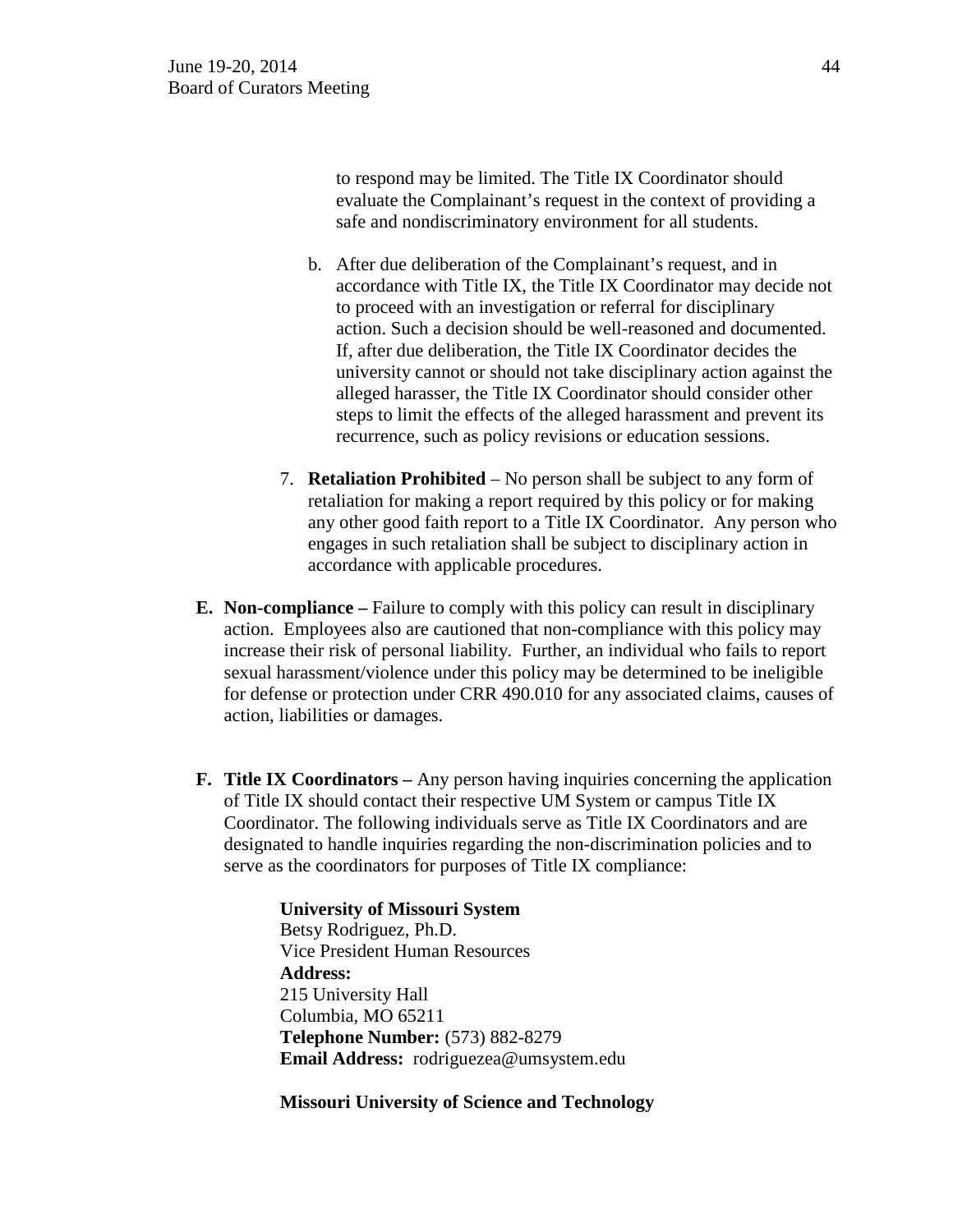to respond may be limited. The Title IX Coordinator should evaluate the Complainant's request in the context of providing a safe and nondiscriminatory environment for all students.

b. After due deliberation of the Complainant's request, and in accordance with Title IX, the Title IX Coordinator may decide not to proceed with an investigation or referral for disciplinary action. Such a decision should be well-reasoned and documented. If, after due deliberation, the Title IX Coordinator decides the university cannot or should not take disciplinary action against the alleged harasser, the Title IX Coordinator should consider other steps to limit the effects of the alleged harassment and prevent its recurrence, such as policy revisions or education sessions.

7. **Retaliation Prohibited** – No person shall be subject to any form of retaliation for making a report required by this policy or for making any other good faith report to a Title IX Coordinator. Any person who engages in such retaliation shall be subject to disciplinary action in accordance with applicable procedures.

**E. Non-compliance –** Failure to comply with this policy can result in disciplinary action. Employees also are cautioned that non-compliance with this policy may increase their risk of personal liability. Further, an individual who fails to report sexual harassment/violence under this policy may be determined to be ineligible for defense or protection under CRR 490.010 for any associated claims, causes of action, liabilities or damages.

**F. Title IX Coordinators –** Any person having inquiries concerning the application of Title IX should contact their respective UM System or campus Title IX Coordinator. The following individuals serve as Title IX Coordinators and are designated to handle inquiries regarding the non-discrimination policies and to serve as the coordinators for purposes of Title IX compliance:

**University of Missouri System**
Betsy Rodriguez, Ph.D.
Vice President Human Resources
**Address:**
215 University Hall
Columbia, MO 65211
**Telephone Number:** (573) 882-8279
**Email Address:** rodriguezea@umsystem.edu

**Missouri University of Science and Technology**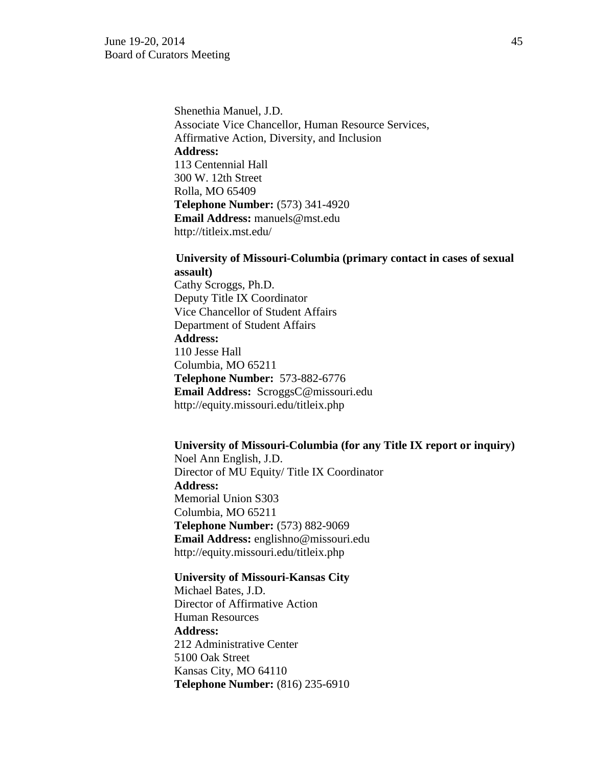Shenethia Manuel, J.D.
Associate Vice Chancellor, Human Resource Services,
Affirmative Action, Diversity, and Inclusion
**Address:**
113 Centennial Hall
300 W. 12th Street
Rolla, MO 65409
**Telephone Number:** (573) 341-4920
**Email Address:** manuels@mst.edu
http://titleix.mst.edu/

**University of Missouri-Columbia (primary contact in cases of sexual assault)**
Cathy Scroggs, Ph.D.
Deputy Title IX Coordinator
Vice Chancellor of Student Affairs
Department of Student Affairs
**Address:**
110 Jesse Hall
Columbia, MO 65211
**Telephone Number:** 573-882-6776
**Email Address:** ScroggsC@missouri.edu
http://equity.missouri.edu/titleix.php

**University of Missouri-Columbia (for any Title IX report or inquiry)**
Noel Ann English, J.D.
Director of MU Equity/ Title IX Coordinator
**Address:**
Memorial Union S303
Columbia, MO 65211
**Telephone Number:** (573) 882-9069
**Email Address:** englishno@missouri.edu
http://equity.missouri.edu/titleix.php

**University of Missouri-Kansas City**
Michael Bates, J.D.
Director of Affirmative Action
Human Resources
**Address:**
212 Administrative Center
5100 Oak Street
Kansas City, MO 64110
**Telephone Number:** (816) 235-6910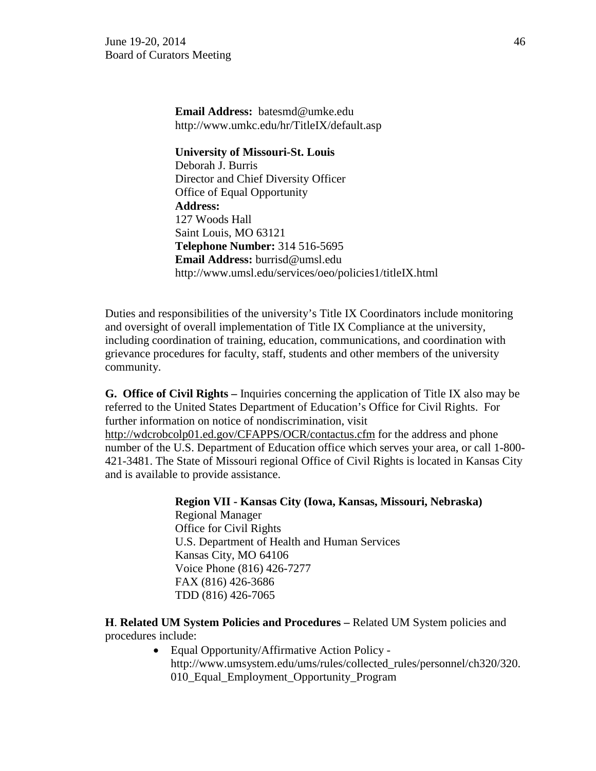**Email Address:** batesmd@umke.edu
http://www.umkc.edu/hr/TitleIX/default.asp

**University of Missouri-St. Louis**
Deborah J. Burris
Director and Chief Diversity Officer
Office of Equal Opportunity
**Address:**
127 Woods Hall
Saint Louis, MO 63121
**Telephone Number:** 314 516-5695
**Email Address:** burrisd@umsl.edu
http://www.umsl.edu/services/oeo/policies1/titleIX.html

Duties and responsibilities of the university's Title IX Coordinators include monitoring and oversight of overall implementation of Title IX Compliance at the university, including coordination of training, education, communications, and coordination with grievance procedures for faculty, staff, students and other members of the university community.

**G. Office of Civil Rights –** Inquiries concerning the application of Title IX also may be referred to the United States Department of Education's Office for Civil Rights. For further information on notice of nondiscrimination, visit http://wdcrobcolp01.ed.gov/CFAPPS/OCR/contactus.cfm for the address and phone number of the U.S. Department of Education office which serves your area, or call 1-800-421-3481. The State of Missouri regional Office of Civil Rights is located in Kansas City and is available to provide assistance.

**Region VII - Kansas City (Iowa, Kansas, Missouri, Nebraska)**
Regional Manager
Office for Civil Rights
U.S. Department of Health and Human Services
Kansas City, MO 64106
Voice Phone (816) 426-7277
FAX (816) 426-3686
TDD (816) 426-7065

**H**. **Related UM System Policies and Procedures –** Related UM System policies and procedures include:

- Equal Opportunity/Affirmative Action Policy - http://www.umsystem.edu/ums/rules/collected_rules/personnel/ch320/320.010_Equal_Employment_Opportunity_Program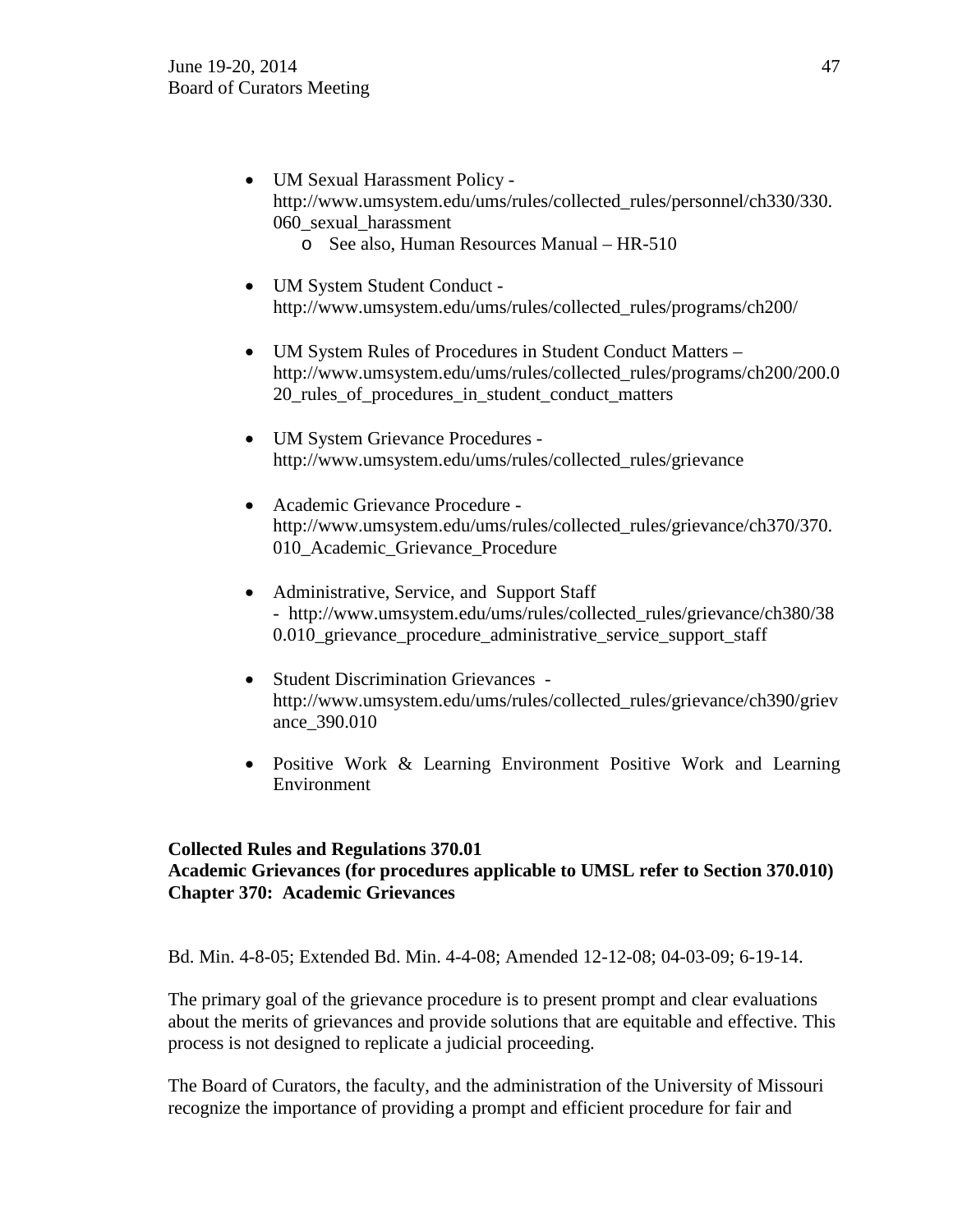- UM Sexual Harassment Policy - http://www.umsystem.edu/ums/rules/collected_rules/personnel/ch330/330.060_sexual_harassment
  - See also, Human Resources Manual – HR-510
- UM System Student Conduct - http://www.umsystem.edu/ums/rules/collected_rules/programs/ch200/
- UM System Rules of Procedures in Student Conduct Matters – http://www.umsystem.edu/ums/rules/collected_rules/programs/ch200/200.020_rules_of_procedures_in_student_conduct_matters
- UM System Grievance Procedures - http://www.umsystem.edu/ums/rules/collected_rules/grievance
- Academic Grievance Procedure - http://www.umsystem.edu/ums/rules/collected_rules/grievance/ch370/370.010_Academic_Grievance_Procedure
- Administrative, Service, and Support Staff - http://www.umsystem.edu/ums/rules/collected_rules/grievance/ch380/380.010_grievance_procedure_administrative_service_support_staff
- Student Discrimination Grievances - http://www.umsystem.edu/ums/rules/collected_rules/grievance/ch390/grievance_390.010
- Positive Work & Learning Environment Positive Work and Learning Environment

**Collected Rules and Regulations 370.01**
**Academic Grievances (for procedures applicable to UMSL refer to Section 370.010)**
**Chapter 370: Academic Grievances**

Bd. Min. 4-8-05; Extended Bd. Min. 4-4-08; Amended 12-12-08; 04-03-09; 6-19-14.

The primary goal of the grievance procedure is to present prompt and clear evaluations about the merits of grievances and provide solutions that are equitable and effective. This process is not designed to replicate a judicial proceeding.

The Board of Curators, the faculty, and the administration of the University of Missouri recognize the importance of providing a prompt and efficient procedure for fair and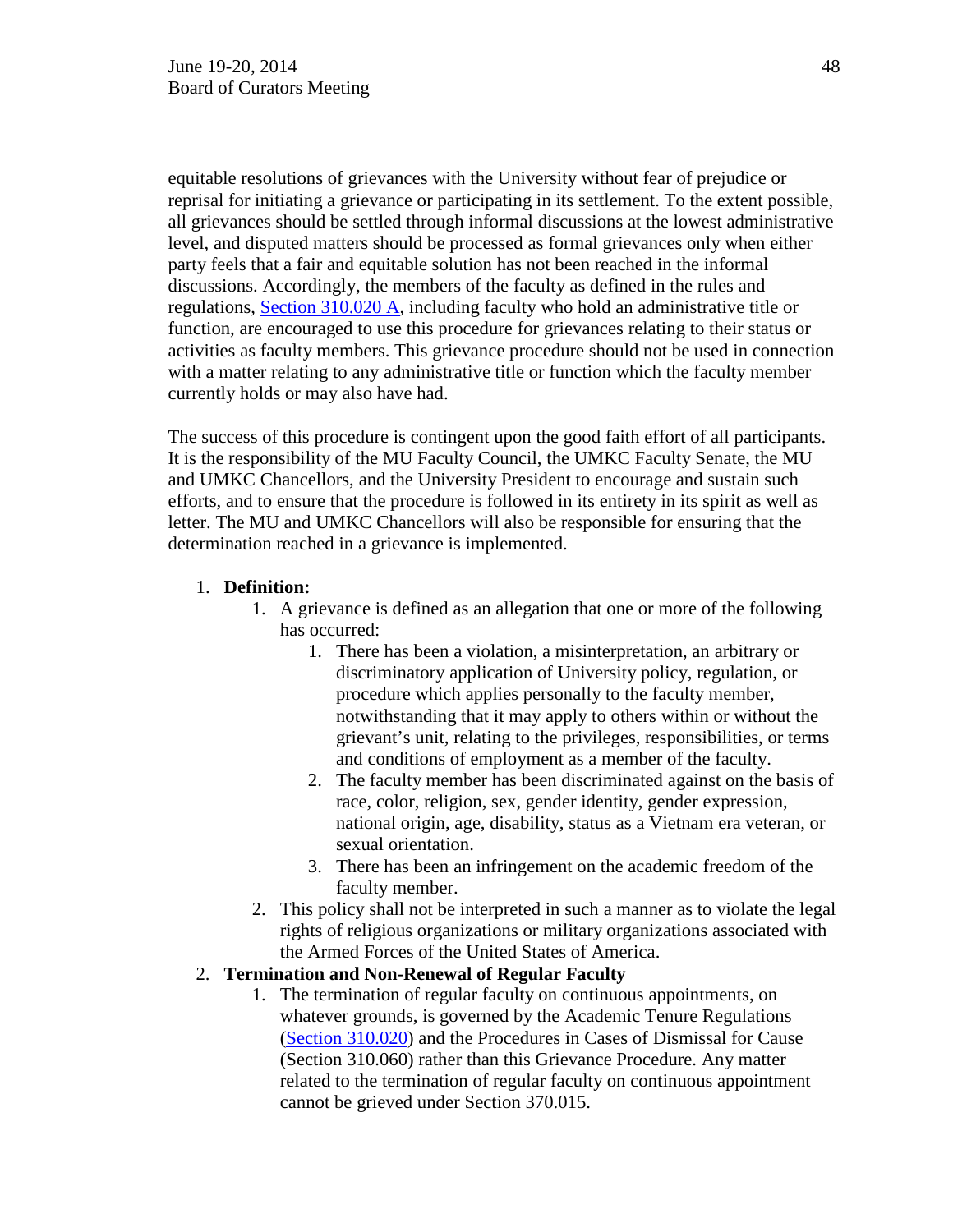equitable resolutions of grievances with the University without fear of prejudice or reprisal for initiating a grievance or participating in its settlement. To the extent possible, all grievances should be settled through informal discussions at the lowest administrative level, and disputed matters should be processed as formal grievances only when either party feels that a fair and equitable solution has not been reached in the informal discussions. Accordingly, the members of the faculty as defined in the rules and regulations, [Section 310.020 A](), including faculty who hold an administrative title or function, are encouraged to use this procedure for grievances relating to their status or activities as faculty members. This grievance procedure should not be used in connection with a matter relating to any administrative title or function which the faculty member currently holds or may also have had.

The success of this procedure is contingent upon the good faith effort of all participants. It is the responsibility of the MU Faculty Council, the UMKC Faculty Senate, the MU and UMKC Chancellors, and the University President to encourage and sustain such efforts, and to ensure that the procedure is followed in its entirety in its spirit as well as letter. The MU and UMKC Chancellors will also be responsible for ensuring that the determination reached in a grievance is implemented.

1. **Definition:**
    1. A grievance is defined as an allegation that one or more of the following has occurred:
        1. There has been a violation, a misinterpretation, an arbitrary or discriminatory application of University policy, regulation, or procedure which applies personally to the faculty member, notwithstanding that it may apply to others within or without the grievant's unit, relating to the privileges, responsibilities, or terms and conditions of employment as a member of the faculty.
        2. The faculty member has been discriminated against on the basis of race, color, religion, sex, gender identity, gender expression, national origin, age, disability, status as a Vietnam era veteran, or sexual orientation.
        3. There has been an infringement on the academic freedom of the faculty member.
    2. This policy shall not be interpreted in such a manner as to violate the legal rights of religious organizations or military organizations associated with the Armed Forces of the United States of America.
2. **Termination and Non-Renewal of Regular Faculty**
    1. The termination of regular faculty on continuous appointments, on whatever grounds, is governed by the Academic Tenure Regulations ([Section 310.020]()) and the Procedures in Cases of Dismissal for Cause (Section 310.060) rather than this Grievance Procedure. Any matter related to the termination of regular faculty on continuous appointment cannot be grieved under Section 370.015.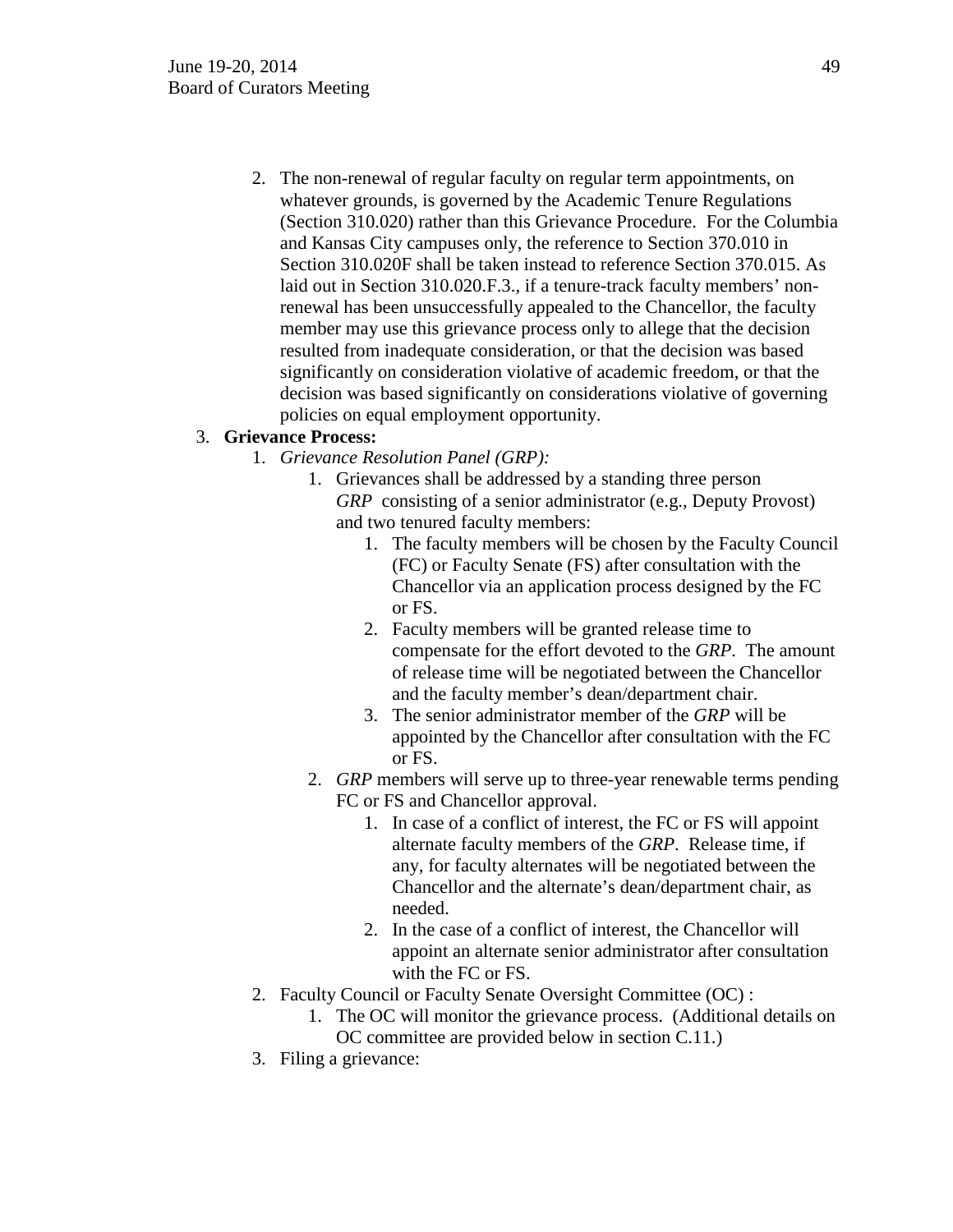2. The non-renewal of regular faculty on regular term appointments, on whatever grounds, is governed by the Academic Tenure Regulations (Section 310.020) rather than this Grievance Procedure. For the Columbia and Kansas City campuses only, the reference to Section 370.010 in Section 310.020F shall be taken instead to reference Section 370.015. As laid out in Section 310.020.F.3., if a tenure-track faculty members' non-renewal has been unsuccessfully appealed to the Chancellor, the faculty member may use this grievance process only to allege that the decision resulted from inadequate consideration, or that the decision was based significantly on consideration violative of academic freedom, or that the decision was based significantly on considerations violative of governing policies on equal employment opportunity.

3. **Grievance Process:**
   1. *Grievance Resolution Panel (GRP):*
      1. Grievances shall be addressed by a standing three person *GRP* consisting of a senior administrator (e.g., Deputy Provost) and two tenured faculty members:
         1. The faculty members will be chosen by the Faculty Council (FC) or Faculty Senate (FS) after consultation with the Chancellor via an application process designed by the FC or FS.
         2. Faculty members will be granted release time to compensate for the effort devoted to the *GRP*. The amount of release time will be negotiated between the Chancellor and the faculty member's dean/department chair.
         3. The senior administrator member of the *GRP* will be appointed by the Chancellor after consultation with the FC or FS.
      2. *GRP* members will serve up to three-year renewable terms pending FC or FS and Chancellor approval.
         1. In case of a conflict of interest, the FC or FS will appoint alternate faculty members of the *GRP*. Release time, if any, for faculty alternates will be negotiated between the Chancellor and the alternate's dean/department chair, as needed.
         2. In the case of a conflict of interest, the Chancellor will appoint an alternate senior administrator after consultation with the FC or FS.
   2. Faculty Council or Faculty Senate Oversight Committee (OC) :
      1. The OC will monitor the grievance process. (Additional details on OC committee are provided below in section C.11.)
   3. Filing a grievance: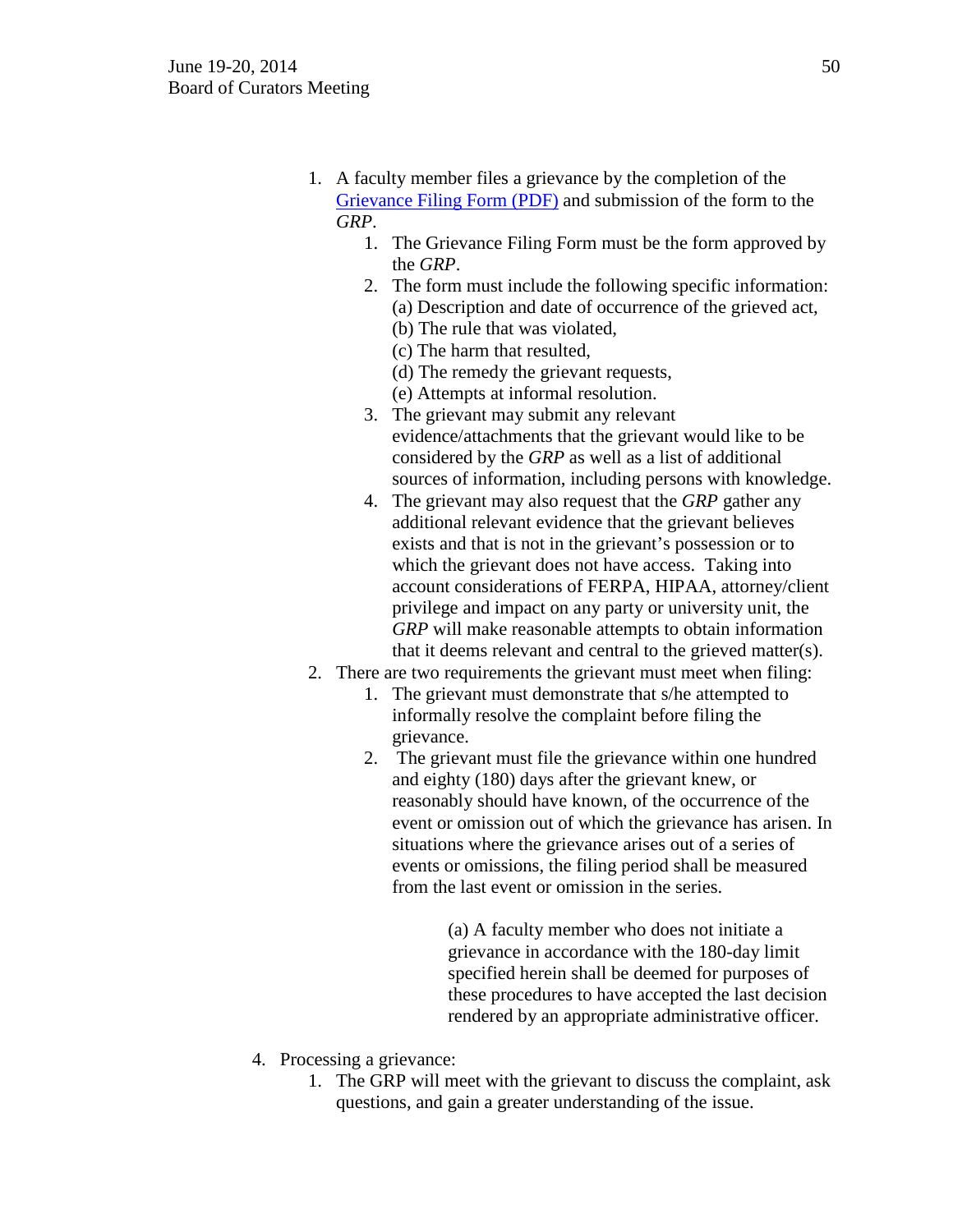1. A faculty member files a grievance by the completion of the [Grievance Filing Form (PDF)] and submission of the form to the *GRP*.
    1. The Grievance Filing Form must be the form approved by the *GRP*.
    2. The form must include the following specific information:
       (a) Description and date of occurrence of the grieved act,
       (b) The rule that was violated,
       (c) The harm that resulted,
       (d) The remedy the grievant requests,
       (e) Attempts at informal resolution.
    3. The grievant may submit any relevant evidence/attachments that the grievant would like to be considered by the *GRP* as well as a list of additional sources of information, including persons with knowledge.
    4. The grievant may also request that the *GRP* gather any additional relevant evidence that the grievant believes exists and that is not in the grievant's possession or to which the grievant does not have access. Taking into account considerations of FERPA, HIPAA, attorney/client privilege and impact on any party or university unit, the *GRP* will make reasonable attempts to obtain information that it deems relevant and central to the grieved matter(s).
2. There are two requirements the grievant must meet when filing:
    1. The grievant must demonstrate that s/he attempted to informally resolve the complaint before filing the grievance.
    2. The grievant must file the grievance within one hundred and eighty (180) days after the grievant knew, or reasonably should have known, of the occurrence of the event or omission out of which the grievance has arisen. In situations where the grievance arises out of a series of events or omissions, the filing period shall be measured from the last event or omission in the series.

        (a) A faculty member who does not initiate a grievance in accordance with the 180-day limit specified herein shall be deemed for purposes of these procedures to have accepted the last decision rendered by an appropriate administrative officer.

4. Processing a grievance:
    1. The GRP will meet with the grievant to discuss the complaint, ask questions, and gain a greater understanding of the issue.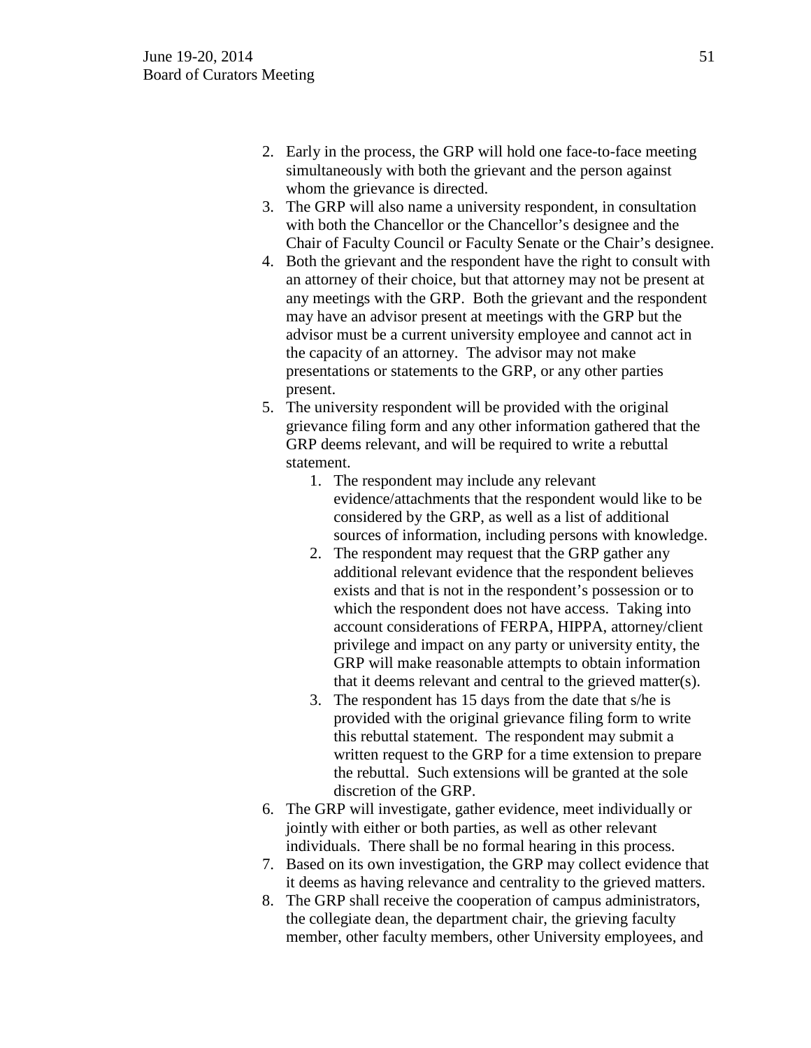2. Early in the process, the GRP will hold one face-to-face meeting simultaneously with both the grievant and the person against whom the grievance is directed.
3. The GRP will also name a university respondent, in consultation with both the Chancellor or the Chancellor's designee and the Chair of Faculty Council or Faculty Senate or the Chair's designee.
4. Both the grievant and the respondent have the right to consult with an attorney of their choice, but that attorney may not be present at any meetings with the GRP. Both the grievant and the respondent may have an advisor present at meetings with the GRP but the advisor must be a current university employee and cannot act in the capacity of an attorney. The advisor may not make presentations or statements to the GRP, or any other parties present.
5. The university respondent will be provided with the original grievance filing form and any other information gathered that the GRP deems relevant, and will be required to write a rebuttal statement.
    1. The respondent may include any relevant evidence/attachments that the respondent would like to be considered by the GRP, as well as a list of additional sources of information, including persons with knowledge.
    2. The respondent may request that the GRP gather any additional relevant evidence that the respondent believes exists and that is not in the respondent's possession or to which the respondent does not have access. Taking into account considerations of FERPA, HIPPA, attorney/client privilege and impact on any party or university entity, the GRP will make reasonable attempts to obtain information that it deems relevant and central to the grieved matter(s).
    3. The respondent has 15 days from the date that s/he is provided with the original grievance filing form to write this rebuttal statement. The respondent may submit a written request to the GRP for a time extension to prepare the rebuttal. Such extensions will be granted at the sole discretion of the GRP.
6. The GRP will investigate, gather evidence, meet individually or jointly with either or both parties, as well as other relevant individuals. There shall be no formal hearing in this process.
7. Based on its own investigation, the GRP may collect evidence that it deems as having relevance and centrality to the grieved matters.
8. The GRP shall receive the cooperation of campus administrators, the collegiate dean, the department chair, the grieving faculty member, other faculty members, other University employees, and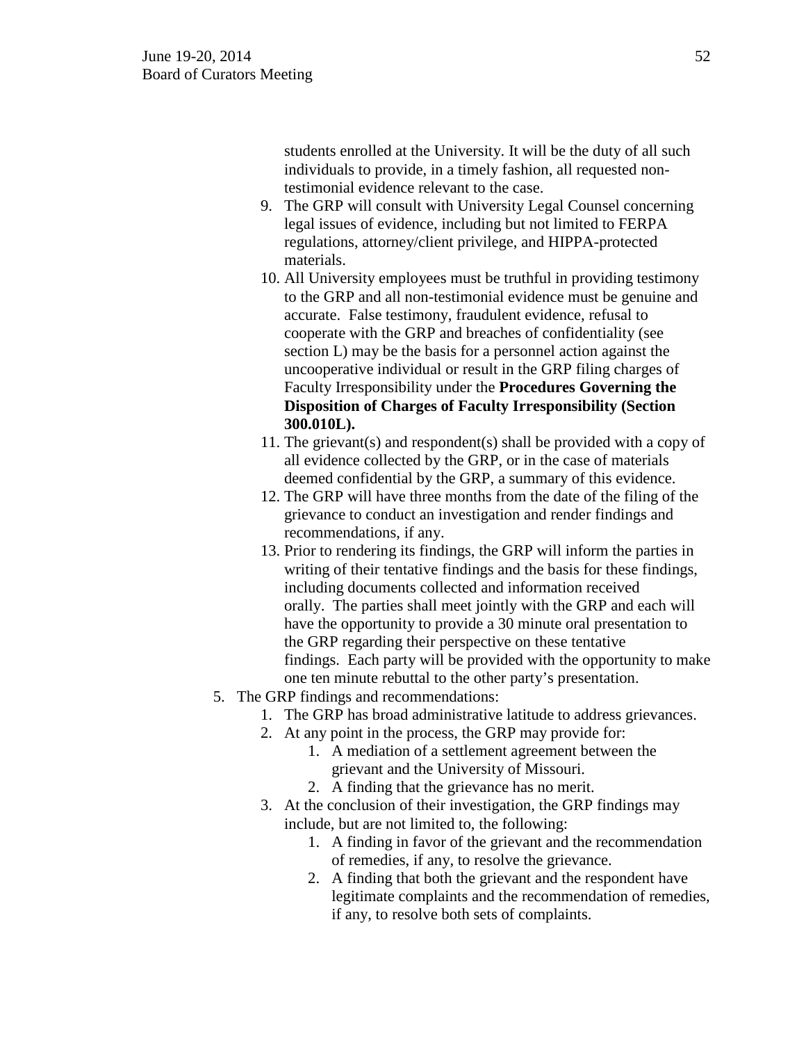students enrolled at the University. It will be the duty of all such individuals to provide, in a timely fashion, all requested non-testimonial evidence relevant to the case.

9. The GRP will consult with University Legal Counsel concerning legal issues of evidence, including but not limited to FERPA regulations, attorney/client privilege, and HIPPA-protected materials.
10. All University employees must be truthful in providing testimony to the GRP and all non-testimonial evidence must be genuine and accurate. False testimony, fraudulent evidence, refusal to cooperate with the GRP and breaches of confidentiality (see section L) may be the basis for a personnel action against the uncooperative individual or result in the GRP filing charges of Faculty Irresponsibility under the **Procedures Governing the Disposition of Charges of Faculty Irresponsibility (Section 300.010L).**
11. The grievant(s) and respondent(s) shall be provided with a copy of all evidence collected by the GRP, or in the case of materials deemed confidential by the GRP, a summary of this evidence.
12. The GRP will have three months from the date of the filing of the grievance to conduct an investigation and render findings and recommendations, if any.
13. Prior to rendering its findings, the GRP will inform the parties in writing of their tentative findings and the basis for these findings, including documents collected and information received orally. The parties shall meet jointly with the GRP and each will have the opportunity to provide a 30 minute oral presentation to the GRP regarding their perspective on these tentative findings. Each party will be provided with the opportunity to make one ten minute rebuttal to the other party's presentation.

5. The GRP findings and recommendations:
    1. The GRP has broad administrative latitude to address grievances.
    2. At any point in the process, the GRP may provide for:
        1. A mediation of a settlement agreement between the grievant and the University of Missouri.
        2. A finding that the grievance has no merit.
    3. At the conclusion of their investigation, the GRP findings may include, but are not limited to, the following:
        1. A finding in favor of the grievant and the recommendation of remedies, if any, to resolve the grievance.
        2. A finding that both the grievant and the respondent have legitimate complaints and the recommendation of remedies, if any, to resolve both sets of complaints.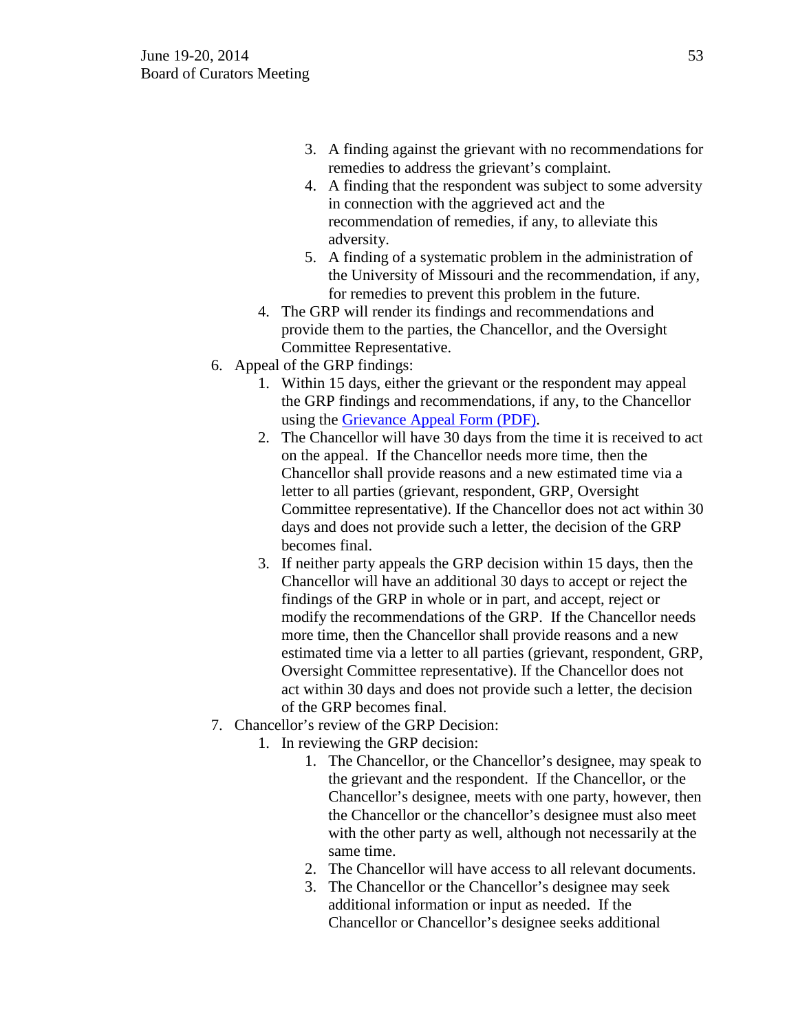3. A finding against the grievant with no recommendations for remedies to address the grievant's complaint.
      4. A finding that the respondent was subject to some adversity in connection with the aggrieved act and the recommendation of remedies, if any, to alleviate this adversity.
      5. A finding of a systematic problem in the administration of the University of Missouri and the recommendation, if any, for remedies to prevent this problem in the future.
   4. The GRP will render its findings and recommendations and provide them to the parties, the Chancellor, and the Oversight Committee Representative.
6. Appeal of the GRP findings:
   1. Within 15 days, either the grievant or the respondent may appeal the GRP findings and recommendations, if any, to the Chancellor using the [Grievance Appeal Form (PDF)](#).
   2. The Chancellor will have 30 days from the time it is received to act on the appeal. If the Chancellor needs more time, then the Chancellor shall provide reasons and a new estimated time via a letter to all parties (grievant, respondent, GRP, Oversight Committee representative). If the Chancellor does not act within 30 days and does not provide such a letter, the decision of the GRP becomes final.
   3. If neither party appeals the GRP decision within 15 days, then the Chancellor will have an additional 30 days to accept or reject the findings of the GRP in whole or in part, and accept, reject or modify the recommendations of the GRP. If the Chancellor needs more time, then the Chancellor shall provide reasons and a new estimated time via a letter to all parties (grievant, respondent, GRP, Oversight Committee representative). If the Chancellor does not act within 30 days and does not provide such a letter, the decision of the GRP becomes final.
7. Chancellor's review of the GRP Decision:
   1. In reviewing the GRP decision:
      1. The Chancellor, or the Chancellor's designee, may speak to the grievant and the respondent. If the Chancellor, or the Chancellor's designee, meets with one party, however, then the Chancellor or the chancellor's designee must also meet with the other party as well, although not necessarily at the same time.
      2. The Chancellor will have access to all relevant documents.
      3. The Chancellor or the Chancellor's designee may seek additional information or input as needed. If the Chancellor or Chancellor's designee seeks additional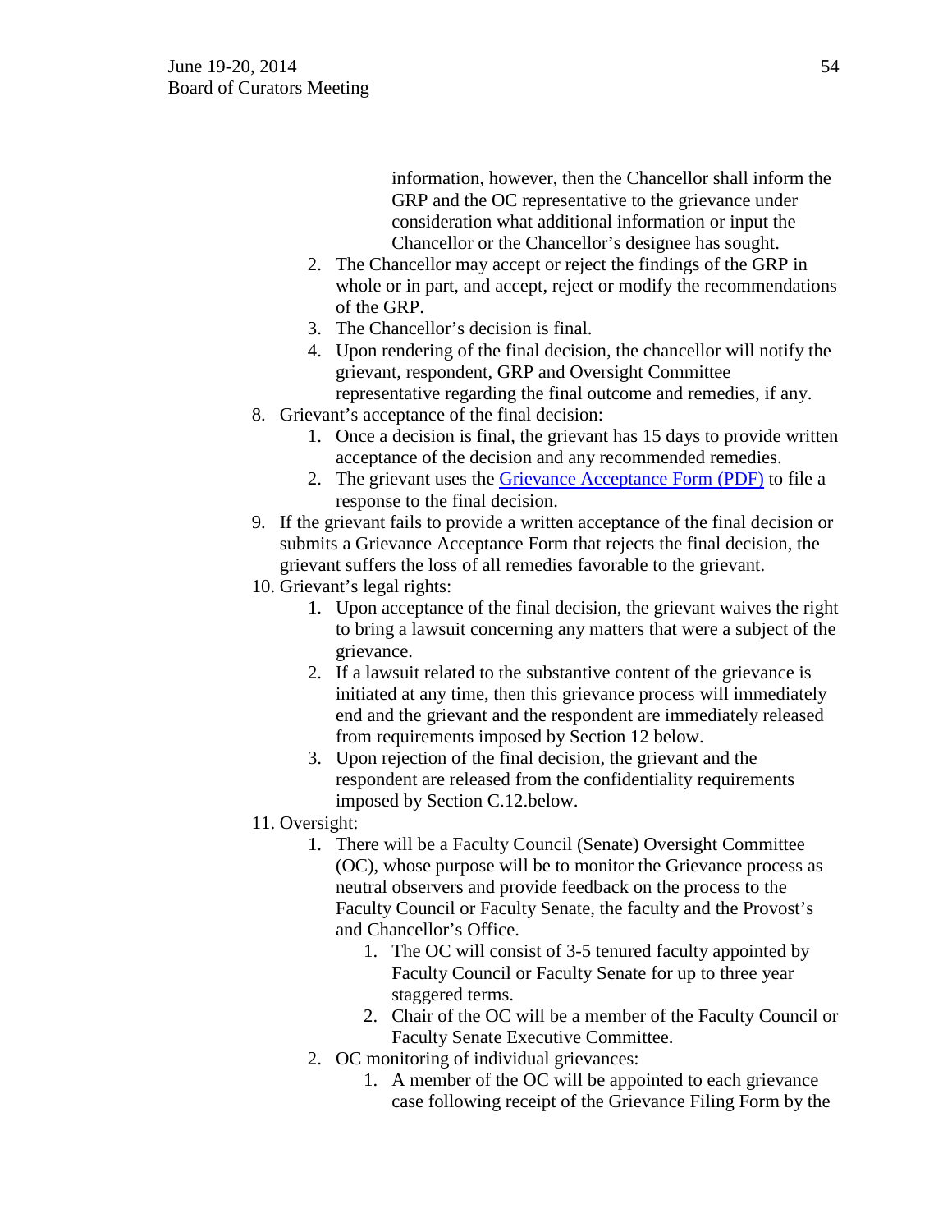information, however, then the Chancellor shall inform the GRP and the OC representative to the grievance under consideration what additional information or input the Chancellor or the Chancellor's designee has sought.

   2. The Chancellor may accept or reject the findings of the GRP in whole or in part, and accept, reject or modify the recommendations of the GRP.
   3. The Chancellor's decision is final.
   4. Upon rendering of the final decision, the chancellor will notify the grievant, respondent, GRP and Oversight Committee representative regarding the final outcome and remedies, if any.

8. Grievant's acceptance of the final decision:
   1. Once a decision is final, the grievant has 15 days to provide written acceptance of the decision and any recommended remedies.
   2. The grievant uses the Grievance Acceptance Form (PDF) to file a response to the final decision.
9. If the grievant fails to provide a written acceptance of the final decision or submits a Grievance Acceptance Form that rejects the final decision, the grievant suffers the loss of all remedies favorable to the grievant.
10. Grievant's legal rights:
    1. Upon acceptance of the final decision, the grievant waives the right to bring a lawsuit concerning any matters that were a subject of the grievance.
    2. If a lawsuit related to the substantive content of the grievance is initiated at any time, then this grievance process will immediately end and the grievant and the respondent are immediately released from requirements imposed by Section 12 below.
    3. Upon rejection of the final decision, the grievant and the respondent are released from the confidentiality requirements imposed by Section C.12.below.
11. Oversight:
    1. There will be a Faculty Council (Senate) Oversight Committee (OC), whose purpose will be to monitor the Grievance process as neutral observers and provide feedback on the process to the Faculty Council or Faculty Senate, the faculty and the Provost's and Chancellor's Office.
       1. The OC will consist of 3-5 tenured faculty appointed by Faculty Council or Faculty Senate for up to three year staggered terms.
       2. Chair of the OC will be a member of the Faculty Council or Faculty Senate Executive Committee.
    2. OC monitoring of individual grievances:
       1. A member of the OC will be appointed to each grievance case following receipt of the Grievance Filing Form by the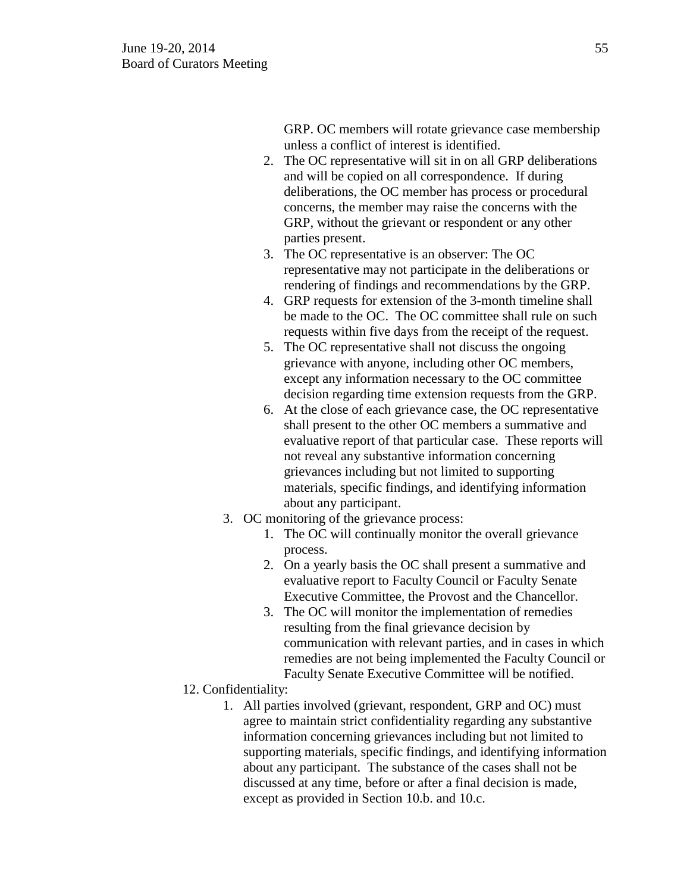GRP. OC members will rotate grievance case membership unless a conflict of interest is identified.

    2. The OC representative will sit in on all GRP deliberations and will be copied on all correspondence. If during deliberations, the OC member has process or procedural concerns, the member may raise the concerns with the GRP, without the grievant or respondent or any other parties present.
    3. The OC representative is an observer: The OC representative may not participate in the deliberations or rendering of findings and recommendations by the GRP.
    4. GRP requests for extension of the 3-month timeline shall be made to the OC. The OC committee shall rule on such requests within five days from the receipt of the request.
    5. The OC representative shall not discuss the ongoing grievance with anyone, including other OC members, except any information necessary to the OC committee decision regarding time extension requests from the GRP.
    6. At the close of each grievance case, the OC representative shall present to the other OC members a summative and evaluative report of that particular case. These reports will not reveal any substantive information concerning grievances including but not limited to supporting materials, specific findings, and identifying information about any participant.

3. OC monitoring of the grievance process:
    1. The OC will continually monitor the overall grievance process.
    2. On a yearly basis the OC shall present a summative and evaluative report to Faculty Council or Faculty Senate Executive Committee, the Provost and the Chancellor.
    3. The OC will monitor the implementation of remedies resulting from the final grievance decision by communication with relevant parties, and in cases in which remedies are not being implemented the Faculty Council or Faculty Senate Executive Committee will be notified.

12. Confidentiality:
    1. All parties involved (grievant, respondent, GRP and OC) must agree to maintain strict confidentiality regarding any substantive information concerning grievances including but not limited to supporting materials, specific findings, and identifying information about any participant. The substance of the cases shall not be discussed at any time, before or after a final decision is made, except as provided in Section 10.b. and 10.c.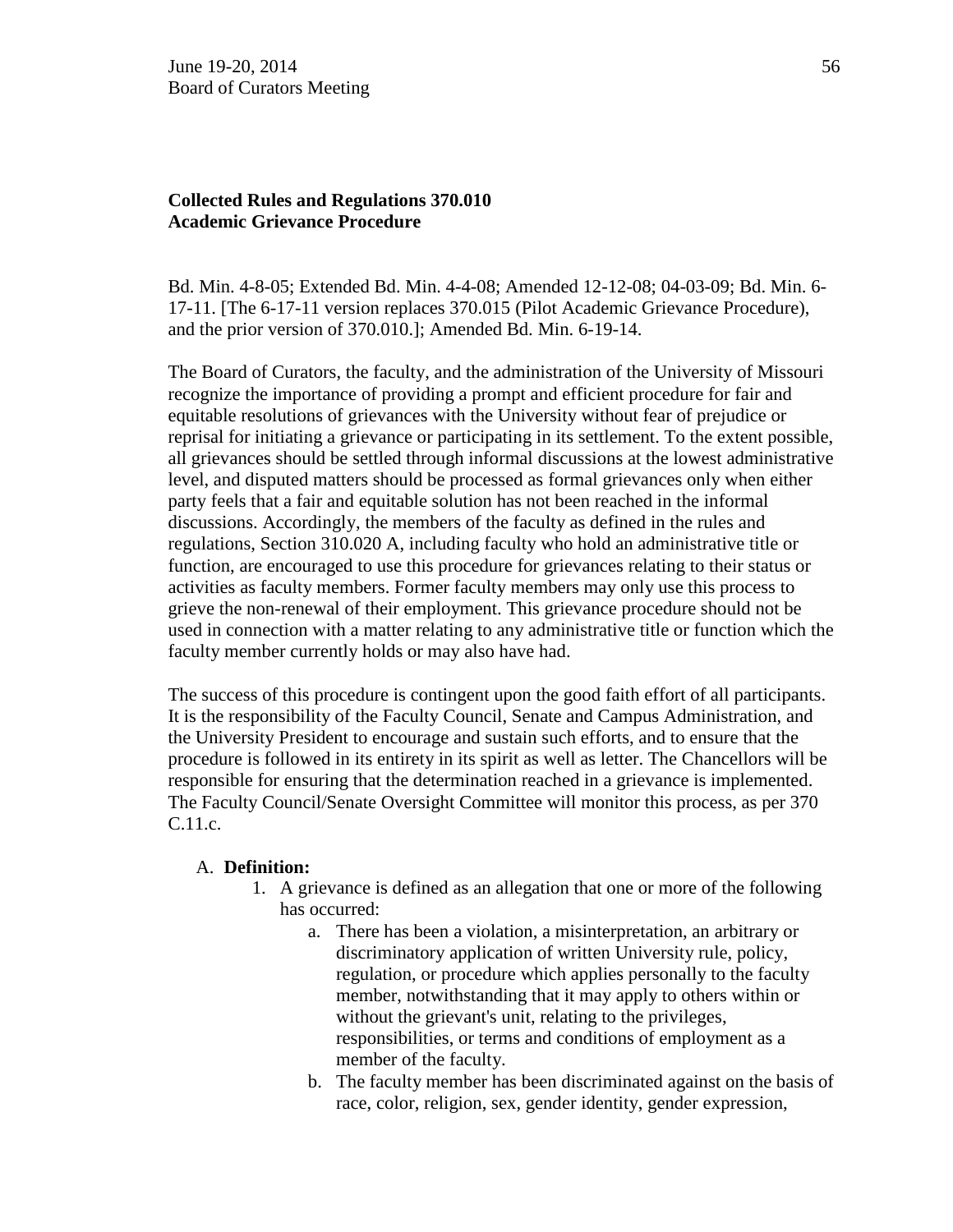**Collected Rules and Regulations 370.010**
**Academic Grievance Procedure**

Bd. Min. 4-8-05; Extended Bd. Min. 4-4-08; Amended 12-12-08; 04-03-09; Bd. Min. 6-17-11. [The 6-17-11 version replaces 370.015 (Pilot Academic Grievance Procedure), and the prior version of 370.010.]; Amended Bd. Min. 6-19-14.

The Board of Curators, the faculty, and the administration of the University of Missouri recognize the importance of providing a prompt and efficient procedure for fair and equitable resolutions of grievances with the University without fear of prejudice or reprisal for initiating a grievance or participating in its settlement. To the extent possible, all grievances should be settled through informal discussions at the lowest administrative level, and disputed matters should be processed as formal grievances only when either party feels that a fair and equitable solution has not been reached in the informal discussions. Accordingly, the members of the faculty as defined in the rules and regulations, Section 310.020 A, including faculty who hold an administrative title or function, are encouraged to use this procedure for grievances relating to their status or activities as faculty members. Former faculty members may only use this process to grieve the non-renewal of their employment. This grievance procedure should not be used in connection with a matter relating to any administrative title or function which the faculty member currently holds or may also have had.

The success of this procedure is contingent upon the good faith effort of all participants. It is the responsibility of the Faculty Council, Senate and Campus Administration, and the University President to encourage and sustain such efforts, and to ensure that the procedure is followed in its entirety in its spirit as well as letter. The Chancellors will be responsible for ensuring that the determination reached in a grievance is implemented. The Faculty Council/Senate Oversight Committee will monitor this process, as per 370 C.11.c.

A. **Definition:**
   1. A grievance is defined as an allegation that one or more of the following has occurred:
      a. There has been a violation, a misinterpretation, an arbitrary or discriminatory application of written University rule, policy, regulation, or procedure which applies personally to the faculty member, notwithstanding that it may apply to others within or without the grievant's unit, relating to the privileges, responsibilities, or terms and conditions of employment as a member of the faculty.
      b. The faculty member has been discriminated against on the basis of race, color, religion, sex, gender identity, gender expression,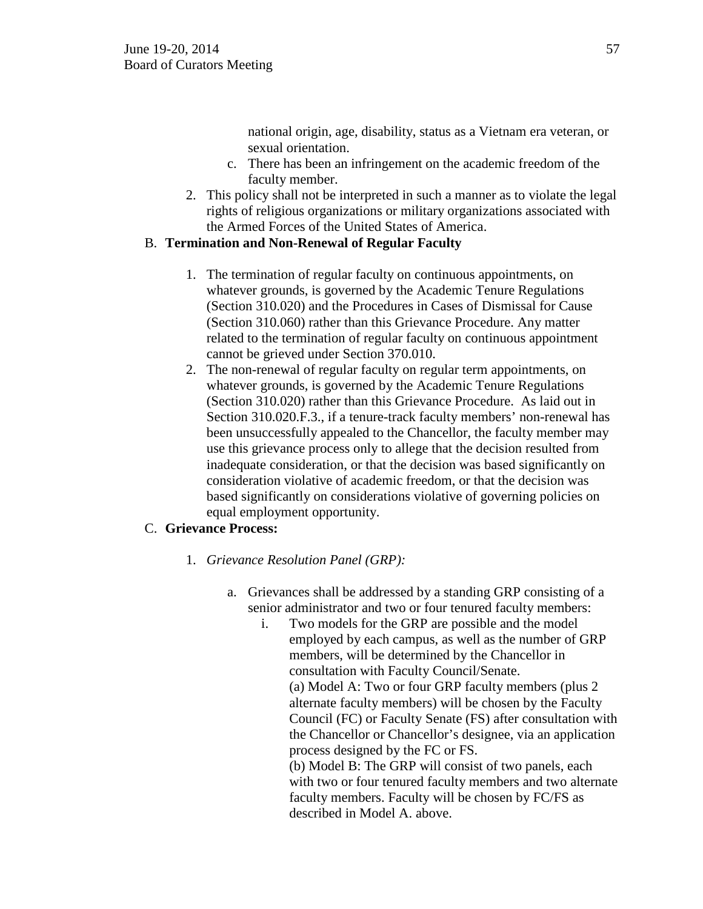national origin, age, disability, status as a Vietnam era veteran, or sexual orientation.

c. There has been an infringement on the academic freedom of the faculty member.

2. This policy shall not be interpreted in such a manner as to violate the legal rights of religious organizations or military organizations associated with the Armed Forces of the United States of America.

B. **Termination and Non-Renewal of Regular Faculty**

1. The termination of regular faculty on continuous appointments, on whatever grounds, is governed by the Academic Tenure Regulations (Section 310.020) and the Procedures in Cases of Dismissal for Cause (Section 310.060) rather than this Grievance Procedure. Any matter related to the termination of regular faculty on continuous appointment cannot be grieved under Section 370.010.
2. The non-renewal of regular faculty on regular term appointments, on whatever grounds, is governed by the Academic Tenure Regulations (Section 310.020) rather than this Grievance Procedure. As laid out in Section 310.020.F.3., if a tenure-track faculty members' non-renewal has been unsuccessfully appealed to the Chancellor, the faculty member may use this grievance process only to allege that the decision resulted from inadequate consideration, or that the decision was based significantly on consideration violative of academic freedom, or that the decision was based significantly on considerations violative of governing policies on equal employment opportunity.

C. **Grievance Process:**

1. *Grievance Resolution Panel (GRP):*

   a. Grievances shall be addressed by a standing GRP consisting of a senior administrator and two or four tenured faculty members:

      i. Two models for the GRP are possible and the model employed by each campus, as well as the number of GRP members, will be determined by the Chancellor in consultation with Faculty Council/Senate.
         (a) Model A: Two or four GRP faculty members (plus 2 alternate faculty members) will be chosen by the Faculty Council (FC) or Faculty Senate (FS) after consultation with the Chancellor or Chancellor's designee, via an application process designed by the FC or FS.
         (b) Model B: The GRP will consist of two panels, each with two or four tenured faculty members and two alternate faculty members. Faculty will be chosen by FC/FS as described in Model A. above.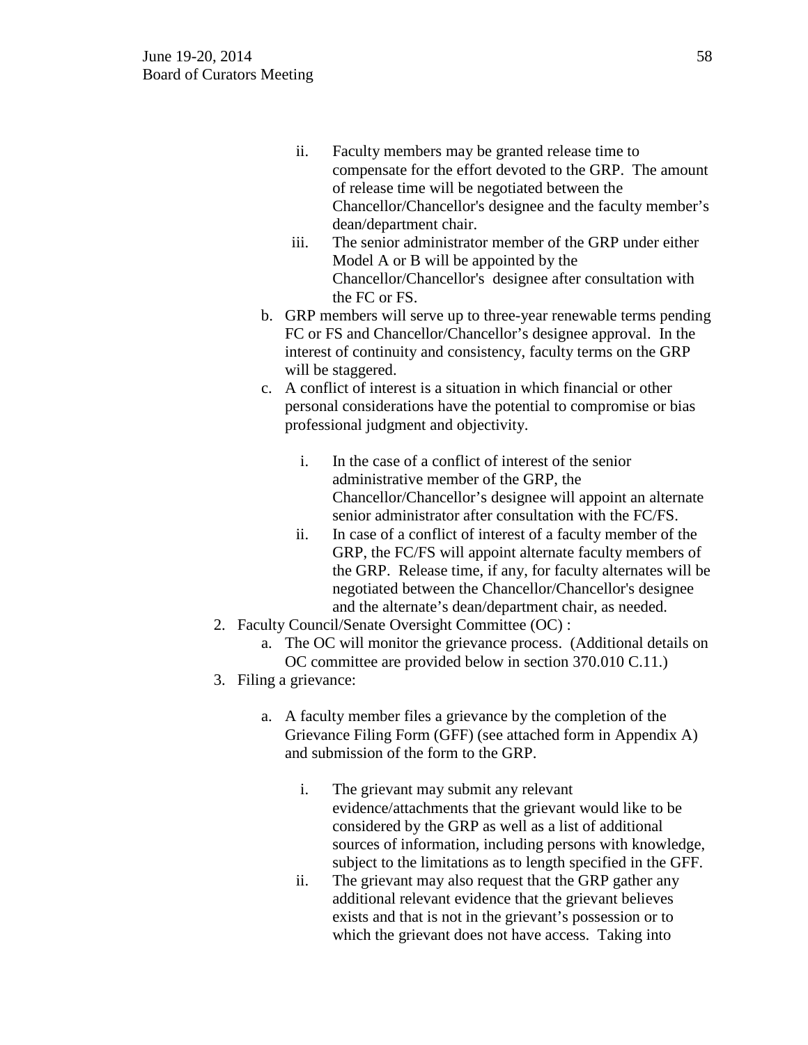- ii. Faculty members may be granted release time to compensate for the effort devoted to the GRP. The amount of release time will be negotiated between the Chancellor/Chancellor's designee and the faculty member's dean/department chair.
   - iii. The senior administrator member of the GRP under either Model A or B will be appointed by the Chancellor/Chancellor's designee after consultation with the FC or FS.

   b. GRP members will serve up to three-year renewable terms pending FC or FS and Chancellor/Chancellor's designee approval. In the interest of continuity and consistency, faculty terms on the GRP will be staggered.

   c. A conflict of interest is a situation in which financial or other personal considerations have the potential to compromise or bias professional judgment and objectivity.

   - i. In the case of a conflict of interest of the senior administrative member of the GRP, the Chancellor/Chancellor's designee will appoint an alternate senior administrator after consultation with the FC/FS.
   - ii. In case of a conflict of interest of a faculty member of the GRP, the FC/FS will appoint alternate faculty members of the GRP. Release time, if any, for faculty alternates will be negotiated between the Chancellor/Chancellor's designee and the alternate's dean/department chair, as needed.

2. Faculty Council/Senate Oversight Committee (OC) :
   a. The OC will monitor the grievance process. (Additional details on OC committee are provided below in section 370.010 C.11.)

3. Filing a grievance:

   a. A faculty member files a grievance by the completion of the Grievance Filing Form (GFF) (see attached form in Appendix A) and submission of the form to the GRP.

   - i. The grievant may submit any relevant evidence/attachments that the grievant would like to be considered by the GRP as well as a list of additional sources of information, including persons with knowledge, subject to the limitations as to length specified in the GFF.
   - ii. The grievant may also request that the GRP gather any additional relevant evidence that the grievant believes exists and that is not in the grievant's possession or to which the grievant does not have access. Taking into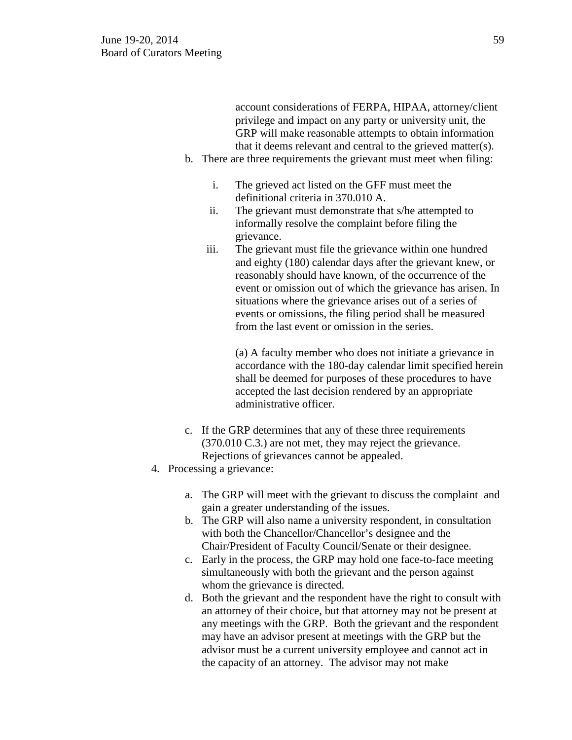account considerations of FERPA, HIPAA, attorney/client privilege and impact on any party or university unit, the GRP will make reasonable attempts to obtain information that it deems relevant and central to the grieved matter(s).

b. There are three requirements the grievant must meet when filing:

   i. The grieved act listed on the GFF must meet the definitional criteria in 370.010 A.

   ii. The grievant must demonstrate that s/he attempted to informally resolve the complaint before filing the grievance.

   iii. The grievant must file the grievance within one hundred and eighty (180) calendar days after the grievant knew, or reasonably should have known, of the occurrence of the event or omission out of which the grievance has arisen. In situations where the grievance arises out of a series of events or omissions, the filing period shall be measured from the last event or omission in the series.

      (a) A faculty member who does not initiate a grievance in accordance with the 180-day calendar limit specified herein shall be deemed for purposes of these procedures to have accepted the last decision rendered by an appropriate administrative officer.

c. If the GRP determines that any of these three requirements (370.010 C.3.) are not met, they may reject the grievance. Rejections of grievances cannot be appealed.

4. Processing a grievance:

   a. The GRP will meet with the grievant to discuss the complaint and gain a greater understanding of the issues.

   b. The GRP will also name a university respondent, in consultation with both the Chancellor/Chancellor's designee and the Chair/President of Faculty Council/Senate or their designee.

   c. Early in the process, the GRP may hold one face-to-face meeting simultaneously with both the grievant and the person against whom the grievance is directed.

   d. Both the grievant and the respondent have the right to consult with an attorney of their choice, but that attorney may not be present at any meetings with the GRP. Both the grievant and the respondent may have an advisor present at meetings with the GRP but the advisor must be a current university employee and cannot act in the capacity of an attorney. The advisor may not make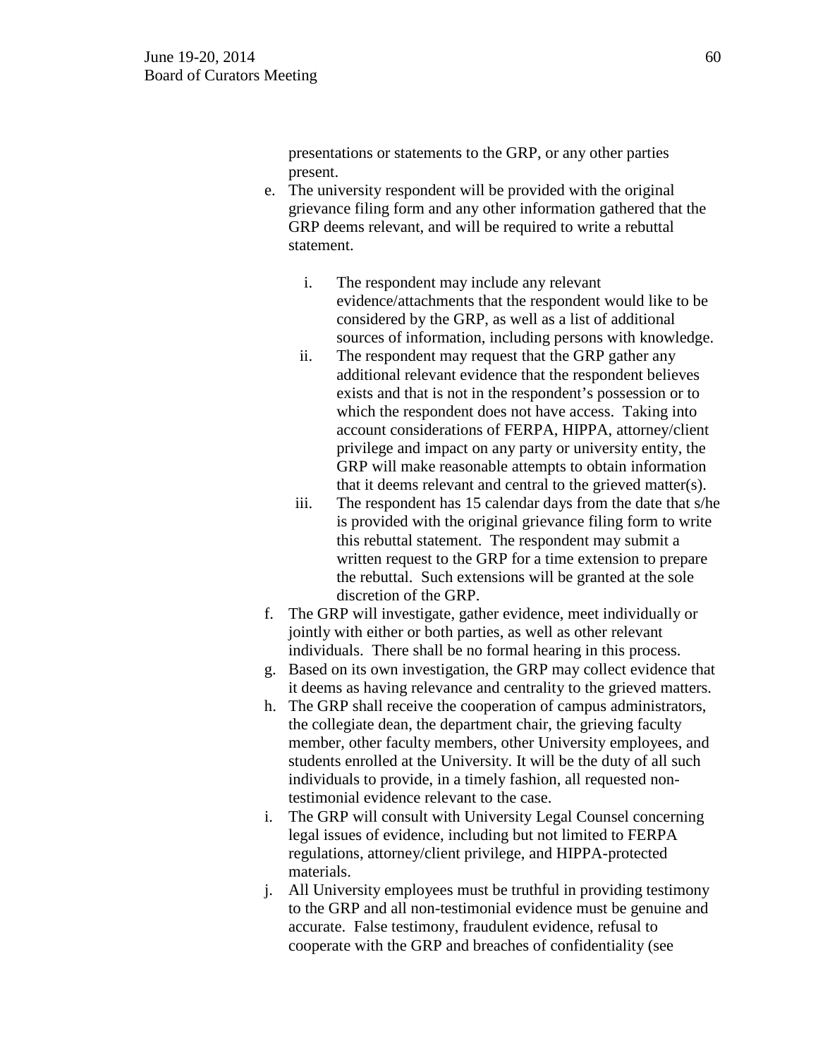presentations or statements to the GRP, or any other parties present.

e. The university respondent will be provided with the original grievance filing form and any other information gathered that the GRP deems relevant, and will be required to write a rebuttal statement.

    i. The respondent may include any relevant evidence/attachments that the respondent would like to be considered by the GRP, as well as a list of additional sources of information, including persons with knowledge.
    ii. The respondent may request that the GRP gather any additional relevant evidence that the respondent believes exists and that is not in the respondent's possession or to which the respondent does not have access. Taking into account considerations of FERPA, HIPPA, attorney/client privilege and impact on any party or university entity, the GRP will make reasonable attempts to obtain information that it deems relevant and central to the grieved matter(s).
    iii. The respondent has 15 calendar days from the date that s/he is provided with the original grievance filing form to write this rebuttal statement. The respondent may submit a written request to the GRP for a time extension to prepare the rebuttal. Such extensions will be granted at the sole discretion of the GRP.

f. The GRP will investigate, gather evidence, meet individually or jointly with either or both parties, as well as other relevant individuals. There shall be no formal hearing in this process.
g. Based on its own investigation, the GRP may collect evidence that it deems as having relevance and centrality to the grieved matters.
h. The GRP shall receive the cooperation of campus administrators, the collegiate dean, the department chair, the grieving faculty member, other faculty members, other University employees, and students enrolled at the University. It will be the duty of all such individuals to provide, in a timely fashion, all requested non-testimonial evidence relevant to the case.
i. The GRP will consult with University Legal Counsel concerning legal issues of evidence, including but not limited to FERPA regulations, attorney/client privilege, and HIPPA-protected materials.
j. All University employees must be truthful in providing testimony to the GRP and all non-testimonial evidence must be genuine and accurate. False testimony, fraudulent evidence, refusal to cooperate with the GRP and breaches of confidentiality (see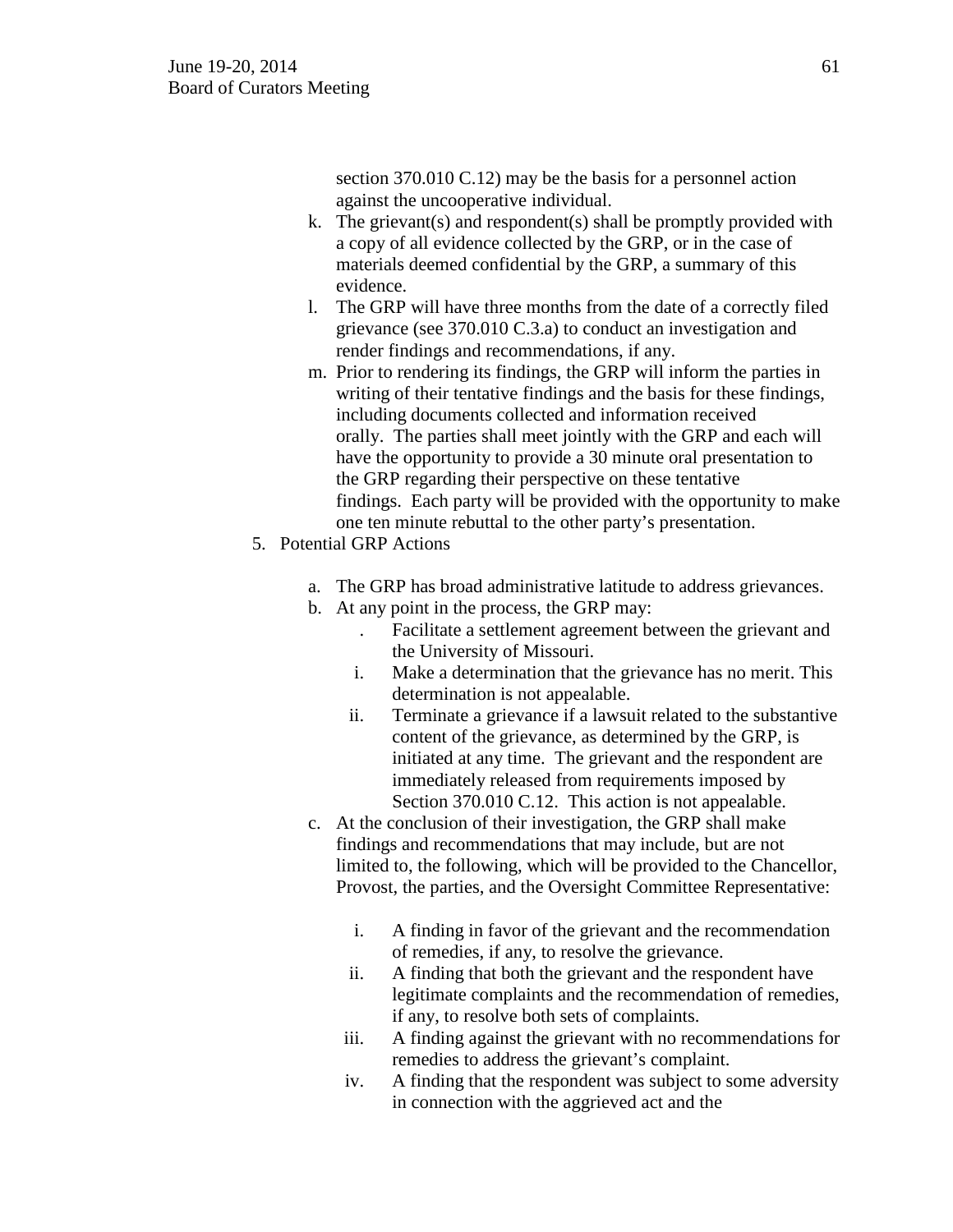section 370.010 C.12) may be the basis for a personnel action against the uncooperative individual.

k. The grievant(s) and respondent(s) shall be promptly provided with a copy of all evidence collected by the GRP, or in the case of materials deemed confidential by the GRP, a summary of this evidence.

l. The GRP will have three months from the date of a correctly filed grievance (see 370.010 C.3.a) to conduct an investigation and render findings and recommendations, if any.

m. Prior to rendering its findings, the GRP will inform the parties in writing of their tentative findings and the basis for these findings, including documents collected and information received orally. The parties shall meet jointly with the GRP and each will have the opportunity to provide a 30 minute oral presentation to the GRP regarding their perspective on these tentative findings. Each party will be provided with the opportunity to make one ten minute rebuttal to the other party's presentation.

5. Potential GRP Actions

   a. The GRP has broad administrative latitude to address grievances.
   b. At any point in the process, the GRP may:
      . Facilitate a settlement agreement between the grievant and the University of Missouri.
      i. Make a determination that the grievance has no merit. This determination is not appealable.
      ii. Terminate a grievance if a lawsuit related to the substantive content of the grievance, as determined by the GRP, is initiated at any time. The grievant and the respondent are immediately released from requirements imposed by Section 370.010 C.12. This action is not appealable.
   c. At the conclusion of their investigation, the GRP shall make findings and recommendations that may include, but are not limited to, the following, which will be provided to the Chancellor, Provost, the parties, and the Oversight Committee Representative:

      i. A finding in favor of the grievant and the recommendation of remedies, if any, to resolve the grievance.
      ii. A finding that both the grievant and the respondent have legitimate complaints and the recommendation of remedies, if any, to resolve both sets of complaints.
      iii. A finding against the grievant with no recommendations for remedies to address the grievant's complaint.
      iv. A finding that the respondent was subject to some adversity in connection with the aggrieved act and the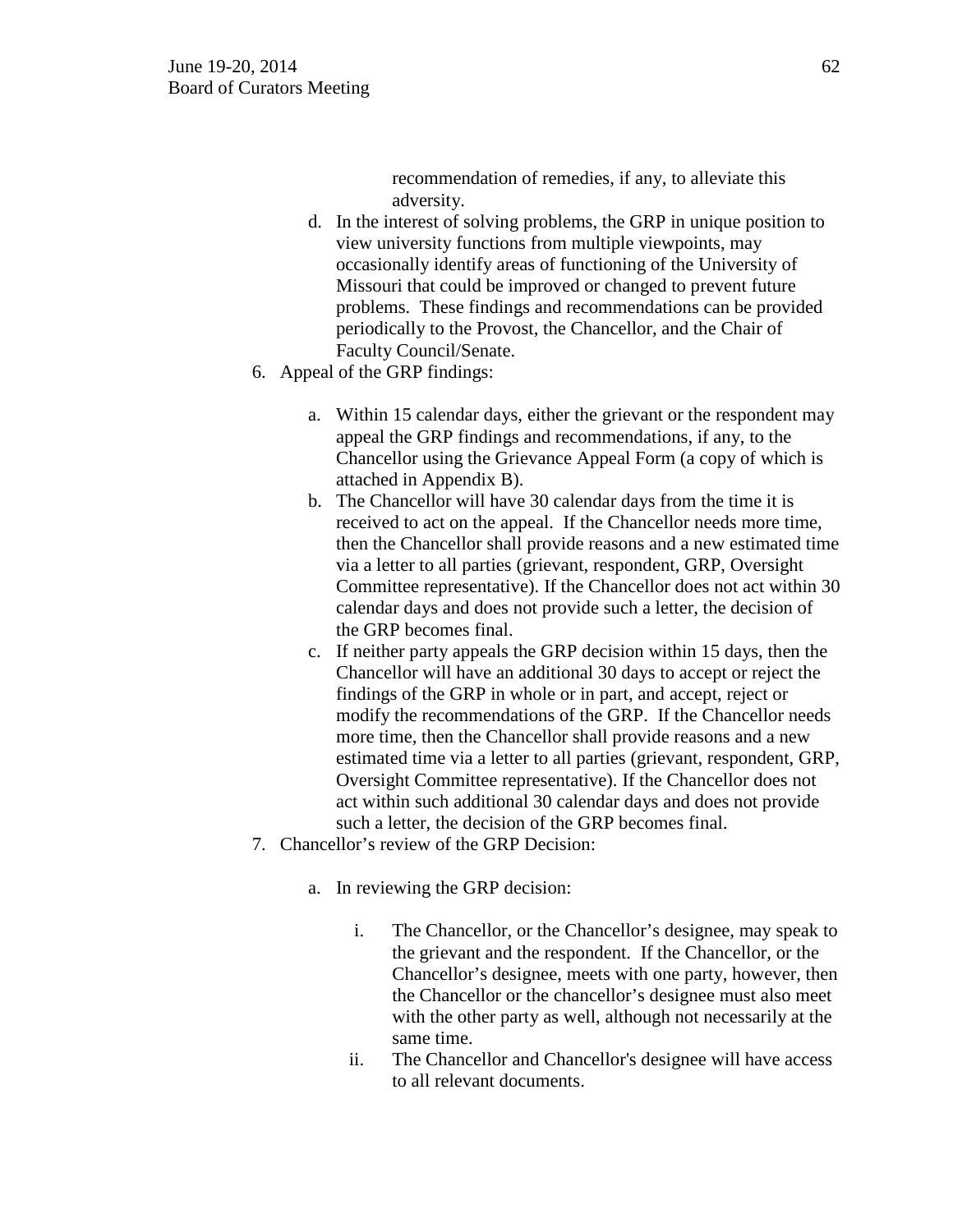recommendation of remedies, if any, to alleviate this adversity.

d. In the interest of solving problems, the GRP in unique position to view university functions from multiple viewpoints, may occasionally identify areas of functioning of the University of Missouri that could be improved or changed to prevent future problems. These findings and recommendations can be provided periodically to the Provost, the Chancellor, and the Chair of Faculty Council/Senate.

6. Appeal of the GRP findings:

   a. Within 15 calendar days, either the grievant or the respondent may appeal the GRP findings and recommendations, if any, to the Chancellor using the Grievance Appeal Form (a copy of which is attached in Appendix B).
   b. The Chancellor will have 30 calendar days from the time it is received to act on the appeal. If the Chancellor needs more time, then the Chancellor shall provide reasons and a new estimated time via a letter to all parties (grievant, respondent, GRP, Oversight Committee representative). If the Chancellor does not act within 30 calendar days and does not provide such a letter, the decision of the GRP becomes final.
   c. If neither party appeals the GRP decision within 15 days, then the Chancellor will have an additional 30 days to accept or reject the findings of the GRP in whole or in part, and accept, reject or modify the recommendations of the GRP. If the Chancellor needs more time, then the Chancellor shall provide reasons and a new estimated time via a letter to all parties (grievant, respondent, GRP, Oversight Committee representative). If the Chancellor does not act within such additional 30 calendar days and does not provide such a letter, the decision of the GRP becomes final.

7. Chancellor's review of the GRP Decision:

   a. In reviewing the GRP decision:

      i. The Chancellor, or the Chancellor's designee, may speak to the grievant and the respondent. If the Chancellor, or the Chancellor's designee, meets with one party, however, then the Chancellor or the chancellor's designee must also meet with the other party as well, although not necessarily at the same time.
      ii. The Chancellor and Chancellor's designee will have access to all relevant documents.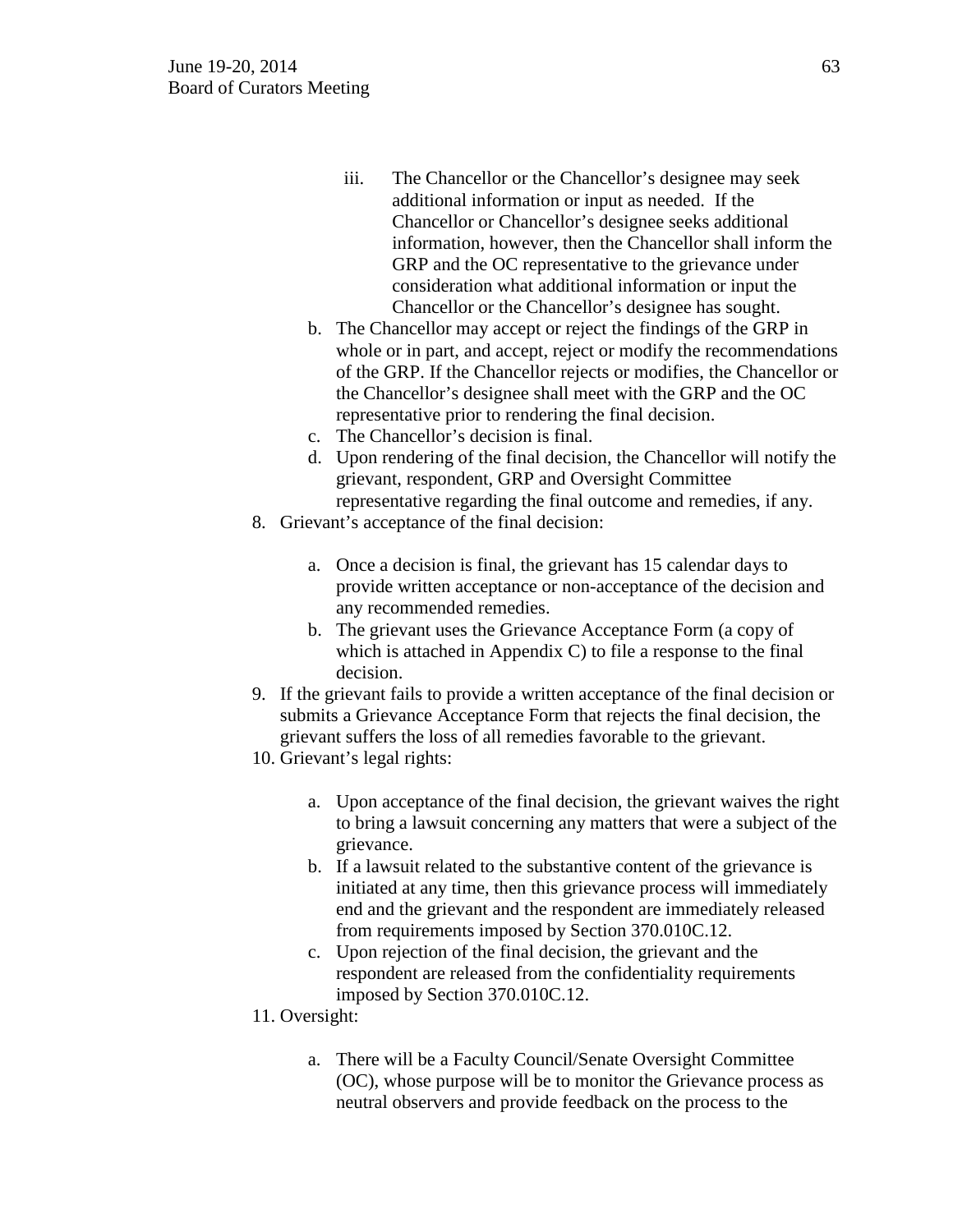iii. The Chancellor or the Chancellor's designee may seek additional information or input as needed. If the Chancellor or Chancellor's designee seeks additional information, however, then the Chancellor shall inform the GRP and the OC representative to the grievance under consideration what additional information or input the Chancellor or the Chancellor's designee has sought.

   b. The Chancellor may accept or reject the findings of the GRP in whole or in part, and accept, reject or modify the recommendations of the GRP. If the Chancellor rejects or modifies, the Chancellor or the Chancellor's designee shall meet with the GRP and the OC representative prior to rendering the final decision.
   c. The Chancellor's decision is final.
   d. Upon rendering of the final decision, the Chancellor will notify the grievant, respondent, GRP and Oversight Committee representative regarding the final outcome and remedies, if any.

8. Grievant's acceptance of the final decision:

   a. Once a decision is final, the grievant has 15 calendar days to provide written acceptance or non-acceptance of the decision and any recommended remedies.
   b. The grievant uses the Grievance Acceptance Form (a copy of which is attached in Appendix C) to file a response to the final decision.

9. If the grievant fails to provide a written acceptance of the final decision or submits a Grievance Acceptance Form that rejects the final decision, the grievant suffers the loss of all remedies favorable to the grievant.
10. Grievant's legal rights:

    a. Upon acceptance of the final decision, the grievant waives the right to bring a lawsuit concerning any matters that were a subject of the grievance.
    b. If a lawsuit related to the substantive content of the grievance is initiated at any time, then this grievance process will immediately end and the grievant and the respondent are immediately released from requirements imposed by Section 370.010C.12.
    c. Upon rejection of the final decision, the grievant and the respondent are released from the confidentiality requirements imposed by Section 370.010C.12.

11. Oversight:

    a. There will be a Faculty Council/Senate Oversight Committee (OC), whose purpose will be to monitor the Grievance process as neutral observers and provide feedback on the process to the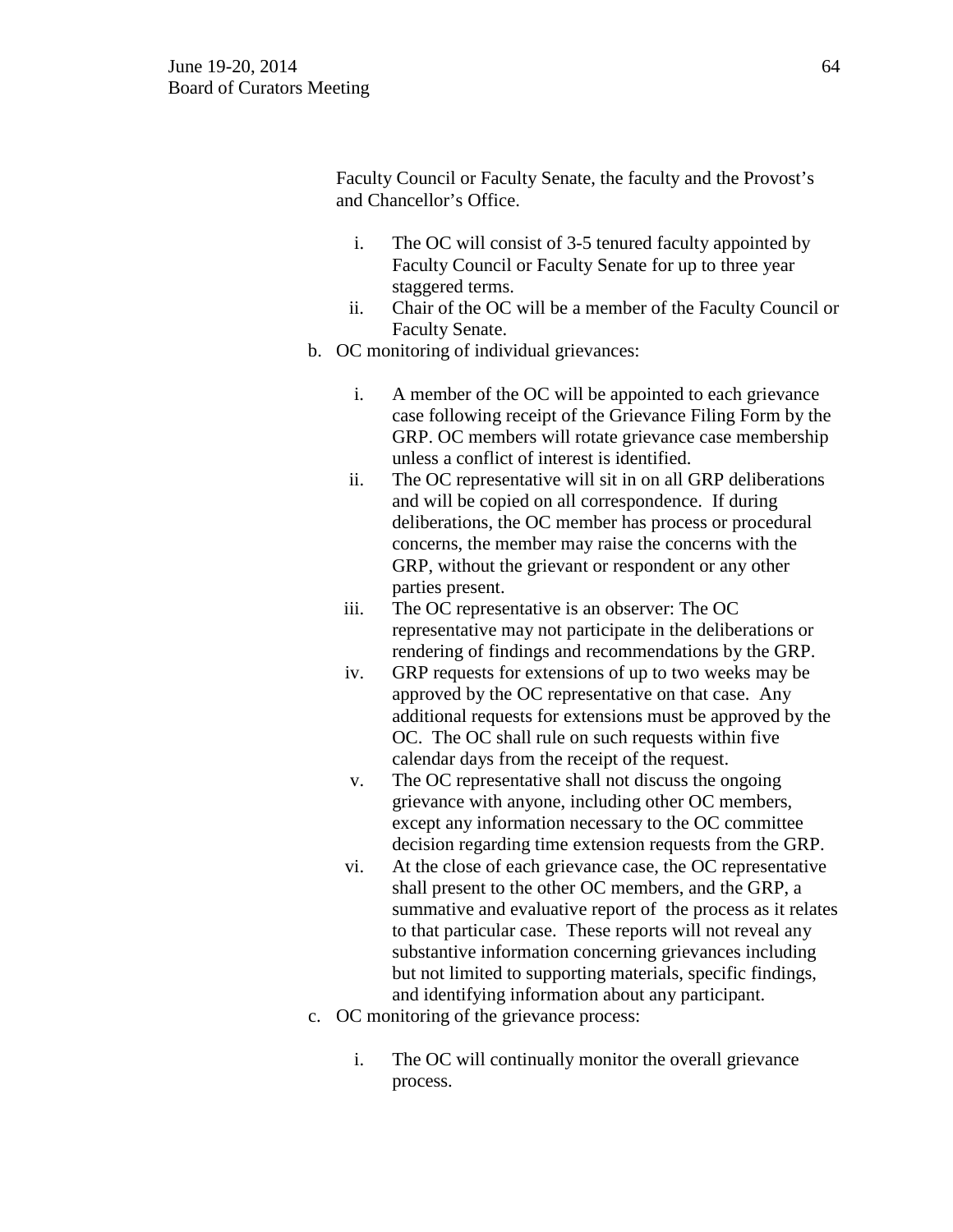Faculty Council or Faculty Senate, the faculty and the Provost's and Chancellor's Office.

   i. The OC will consist of 3-5 tenured faculty appointed by Faculty Council or Faculty Senate for up to three year staggered terms.
   ii. Chair of the OC will be a member of the Faculty Council or Faculty Senate.

b. OC monitoring of individual grievances:

   i. A member of the OC will be appointed to each grievance case following receipt of the Grievance Filing Form by the GRP. OC members will rotate grievance case membership unless a conflict of interest is identified.
   ii. The OC representative will sit in on all GRP deliberations and will be copied on all correspondence. If during deliberations, the OC member has process or procedural concerns, the member may raise the concerns with the GRP, without the grievant or respondent or any other parties present.
   iii. The OC representative is an observer: The OC representative may not participate in the deliberations or rendering of findings and recommendations by the GRP.
   iv. GRP requests for extensions of up to two weeks may be approved by the OC representative on that case. Any additional requests for extensions must be approved by the OC. The OC shall rule on such requests within five calendar days from the receipt of the request.
   v. The OC representative shall not discuss the ongoing grievance with anyone, including other OC members, except any information necessary to the OC committee decision regarding time extension requests from the GRP.
   vi. At the close of each grievance case, the OC representative shall present to the other OC members, and the GRP, a summative and evaluative report of the process as it relates to that particular case. These reports will not reveal any substantive information concerning grievances including but not limited to supporting materials, specific findings, and identifying information about any participant.

c. OC monitoring of the grievance process:

   i. The OC will continually monitor the overall grievance process.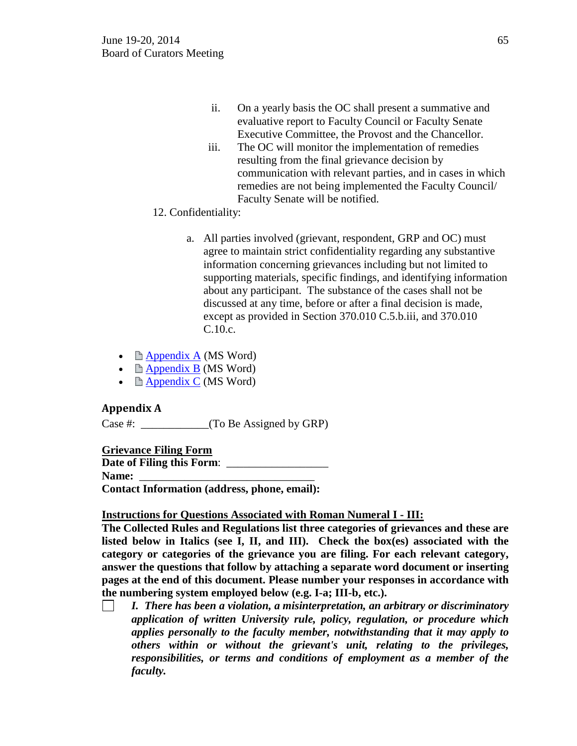ii. On a yearly basis the OC shall present a summative and evaluative report to Faculty Council or Faculty Senate Executive Committee, the Provost and the Chancellor.

iii. The OC will monitor the implementation of remedies resulting from the final grievance decision by communication with relevant parties, and in cases in which remedies are not being implemented the Faculty Council/ Faculty Senate will be notified.

12. Confidentiality:

   a. All parties involved (grievant, respondent, GRP and OC) must agree to maintain strict confidentiality regarding any substantive information concerning grievances including but not limited to supporting materials, specific findings, and identifying information about any participant. The substance of the cases shall not be discussed at any time, before or after a final decision is made, except as provided in Section 370.010 C.5.b.iii, and 370.010 C.10.c.

- Appendix A (MS Word)
- Appendix B (MS Word)
- Appendix C (MS Word)

## Appendix A

Case #: ____________(To Be Assigned by GRP)

**Grievance Filing Form**

**Date of Filing this Form**: __________________

**Name:** ________________________________

**Contact Information (address, phone, email):**

**Instructions for Questions Associated with Roman Numeral I - III:**

**The Collected Rules and Regulations list three categories of grievances and these are listed below in Italics (see I, II, and III). Check the box(es) associated with the category or categories of the grievance you are filing. For each relevant category, answer the questions that follow by attaching a separate word document or inserting pages at the end of this document. Please number your responses in accordance with the numbering system employed below (e.g. I-a; III-b, etc.).**

☐ ***I. There has been a violation, a misinterpretation, an arbitrary or discriminatory application of written University rule, policy, regulation, or procedure which applies personally to the faculty member, notwithstanding that it may apply to others within or without the grievant's unit, relating to the privileges, responsibilities, or terms and conditions of employment as a member of the faculty.***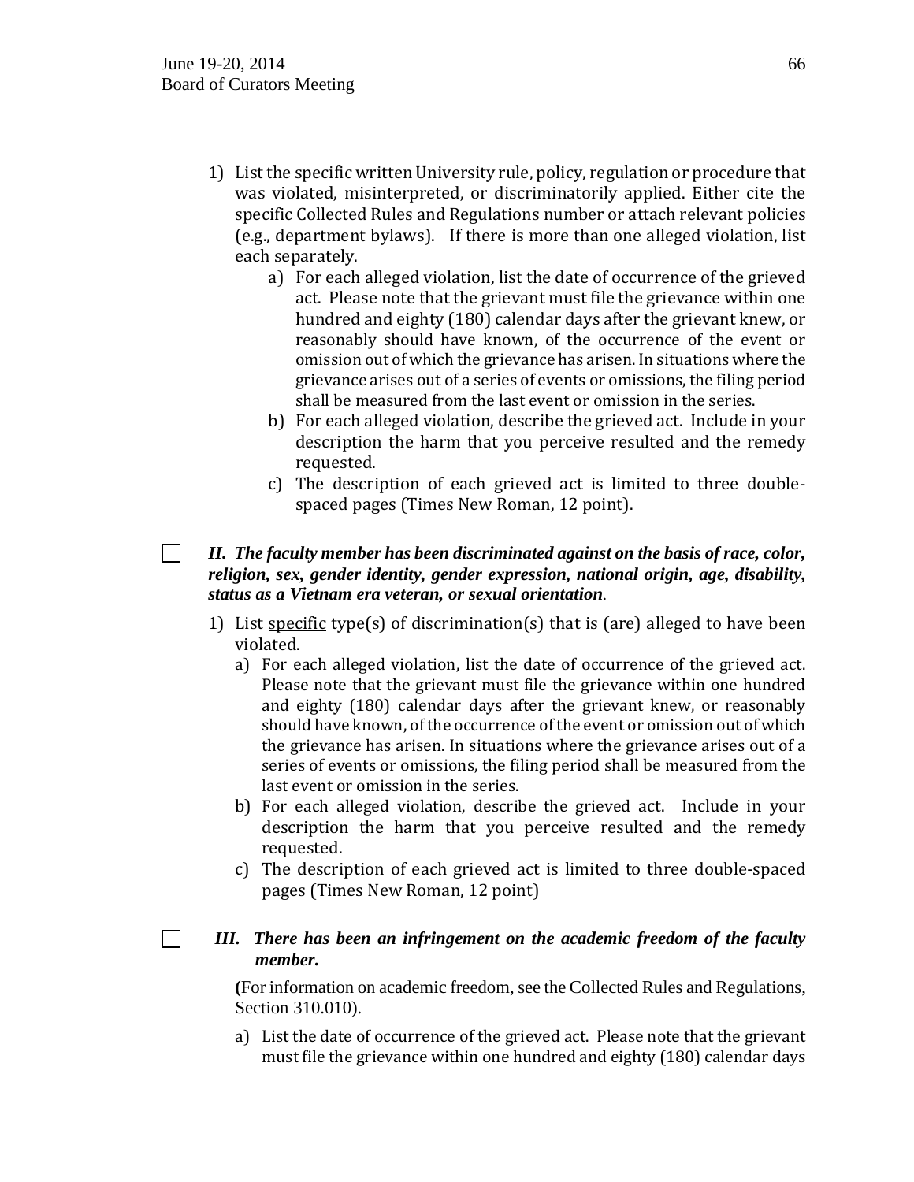1) List the <u>specific</u> written University rule, policy, regulation or procedure that was violated, misinterpreted, or discriminatorily applied. Either cite the specific Collected Rules and Regulations number or attach relevant policies (e.g., department bylaws). If there is more than one alleged violation, list each separately.
    a) For each alleged violation, list the date of occurrence of the grieved act. Please note that the grievant must file the grievance within one hundred and eighty (180) calendar days after the grievant knew, or reasonably should have known, of the occurrence of the event or omission out of which the grievance has arisen. In situations where the grievance arises out of a series of events or omissions, the filing period shall be measured from the last event or omission in the series.
    b) For each alleged violation, describe the grieved act. Include in your description the harm that you perceive resulted and the remedy requested.
    c) The description of each grieved act is limited to three double-spaced pages (Times New Roman, 12 point).

☐ ***II. The faculty member has been discriminated against on the basis of race, color, religion, sex, gender identity, gender expression, national origin, age, disability, status as a Vietnam era veteran, or sexual orientation*.**

1) List <u>specific</u> type(s) of discrimination(s) that is (are) alleged to have been violated.
    a) For each alleged violation, list the date of occurrence of the grieved act. Please note that the grievant must file the grievance within one hundred and eighty (180) calendar days after the grievant knew, or reasonably should have known, of the occurrence of the event or omission out of which the grievance has arisen. In situations where the grievance arises out of a series of events or omissions, the filing period shall be measured from the last event or omission in the series.
    b) For each alleged violation, describe the grieved act. Include in your description the harm that you perceive resulted and the remedy requested.
    c) The description of each grieved act is limited to three double-spaced pages (Times New Roman, 12 point)

☐ ***III. There has been an infringement on the academic freedom of the faculty member.***

**(**For information on academic freedom, see the Collected Rules and Regulations, Section 310.010).

a) List the date of occurrence of the grieved act. Please note that the grievant must file the grievance within one hundred and eighty (180) calendar days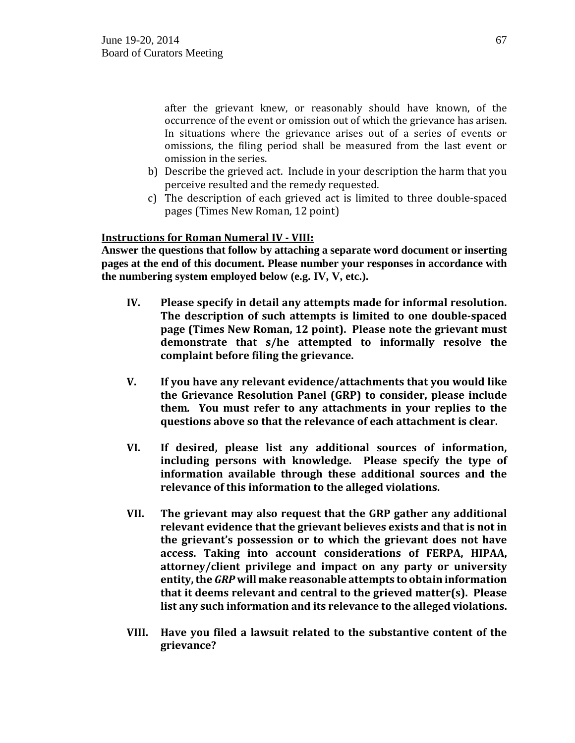after the grievant knew, or reasonably should have known, of the occurrence of the event or omission out of which the grievance has arisen. In situations where the grievance arises out of a series of events or omissions, the filing period shall be measured from the last event or omission in the series.

b) Describe the grieved act. Include in your description the harm that you perceive resulted and the remedy requested.

c) The description of each grieved act is limited to three double-spaced pages (Times New Roman, 12 point)

**Instructions for Roman Numeral IV - VIII:**

**Answer the questions that follow by attaching a separate word document or inserting pages at the end of this document. Please number your responses in accordance with the numbering system employed below (e.g. IV, V, etc.).**

**IV. Please specify in detail any attempts made for informal resolution. The description of such attempts is limited to one double-spaced page (Times New Roman, 12 point). Please note the grievant must demonstrate that s/he attempted to informally resolve the complaint before filing the grievance.**

**V. If you have any relevant evidence/attachments that you would like the Grievance Resolution Panel (GRP) to consider, please include them. You must refer to any attachments in your replies to the questions above so that the relevance of each attachment is clear.**

**VI. If desired, please list any additional sources of information, including persons with knowledge. Please specify the type of information available through these additional sources and the relevance of this information to the alleged violations.**

**VII. The grievant may also request that the GRP gather any additional relevant evidence that the grievant believes exists and that is not in the grievant's possession or to which the grievant does not have access. Taking into account considerations of FERPA, HIPAA, attorney/client privilege and impact on any party or university entity, the *GRP* will make reasonable attempts to obtain information that it deems relevant and central to the grieved matter(s). Please list any such information and its relevance to the alleged violations.**

**VIII. Have you filed a lawsuit related to the substantive content of the grievance?**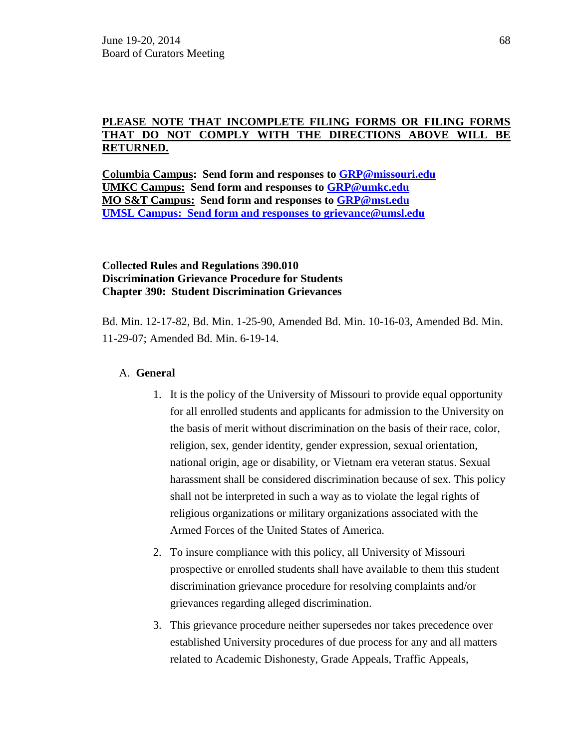**PLEASE NOTE THAT INCOMPLETE FILING FORMS OR FILING FORMS THAT DO NOT COMPLY WITH THE DIRECTIONS ABOVE WILL BE RETURNED.**

**Columbia Campus: Send form and responses to GRP@missouri.edu**
**UMKC Campus: Send form and responses to GRP@umkc.edu**
**MO S&T Campus: Send form and responses to GRP@mst.edu**
**UMSL Campus: Send form and responses to grievance@umsl.edu**

**Collected Rules and Regulations 390.010**
**Discrimination Grievance Procedure for Students**
**Chapter 390: Student Discrimination Grievances**

Bd. Min. 12-17-82, Bd. Min. 1-25-90, Amended Bd. Min. 10-16-03, Amended Bd. Min. 11-29-07; Amended Bd. Min. 6-19-14.

A. **General**

1. It is the policy of the University of Missouri to provide equal opportunity for all enrolled students and applicants for admission to the University on the basis of merit without discrimination on the basis of their race, color, religion, sex, gender identity, gender expression, sexual orientation, national origin, age or disability, or Vietnam era veteran status. Sexual harassment shall be considered discrimination because of sex. This policy shall not be interpreted in such a way as to violate the legal rights of religious organizations or military organizations associated with the Armed Forces of the United States of America.

2. To insure compliance with this policy, all University of Missouri prospective or enrolled students shall have available to them this student discrimination grievance procedure for resolving complaints and/or grievances regarding alleged discrimination.

3. This grievance procedure neither supersedes nor takes precedence over established University procedures of due process for any and all matters related to Academic Dishonesty, Grade Appeals, Traffic Appeals,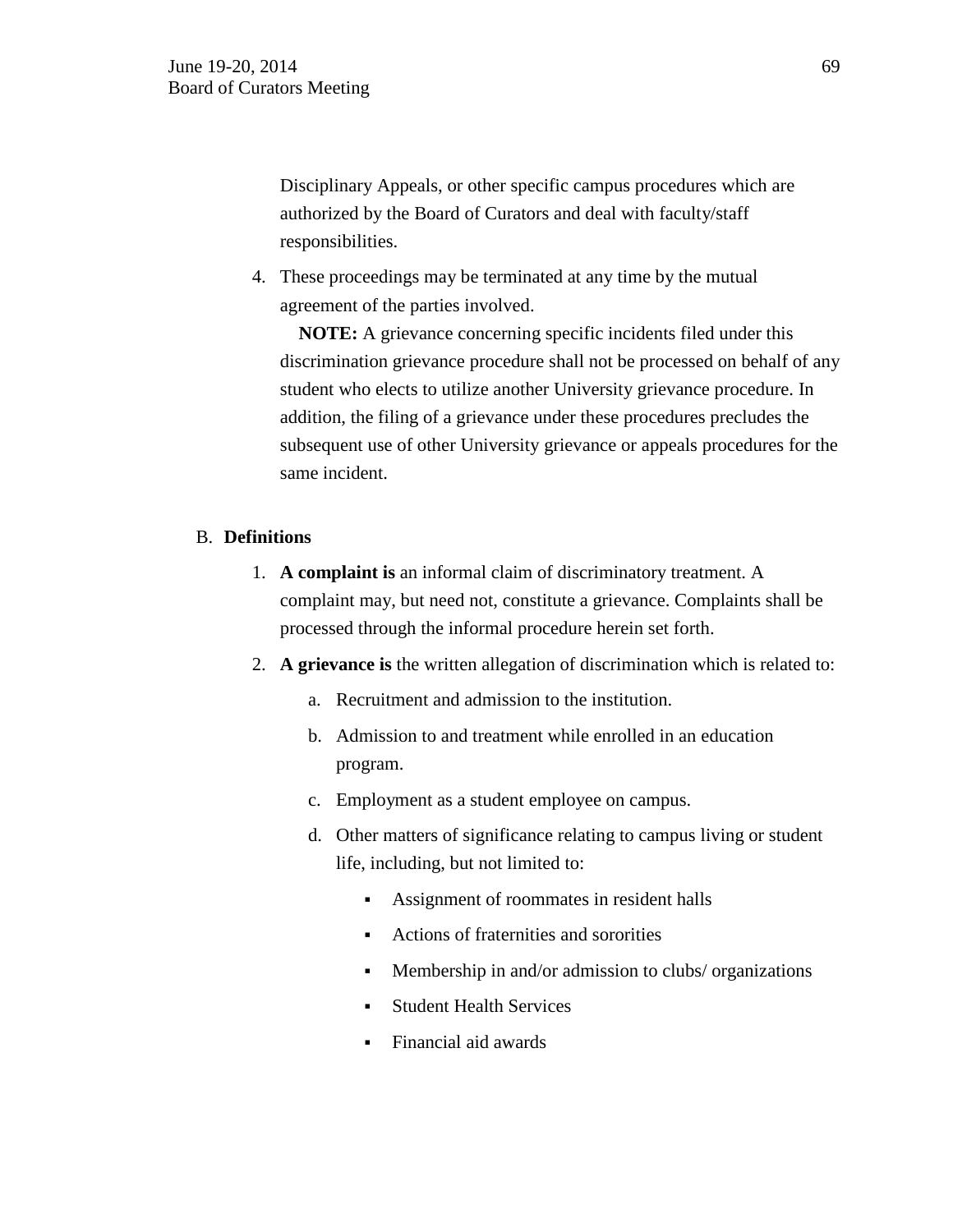Disciplinary Appeals, or other specific campus procedures which are authorized by the Board of Curators and deal with faculty/staff responsibilities.

4. These proceedings may be terminated at any time by the mutual agreement of the parties involved.

   **NOTE:** A grievance concerning specific incidents filed under this discrimination grievance procedure shall not be processed on behalf of any student who elects to utilize another University grievance procedure. In addition, the filing of a grievance under these procedures precludes the subsequent use of other University grievance or appeals procedures for the same incident.

B. **Definitions**

1. **A complaint is** an informal claim of discriminatory treatment. A complaint may, but need not, constitute a grievance. Complaints shall be processed through the informal procedure herein set forth.

2. **A grievance is** the written allegation of discrimination which is related to:

   a. Recruitment and admission to the institution.

   b. Admission to and treatment while enrolled in an education program.

   c. Employment as a student employee on campus.

   d. Other matters of significance relating to campus living or student life, including, but not limited to:

      - Assignment of roommates in resident halls
      - Actions of fraternities and sororities
      - Membership in and/or admission to clubs/ organizations
      - Student Health Services
      - Financial aid awards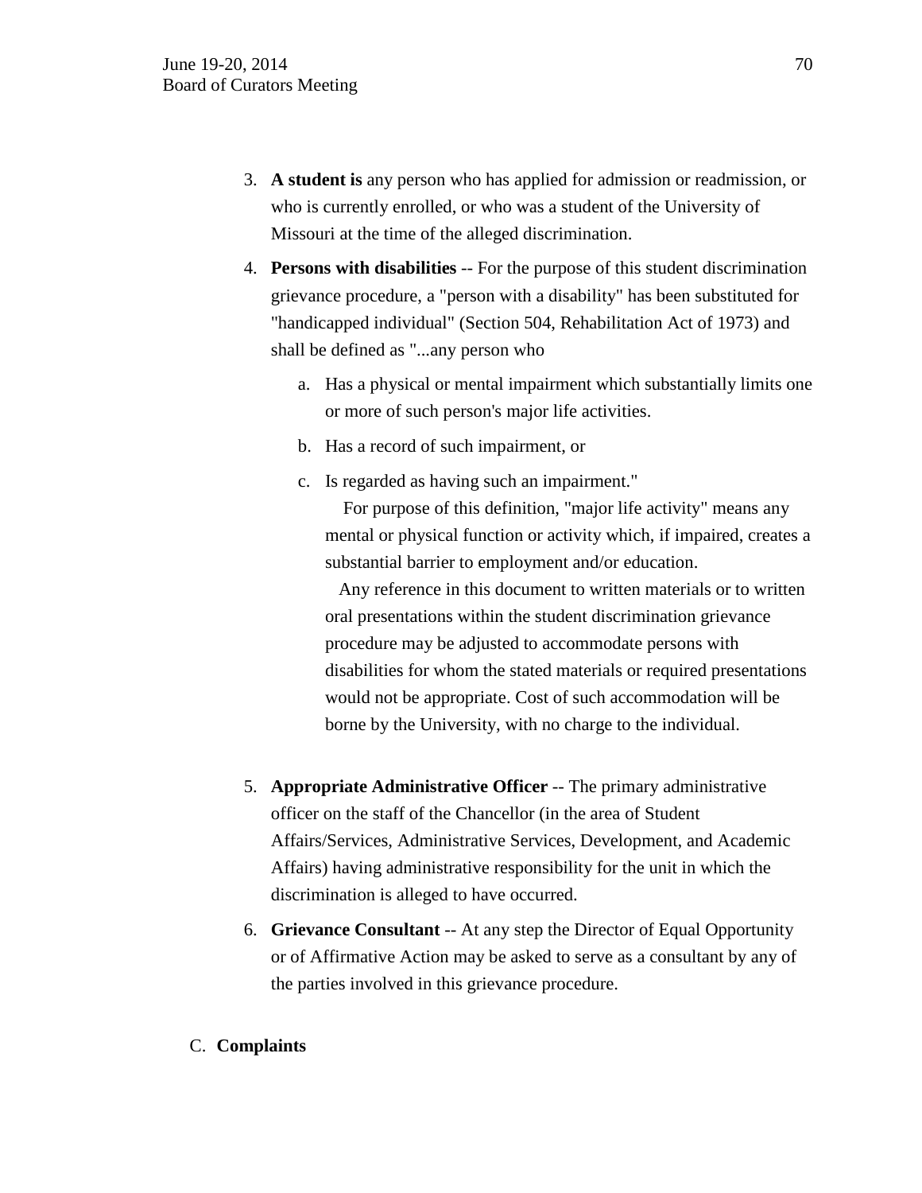3. **A student is** any person who has applied for admission or readmission, or who is currently enrolled, or who was a student of the University of Missouri at the time of the alleged discrimination.

4. **Persons with disabilities** -- For the purpose of this student discrimination grievance procedure, a "person with a disability" has been substituted for "handicapped individual" (Section 504, Rehabilitation Act of 1973) and shall be defined as "...any person who

   a. Has a physical or mental impairment which substantially limits one or more of such person's major life activities.

   b. Has a record of such impairment, or

   c. Is regarded as having such an impairment."

      For purpose of this definition, "major life activity" means any mental or physical function or activity which, if impaired, creates a substantial barrier to employment and/or education.

      Any reference in this document to written materials or to written oral presentations within the student discrimination grievance procedure may be adjusted to accommodate persons with disabilities for whom the stated materials or required presentations would not be appropriate. Cost of such accommodation will be borne by the University, with no charge to the individual.

5. **Appropriate Administrative Officer** -- The primary administrative officer on the staff of the Chancellor (in the area of Student Affairs/Services, Administrative Services, Development, and Academic Affairs) having administrative responsibility for the unit in which the discrimination is alleged to have occurred.

6. **Grievance Consultant** -- At any step the Director of Equal Opportunity or of Affirmative Action may be asked to serve as a consultant by any of the parties involved in this grievance procedure.

C. **Complaints**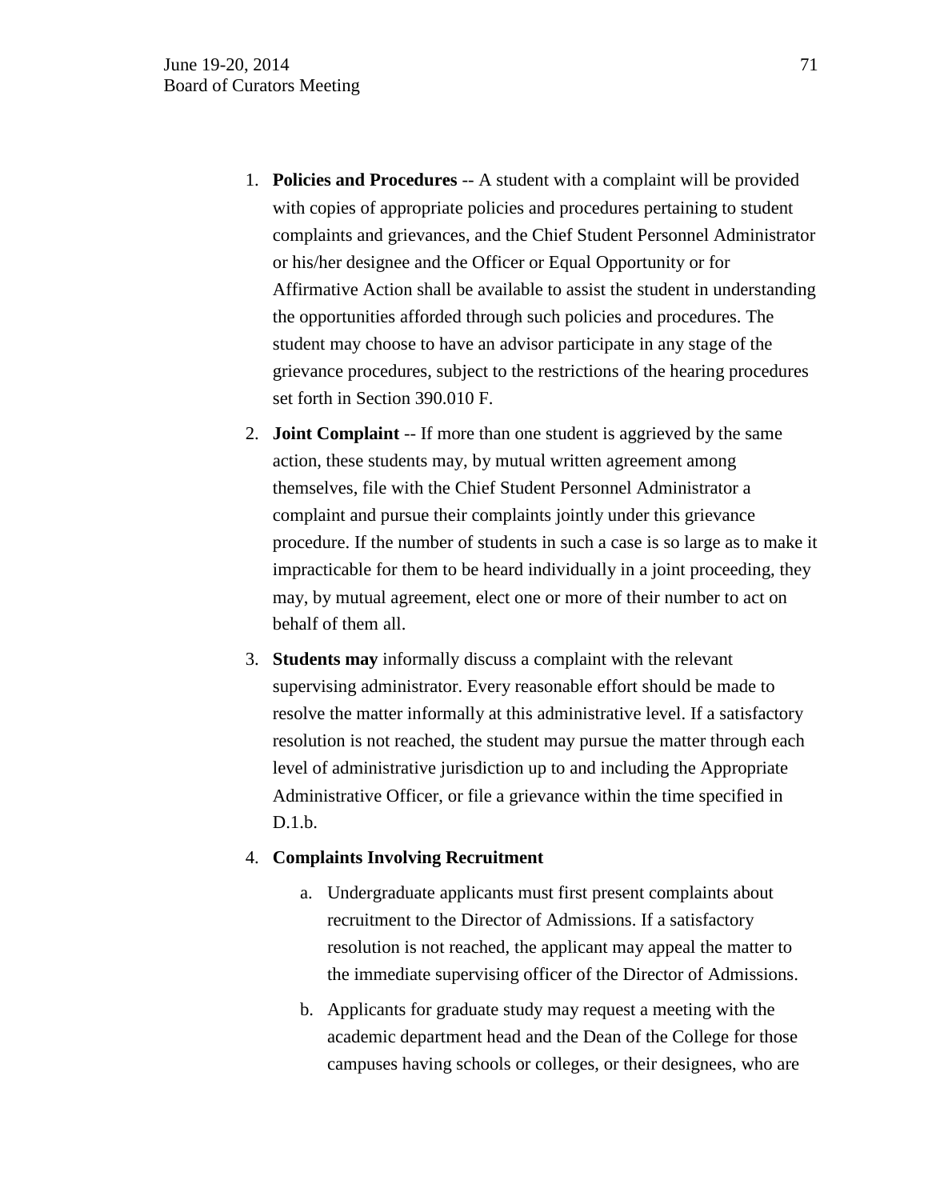1. **Policies and Procedures** -- A student with a complaint will be provided with copies of appropriate policies and procedures pertaining to student complaints and grievances, and the Chief Student Personnel Administrator or his/her designee and the Officer or Equal Opportunity or for Affirmative Action shall be available to assist the student in understanding the opportunities afforded through such policies and procedures. The student may choose to have an advisor participate in any stage of the grievance procedures, subject to the restrictions of the hearing procedures set forth in Section 390.010 F.

2. **Joint Complaint** -- If more than one student is aggrieved by the same action, these students may, by mutual written agreement among themselves, file with the Chief Student Personnel Administrator a complaint and pursue their complaints jointly under this grievance procedure. If the number of students in such a case is so large as to make it impracticable for them to be heard individually in a joint proceeding, they may, by mutual agreement, elect one or more of their number to act on behalf of them all.

3. **Students may** informally discuss a complaint with the relevant supervising administrator. Every reasonable effort should be made to resolve the matter informally at this administrative level. If a satisfactory resolution is not reached, the student may pursue the matter through each level of administrative jurisdiction up to and including the Appropriate Administrative Officer, or file a grievance within the time specified in D.1.b.

4. **Complaints Involving Recruitment**

   a. Undergraduate applicants must first present complaints about recruitment to the Director of Admissions. If a satisfactory resolution is not reached, the applicant may appeal the matter to the immediate supervising officer of the Director of Admissions.

   b. Applicants for graduate study may request a meeting with the academic department head and the Dean of the College for those campuses having schools or colleges, or their designees, who are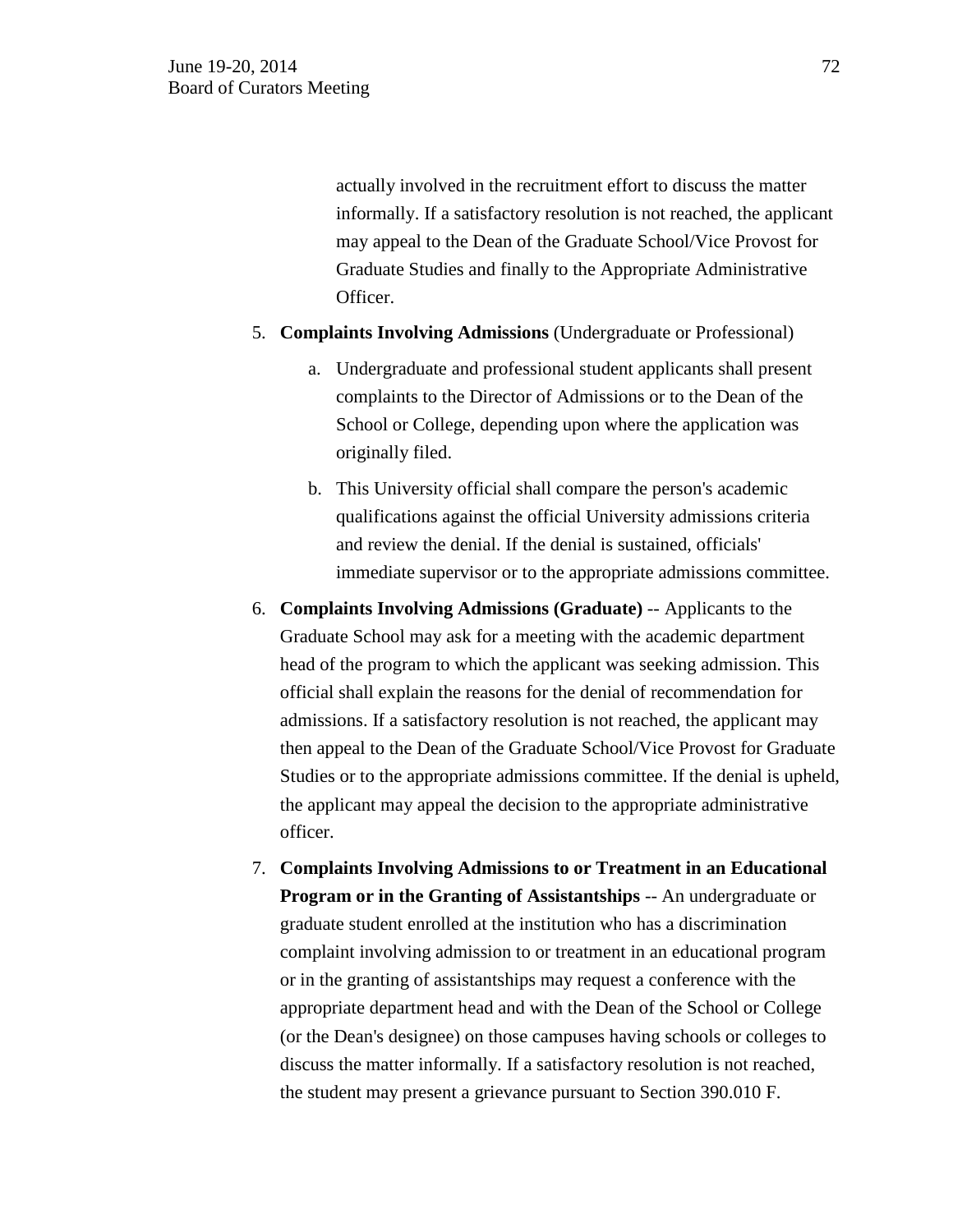actually involved in the recruitment effort to discuss the matter informally. If a satisfactory resolution is not reached, the applicant may appeal to the Dean of the Graduate School/Vice Provost for Graduate Studies and finally to the Appropriate Administrative Officer.

5. **Complaints Involving Admissions** (Undergraduate or Professional)

   a. Undergraduate and professional student applicants shall present complaints to the Director of Admissions or to the Dean of the School or College, depending upon where the application was originally filed.

   b. This University official shall compare the person's academic qualifications against the official University admissions criteria and review the denial. If the denial is sustained, officials' immediate supervisor or to the appropriate admissions committee.

6. **Complaints Involving Admissions (Graduate)** -- Applicants to the Graduate School may ask for a meeting with the academic department head of the program to which the applicant was seeking admission. This official shall explain the reasons for the denial of recommendation for admissions. If a satisfactory resolution is not reached, the applicant may then appeal to the Dean of the Graduate School/Vice Provost for Graduate Studies or to the appropriate admissions committee. If the denial is upheld, the applicant may appeal the decision to the appropriate administrative officer.

7. **Complaints Involving Admissions to or Treatment in an Educational Program or in the Granting of Assistantships** -- An undergraduate or graduate student enrolled at the institution who has a discrimination complaint involving admission to or treatment in an educational program or in the granting of assistantships may request a conference with the appropriate department head and with the Dean of the School or College (or the Dean's designee) on those campuses having schools or colleges to discuss the matter informally. If a satisfactory resolution is not reached, the student may present a grievance pursuant to Section 390.010 F.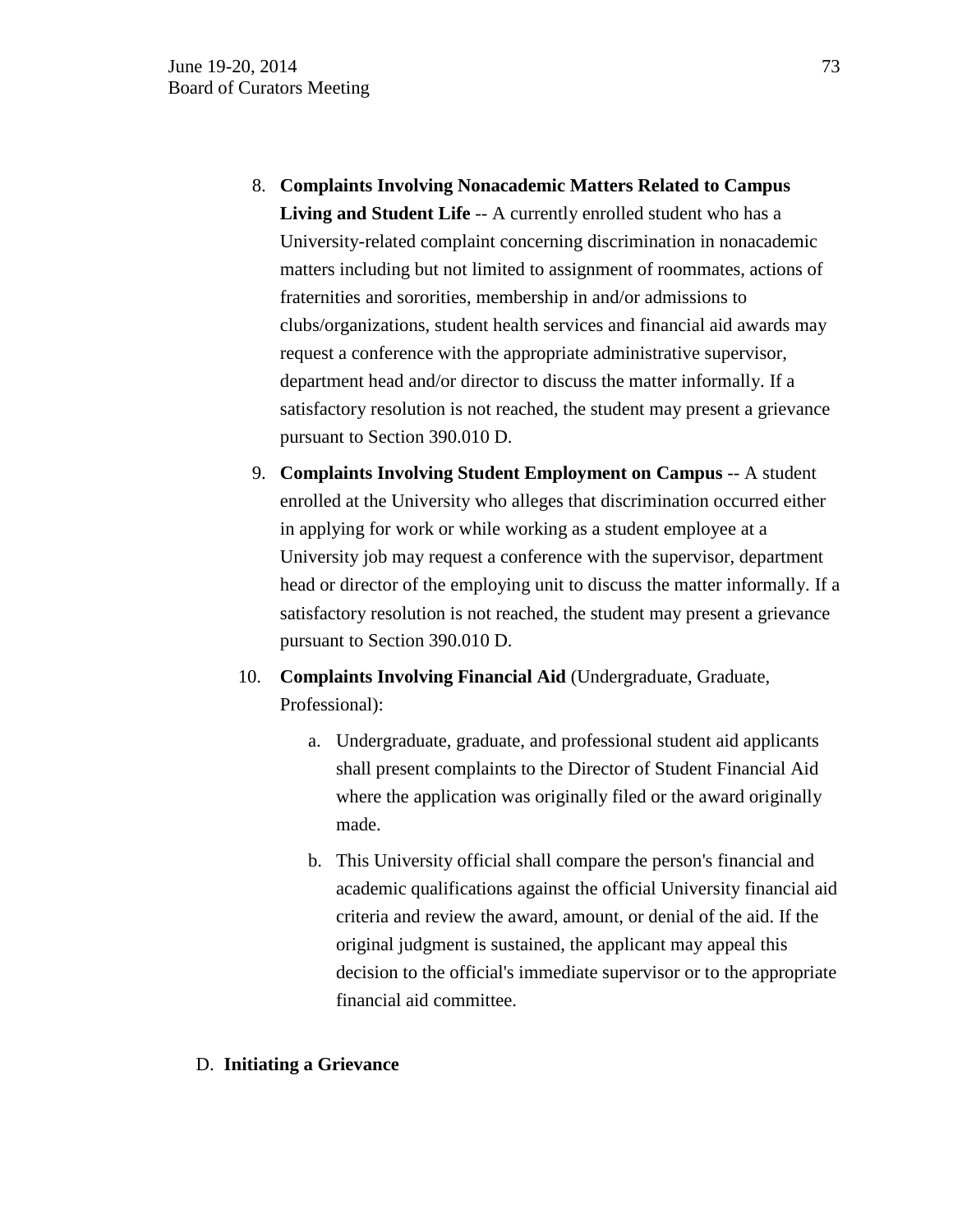8. **Complaints Involving Nonacademic Matters Related to Campus Living and Student Life** -- A currently enrolled student who has a University-related complaint concerning discrimination in nonacademic matters including but not limited to assignment of roommates, actions of fraternities and sororities, membership in and/or admissions to clubs/organizations, student health services and financial aid awards may request a conference with the appropriate administrative supervisor, department head and/or director to discuss the matter informally. If a satisfactory resolution is not reached, the student may present a grievance pursuant to Section 390.010 D.

9. **Complaints Involving Student Employment on Campus** -- A student enrolled at the University who alleges that discrimination occurred either in applying for work or while working as a student employee at a University job may request a conference with the supervisor, department head or director of the employing unit to discuss the matter informally. If a satisfactory resolution is not reached, the student may present a grievance pursuant to Section 390.010 D.

10. **Complaints Involving Financial Aid** (Undergraduate, Graduate, Professional):

    a. Undergraduate, graduate, and professional student aid applicants shall present complaints to the Director of Student Financial Aid where the application was originally filed or the award originally made.

    b. This University official shall compare the person's financial and academic qualifications against the official University financial aid criteria and review the award, amount, or denial of the aid. If the original judgment is sustained, the applicant may appeal this decision to the official's immediate supervisor or to the appropriate financial aid committee.

D. **Initiating a Grievance**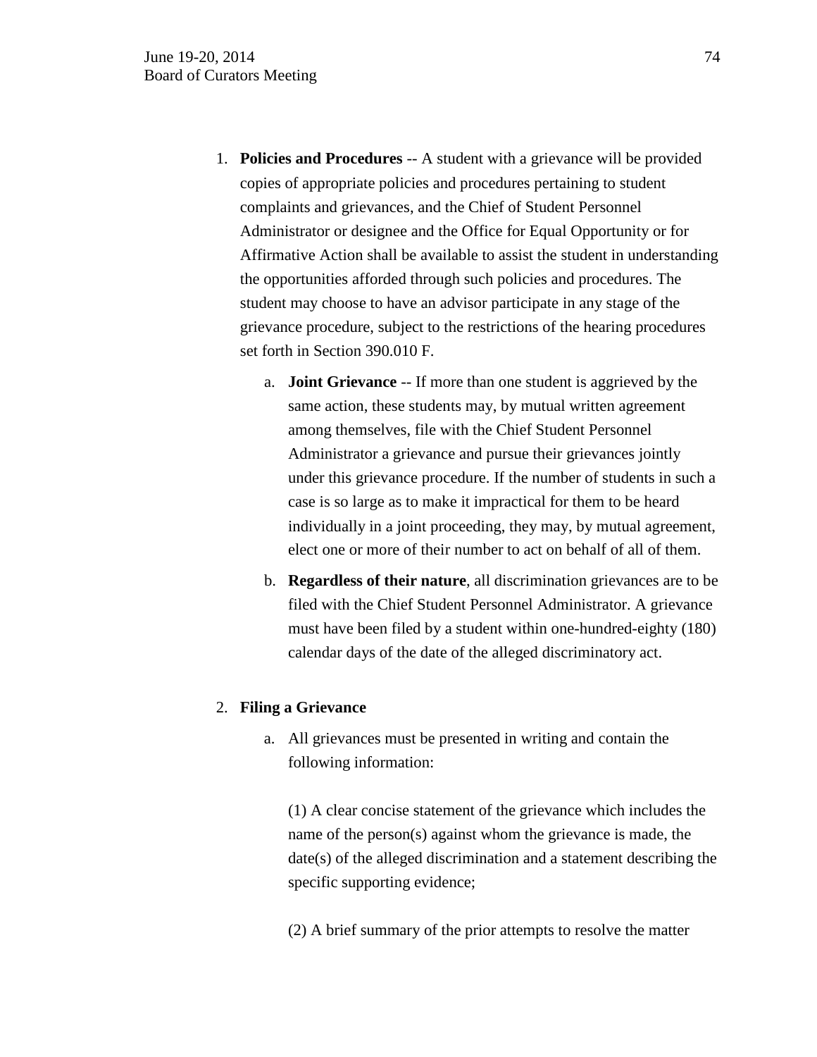1. **Policies and Procedures** -- A student with a grievance will be provided copies of appropriate policies and procedures pertaining to student complaints and grievances, and the Chief of Student Personnel Administrator or designee and the Office for Equal Opportunity or for Affirmative Action shall be available to assist the student in understanding the opportunities afforded through such policies and procedures. The student may choose to have an advisor participate in any stage of the grievance procedure, subject to the restrictions of the hearing procedures set forth in Section 390.010 F.

    a. **Joint Grievance** -- If more than one student is aggrieved by the same action, these students may, by mutual written agreement among themselves, file with the Chief Student Personnel Administrator a grievance and pursue their grievances jointly under this grievance procedure. If the number of students in such a case is so large as to make it impractical for them to be heard individually in a joint proceeding, they may, by mutual agreement, elect one or more of their number to act on behalf of all of them.

    b. **Regardless of their nature**, all discrimination grievances are to be filed with the Chief Student Personnel Administrator. A grievance must have been filed by a student within one-hundred-eighty (180) calendar days of the date of the alleged discriminatory act.

2. **Filing a Grievance**

    a. All grievances must be presented in writing and contain the following information:

        (1) A clear concise statement of the grievance which includes the name of the person(s) against whom the grievance is made, the date(s) of the alleged discrimination and a statement describing the specific supporting evidence;

        (2) A brief summary of the prior attempts to resolve the matter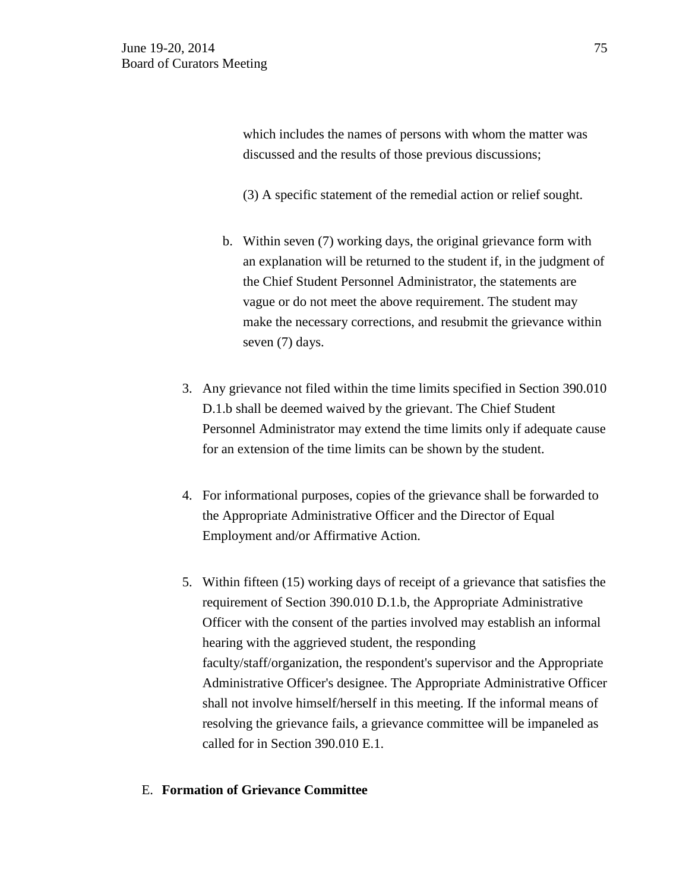which includes the names of persons with whom the matter was discussed and the results of those previous discussions;

(3) A specific statement of the remedial action or relief sought.

b. Within seven (7) working days, the original grievance form with an explanation will be returned to the student if, in the judgment of the Chief Student Personnel Administrator, the statements are vague or do not meet the above requirement. The student may make the necessary corrections, and resubmit the grievance within seven (7) days.

3. Any grievance not filed within the time limits specified in Section 390.010 D.1.b shall be deemed waived by the grievant. The Chief Student Personnel Administrator may extend the time limits only if adequate cause for an extension of the time limits can be shown by the student.

4. For informational purposes, copies of the grievance shall be forwarded to the Appropriate Administrative Officer and the Director of Equal Employment and/or Affirmative Action.

5. Within fifteen (15) working days of receipt of a grievance that satisfies the requirement of Section 390.010 D.1.b, the Appropriate Administrative Officer with the consent of the parties involved may establish an informal hearing with the aggrieved student, the responding faculty/staff/organization, the respondent's supervisor and the Appropriate Administrative Officer's designee. The Appropriate Administrative Officer shall not involve himself/herself in this meeting. If the informal means of resolving the grievance fails, a grievance committee will be impaneled as called for in Section 390.010 E.1.

E. **Formation of Grievance Committee**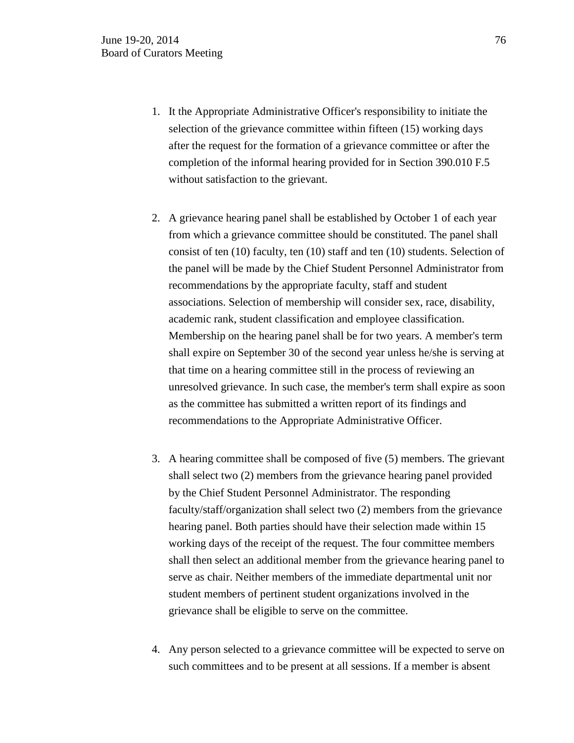1. It the Appropriate Administrative Officer's responsibility to initiate the selection of the grievance committee within fifteen (15) working days after the request for the formation of a grievance committee or after the completion of the informal hearing provided for in Section 390.010 F.5 without satisfaction to the grievant.

2. A grievance hearing panel shall be established by October 1 of each year from which a grievance committee should be constituted. The panel shall consist of ten (10) faculty, ten (10) staff and ten (10) students. Selection of the panel will be made by the Chief Student Personnel Administrator from recommendations by the appropriate faculty, staff and student associations. Selection of membership will consider sex, race, disability, academic rank, student classification and employee classification. Membership on the hearing panel shall be for two years. A member's term shall expire on September 30 of the second year unless he/she is serving at that time on a hearing committee still in the process of reviewing an unresolved grievance. In such case, the member's term shall expire as soon as the committee has submitted a written report of its findings and recommendations to the Appropriate Administrative Officer.

3. A hearing committee shall be composed of five (5) members. The grievant shall select two (2) members from the grievance hearing panel provided by the Chief Student Personnel Administrator. The responding faculty/staff/organization shall select two (2) members from the grievance hearing panel. Both parties should have their selection made within 15 working days of the receipt of the request. The four committee members shall then select an additional member from the grievance hearing panel to serve as chair. Neither members of the immediate departmental unit nor student members of pertinent student organizations involved in the grievance shall be eligible to serve on the committee.

4. Any person selected to a grievance committee will be expected to serve on such committees and to be present at all sessions. If a member is absent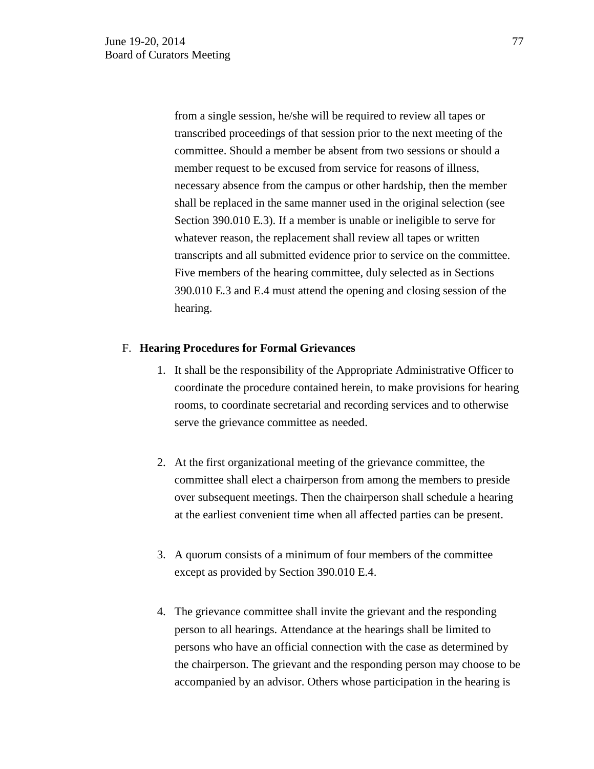from a single session, he/she will be required to review all tapes or transcribed proceedings of that session prior to the next meeting of the committee. Should a member be absent from two sessions or should a member request to be excused from service for reasons of illness, necessary absence from the campus or other hardship, then the member shall be replaced in the same manner used in the original selection (see Section 390.010 E.3). If a member is unable or ineligible to serve for whatever reason, the replacement shall review all tapes or written transcripts and all submitted evidence prior to service on the committee. Five members of the hearing committee, duly selected as in Sections 390.010 E.3 and E.4 must attend the opening and closing session of the hearing.

F. **Hearing Procedures for Formal Grievances**

1. It shall be the responsibility of the Appropriate Administrative Officer to coordinate the procedure contained herein, to make provisions for hearing rooms, to coordinate secretarial and recording services and to otherwise serve the grievance committee as needed.

2. At the first organizational meeting of the grievance committee, the committee shall elect a chairperson from among the members to preside over subsequent meetings. Then the chairperson shall schedule a hearing at the earliest convenient time when all affected parties can be present.

3. A quorum consists of a minimum of four members of the committee except as provided by Section 390.010 E.4.

4. The grievance committee shall invite the grievant and the responding person to all hearings. Attendance at the hearings shall be limited to persons who have an official connection with the case as determined by the chairperson. The grievant and the responding person may choose to be accompanied by an advisor. Others whose participation in the hearing is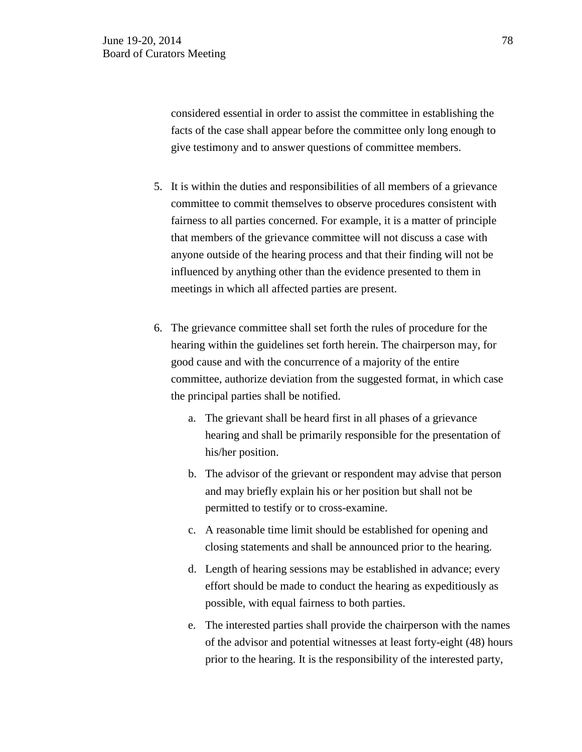considered essential in order to assist the committee in establishing the facts of the case shall appear before the committee only long enough to give testimony and to answer questions of committee members.

5. It is within the duties and responsibilities of all members of a grievance committee to commit themselves to observe procedures consistent with fairness to all parties concerned. For example, it is a matter of principle that members of the grievance committee will not discuss a case with anyone outside of the hearing process and that their finding will not be influenced by anything other than the evidence presented to them in meetings in which all affected parties are present.

6. The grievance committee shall set forth the rules of procedure for the hearing within the guidelines set forth herein. The chairperson may, for good cause and with the concurrence of a majority of the entire committee, authorize deviation from the suggested format, in which case the principal parties shall be notified.

   a. The grievant shall be heard first in all phases of a grievance hearing and shall be primarily responsible for the presentation of his/her position.

   b. The advisor of the grievant or respondent may advise that person and may briefly explain his or her position but shall not be permitted to testify or to cross-examine.

   c. A reasonable time limit should be established for opening and closing statements and shall be announced prior to the hearing.

   d. Length of hearing sessions may be established in advance; every effort should be made to conduct the hearing as expeditiously as possible, with equal fairness to both parties.

   e. The interested parties shall provide the chairperson with the names of the advisor and potential witnesses at least forty-eight (48) hours prior to the hearing. It is the responsibility of the interested party,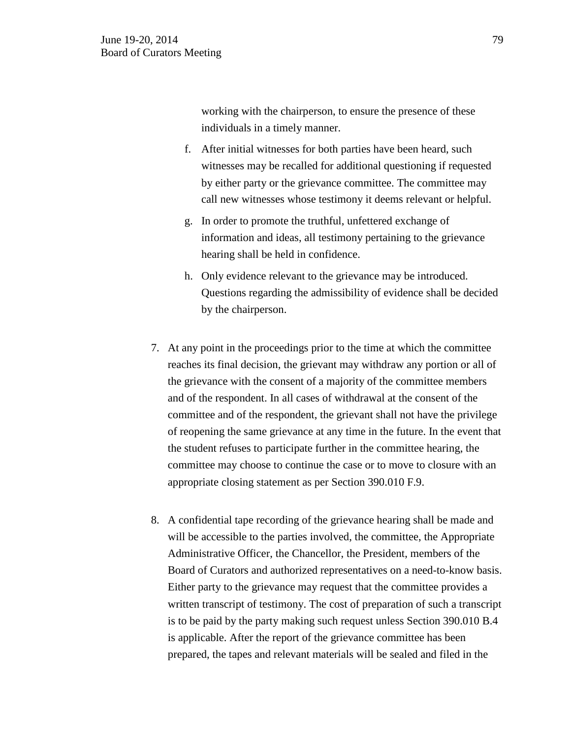working with the chairperson, to ensure the presence of these individuals in a timely manner.

f. After initial witnesses for both parties have been heard, such witnesses may be recalled for additional questioning if requested by either party or the grievance committee. The committee may call new witnesses whose testimony it deems relevant or helpful.

g. In order to promote the truthful, unfettered exchange of information and ideas, all testimony pertaining to the grievance hearing shall be held in confidence.

h. Only evidence relevant to the grievance may be introduced. Questions regarding the admissibility of evidence shall be decided by the chairperson.

7. At any point in the proceedings prior to the time at which the committee reaches its final decision, the grievant may withdraw any portion or all of the grievance with the consent of a majority of the committee members and of the respondent. In all cases of withdrawal at the consent of the committee and of the respondent, the grievant shall not have the privilege of reopening the same grievance at any time in the future. In the event that the student refuses to participate further in the committee hearing, the committee may choose to continue the case or to move to closure with an appropriate closing statement as per Section 390.010 F.9.

8. A confidential tape recording of the grievance hearing shall be made and will be accessible to the parties involved, the committee, the Appropriate Administrative Officer, the Chancellor, the President, members of the Board of Curators and authorized representatives on a need-to-know basis. Either party to the grievance may request that the committee provides a written transcript of testimony. The cost of preparation of such a transcript is to be paid by the party making such request unless Section 390.010 B.4 is applicable. After the report of the grievance committee has been prepared, the tapes and relevant materials will be sealed and filed in the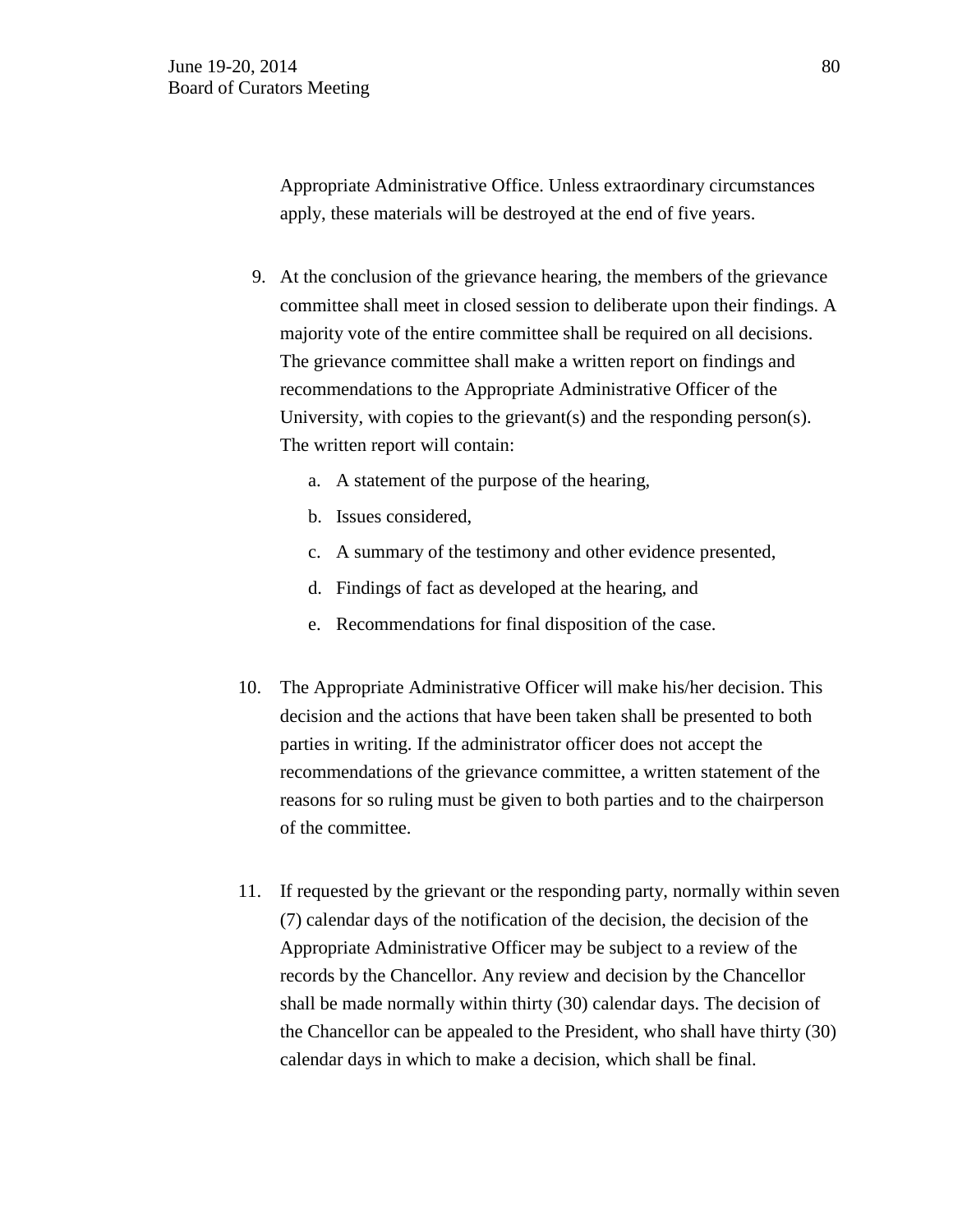Appropriate Administrative Office. Unless extraordinary circumstances apply, these materials will be destroyed at the end of five years.

9. At the conclusion of the grievance hearing, the members of the grievance committee shall meet in closed session to deliberate upon their findings. A majority vote of the entire committee shall be required on all decisions. The grievance committee shall make a written report on findings and recommendations to the Appropriate Administrative Officer of the University, with copies to the grievant(s) and the responding person(s). The written report will contain:

   a. A statement of the purpose of the hearing,

   b. Issues considered,

   c. A summary of the testimony and other evidence presented,

   d. Findings of fact as developed at the hearing, and

   e. Recommendations for final disposition of the case.

10. The Appropriate Administrative Officer will make his/her decision. This decision and the actions that have been taken shall be presented to both parties in writing. If the administrator officer does not accept the recommendations of the grievance committee, a written statement of the reasons for so ruling must be given to both parties and to the chairperson of the committee.

11. If requested by the grievant or the responding party, normally within seven (7) calendar days of the notification of the decision, the decision of the Appropriate Administrative Officer may be subject to a review of the records by the Chancellor. Any review and decision by the Chancellor shall be made normally within thirty (30) calendar days. The decision of the Chancellor can be appealed to the President, who shall have thirty (30) calendar days in which to make a decision, which shall be final.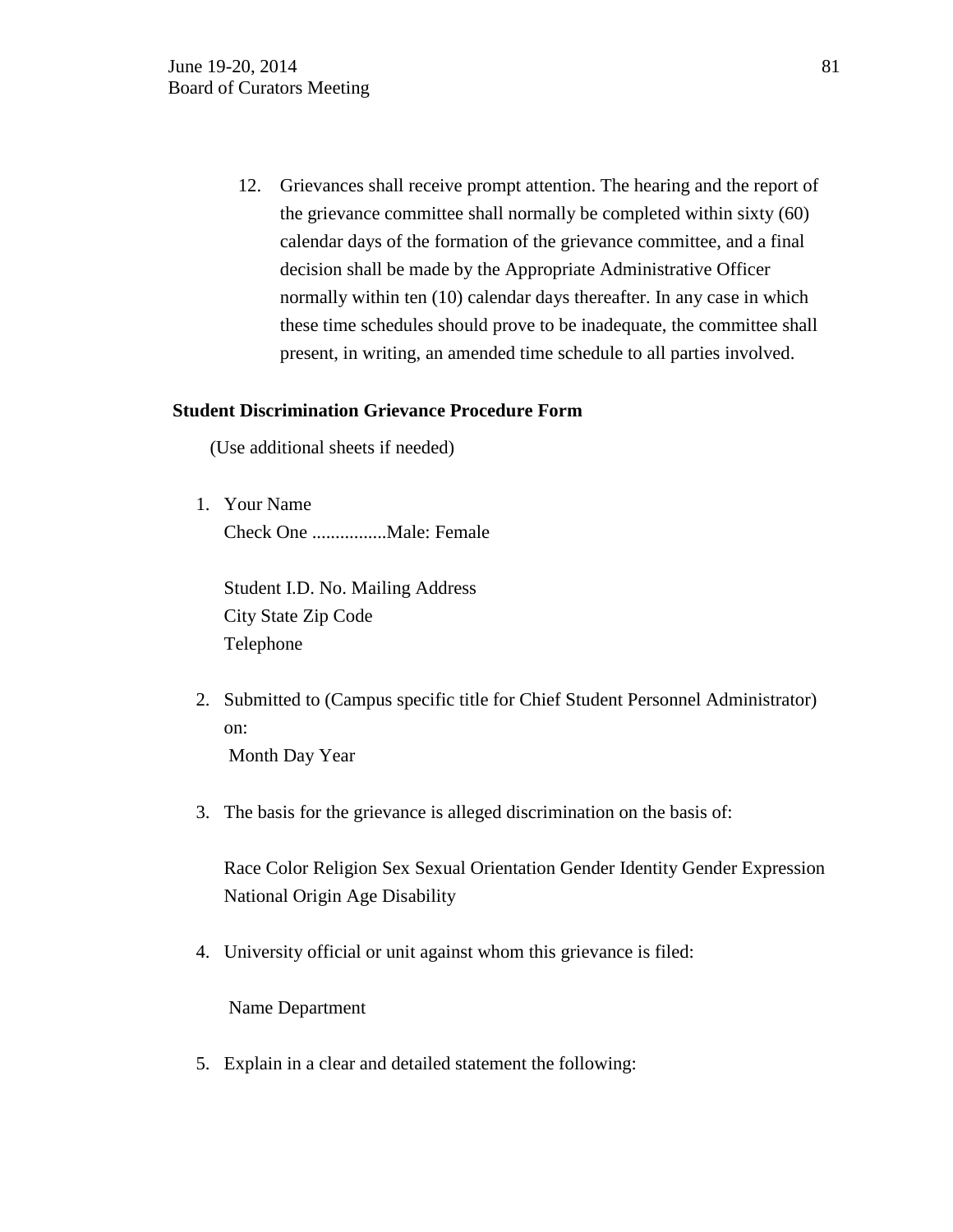12. Grievances shall receive prompt attention. The hearing and the report of the grievance committee shall normally be completed within sixty (60) calendar days of the formation of the grievance committee, and a final decision shall be made by the Appropriate Administrative Officer normally within ten (10) calendar days thereafter. In any case in which these time schedules should prove to be inadequate, the committee shall present, in writing, an amended time schedule to all parties involved.

**Student Discrimination Grievance Procedure Form**

(Use additional sheets if needed)

1. Your Name
   Check One ................Male: Female

   Student I.D. No. Mailing Address
   City State Zip Code
   Telephone

2. Submitted to (Campus specific title for Chief Student Personnel Administrator) on:
   Month Day Year

3. The basis for the grievance is alleged discrimination on the basis of:

   Race Color Religion Sex Sexual Orientation Gender Identity Gender Expression National Origin Age Disability

4. University official or unit against whom this grievance is filed:

   Name Department

5. Explain in a clear and detailed statement the following: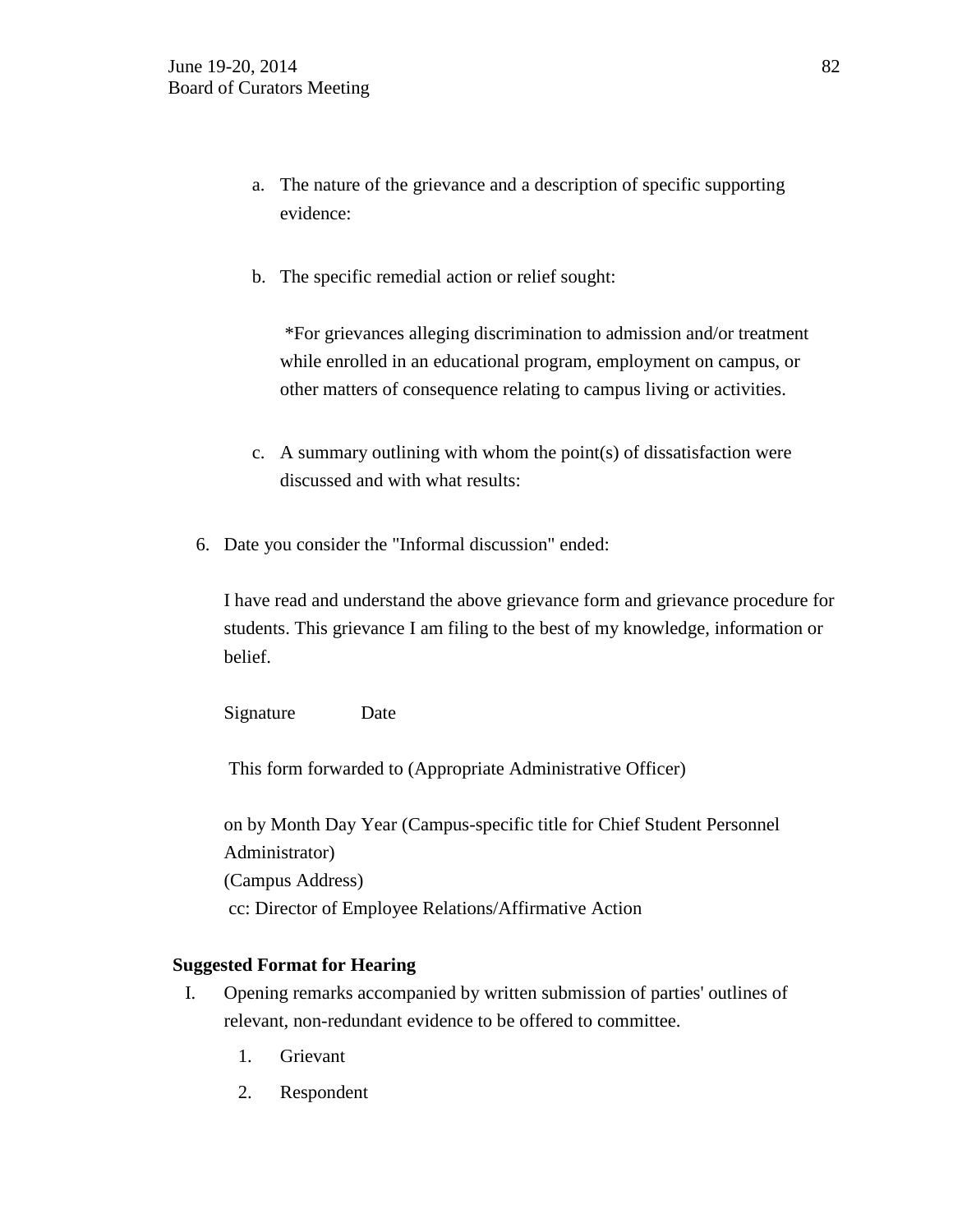a. The nature of the grievance and a description of specific supporting evidence:

b. The specific remedial action or relief sought:

   *For grievances alleging discrimination to admission and/or treatment while enrolled in an educational program, employment on campus, or other matters of consequence relating to campus living or activities.

c. A summary outlining with whom the point(s) of dissatisfaction were discussed and with what results:

6. Date you consider the "Informal discussion" ended:

   I have read and understand the above grievance form and grievance procedure for students. This grievance I am filing to the best of my knowledge, information or belief.

   Signature Date

   This form forwarded to (Appropriate Administrative Officer)

   on by Month Day Year (Campus-specific title for Chief Student Personnel Administrator)
   (Campus Address)
   cc: Director of Employee Relations/Affirmative Action

**Suggested Format for Hearing**

I. Opening remarks accompanied by written submission of parties' outlines of relevant, non-redundant evidence to be offered to committee.

   1. Grievant
   2. Respondent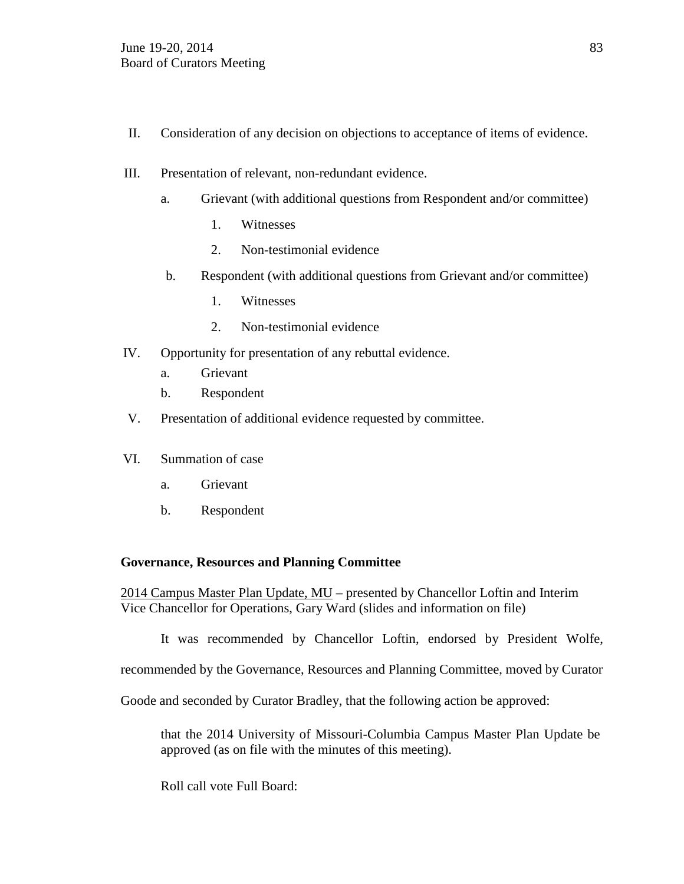II. Consideration of any decision on objections to acceptance of items of evidence.

III. Presentation of relevant, non-redundant evidence.

   a. Grievant (with additional questions from Respondent and/or committee)

      1. Witnesses

      2. Non-testimonial evidence

   b. Respondent (with additional questions from Grievant and/or committee)

      1. Witnesses

      2. Non-testimonial evidence

IV. Opportunity for presentation of any rebuttal evidence.

   a. Grievant

   b. Respondent

V. Presentation of additional evidence requested by committee.

VI. Summation of case

   a. Grievant

   b. Respondent

**Governance, Resources and Planning Committee**

2014 Campus Master Plan Update, MU – presented by Chancellor Loftin and Interim Vice Chancellor for Operations, Gary Ward (slides and information on file)

It was recommended by Chancellor Loftin, endorsed by President Wolfe, recommended by the Governance, Resources and Planning Committee, moved by Curator Goode and seconded by Curator Bradley, that the following action be approved:

> that the 2014 University of Missouri-Columbia Campus Master Plan Update be approved (as on file with the minutes of this meeting).

Roll call vote Full Board: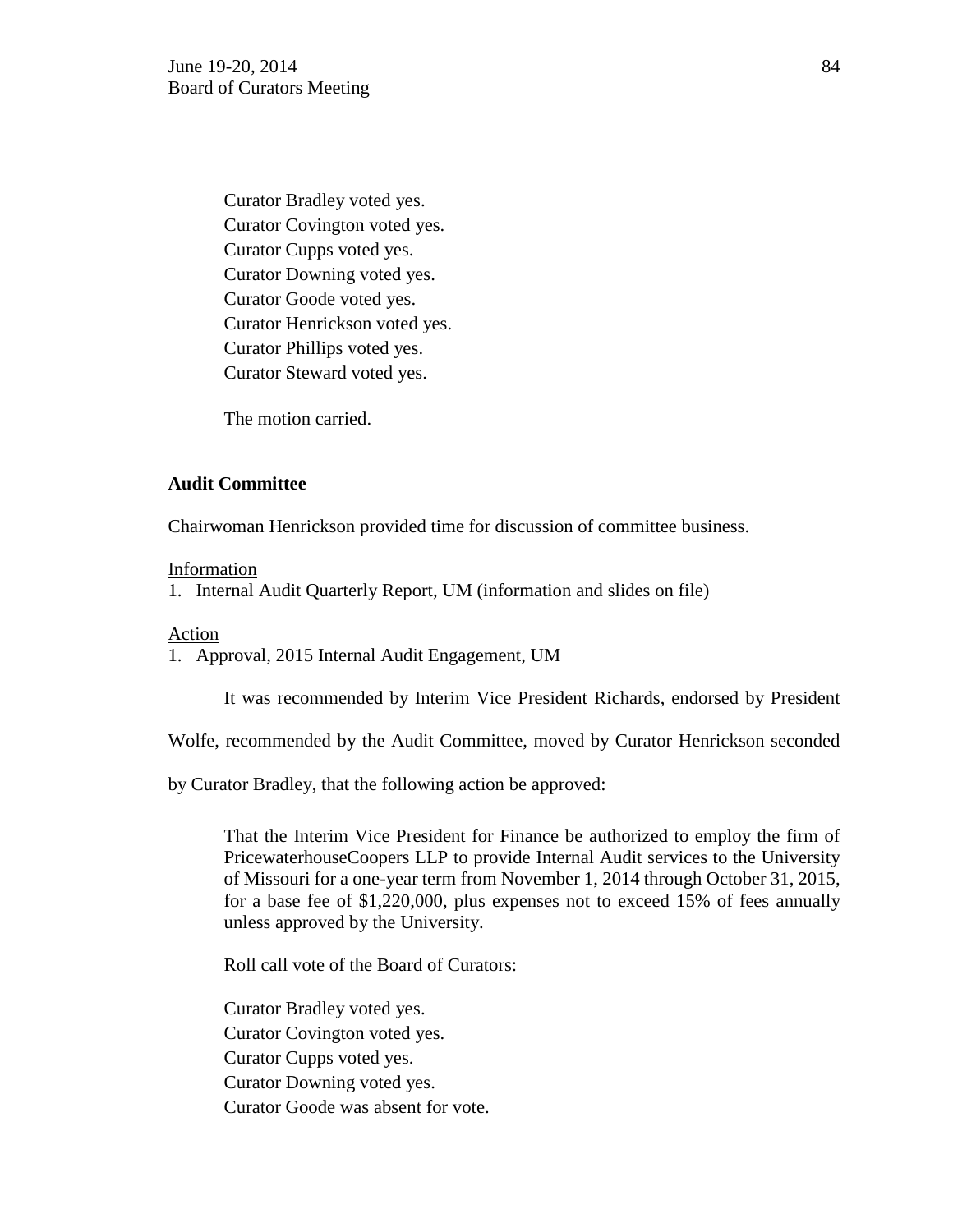Curator Bradley voted yes.
Curator Covington voted yes.
Curator Cupps voted yes.
Curator Downing voted yes.
Curator Goode voted yes.
Curator Henrickson voted yes.
Curator Phillips voted yes.
Curator Steward voted yes.

The motion carried.

**Audit Committee**

Chairwoman Henrickson provided time for discussion of committee business.

<u>Information</u>

1. Internal Audit Quarterly Report, UM (information and slides on file)

<u>Action</u>

1. Approval, 2015 Internal Audit Engagement, UM

It was recommended by Interim Vice President Richards, endorsed by President Wolfe, recommended by the Audit Committee, moved by Curator Henrickson seconded by Curator Bradley, that the following action be approved:

> That the Interim Vice President for Finance be authorized to employ the firm of PricewaterhouseCoopers LLP to provide Internal Audit services to the University of Missouri for a one-year term from November 1, 2014 through October 31, 2015, for a base fee of $1,220,000, plus expenses not to exceed 15% of fees annually unless approved by the University.

Roll call vote of the Board of Curators:

Curator Bradley voted yes.
Curator Covington voted yes.
Curator Cupps voted yes.
Curator Downing voted yes.
Curator Goode was absent for vote.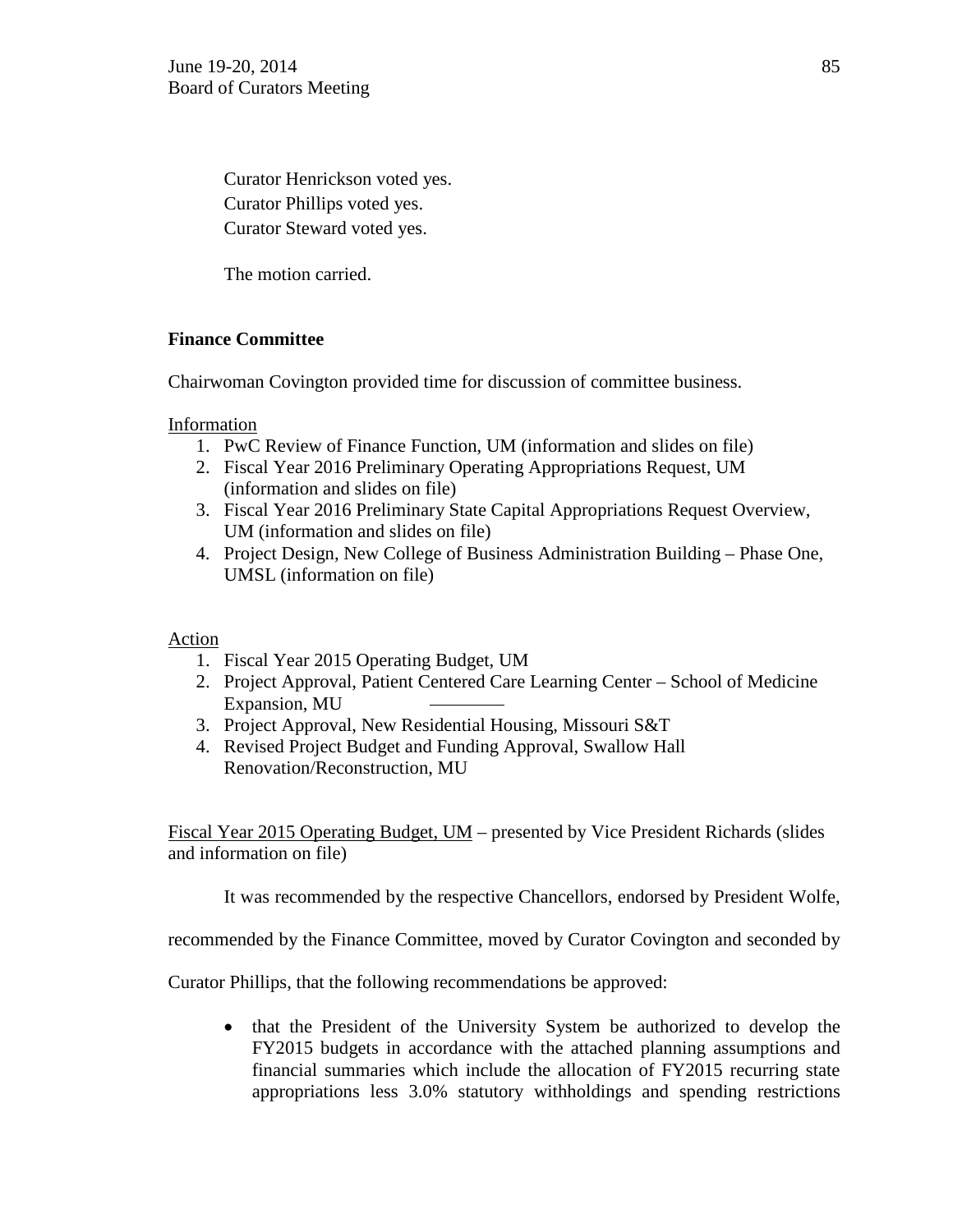Curator Henrickson voted yes.
Curator Phillips voted yes.
Curator Steward voted yes.

The motion carried.

**Finance Committee**

Chairwoman Covington provided time for discussion of committee business.

Information

1. PwC Review of Finance Function, UM (information and slides on file)
2. Fiscal Year 2016 Preliminary Operating Appropriations Request, UM (information and slides on file)
3. Fiscal Year 2016 Preliminary State Capital Appropriations Request Overview, UM (information and slides on file)
4. Project Design, New College of Business Administration Building – Phase One, UMSL (information on file)

Action

1. Fiscal Year 2015 Operating Budget, UM
2. Project Approval, Patient Centered Care Learning Center – School of Medicine Expansion, MU
3. Project Approval, New Residential Housing, Missouri S&T
4. Revised Project Budget and Funding Approval, Swallow Hall Renovation/Reconstruction, MU

Fiscal Year 2015 Operating Budget, UM – presented by Vice President Richards (slides and information on file)

It was recommended by the respective Chancellors, endorsed by President Wolfe, recommended by the Finance Committee, moved by Curator Covington and seconded by Curator Phillips, that the following recommendations be approved:

- that the President of the University System be authorized to develop the FY2015 budgets in accordance with the attached planning assumptions and financial summaries which include the allocation of FY2015 recurring state appropriations less 3.0% statutory withholdings and spending restrictions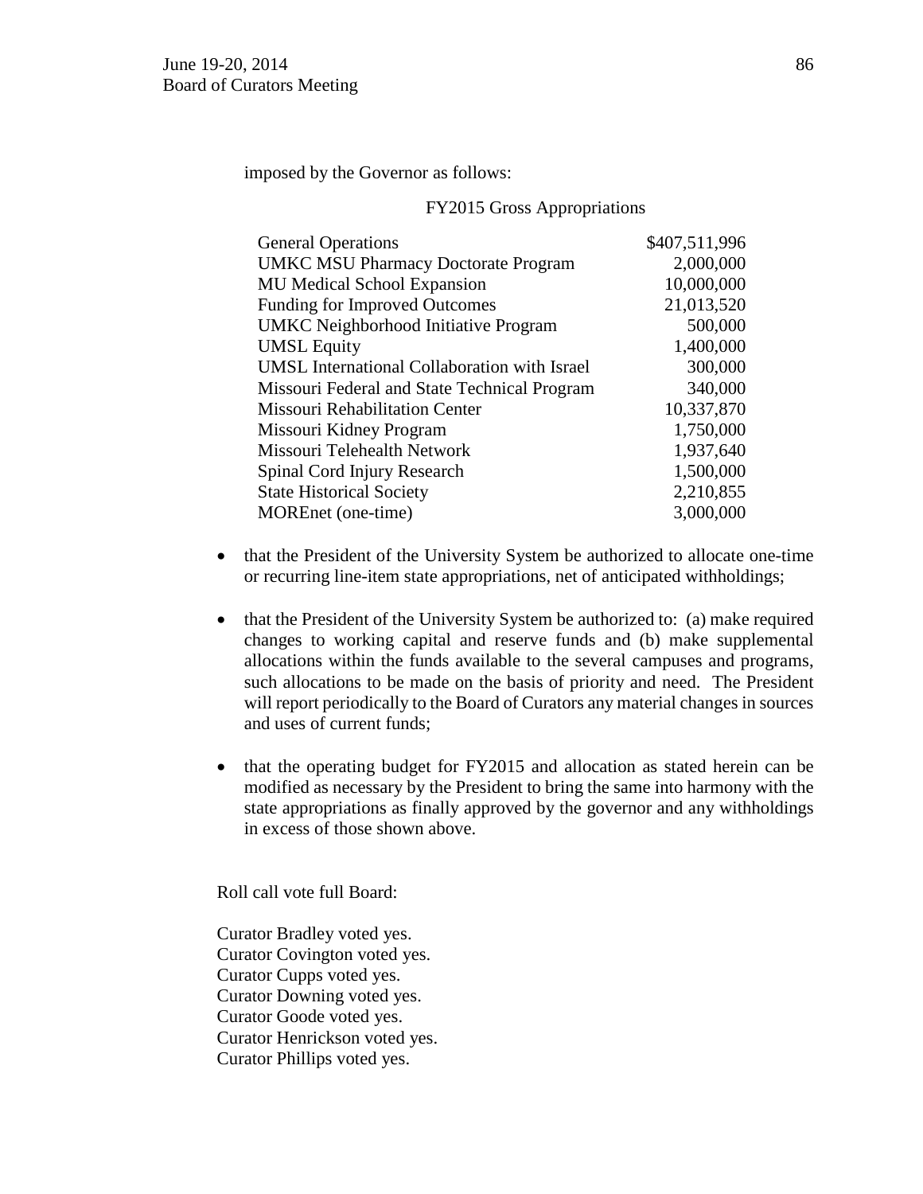imposed by the Governor as follows:

FY2015 Gross Appropriations

| | |
|---|---|
| General Operations | $407,511,996 |
| UMKC MSU Pharmacy Doctorate Program | 2,000,000 |
| MU Medical School Expansion | 10,000,000 |
| Funding for Improved Outcomes | 21,013,520 |
| UMKC Neighborhood Initiative Program | 500,000 |
| UMSL Equity | 1,400,000 |
| UMSL International Collaboration with Israel | 300,000 |
| Missouri Federal and State Technical Program | 340,000 |
| Missouri Rehabilitation Center | 10,337,870 |
| Missouri Kidney Program | 1,750,000 |
| Missouri Telehealth Network | 1,937,640 |
| Spinal Cord Injury Research | 1,500,000 |
| State Historical Society | 2,210,855 |
| MOREnet (one-time) | 3,000,000 |

- that the President of the University System be authorized to allocate one-time or recurring line-item state appropriations, net of anticipated withholdings;

- that the President of the University System be authorized to: (a) make required changes to working capital and reserve funds and (b) make supplemental allocations within the funds available to the several campuses and programs, such allocations to be made on the basis of priority and need. The President will report periodically to the Board of Curators any material changes in sources and uses of current funds;

- that the operating budget for FY2015 and allocation as stated herein can be modified as necessary by the President to bring the same into harmony with the state appropriations as finally approved by the governor and any withholdings in excess of those shown above.

Roll call vote full Board:

Curator Bradley voted yes.
Curator Covington voted yes.
Curator Cupps voted yes.
Curator Downing voted yes.
Curator Goode voted yes.
Curator Henrickson voted yes.
Curator Phillips voted yes.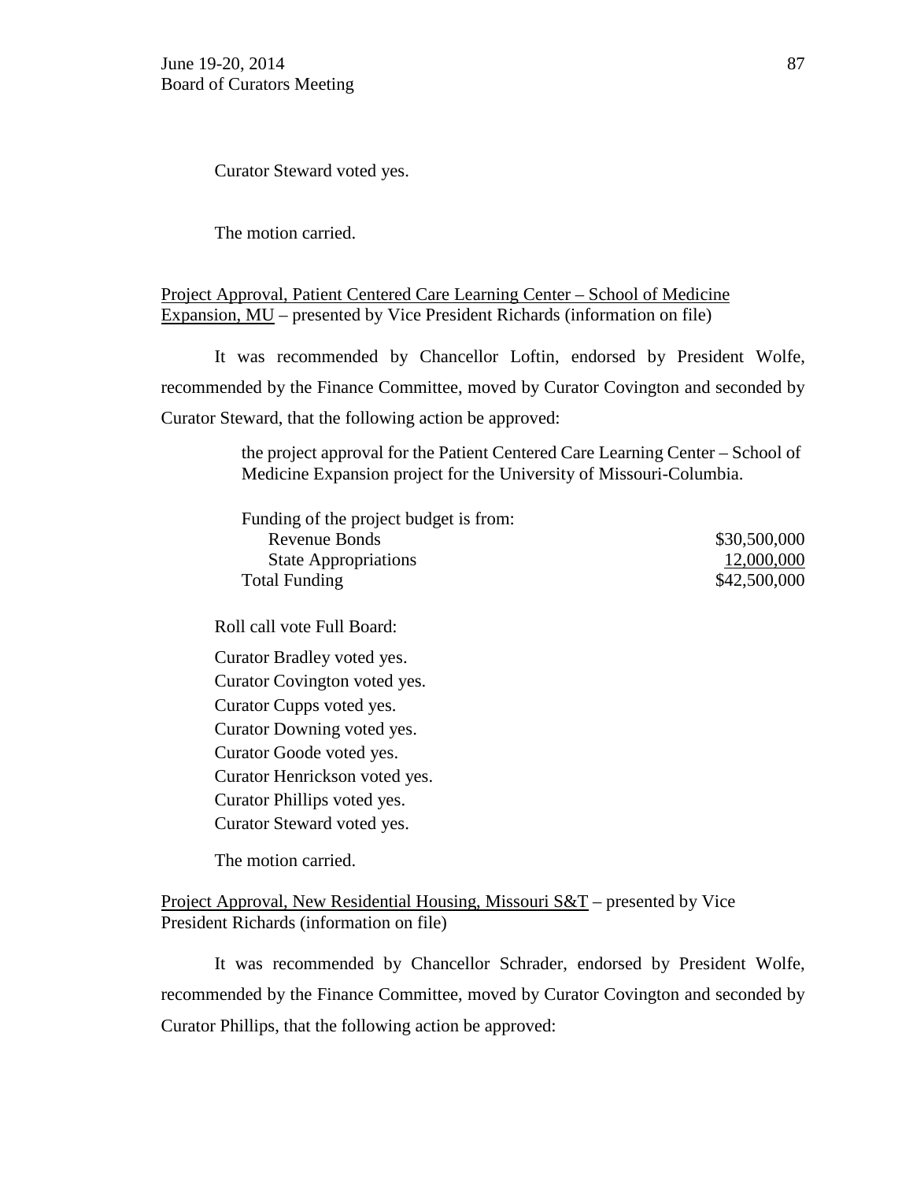Curator Steward voted yes.

The motion carried.

Project Approval, Patient Centered Care Learning Center – School of Medicine Expansion, MU – presented by Vice President Richards (information on file)

It was recommended by Chancellor Loftin, endorsed by President Wolfe, recommended by the Finance Committee, moved by Curator Covington and seconded by Curator Steward, that the following action be approved:

> the project approval for the Patient Centered Care Learning Center – School of Medicine Expansion project for the University of Missouri-Columbia.

| Funding of the project budget is from: | |
|---|---|
| Revenue Bonds | $30,500,000 |
| State Appropriations | 12,000,000 |
| Total Funding | $42,500,000 |

Roll call vote Full Board:

Curator Bradley voted yes.
Curator Covington voted yes.
Curator Cupps voted yes.
Curator Downing voted yes.
Curator Goode voted yes.
Curator Henrickson voted yes.
Curator Phillips voted yes.
Curator Steward voted yes.

The motion carried.

Project Approval, New Residential Housing, Missouri S&T – presented by Vice President Richards (information on file)

It was recommended by Chancellor Schrader, endorsed by President Wolfe, recommended by the Finance Committee, moved by Curator Covington and seconded by Curator Phillips, that the following action be approved: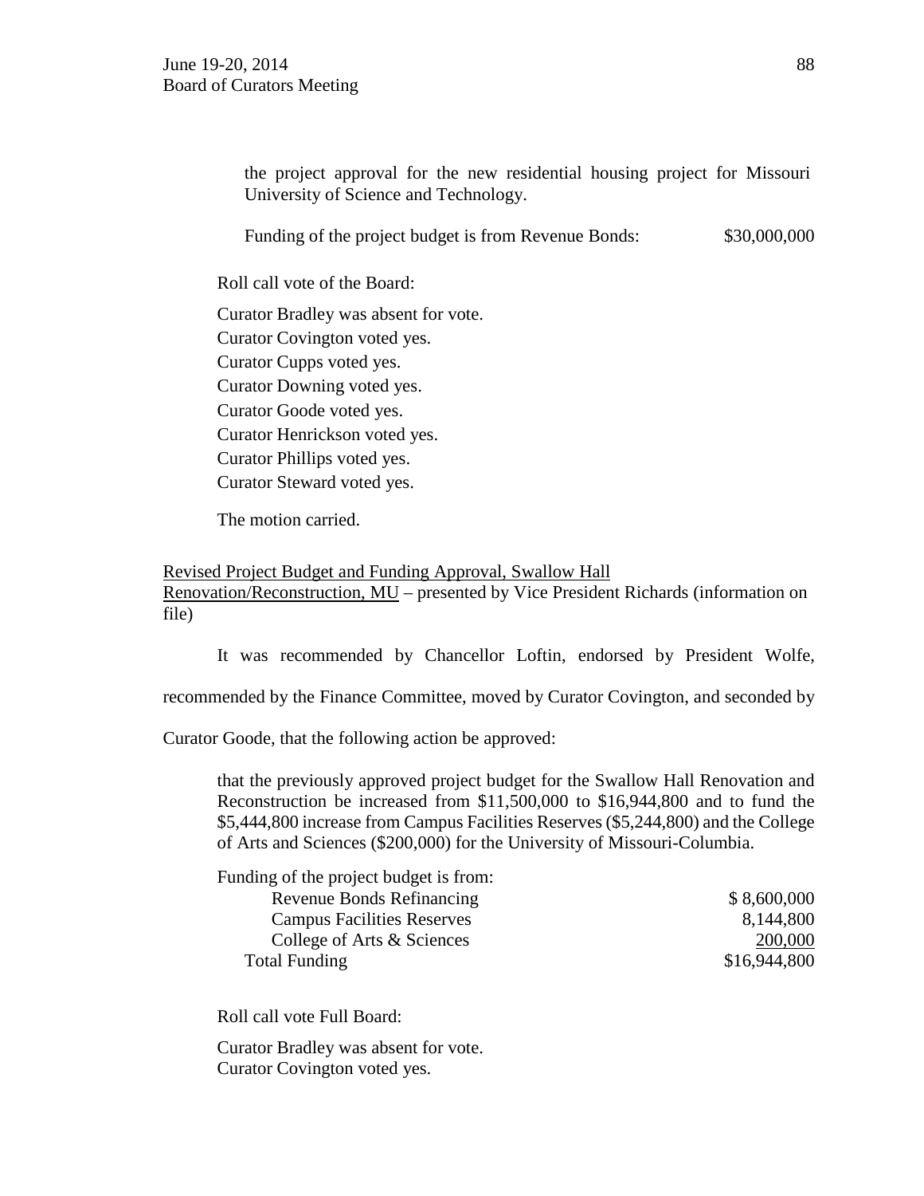the project approval for the new residential housing project for Missouri University of Science and Technology.

Funding of the project budget is from Revenue Bonds: $30,000,000

Roll call vote of the Board:

Curator Bradley was absent for vote.
Curator Covington voted yes.
Curator Cupps voted yes.
Curator Downing voted yes.
Curator Goode voted yes.
Curator Henrickson voted yes.
Curator Phillips voted yes.
Curator Steward voted yes.

The motion carried.

Revised Project Budget and Funding Approval, Swallow Hall Renovation/Reconstruction, MU – presented by Vice President Richards (information on file)

It was recommended by Chancellor Loftin, endorsed by President Wolfe, recommended by the Finance Committee, moved by Curator Covington, and seconded by Curator Goode, that the following action be approved:

> that the previously approved project budget for the Swallow Hall Renovation and Reconstruction be increased from $11,500,000 to $16,944,800 and to fund the $5,444,800 increase from Campus Facilities Reserves ($5,244,800) and the College of Arts and Sciences ($200,000) for the University of Missouri-Columbia.

Funding of the project budget is from:

| | |
|---|---|
| Revenue Bonds Refinancing | $ 8,600,000 |
| Campus Facilities Reserves | 8,144,800 |
| College of Arts & Sciences | 200,000 |
| Total Funding | $16,944,800 |

Roll call vote Full Board:

Curator Bradley was absent for vote.
Curator Covington voted yes.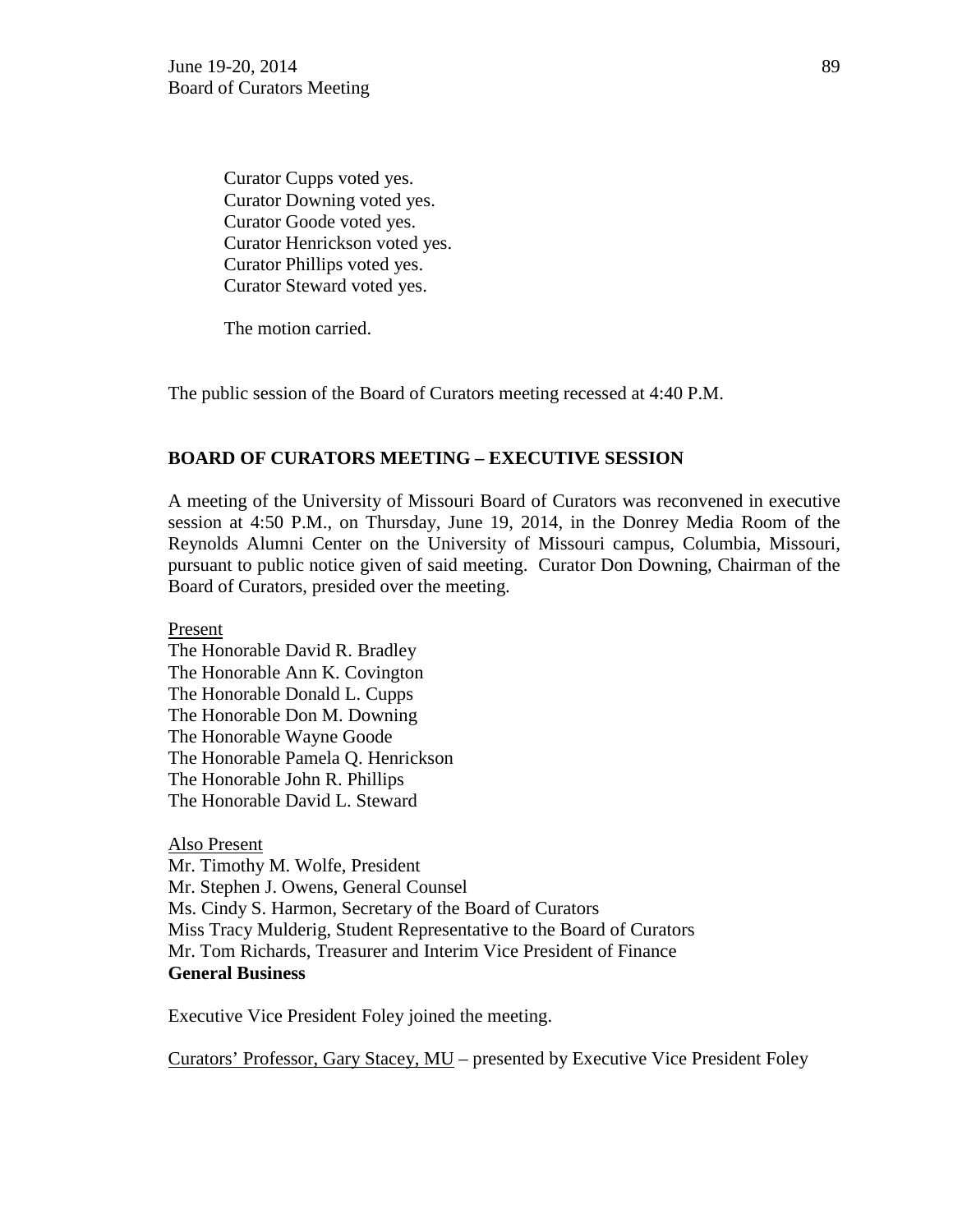Curator Cupps voted yes.
Curator Downing voted yes.
Curator Goode voted yes.
Curator Henrickson voted yes.
Curator Phillips voted yes.
Curator Steward voted yes.

The motion carried.

The public session of the Board of Curators meeting recessed at 4:40 P.M.

## BOARD OF CURATORS MEETING – EXECUTIVE SESSION

A meeting of the University of Missouri Board of Curators was reconvened in executive session at 4:50 P.M., on Thursday, June 19, 2014, in the Donrey Media Room of the Reynolds Alumni Center on the University of Missouri campus, Columbia, Missouri, pursuant to public notice given of said meeting. Curator Don Downing, Chairman of the Board of Curators, presided over the meeting.

Present
The Honorable David R. Bradley
The Honorable Ann K. Covington
The Honorable Donald L. Cupps
The Honorable Don M. Downing
The Honorable Wayne Goode
The Honorable Pamela Q. Henrickson
The Honorable John R. Phillips
The Honorable David L. Steward

Also Present
Mr. Timothy M. Wolfe, President
Mr. Stephen J. Owens, General Counsel
Ms. Cindy S. Harmon, Secretary of the Board of Curators
Miss Tracy Mulderig, Student Representative to the Board of Curators
Mr. Tom Richards, Treasurer and Interim Vice President of Finance

**General Business**

Executive Vice President Foley joined the meeting.

Curators' Professor, Gary Stacey, MU – presented by Executive Vice President Foley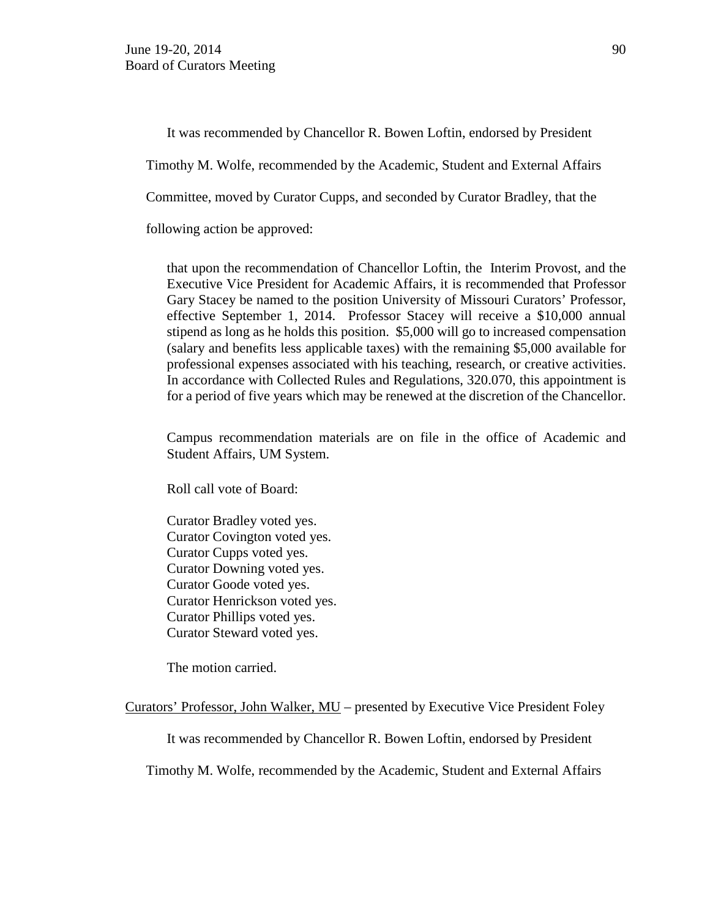It was recommended by Chancellor R. Bowen Loftin, endorsed by President Timothy M. Wolfe, recommended by the Academic, Student and External Affairs Committee, moved by Curator Cupps, and seconded by Curator Bradley, that the following action be approved:

> that upon the recommendation of Chancellor Loftin, the Interim Provost, and the Executive Vice President for Academic Affairs, it is recommended that Professor Gary Stacey be named to the position University of Missouri Curators' Professor, effective September 1, 2014. Professor Stacey will receive a $10,000 annual stipend as long as he holds this position. $5,000 will go to increased compensation (salary and benefits less applicable taxes) with the remaining $5,000 available for professional expenses associated with his teaching, research, or creative activities. In accordance with Collected Rules and Regulations, 320.070, this appointment is for a period of five years which may be renewed at the discretion of the Chancellor.
>
> Campus recommendation materials are on file in the office of Academic and Student Affairs, UM System.
>
> Roll call vote of Board:
>
> Curator Bradley voted yes.
> Curator Covington voted yes.
> Curator Cupps voted yes.
> Curator Downing voted yes.
> Curator Goode voted yes.
> Curator Henrickson voted yes.
> Curator Phillips voted yes.
> Curator Steward voted yes.
>
> The motion carried.

<u>Curators' Professor, John Walker, MU</u> – presented by Executive Vice President Foley

It was recommended by Chancellor R. Bowen Loftin, endorsed by President Timothy M. Wolfe, recommended by the Academic, Student and External Affairs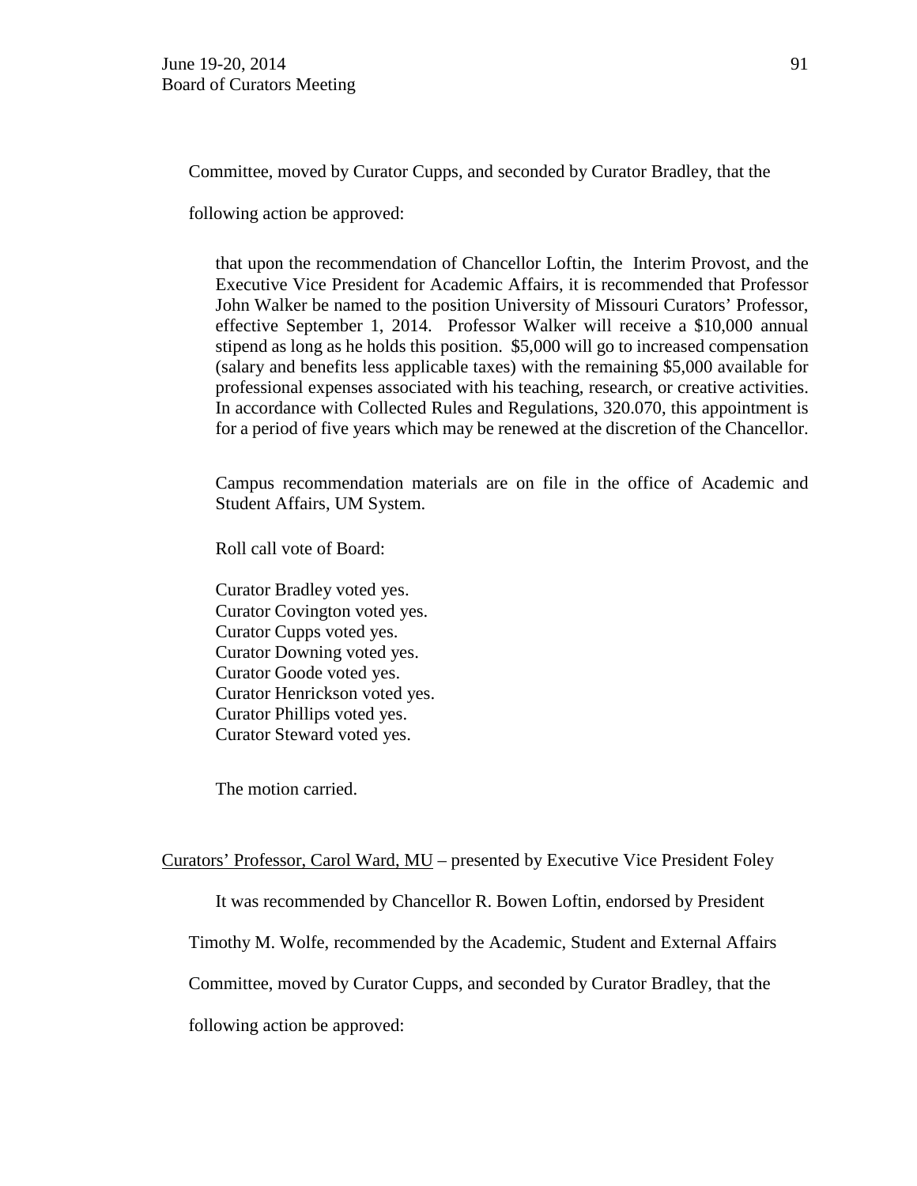Committee, moved by Curator Cupps, and seconded by Curator Bradley, that the following action be approved:

> that upon the recommendation of Chancellor Loftin, the Interim Provost, and the Executive Vice President for Academic Affairs, it is recommended that Professor John Walker be named to the position University of Missouri Curators' Professor, effective September 1, 2014. Professor Walker will receive a $10,000 annual stipend as long as he holds this position. $5,000 will go to increased compensation (salary and benefits less applicable taxes) with the remaining $5,000 available for professional expenses associated with his teaching, research, or creative activities. In accordance with Collected Rules and Regulations, 320.070, this appointment is for a period of five years which may be renewed at the discretion of the Chancellor.
>
> Campus recommendation materials are on file in the office of Academic and Student Affairs, UM System.
>
> Roll call vote of Board:
>
> Curator Bradley voted yes.
> Curator Covington voted yes.
> Curator Cupps voted yes.
> Curator Downing voted yes.
> Curator Goode voted yes.
> Curator Henrickson voted yes.
> Curator Phillips voted yes.
> Curator Steward voted yes.
>
> The motion carried.

<u>Curators' Professor, Carol Ward, MU</u> – presented by Executive Vice President Foley

It was recommended by Chancellor R. Bowen Loftin, endorsed by President Timothy M. Wolfe, recommended by the Academic, Student and External Affairs Committee, moved by Curator Cupps, and seconded by Curator Bradley, that the following action be approved: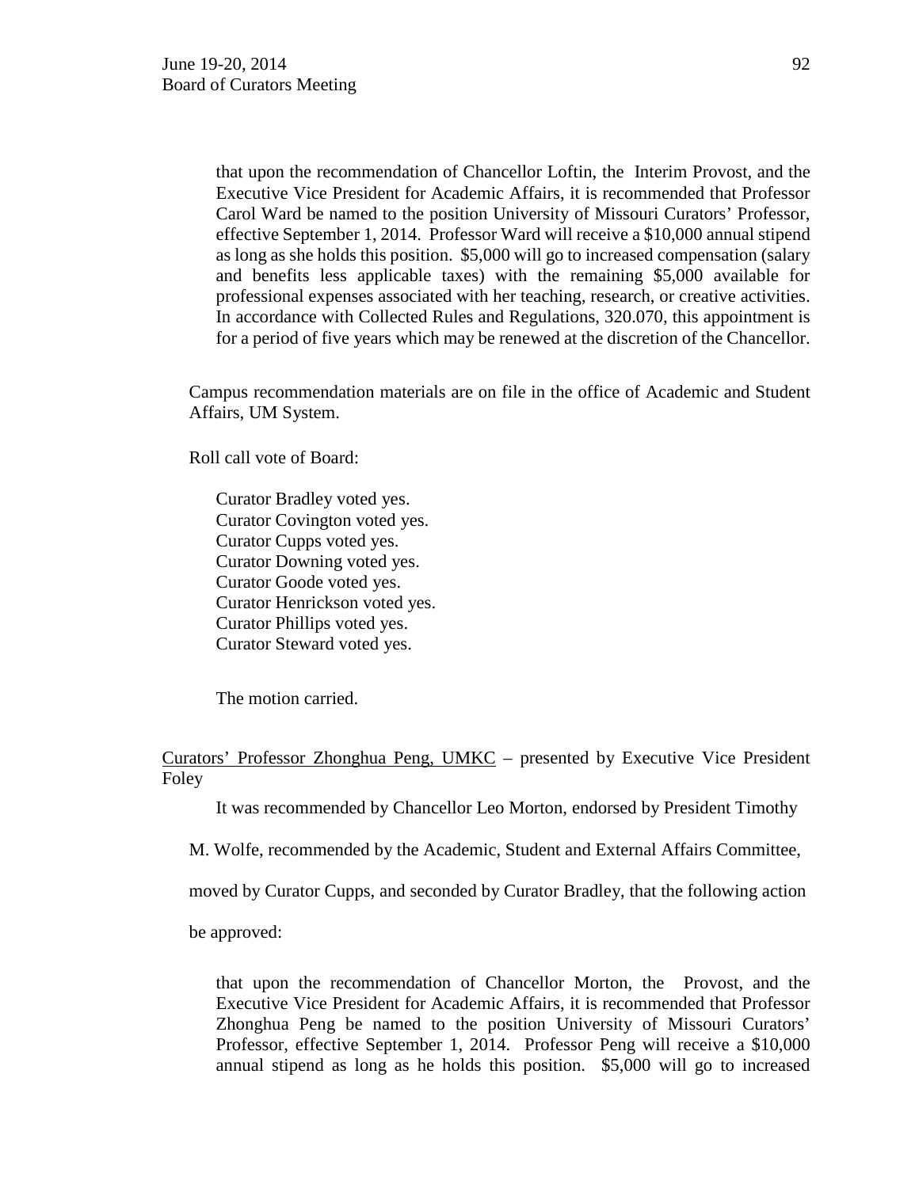that upon the recommendation of Chancellor Loftin, the Interim Provost, and the Executive Vice President for Academic Affairs, it is recommended that Professor Carol Ward be named to the position University of Missouri Curators' Professor, effective September 1, 2014. Professor Ward will receive a $10,000 annual stipend as long as she holds this position. $5,000 will go to increased compensation (salary and benefits less applicable taxes) with the remaining $5,000 available for professional expenses associated with her teaching, research, or creative activities. In accordance with Collected Rules and Regulations, 320.070, this appointment is for a period of five years which may be renewed at the discretion of the Chancellor.

Campus recommendation materials are on file in the office of Academic and Student Affairs, UM System.

Roll call vote of Board:

Curator Bradley voted yes.
Curator Covington voted yes.
Curator Cupps voted yes.
Curator Downing voted yes.
Curator Goode voted yes.
Curator Henrickson voted yes.
Curator Phillips voted yes.
Curator Steward voted yes.

The motion carried.

Curators' Professor Zhonghua Peng, UMKC – presented by Executive Vice President Foley

It was recommended by Chancellor Leo Morton, endorsed by President Timothy M. Wolfe, recommended by the Academic, Student and External Affairs Committee, moved by Curator Cupps, and seconded by Curator Bradley, that the following action be approved:

that upon the recommendation of Chancellor Morton, the Provost, and the Executive Vice President for Academic Affairs, it is recommended that Professor Zhonghua Peng be named to the position University of Missouri Curators' Professor, effective September 1, 2014. Professor Peng will receive a $10,000 annual stipend as long as he holds this position. $5,000 will go to increased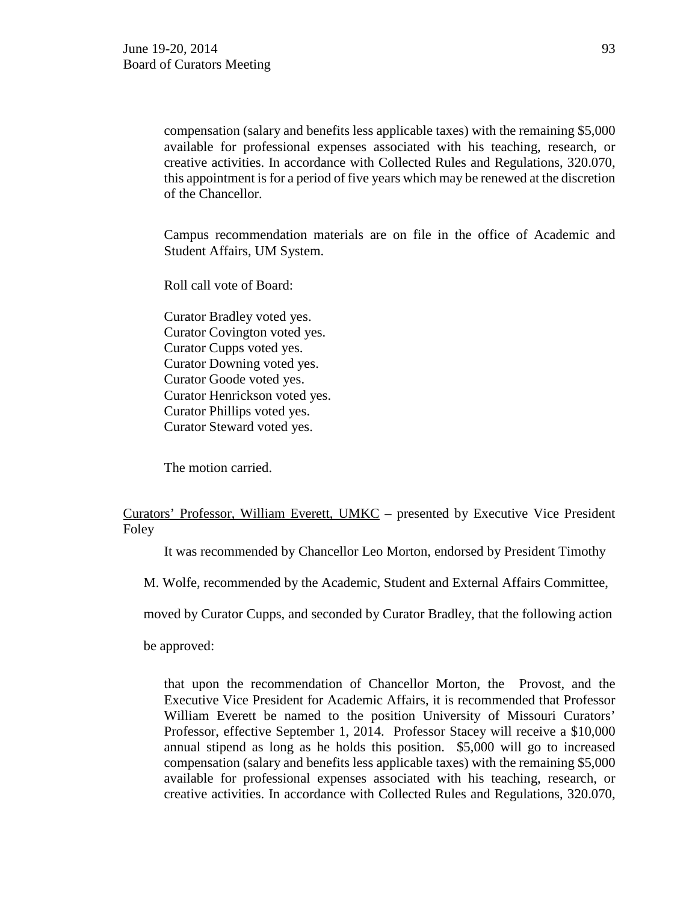compensation (salary and benefits less applicable taxes) with the remaining $5,000 available for professional expenses associated with his teaching, research, or creative activities. In accordance with Collected Rules and Regulations, 320.070, this appointment is for a period of five years which may be renewed at the discretion of the Chancellor.

Campus recommendation materials are on file in the office of Academic and Student Affairs, UM System.

Roll call vote of Board:

Curator Bradley voted yes.
Curator Covington voted yes.
Curator Cupps voted yes.
Curator Downing voted yes.
Curator Goode voted yes.
Curator Henrickson voted yes.
Curator Phillips voted yes.
Curator Steward voted yes.

The motion carried.

<u>Curators' Professor, William Everett, UMKC</u> – presented by Executive Vice President Foley

It was recommended by Chancellor Leo Morton, endorsed by President Timothy M. Wolfe, recommended by the Academic, Student and External Affairs Committee, moved by Curator Cupps, and seconded by Curator Bradley, that the following action be approved:

that upon the recommendation of Chancellor Morton, the Provost, and the Executive Vice President for Academic Affairs, it is recommended that Professor William Everett be named to the position University of Missouri Curators' Professor, effective September 1, 2014. Professor Stacey will receive a $10,000 annual stipend as long as he holds this position. $5,000 will go to increased compensation (salary and benefits less applicable taxes) with the remaining $5,000 available for professional expenses associated with his teaching, research, or creative activities. In accordance with Collected Rules and Regulations, 320.070,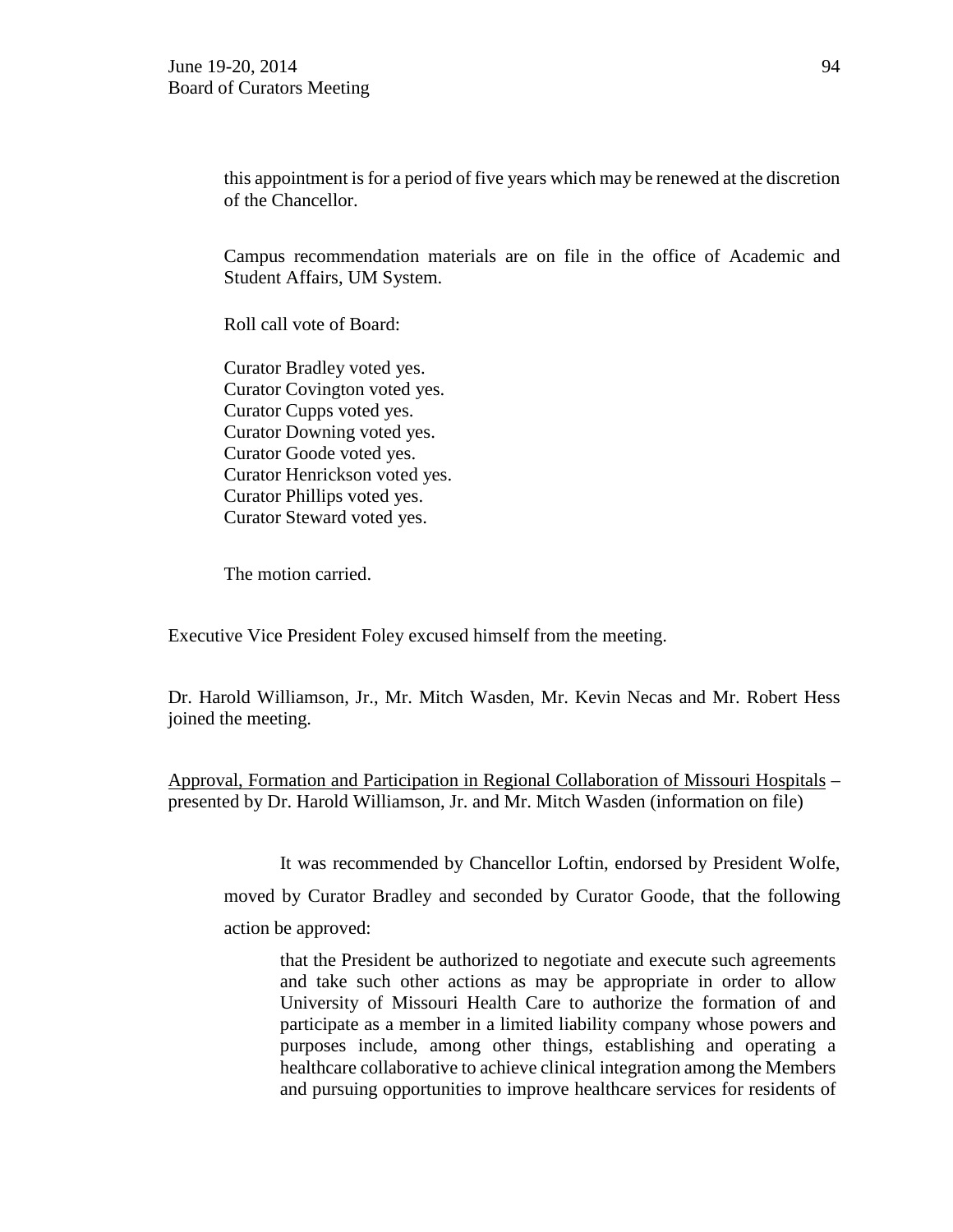this appointment is for a period of five years which may be renewed at the discretion of the Chancellor.

Campus recommendation materials are on file in the office of Academic and Student Affairs, UM System.

Roll call vote of Board:

Curator Bradley voted yes.
Curator Covington voted yes.
Curator Cupps voted yes.
Curator Downing voted yes.
Curator Goode voted yes.
Curator Henrickson voted yes.
Curator Phillips voted yes.
Curator Steward voted yes.

The motion carried.

Executive Vice President Foley excused himself from the meeting.

Dr. Harold Williamson, Jr., Mr. Mitch Wasden, Mr. Kevin Necas and Mr. Robert Hess joined the meeting.

<u>Approval, Formation and Participation in Regional Collaboration of Missouri Hospitals</u> – presented by Dr. Harold Williamson, Jr. and Mr. Mitch Wasden (information on file)

It was recommended by Chancellor Loftin, endorsed by President Wolfe, moved by Curator Bradley and seconded by Curator Goode, that the following action be approved:

> that the President be authorized to negotiate and execute such agreements and take such other actions as may be appropriate in order to allow University of Missouri Health Care to authorize the formation of and participate as a member in a limited liability company whose powers and purposes include, among other things, establishing and operating a healthcare collaborative to achieve clinical integration among the Members and pursuing opportunities to improve healthcare services for residents of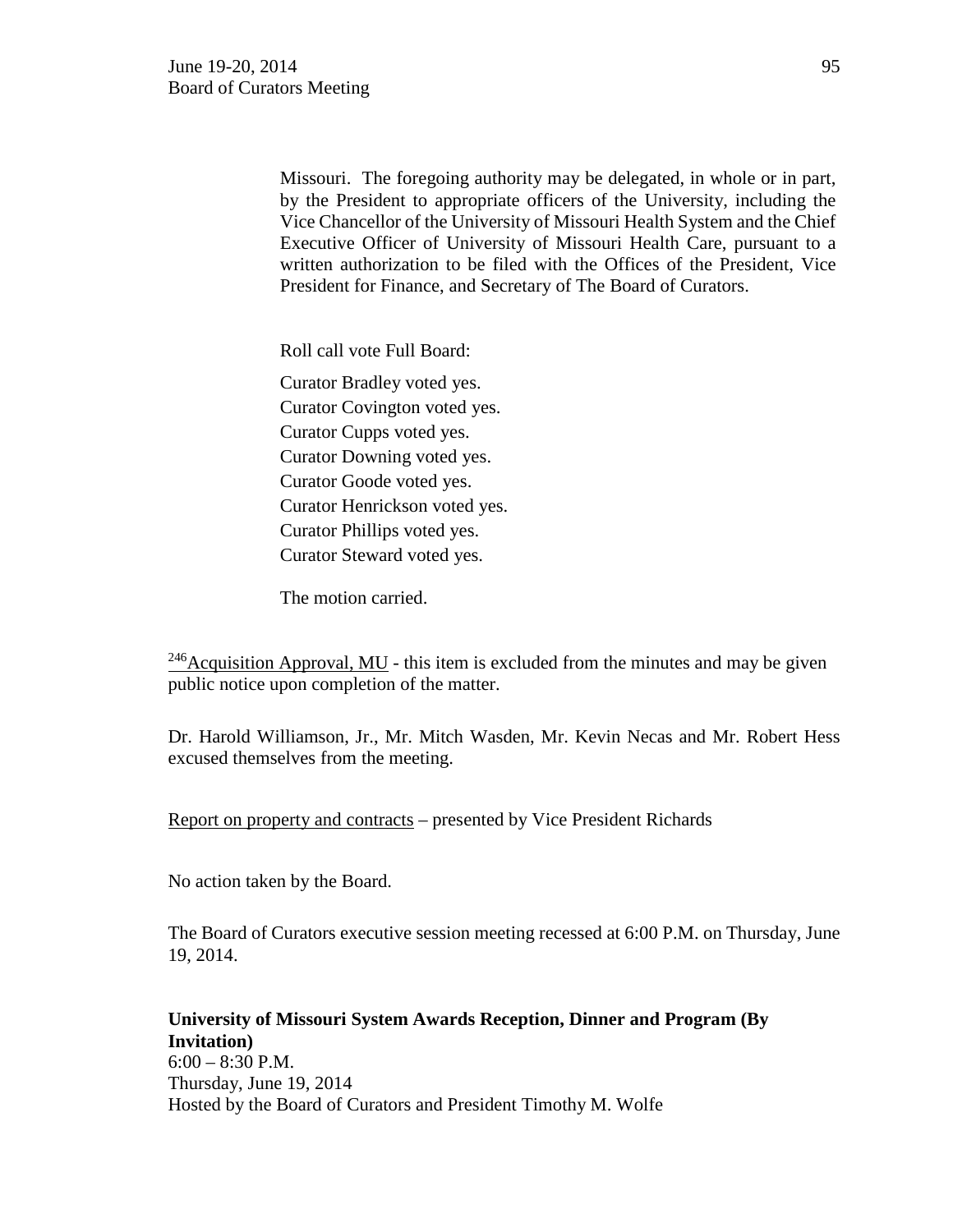Missouri. The foregoing authority may be delegated, in whole or in part, by the President to appropriate officers of the University, including the Vice Chancellor of the University of Missouri Health System and the Chief Executive Officer of University of Missouri Health Care, pursuant to a written authorization to be filed with the Offices of the President, Vice President for Finance, and Secretary of The Board of Curators.

Roll call vote Full Board:

Curator Bradley voted yes.
Curator Covington voted yes.
Curator Cupps voted yes.
Curator Downing voted yes.
Curator Goode voted yes.
Curator Henrickson voted yes.
Curator Phillips voted yes.
Curator Steward voted yes.

The motion carried.

[246]Acquisition Approval, MU - this item is excluded from the minutes and may be given public notice upon completion of the matter.

Dr. Harold Williamson, Jr., Mr. Mitch Wasden, Mr. Kevin Necas and Mr. Robert Hess excused themselves from the meeting.

Report on property and contracts – presented by Vice President Richards

No action taken by the Board.

The Board of Curators executive session meeting recessed at 6:00 P.M. on Thursday, June 19, 2014.

**University of Missouri System Awards Reception, Dinner and Program (By Invitation)**
6:00 – 8:30 P.M.
Thursday, June 19, 2014
Hosted by the Board of Curators and President Timothy M. Wolfe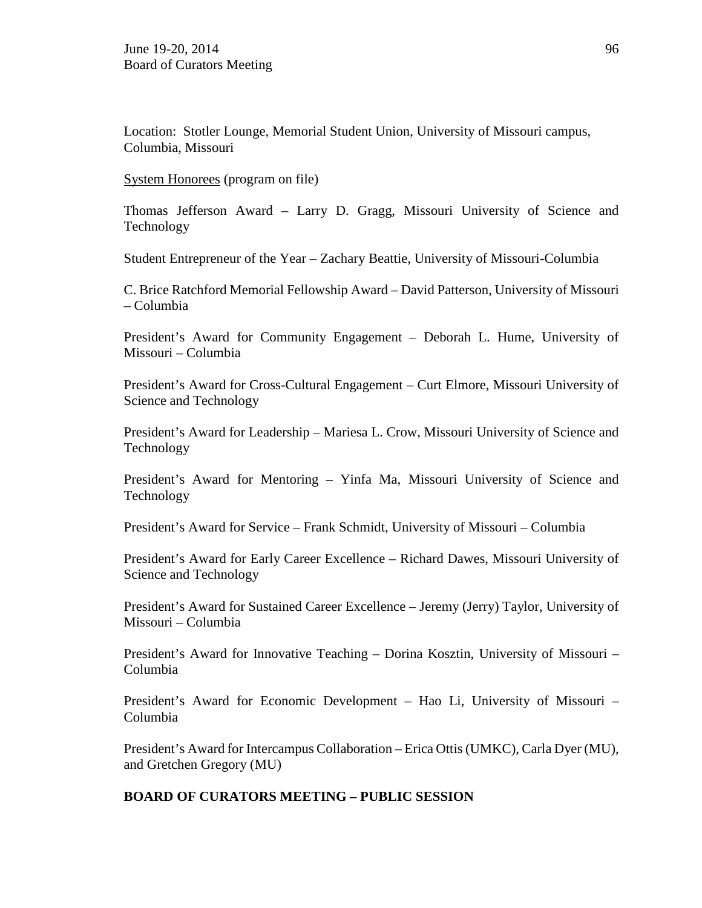Location: Stotler Lounge, Memorial Student Union, University of Missouri campus, Columbia, Missouri

System Honorees (program on file)

Thomas Jefferson Award – Larry D. Gragg, Missouri University of Science and Technology

Student Entrepreneur of the Year – Zachary Beattie, University of Missouri-Columbia

C. Brice Ratchford Memorial Fellowship Award – David Patterson, University of Missouri – Columbia

President's Award for Community Engagement – Deborah L. Hume, University of Missouri – Columbia

President's Award for Cross-Cultural Engagement – Curt Elmore, Missouri University of Science and Technology

President's Award for Leadership – Mariesa L. Crow, Missouri University of Science and Technology

President's Award for Mentoring – Yinfa Ma, Missouri University of Science and Technology

President's Award for Service – Frank Schmidt, University of Missouri – Columbia

President's Award for Early Career Excellence – Richard Dawes, Missouri University of Science and Technology

President's Award for Sustained Career Excellence – Jeremy (Jerry) Taylor, University of Missouri – Columbia

President's Award for Innovative Teaching – Dorina Kosztin, University of Missouri – Columbia

President's Award for Economic Development – Hao Li, University of Missouri – Columbia

President's Award for Intercampus Collaboration – Erica Ottis (UMKC), Carla Dyer (MU), and Gretchen Gregory (MU)

**BOARD OF CURATORS MEETING – PUBLIC SESSION**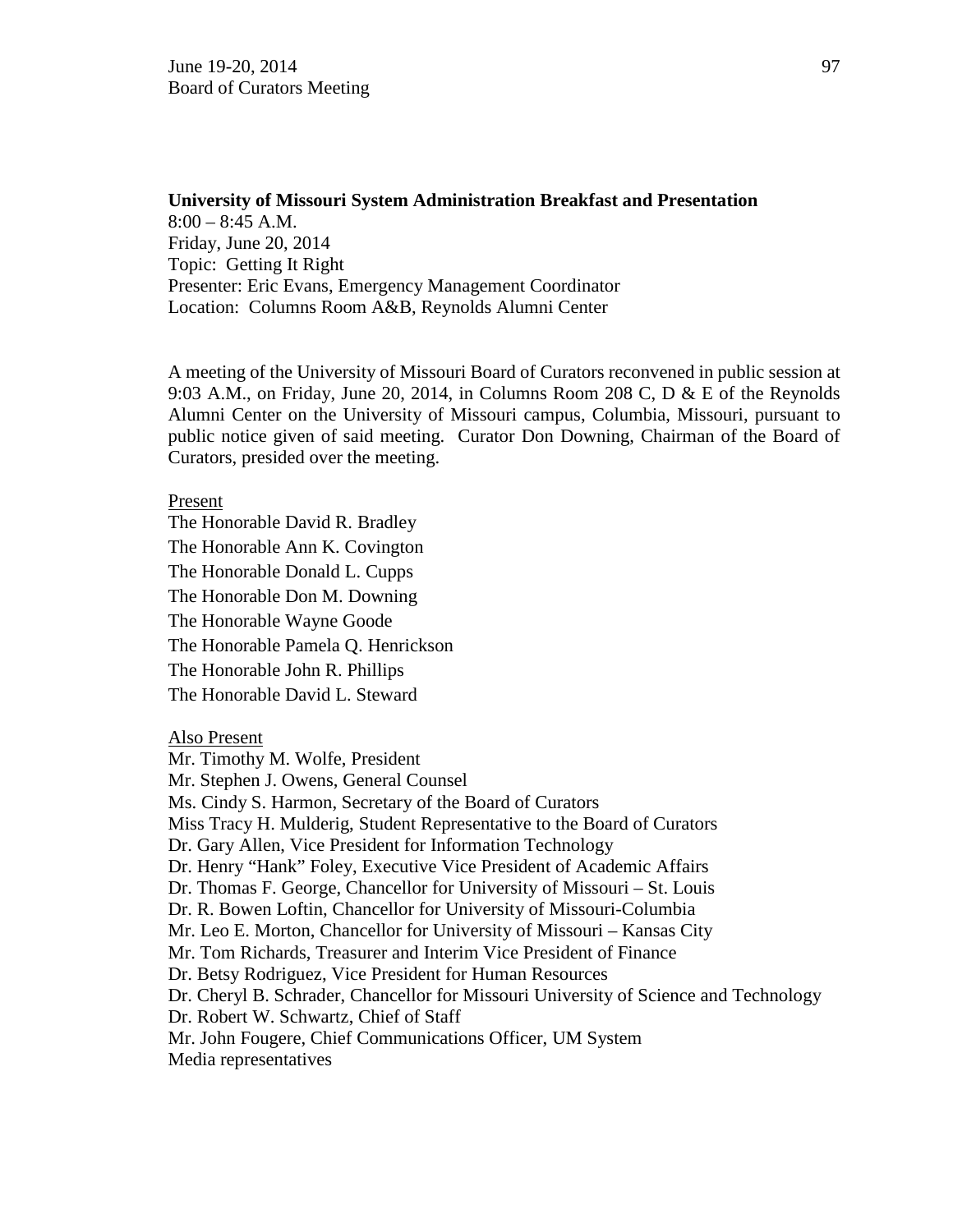**University of Missouri System Administration Breakfast and Presentation**
8:00 – 8:45 A.M.
Friday, June 20, 2014
Topic: Getting It Right
Presenter: Eric Evans, Emergency Management Coordinator
Location: Columns Room A&B, Reynolds Alumni Center

A meeting of the University of Missouri Board of Curators reconvened in public session at 9:03 A.M., on Friday, June 20, 2014, in Columns Room 208 C, D & E of the Reynolds Alumni Center on the University of Missouri campus, Columbia, Missouri, pursuant to public notice given of said meeting. Curator Don Downing, Chairman of the Board of Curators, presided over the meeting.

<u>Present</u>
The Honorable David R. Bradley
The Honorable Ann K. Covington
The Honorable Donald L. Cupps
The Honorable Don M. Downing
The Honorable Wayne Goode
The Honorable Pamela Q. Henrickson
The Honorable John R. Phillips
The Honorable David L. Steward

<u>Also Present</u>
Mr. Timothy M. Wolfe, President
Mr. Stephen J. Owens, General Counsel
Ms. Cindy S. Harmon, Secretary of the Board of Curators
Miss Tracy H. Mulderig, Student Representative to the Board of Curators
Dr. Gary Allen, Vice President for Information Technology
Dr. Henry "Hank" Foley, Executive Vice President of Academic Affairs
Dr. Thomas F. George, Chancellor for University of Missouri – St. Louis
Dr. R. Bowen Loftin, Chancellor for University of Missouri-Columbia
Mr. Leo E. Morton, Chancellor for University of Missouri – Kansas City
Mr. Tom Richards, Treasurer and Interim Vice President of Finance
Dr. Betsy Rodriguez, Vice President for Human Resources
Dr. Cheryl B. Schrader, Chancellor for Missouri University of Science and Technology
Dr. Robert W. Schwartz, Chief of Staff
Mr. John Fougere, Chief Communications Officer, UM System
Media representatives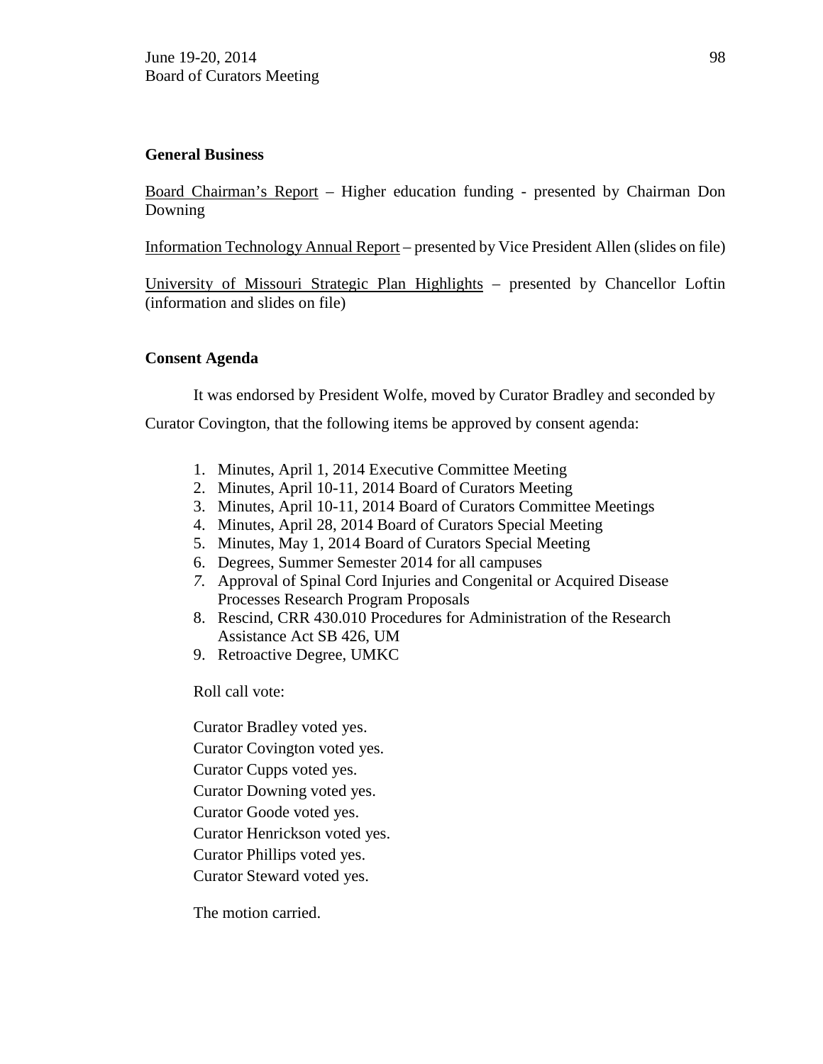**General Business**

Board Chairman's Report – Higher education funding - presented by Chairman Don Downing

Information Technology Annual Report – presented by Vice President Allen (slides on file)

University of Missouri Strategic Plan Highlights – presented by Chancellor Loftin (information and slides on file)

**Consent Agenda**

It was endorsed by President Wolfe, moved by Curator Bradley and seconded by Curator Covington, that the following items be approved by consent agenda:

1. Minutes, April 1, 2014 Executive Committee Meeting
2. Minutes, April 10-11, 2014 Board of Curators Meeting
3. Minutes, April 10-11, 2014 Board of Curators Committee Meetings
4. Minutes, April 28, 2014 Board of Curators Special Meeting
5. Minutes, May 1, 2014 Board of Curators Special Meeting
6. Degrees, Summer Semester 2014 for all campuses
7. Approval of Spinal Cord Injuries and Congenital or Acquired Disease Processes Research Program Proposals
8. Rescind, CRR 430.010 Procedures for Administration of the Research Assistance Act SB 426, UM
9. Retroactive Degree, UMKC

Roll call vote:

Curator Bradley voted yes.
Curator Covington voted yes.
Curator Cupps voted yes.
Curator Downing voted yes.
Curator Goode voted yes.
Curator Henrickson voted yes.
Curator Phillips voted yes.
Curator Steward voted yes.

The motion carried.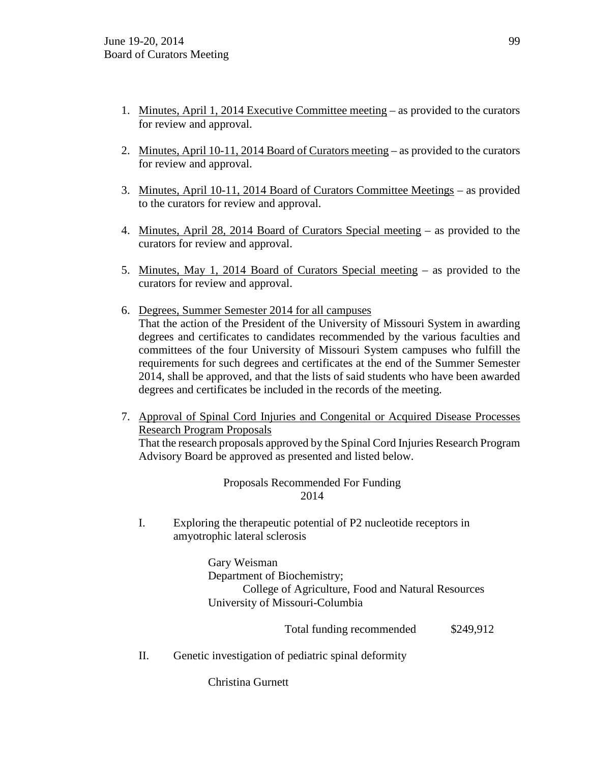1. Minutes, April 1, 2014 Executive Committee meeting – as provided to the curators for review and approval.

2. Minutes, April 10-11, 2014 Board of Curators meeting – as provided to the curators for review and approval.

3. Minutes, April 10-11, 2014 Board of Curators Committee Meetings – as provided to the curators for review and approval.

4. Minutes, April 28, 2014 Board of Curators Special meeting – as provided to the curators for review and approval.

5. Minutes, May 1, 2014 Board of Curators Special meeting – as provided to the curators for review and approval.

6. Degrees, Summer Semester 2014 for all campuses
   That the action of the President of the University of Missouri System in awarding degrees and certificates to candidates recommended by the various faculties and committees of the four University of Missouri System campuses who fulfill the requirements for such degrees and certificates at the end of the Summer Semester 2014, shall be approved, and that the lists of said students who have been awarded degrees and certificates be included in the records of the meeting.

7. Approval of Spinal Cord Injuries and Congenital or Acquired Disease Processes Research Program Proposals
   That the research proposals approved by the Spinal Cord Injuries Research Program Advisory Board be approved as presented and listed below.

Proposals Recommended For Funding
2014

I. Exploring the therapeutic potential of P2 nucleotide receptors in amyotrophic lateral sclerosis

   Gary Weisman
   Department of Biochemistry;
   College of Agriculture, Food and Natural Resources
   University of Missouri-Columbia

   Total funding recommended $249,912

II. Genetic investigation of pediatric spinal deformity

   Christina Gurnett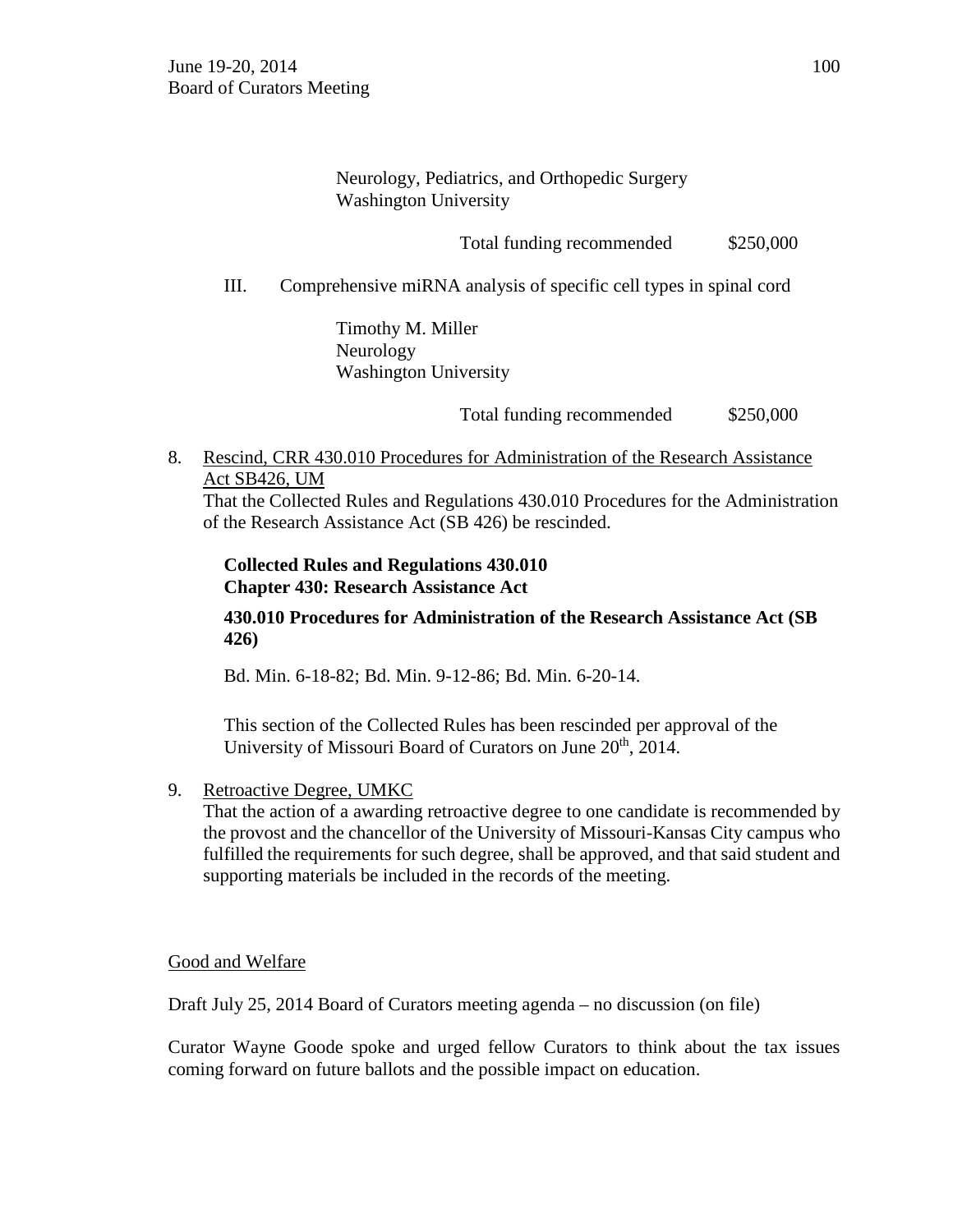Neurology, Pediatrics, and Orthopedic Surgery
Washington University

Total funding recommended $250,000

III. Comprehensive miRNA analysis of specific cell types in spinal cord

Timothy M. Miller
Neurology
Washington University

Total funding recommended $250,000

8. Rescind, CRR 430.010 Procedures for Administration of the Research Assistance Act SB426, UM
   That the Collected Rules and Regulations 430.010 Procedures for the Administration of the Research Assistance Act (SB 426) be rescinded.

   **Collected Rules and Regulations 430.010**
   **Chapter 430: Research Assistance Act**

   **430.010 Procedures for Administration of the Research Assistance Act (SB 426)**

   Bd. Min. 6-18-82; Bd. Min. 9-12-86; Bd. Min. 6-20-14.

   This section of the Collected Rules has been rescinded per approval of the University of Missouri Board of Curators on June 20th, 2014.

9. Retroactive Degree, UMKC
   That the action of a awarding retroactive degree to one candidate is recommended by the provost and the chancellor of the University of Missouri-Kansas City campus who fulfilled the requirements for such degree, shall be approved, and that said student and supporting materials be included in the records of the meeting.

Good and Welfare

Draft July 25, 2014 Board of Curators meeting agenda – no discussion (on file)

Curator Wayne Goode spoke and urged fellow Curators to think about the tax issues coming forward on future ballots and the possible impact on education.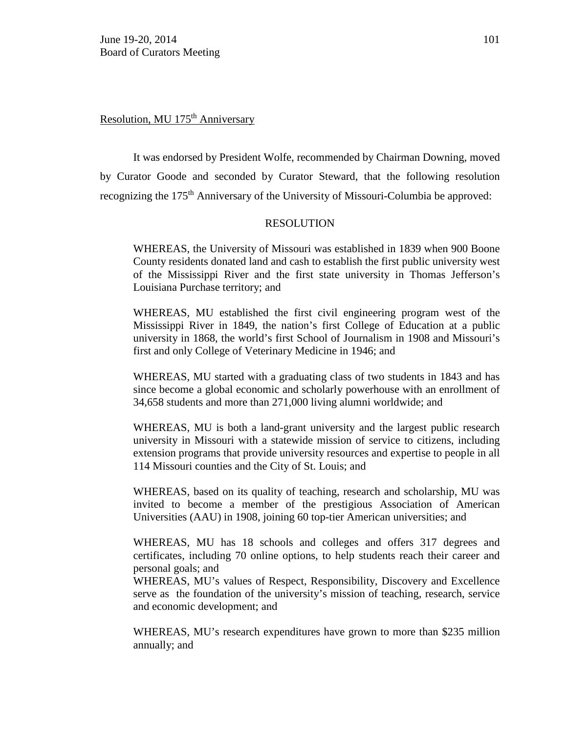Resolution, MU 175th Anniversary

It was endorsed by President Wolfe, recommended by Chairman Downing, moved by Curator Goode and seconded by Curator Steward, that the following resolution recognizing the 175th Anniversary of the University of Missouri-Columbia be approved:

RESOLUTION

WHEREAS, the University of Missouri was established in 1839 when 900 Boone County residents donated land and cash to establish the first public university west of the Mississippi River and the first state university in Thomas Jefferson's Louisiana Purchase territory; and

WHEREAS, MU established the first civil engineering program west of the Mississippi River in 1849, the nation's first College of Education at a public university in 1868, the world's first School of Journalism in 1908 and Missouri's first and only College of Veterinary Medicine in 1946; and

WHEREAS, MU started with a graduating class of two students in 1843 and has since become a global economic and scholarly powerhouse with an enrollment of 34,658 students and more than 271,000 living alumni worldwide; and

WHEREAS, MU is both a land-grant university and the largest public research university in Missouri with a statewide mission of service to citizens, including extension programs that provide university resources and expertise to people in all 114 Missouri counties and the City of St. Louis; and

WHEREAS, based on its quality of teaching, research and scholarship, MU was invited to become a member of the prestigious Association of American Universities (AAU) in 1908, joining 60 top-tier American universities; and

WHEREAS, MU has 18 schools and colleges and offers 317 degrees and certificates, including 70 online options, to help students reach their career and personal goals; and

WHEREAS, MU's values of Respect, Responsibility, Discovery and Excellence serve as the foundation of the university's mission of teaching, research, service and economic development; and

WHEREAS, MU's research expenditures have grown to more than $235 million annually; and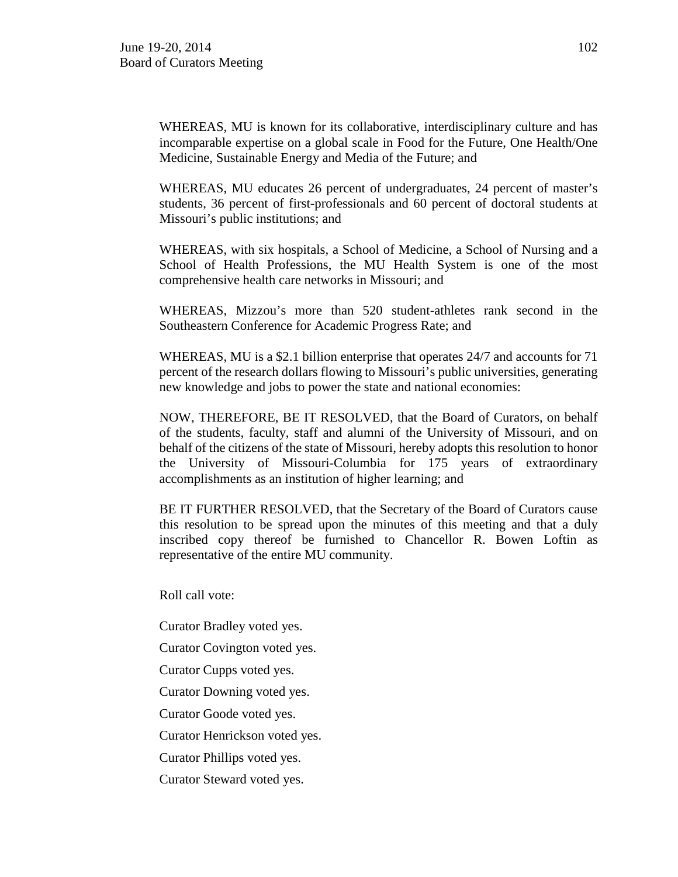WHEREAS, MU is known for its collaborative, interdisciplinary culture and has incomparable expertise on a global scale in Food for the Future, One Health/One Medicine, Sustainable Energy and Media of the Future; and

WHEREAS, MU educates 26 percent of undergraduates, 24 percent of master's students, 36 percent of first-professionals and 60 percent of doctoral students at Missouri's public institutions; and

WHEREAS, with six hospitals, a School of Medicine, a School of Nursing and a School of Health Professions, the MU Health System is one of the most comprehensive health care networks in Missouri; and

WHEREAS, Mizzou's more than 520 student-athletes rank second in the Southeastern Conference for Academic Progress Rate; and

WHEREAS, MU is a $2.1 billion enterprise that operates 24/7 and accounts for 71 percent of the research dollars flowing to Missouri's public universities, generating new knowledge and jobs to power the state and national economies:

NOW, THEREFORE, BE IT RESOLVED, that the Board of Curators, on behalf of the students, faculty, staff and alumni of the University of Missouri, and on behalf of the citizens of the state of Missouri, hereby adopts this resolution to honor the University of Missouri-Columbia for 175 years of extraordinary accomplishments as an institution of higher learning; and

BE IT FURTHER RESOLVED, that the Secretary of the Board of Curators cause this resolution to be spread upon the minutes of this meeting and that a duly inscribed copy thereof be furnished to Chancellor R. Bowen Loftin as representative of the entire MU community.

Roll call vote:

Curator Bradley voted yes.

Curator Covington voted yes.

Curator Cupps voted yes.

Curator Downing voted yes.

Curator Goode voted yes.

Curator Henrickson voted yes.

Curator Phillips voted yes.

Curator Steward voted yes.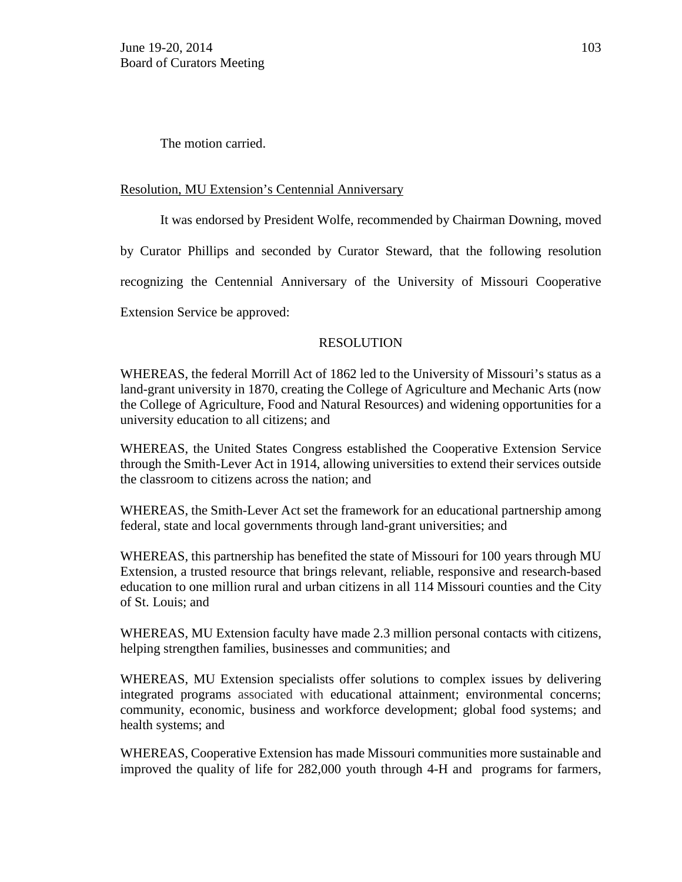The motion carried.

Resolution, MU Extension's Centennial Anniversary

It was endorsed by President Wolfe, recommended by Chairman Downing, moved by Curator Phillips and seconded by Curator Steward, that the following resolution recognizing the Centennial Anniversary of the University of Missouri Cooperative Extension Service be approved:

RESOLUTION

WHEREAS, the federal Morrill Act of 1862 led to the University of Missouri's status as a land-grant university in 1870, creating the College of Agriculture and Mechanic Arts (now the College of Agriculture, Food and Natural Resources) and widening opportunities for a university education to all citizens; and

WHEREAS, the United States Congress established the Cooperative Extension Service through the Smith-Lever Act in 1914, allowing universities to extend their services outside the classroom to citizens across the nation; and

WHEREAS, the Smith-Lever Act set the framework for an educational partnership among federal, state and local governments through land-grant universities; and

WHEREAS, this partnership has benefited the state of Missouri for 100 years through MU Extension, a trusted resource that brings relevant, reliable, responsive and research-based education to one million rural and urban citizens in all 114 Missouri counties and the City of St. Louis; and

WHEREAS, MU Extension faculty have made 2.3 million personal contacts with citizens, helping strengthen families, businesses and communities; and

WHEREAS, MU Extension specialists offer solutions to complex issues by delivering integrated programs associated with educational attainment; environmental concerns; community, economic, business and workforce development; global food systems; and health systems; and

WHEREAS, Cooperative Extension has made Missouri communities more sustainable and improved the quality of life for 282,000 youth through 4-H and programs for farmers,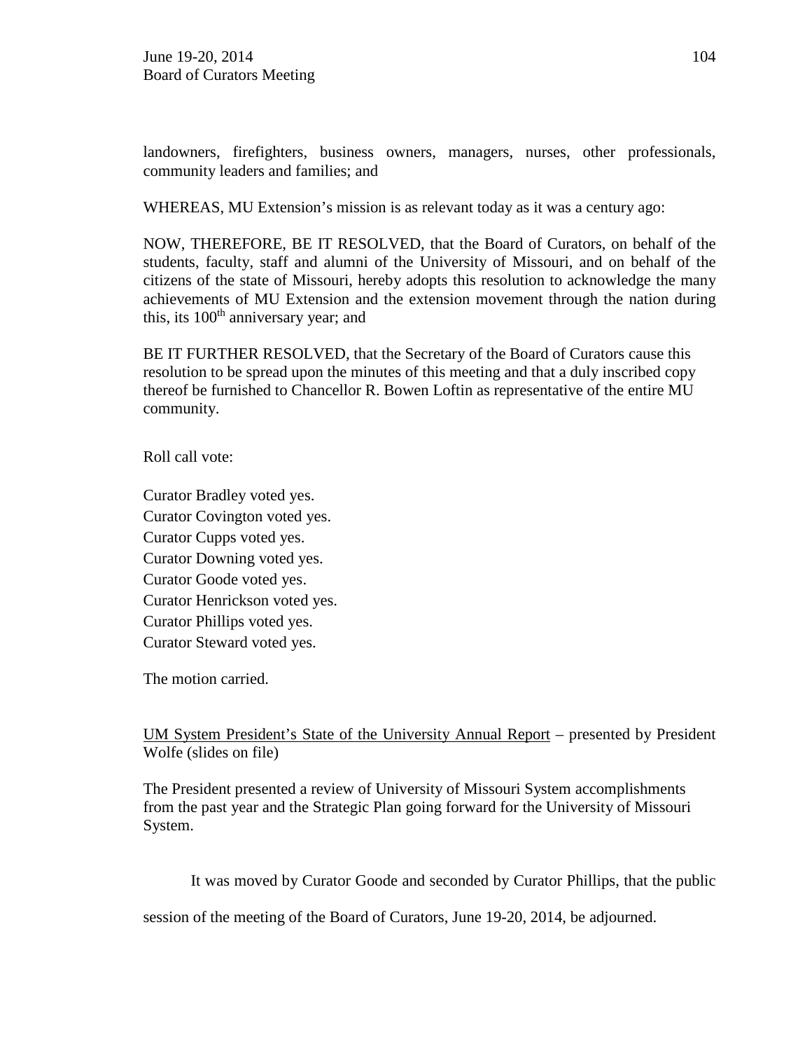landowners, firefighters, business owners, managers, nurses, other professionals, community leaders and families; and

WHEREAS, MU Extension's mission is as relevant today as it was a century ago:

NOW, THEREFORE, BE IT RESOLVED, that the Board of Curators, on behalf of the students, faculty, staff and alumni of the University of Missouri, and on behalf of the citizens of the state of Missouri, hereby adopts this resolution to acknowledge the many achievements of MU Extension and the extension movement through the nation during this, its 100th anniversary year; and

BE IT FURTHER RESOLVED, that the Secretary of the Board of Curators cause this resolution to be spread upon the minutes of this meeting and that a duly inscribed copy thereof be furnished to Chancellor R. Bowen Loftin as representative of the entire MU community.

Roll call vote:

Curator Bradley voted yes.
Curator Covington voted yes.
Curator Cupps voted yes.
Curator Downing voted yes.
Curator Goode voted yes.
Curator Henrickson voted yes.
Curator Phillips voted yes.
Curator Steward voted yes.

The motion carried.

<u>UM System President's State of the University Annual Report</u> – presented by President Wolfe (slides on file)

The President presented a review of University of Missouri System accomplishments from the past year and the Strategic Plan going forward for the University of Missouri System.

It was moved by Curator Goode and seconded by Curator Phillips, that the public session of the meeting of the Board of Curators, June 19-20, 2014, be adjourned.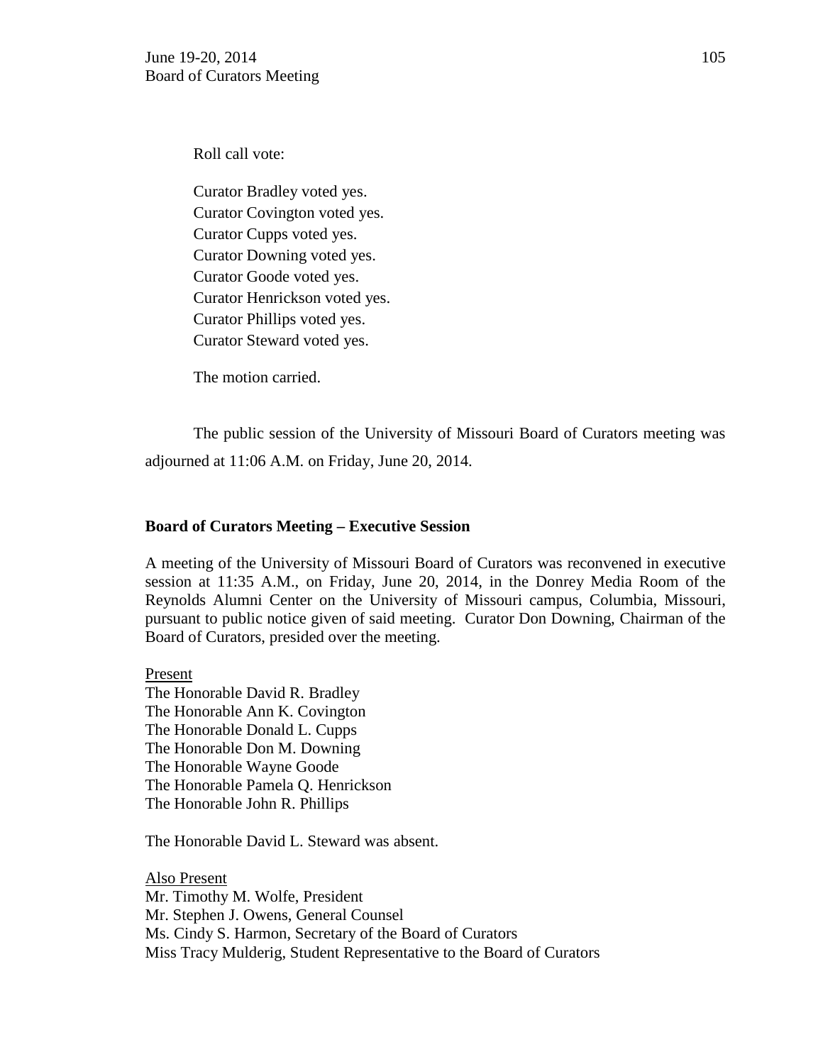Roll call vote:

Curator Bradley voted yes.
Curator Covington voted yes.
Curator Cupps voted yes.
Curator Downing voted yes.
Curator Goode voted yes.
Curator Henrickson voted yes.
Curator Phillips voted yes.
Curator Steward voted yes.

The motion carried.

The public session of the University of Missouri Board of Curators meeting was adjourned at 11:06 A.M. on Friday, June 20, 2014.

**Board of Curators Meeting – Executive Session**

A meeting of the University of Missouri Board of Curators was reconvened in executive session at 11:35 A.M., on Friday, June 20, 2014, in the Donrey Media Room of the Reynolds Alumni Center on the University of Missouri campus, Columbia, Missouri, pursuant to public notice given of said meeting. Curator Don Downing, Chairman of the Board of Curators, presided over the meeting.

Present
The Honorable David R. Bradley
The Honorable Ann K. Covington
The Honorable Donald L. Cupps
The Honorable Don M. Downing
The Honorable Wayne Goode
The Honorable Pamela Q. Henrickson
The Honorable John R. Phillips

The Honorable David L. Steward was absent.

Also Present
Mr. Timothy M. Wolfe, President
Mr. Stephen J. Owens, General Counsel
Ms. Cindy S. Harmon, Secretary of the Board of Curators
Miss Tracy Mulderig, Student Representative to the Board of Curators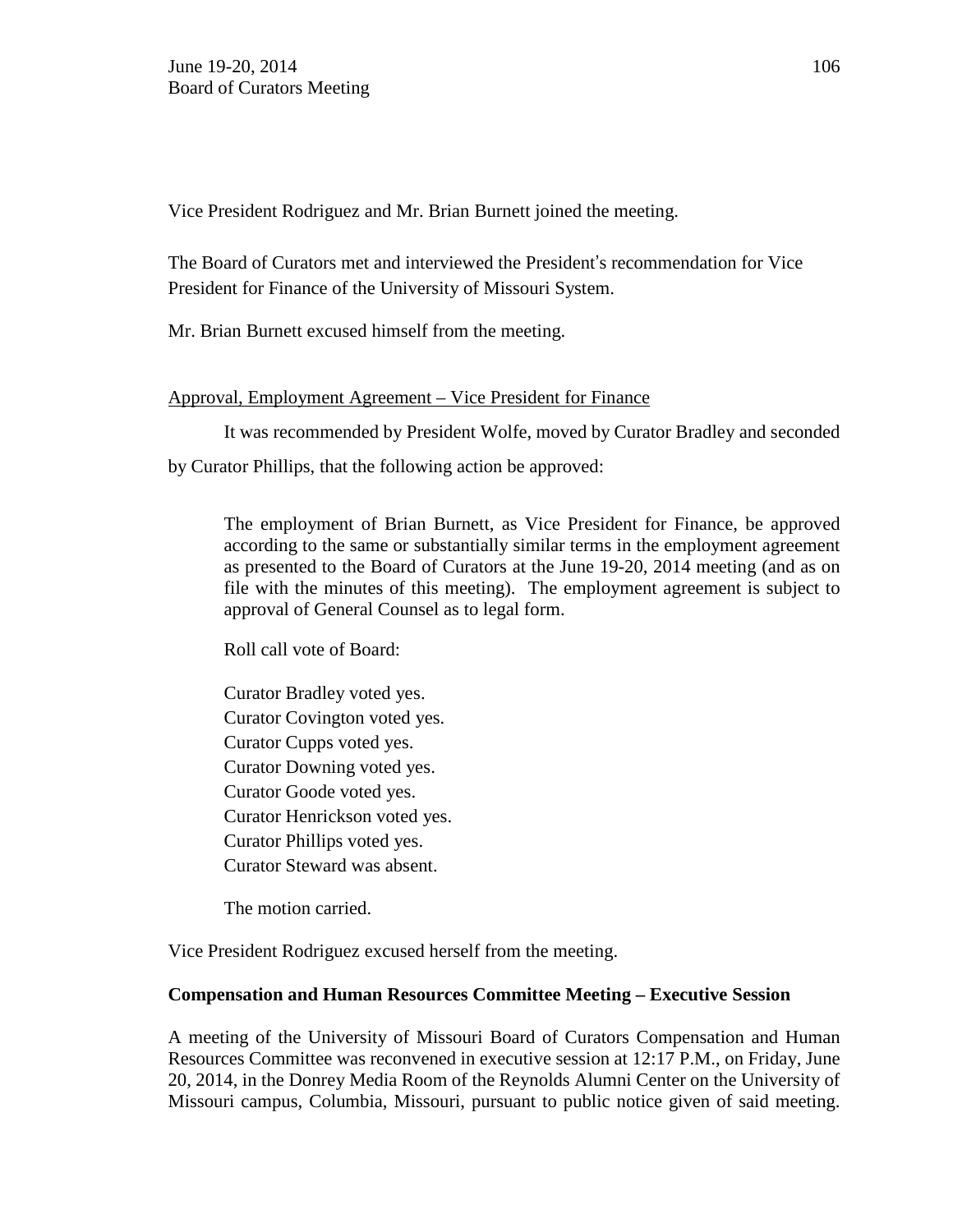Vice President Rodriguez and Mr. Brian Burnett joined the meeting.

The Board of Curators met and interviewed the President's recommendation for Vice President for Finance of the University of Missouri System.

Mr. Brian Burnett excused himself from the meeting.

<u>Approval, Employment Agreement – Vice President for Finance</u>

It was recommended by President Wolfe, moved by Curator Bradley and seconded by Curator Phillips, that the following action be approved:

> The employment of Brian Burnett, as Vice President for Finance, be approved according to the same or substantially similar terms in the employment agreement as presented to the Board of Curators at the June 19-20, 2014 meeting (and as on file with the minutes of this meeting). The employment agreement is subject to approval of General Counsel as to legal form.
>
> Roll call vote of Board:
>
> Curator Bradley voted yes.  
> Curator Covington voted yes.  
> Curator Cupps voted yes.  
> Curator Downing voted yes.  
> Curator Goode voted yes.  
> Curator Henrickson voted yes.  
> Curator Phillips voted yes.  
> Curator Steward was absent.
>
> The motion carried.

Vice President Rodriguez excused herself from the meeting.

**Compensation and Human Resources Committee Meeting – Executive Session**

A meeting of the University of Missouri Board of Curators Compensation and Human Resources Committee was reconvened in executive session at 12:17 P.M., on Friday, June 20, 2014, in the Donrey Media Room of the Reynolds Alumni Center on the University of Missouri campus, Columbia, Missouri, pursuant to public notice given of said meeting.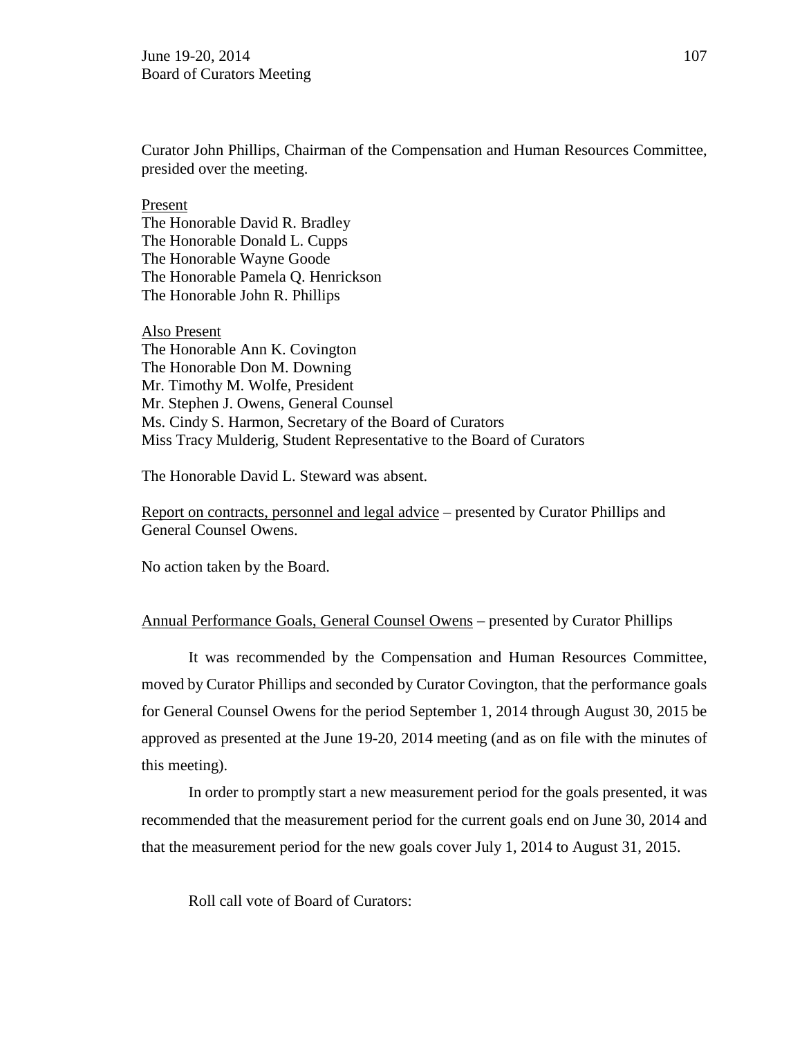Curator John Phillips, Chairman of the Compensation and Human Resources Committee, presided over the meeting.

<u>Present</u>
The Honorable David R. Bradley
The Honorable Donald L. Cupps
The Honorable Wayne Goode
The Honorable Pamela Q. Henrickson
The Honorable John R. Phillips

<u>Also Present</u>
The Honorable Ann K. Covington
The Honorable Don M. Downing
Mr. Timothy M. Wolfe, President
Mr. Stephen J. Owens, General Counsel
Ms. Cindy S. Harmon, Secretary of the Board of Curators
Miss Tracy Mulderig, Student Representative to the Board of Curators

The Honorable David L. Steward was absent.

<u>Report on contracts, personnel and legal advice</u> – presented by Curator Phillips and General Counsel Owens.

No action taken by the Board.

<u>Annual Performance Goals, General Counsel Owens</u> – presented by Curator Phillips

It was recommended by the Compensation and Human Resources Committee, moved by Curator Phillips and seconded by Curator Covington, that the performance goals for General Counsel Owens for the period September 1, 2014 through August 30, 2015 be approved as presented at the June 19-20, 2014 meeting (and as on file with the minutes of this meeting).

In order to promptly start a new measurement period for the goals presented, it was recommended that the measurement period for the current goals end on June 30, 2014 and that the measurement period for the new goals cover July 1, 2014 to August 31, 2015.

Roll call vote of Board of Curators: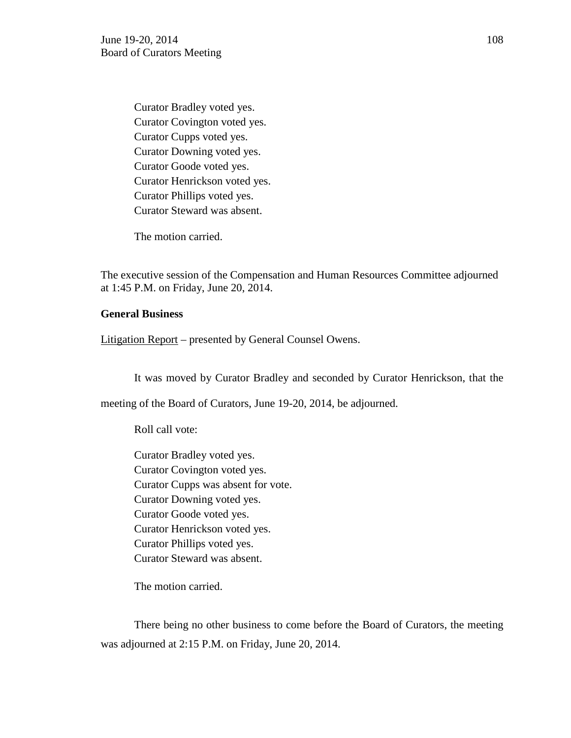Curator Bradley voted yes.
Curator Covington voted yes.
Curator Cupps voted yes.
Curator Downing voted yes.
Curator Goode voted yes.
Curator Henrickson voted yes.
Curator Phillips voted yes.
Curator Steward was absent.

The motion carried.

The executive session of the Compensation and Human Resources Committee adjourned at 1:45 P.M. on Friday, June 20, 2014.

**General Business**

Litigation Report – presented by General Counsel Owens.

It was moved by Curator Bradley and seconded by Curator Henrickson, that the meeting of the Board of Curators, June 19-20, 2014, be adjourned.

Roll call vote:

Curator Bradley voted yes.
Curator Covington voted yes.
Curator Cupps was absent for vote.
Curator Downing voted yes.
Curator Goode voted yes.
Curator Henrickson voted yes.
Curator Phillips voted yes.
Curator Steward was absent.

The motion carried.

There being no other business to come before the Board of Curators, the meeting was adjourned at 2:15 P.M. on Friday, June 20, 2014.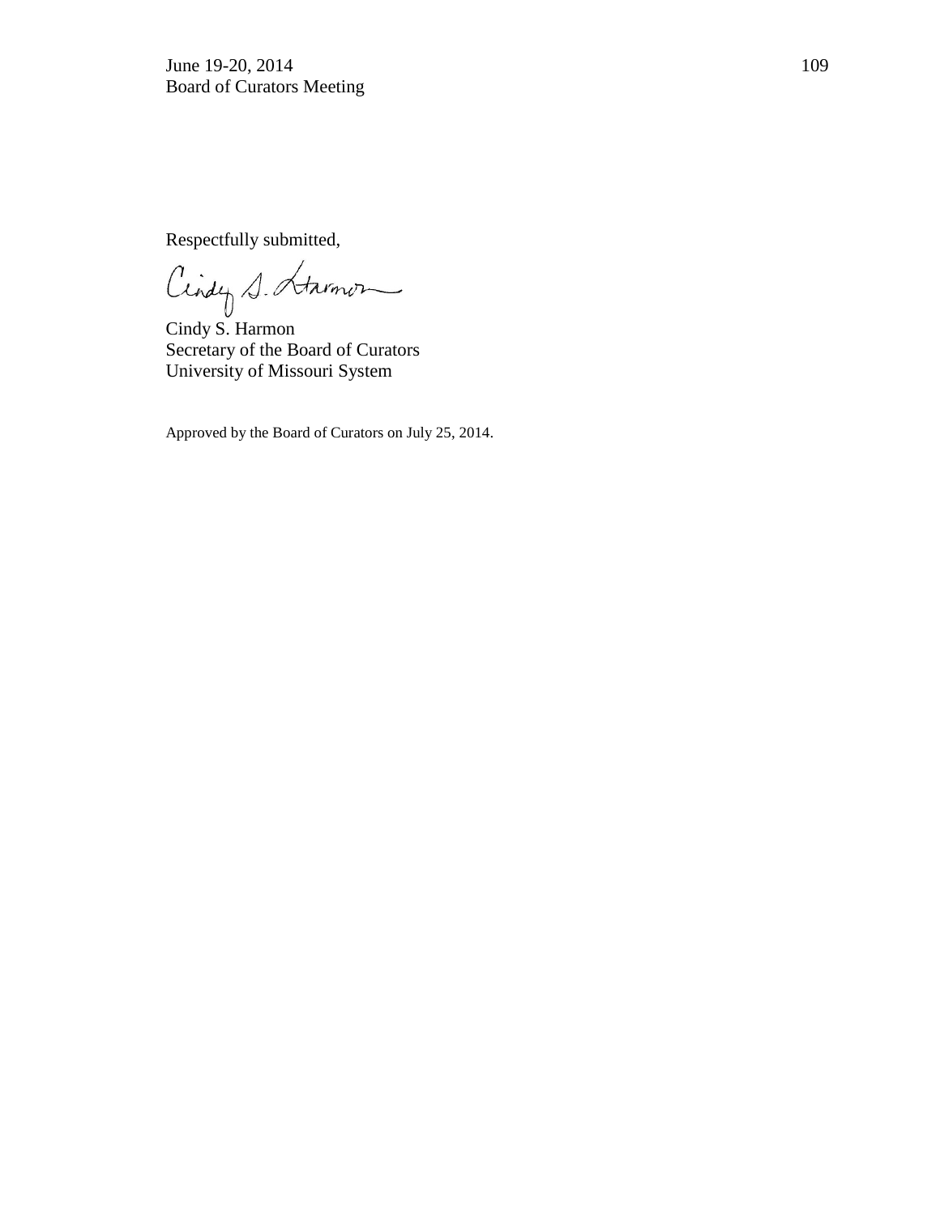Respectfully submitted,

Cindy S. Harmon
Secretary of the Board of Curators
University of Missouri System

Approved by the Board of Curators on July 25, 2014.